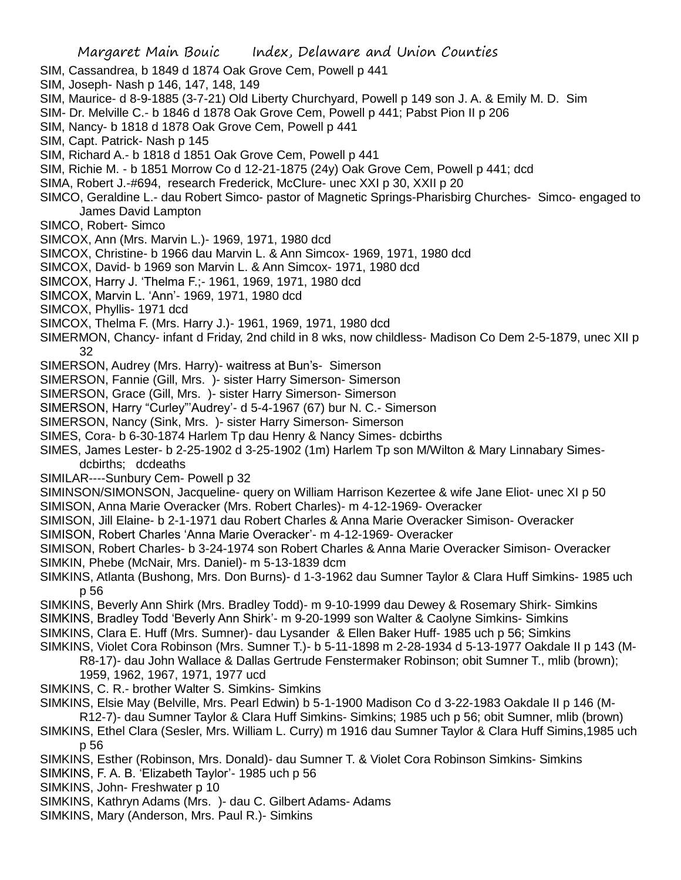SIM, Cassandrea, b 1849 d 1874 Oak Grove Cem, Powell p 441

SIM, Joseph- Nash p 146, 147, 148, 149

SIM, Maurice- d 8-9-1885 (3-7-21) Old Liberty Churchyard, Powell p 149 son J. A. & Emily M. D. Sim

SIM- Dr. Melville C.- b 1846 d 1878 Oak Grove Cem, Powell p 441; Pabst Pion II p 206

SIM, Nancy- b 1818 d 1878 Oak Grove Cem, Powell p 441

SIM, Capt. Patrick- Nash p 145

SIM, Richard A.- b 1818 d 1851 Oak Grove Cem, Powell p 441

SIM, Richie M. - b 1851 Morrow Co d 12-21-1875 (24y) Oak Grove Cem, Powell p 441; dcd

SIMA, Robert J.-#694, research Frederick, McClure- unec XXI p 30, XXII p 20

SIMCO, Geraldine L.- dau Robert Simco- pastor of Magnetic Springs-Pharisbirg Churches- Simco- engaged to James David Lampton

SIMCO, Robert- Simco

SIMCOX, Ann (Mrs. Marvin L.)- 1969, 1971, 1980 dcd

SIMCOX, Christine- b 1966 dau Marvin L. & Ann Simcox- 1969, 1971, 1980 dcd

SIMCOX, David- b 1969 son Marvin L. & Ann Simcox- 1971, 1980 dcd

SIMCOX, Harry J. 'Thelma F.;- 1961, 1969, 1971, 1980 dcd

SIMCOX, Marvin L. 'Ann'- 1969, 1971, 1980 dcd

SIMCOX, Phyllis- 1971 dcd

SIMCOX, Thelma F. (Mrs. Harry J.)- 1961, 1969, 1971, 1980 dcd

SIMERMON, Chancy- infant d Friday, 2nd child in 8 wks, now childless- Madison Co Dem 2-5-1879, unec XII p 32

SIMERSON, Audrey (Mrs. Harry)- waitress at Bun's- Simerson

SIMERSON, Fannie (Gill, Mrs. )- sister Harry Simerson- Simerson

SIMERSON, Grace (Gill, Mrs. )- sister Harry Simerson- Simerson

SIMERSON, Harry "Curley"'Audrey'- d 5-4-1967 (67) bur N. C.- Simerson

SIMERSON, Nancy (Sink, Mrs. )- sister Harry Simerson- Simerson

SIMES, Cora- b 6-30-1874 Harlem Tp dau Henry & Nancy Simes- dcbirths

SIMES, James Lester- b 2-25-1902 d 3-25-1902 (1m) Harlem Tp son M/Wilton & Mary Linnabary Simes- dcbirths; dcdeaths

SIMILAR----Sunbury Cem- Powell p 32

SIMINSON/SIMONSON, Jacqueline- query on William Harrison Kezertee & wife Jane Eliot- unec XI p 50

SIMISON, Anna Marie Overacker (Mrs. Robert Charles)- m 4-12-1969- Overacker

SIMISON, Jill Elaine- b 2-1-1971 dau Robert Charles & Anna Marie Overacker Simison- Overacker

SIMISON, Robert Charles 'Anna Marie Overacker'- m 4-12-1969- Overacker

SIMISON, Robert Charles- b 3-24-1974 son Robert Charles & Anna Marie Overacker Simison- Overacker

SIMKIN, Phebe (McNair, Mrs. Daniel)- m 5-13-1839 dcm

SIMKINS, Atlanta (Bushong, Mrs. Don Burns)- d 1-3-1962 dau Sumner Taylor & Clara Huff Simkins- 1985 uch p 56

SIMKINS, Beverly Ann Shirk (Mrs. Bradley Todd)- m 9-10-1999 dau Dewey & Rosemary Shirk- Simkins

SIMKINS, Bradley Todd 'Beverly Ann Shirk'- m 9-20-1999 son Walter & Caolyne Simkins- Simkins

SIMKINS, Clara E. Huff (Mrs. Sumner)- dau Lysander & Ellen Baker Huff- 1985 uch p 56; Simkins

SIMKINS, Violet Cora Robinson (Mrs. Sumner T.)- b 5-11-1898 m 2-28-1934 d 5-13-1977 Oakdale II p 143 (M-R8-17)- dau John Wallace & Dallas Gertrude Fenstermaker Robinson; obit Sumner T., mlib (brown); 1959, 1962, 1967, 1971, 1977 ucd

SIMKINS, C. R.- brother Walter S. Simkins- Simkins

SIMKINS, Elsie May (Belville, Mrs. Pearl Edwin) b 5-1-1900 Madison Co d 3-22-1983 Oakdale II p 146 (M-R12-7)- dau Sumner Taylor & Clara Huff Simkins- Simkins; 1985 uch p 56; obit Sumner, mlib (brown)

SIMKINS, Ethel Clara (Sesler, Mrs. William L. Curry) m 1916 dau Sumner Taylor & Clara Huff Simins,1985 uch p 56

SIMKINS, Esther (Robinson, Mrs. Donald)- dau Sumner T. & Violet Cora Robinson Simkins- Simkins

SIMKINS, F. A. B. 'Elizabeth Taylor'- 1985 uch p 56

SIMKINS, John- Freshwater p 10

SIMKINS, Kathryn Adams (Mrs. )- dau C. Gilbert Adams- Adams

SIMKINS, Mary (Anderson, Mrs. Paul R.)- Simkins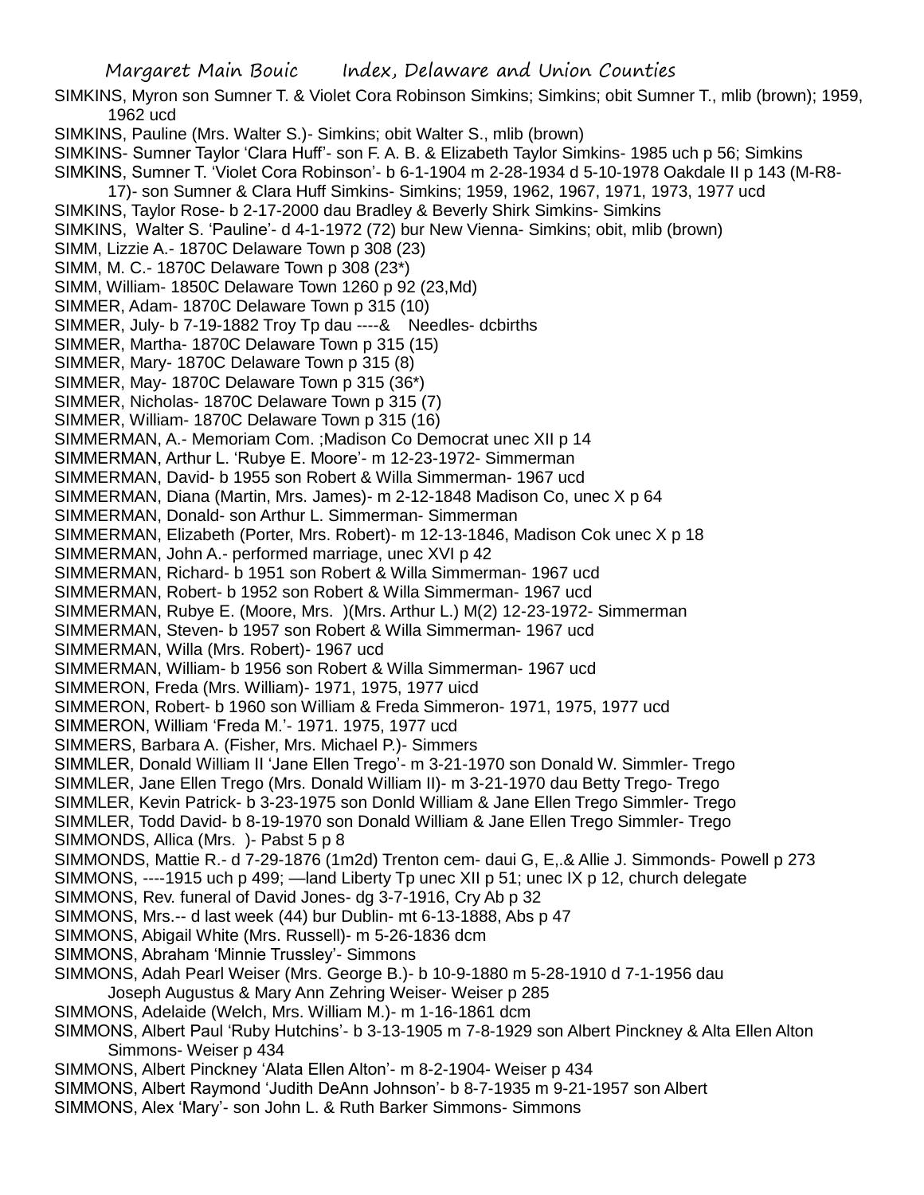SIMKINS, Myron son Sumner T. & Violet Cora Robinson Simkins; Simkins; obit Sumner T., mlib (brown); 1959, 1962 ucd

SIMKINS, Pauline (Mrs. Walter S.)- Simkins; obit Walter S., mlib (brown)

SIMKINS- Sumner Taylor 'Clara Huff'- son F. A. B. & Elizabeth Taylor Simkins- 1985 uch p 56; Simkins

SIMKINS, Sumner T. 'Violet Cora Robinson'- b 6-1-1904 m 2-28-1934 d 5-10-1978 Oakdale II p 143 (M-R8-17)- son Sumner & Clara Huff Simkins- Simkins; 1959, 1962, 1967, 1971, 1973, 1977 ucd

SIMKINS, Taylor Rose- b 2-17-2000 dau Bradley & Beverly Shirk Simkins- Simkins

SIMKINS, Walter S. 'Pauline'- d 4-1-1972 (72) bur New Vienna- Simkins; obit, mlib (brown)

SIMM, Lizzie A.- 1870C Delaware Town p 308 (23)

SIMM, M. C.- 1870C Delaware Town p 308 (23*)

SIMM, William- 1850C Delaware Town 1260 p 92 (23,Md)

SIMMER, Adam- 1870C Delaware Town p 315 (10)

SIMMER, July- b 7-19-1882 Troy Tp dau ----& Needles- dcbirths

SIMMER, Martha- 1870C Delaware Town p 315 (15)

SIMMER, Mary- 1870C Delaware Town p 315 (8)

SIMMER, May- 1870C Delaware Town p 315 (36*)

SIMMER, Nicholas- 1870C Delaware Town p 315 (7)

SIMMER, William- 1870C Delaware Town p 315 (16)

SIMMERMAN, A.- Memoriam Com. ;Madison Co Democrat unec XII p 14

SIMMERMAN, Arthur L. 'Rubye E. Moore'- m 12-23-1972- Simmerman

SIMMERMAN, David- b 1955 son Robert & Willa Simmerman- 1967 ucd

SIMMERMAN, Diana (Martin, Mrs. James)- m 2-12-1848 Madison Co, unec X p 64

SIMMERMAN, Donald- son Arthur L. Simmerman- Simmerman

SIMMERMAN, Elizabeth (Porter, Mrs. Robert)- m 12-13-1846, Madison Cok unec X p 18

SIMMERMAN, John A.- performed marriage, unec XVI p 42

SIMMERMAN, Richard- b 1951 son Robert & Willa Simmerman- 1967 ucd

SIMMERMAN, Robert- b 1952 son Robert & Willa Simmerman- 1967 ucd

SIMMERMAN, Rubye E. (Moore, Mrs. )(Mrs. Arthur L.) M(2) 12-23-1972- Simmerman

SIMMERMAN, Steven- b 1957 son Robert & Willa Simmerman- 1967 ucd

SIMMERMAN, Willa (Mrs. Robert)- 1967 ucd

SIMMERMAN, William- b 1956 son Robert & Willa Simmerman- 1967 ucd

SIMMERON, Freda (Mrs. William)- 1971, 1975, 1977 uicd

SIMMERON, Robert- b 1960 son William & Freda Simmeron- 1971, 1975, 1977 ucd

SIMMERON, William 'Freda M.'- 1971. 1975, 1977 ucd

SIMMERS, Barbara A. (Fisher, Mrs. Michael P.)- Simmers

SIMMLER, Donald William II 'Jane Ellen Trego'- m 3-21-1970 son Donald W. Simmler- Trego

SIMMLER, Jane Ellen Trego (Mrs. Donald William II)- m 3-21-1970 dau Betty Trego- Trego

SIMMLER, Kevin Patrick- b 3-23-1975 son Donld William & Jane Ellen Trego Simmler- Trego

SIMMLER, Todd David- b 8-19-1970 son Donald William & Jane Ellen Trego Simmler- Trego

SIMMONDS, Allica (Mrs. )- Pabst 5 p 8

SIMMONDS, Mattie R.- d 7-29-1876 (1m2d) Trenton cem- daui G, E,.& Allie J. Simmonds- Powell p 273

SIMMONS, ----1915 uch p 499; —land Liberty Tp unec XII p 51; unec IX p 12, church delegate

SIMMONS, Rev. funeral of David Jones- dg 3-7-1916, Cry Ab p 32

SIMMONS, Mrs.-- d last week (44) bur Dublin- mt 6-13-1888, Abs p 47

SIMMONS, Abigail White (Mrs. Russell)- m 5-26-1836 dcm

SIMMONS, Abraham 'Minnie Trussley'- Simmons

SIMMONS, Adah Pearl Weiser (Mrs. George B.)- b 10-9-1880 m 5-28-1910 d 7-1-1956 dau Joseph Augustus & Mary Ann Zehring Weiser- Weiser p 285

SIMMONS, Adelaide (Welch, Mrs. William M.)- m 1-16-1861 dcm

SIMMONS, Albert Paul 'Ruby Hutchins'- b 3-13-1905 m 7-8-1929 son Albert Pinckney & Alta Ellen Alton Simmons- Weiser p 434

SIMMONS, Albert Pinckney 'Alata Ellen Alton'- m 8-2-1904- Weiser p 434

SIMMONS, Albert Raymond 'Judith DeAnn Johnson'- b 8-7-1935 m 9-21-1957 son Albert

SIMMONS, Alex 'Mary'- son John L. & Ruth Barker Simmons- Simmons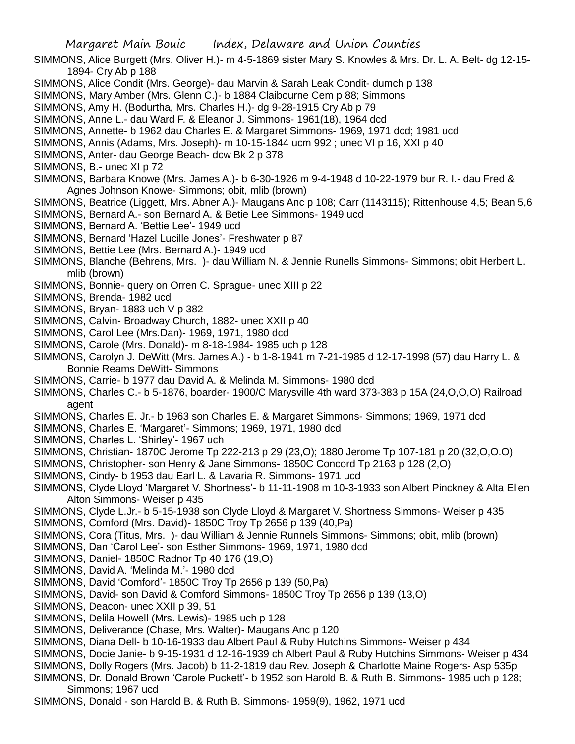SIMMONS, Alice Burgett (Mrs. Oliver H.)- m 4-5-1869 sister Mary S. Knowles & Mrs. Dr. L. A. Belt- dg 12-15-1894- Cry Ab p 188

SIMMONS, Alice Condit (Mrs. George)- dau Marvin & Sarah Leak Condit- dumch p 138

SIMMONS, Mary Amber (Mrs. Glenn C.)- b 1884 Claibourne Cem p 88; Simmons

SIMMONS, Amy H. (Bodurtha, Mrs. Charles H.)- dg 9-28-1915 Cry Ab p 79

SIMMONS, Anne L.- dau Ward F. & Eleanor J. Simmons- 1961(18), 1964 dcd

SIMMONS, Annette- b 1962 dau Charles E. & Margaret Simmons- 1969, 1971 dcd; 1981 ucd

SIMMONS, Annis (Adams, Mrs. Joseph)- m 10-15-1844 ucm 992 ; unec VI p 16, XXI p 40

SIMMONS, Anter- dau George Beach- dcw Bk 2 p 378

SIMMONS, B.- unec XI p 72

SIMMONS, Barbara Knowe (Mrs. James A.)- b 6-30-1926 m 9-4-1948 d 10-22-1979 bur R. I.- dau Fred & Agnes Johnson Knowe- Simmons; obit, mlib (brown)

SIMMONS, Beatrice (Liggett, Mrs. Abner A.)- Maugans Anc p 108; Carr (1143115); Rittenhouse 4,5; Bean 5,6

SIMMONS, Bernard A.- son Bernard A. & Betie Lee Simmons- 1949 ucd

SIMMONS, Bernard A. 'Bettie Lee'- 1949 ucd

SIMMONS, Bernard 'Hazel Lucille Jones'- Freshwater p 87

SIMMONS, Bettie Lee (Mrs. Bernard A.)- 1949 ucd

SIMMONS, Blanche (Behrens, Mrs. )- dau William N. & Jennie Runells Simmons- Simmons; obit Herbert L. mlib (brown)

SIMMONS, Bonnie- query on Orren C. Sprague- unec XIII p 22

SIMMONS, Brenda- 1982 ucd

SIMMONS, Bryan- 1883 uch V p 382

SIMMONS, Calvin- Broadway Church, 1882- unec XXII p 40

SIMMONS, Carol Lee (Mrs.Dan)- 1969, 1971, 1980 dcd

SIMMONS, Carole (Mrs. Donald)- m 8-18-1984- 1985 uch p 128

SIMMONS, Carolyn J. DeWitt (Mrs. James A.) - b 1-8-1941 m 7-21-1985 d 12-17-1998 (57) dau Harry L. & Bonnie Reams DeWitt- Simmons

SIMMONS, Carrie- b 1977 dau David A. & Melinda M. Simmons- 1980 dcd

SIMMONS, Charles C.- b 5-1876, boarder- 1900/C Marysville 4th ward 373-383 p 15A (24,O,O,O) Railroad agent

SIMMONS, Charles E. Jr.- b 1963 son Charles E. & Margaret Simmons- Simmons; 1969, 1971 dcd

SIMMONS, Charles E. 'Margaret'- Simmons; 1969, 1971, 1980 dcd

SIMMONS, Charles L. 'Shirley'- 1967 uch

SIMMONS, Christian- 1870C Jerome Tp 222-213 p 29 (23,O); 1880 Jerome Tp 107-181 p 20 (32,O,O.O)

SIMMONS, Christopher- son Henry & Jane Simmons- 1850C Concord Tp 2163 p 128 (2,O)

SIMMONS, Cindy- b 1953 dau Earl L. & Lavaria R. Simmons- 1971 ucd

SIMMONS, Clyde Lloyd 'Margaret V. Shortness'- b 11-11-1908 m 10-3-1933 son Albert Pinckney & Alta Ellen Alton Simmons- Weiser p 435

SIMMONS, Clyde L.Jr.- b 5-15-1938 son Clyde Lloyd & Margaret V. Shortness Simmons- Weiser p 435

SIMMONS, Comford (Mrs. David)- 1850C Troy Tp 2656 p 139 (40,Pa)

SIMMONS, Cora (Titus, Mrs. )- dau William & Jennie Runnels Simmons- Simmons; obit, mlib (brown)

SIMMONS, Dan 'Carol Lee'- son Esther Simmons- 1969, 1971, 1980 dcd

SIMMONS, Daniel- 1850C Radnor Tp 40 176 (19,O)

SIMMONS, David A. 'Melinda M.'- 1980 dcd

SIMMONS, David 'Comford'- 1850C Troy Tp 2656 p 139 (50,Pa)

SIMMONS, David- son David & Comford Simmons- 1850C Troy Tp 2656 p 139 (13,O)

SIMMONS, Deacon- unec XXII p 39, 51

SIMMONS, Delila Howell (Mrs. Lewis)- 1985 uch p 128

SIMMONS, Deliverance (Chase, Mrs. Walter)- Maugans Anc p 120

SIMMONS, Diana Dell- b 10-16-1933 dau Albert Paul & Ruby Hutchins Simmons- Weiser p 434

SIMMONS, Docie Janie- b 9-15-1931 d 12-16-1939 ch Albert Paul & Ruby Hutchins Simmons- Weiser p 434

SIMMONS, Dolly Rogers (Mrs. Jacob) b 11-2-1819 dau Rev. Joseph & Charlotte Maine Rogers- Asp 535p

SIMMONS, Dr. Donald Brown 'Carole Puckett'- b 1952 son Harold B. & Ruth B. Simmons- 1985 uch p 128; Simmons; 1967 ucd

SIMMONS, Donald - son Harold B. & Ruth B. Simmons- 1959(9), 1962, 1971 ucd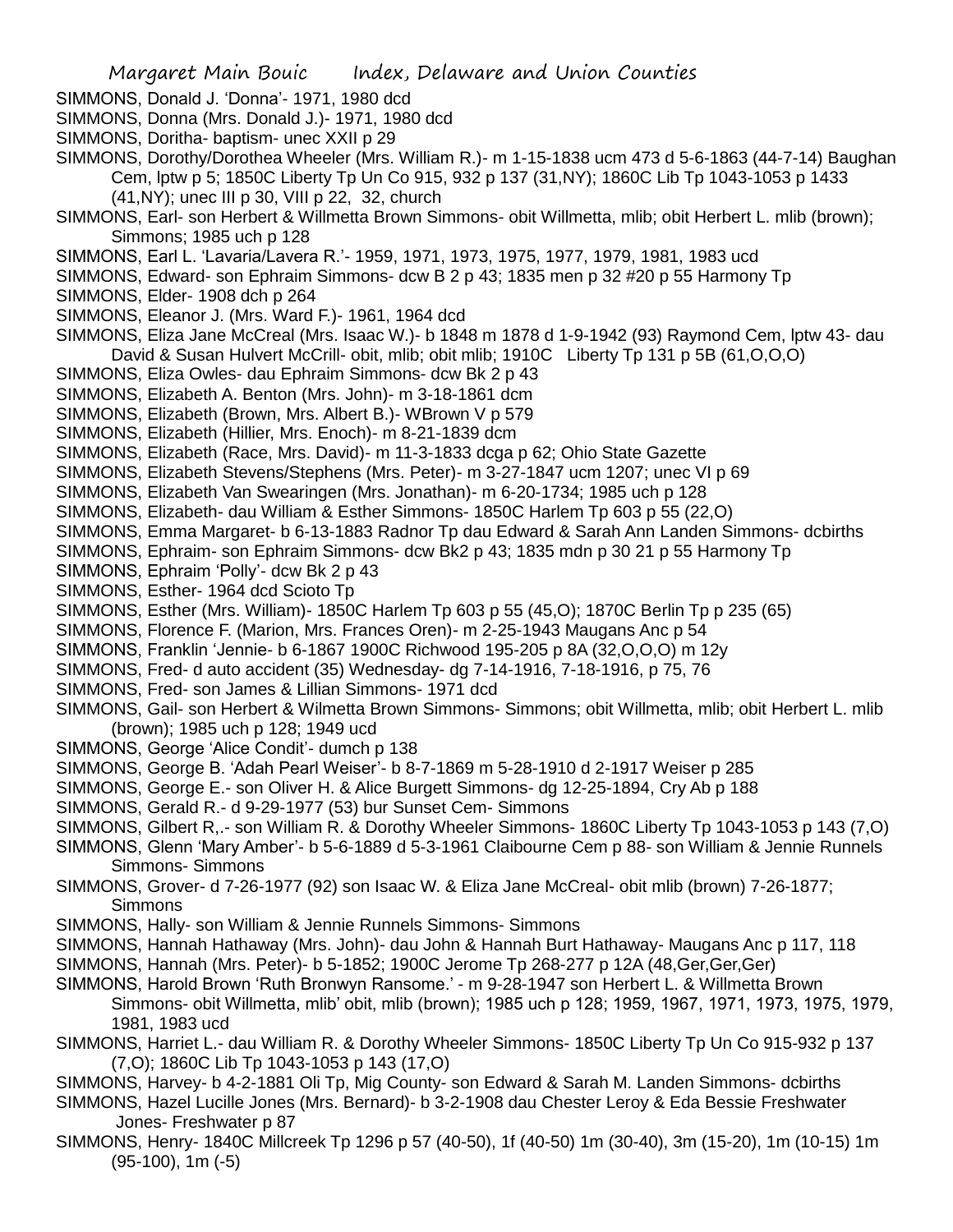SIMMONS, Donald J. 'Donna'- 1971, 1980 dcd

SIMMONS, Donna (Mrs. Donald J.)- 1971, 1980 dcd

SIMMONS, Doritha- baptism- unec XXII p 29

SIMMONS, Dorothy/Dorothea Wheeler (Mrs. William R.)- m 1-15-1838 ucm 473 d 5-6-1863 (44-7-14) Baughan Cem, lptw p 5; 1850C Liberty Tp Un Co 915, 932 p 137 (31,NY); 1860C Lib Tp 1043-1053 p 1433 (41,NY); unec III p 30, VIII p 22, 32, church

SIMMONS, Earl- son Herbert & Willmetta Brown Simmons- obit Willmetta, mlib; obit Herbert L. mlib (brown); Simmons; 1985 uch p 128

SIMMONS, Earl L. 'Lavaria/Lavera R.'- 1959, 1971, 1973, 1975, 1977, 1979, 1981, 1983 ucd

SIMMONS, Edward- son Ephraim Simmons- dcw B 2 p 43; 1835 men p 32 #20 p 55 Harmony Tp

SIMMONS, Elder- 1908 dch p 264

SIMMONS, Eleanor J. (Mrs. Ward F.)- 1961, 1964 dcd

SIMMONS, Eliza Jane McCreal (Mrs. Isaac W.)- b 1848 m 1878 d 1-9-1942 (93) Raymond Cem, lptw 43- dau David & Susan Hulvert McCrill- obit, mlib; obit mlib; 1910C Liberty Tp 131 p 5B (61,O,O,O)

SIMMONS, Eliza Owles- dau Ephraim Simmons- dcw Bk 2 p 43

SIMMONS, Elizabeth A. Benton (Mrs. John)- m 3-18-1861 dcm

SIMMONS, Elizabeth (Brown, Mrs. Albert B.)- WBrown V p 579

SIMMONS, Elizabeth (Hillier, Mrs. Enoch)- m 8-21-1839 dcm

SIMMONS, Elizabeth (Race, Mrs. David)- m 11-3-1833 dcga p 62; Ohio State Gazette

SIMMONS, Elizabeth Stevens/Stephens (Mrs. Peter)- m 3-27-1847 ucm 1207; unec VI p 69

SIMMONS, Elizabeth Van Swearingen (Mrs. Jonathan)- m 6-20-1734; 1985 uch p 128

SIMMONS, Elizabeth- dau William & Esther Simmons- 1850C Harlem Tp 603 p 55 (22,O)

SIMMONS, Emma Margaret- b 6-13-1883 Radnor Tp dau Edward & Sarah Ann Landen Simmons- dcbirths

SIMMONS, Ephraim- son Ephraim Simmons- dcw Bk2 p 43; 1835 mdn p 30 21 p 55 Harmony Tp

SIMMONS, Ephraim 'Polly'- dcw Bk 2 p 43

SIMMONS, Esther- 1964 dcd Scioto Tp

SIMMONS, Esther (Mrs. William)- 1850C Harlem Tp 603 p 55 (45,O); 1870C Berlin Tp p 235 (65)

SIMMONS, Florence F. (Marion, Mrs. Frances Oren)- m 2-25-1943 Maugans Anc p 54

SIMMONS, Franklin 'Jennie- b 6-1867 1900C Richwood 195-205 p 8A (32,O,O,O) m 12y

SIMMONS, Fred- d auto accident (35) Wednesday- dg 7-14-1916, 7-18-1916, p 75, 76

SIMMONS, Fred- son James & Lillian Simmons- 1971 dcd

SIMMONS, Gail- son Herbert & Wilmetta Brown Simmons- Simmons; obit Willmetta, mlib; obit Herbert L. mlib (brown); 1985 uch p 128; 1949 ucd

SIMMONS, George 'Alice Condit'- dumch p 138

SIMMONS, George B. 'Adah Pearl Weiser'- b 8-7-1869 m 5-28-1910 d 2-1917 Weiser p 285

SIMMONS, George E.- son Oliver H. & Alice Burgett Simmons- dg 12-25-1894, Cry Ab p 188

SIMMONS, Gerald R.- d 9-29-1977 (53) bur Sunset Cem- Simmons

SIMMONS, Gilbert R,.- son William R. & Dorothy Wheeler Simmons- 1860C Liberty Tp 1043-1053 p 143 (7,O)

SIMMONS, Glenn 'Mary Amber'- b 5-6-1889 d 5-3-1961 Claibourne Cem p 88- son William & Jennie Runnels Simmons- Simmons

SIMMONS, Grover- d 7-26-1977 (92) son Isaac W. & Eliza Jane McCreal- obit mlib (brown) 7-26-1877; Simmons

SIMMONS, Hally- son William & Jennie Runnels Simmons- Simmons

SIMMONS, Hannah Hathaway (Mrs. John)- dau John & Hannah Burt Hathaway- Maugans Anc p 117, 118

SIMMONS, Hannah (Mrs. Peter)- b 5-1852; 1900C Jerome Tp 268-277 p 12A (48,Ger,Ger,Ger)

SIMMONS, Harold Brown 'Ruth Bronwyn Ransome.' - m 9-28-1947 son Herbert L. & Willmetta Brown Simmons- obit Willmetta, mlib' obit, mlib (brown); 1985 uch p 128; 1959, 1967, 1971, 1973, 1975, 1979, 1981, 1983 ucd

SIMMONS, Harriet L.- dau William R. & Dorothy Wheeler Simmons- 1850C Liberty Tp Un Co 915-932 p 137 (7,O); 1860C Lib Tp 1043-1053 p 143 (17,O)

SIMMONS, Harvey- b 4-2-1881 Oli Tp, Mig County- son Edward & Sarah M. Landen Simmons- dcbirths

SIMMONS, Hazel Lucille Jones (Mrs. Bernard)- b 3-2-1908 dau Chester Leroy & Eda Bessie Freshwater Jones- Freshwater p 87

SIMMONS, Henry- 1840C Millcreek Tp 1296 p 57 (40-50), 1f (40-50) 1m (30-40), 3m (15-20), 1m (10-15) 1m (95-100), 1m (-5)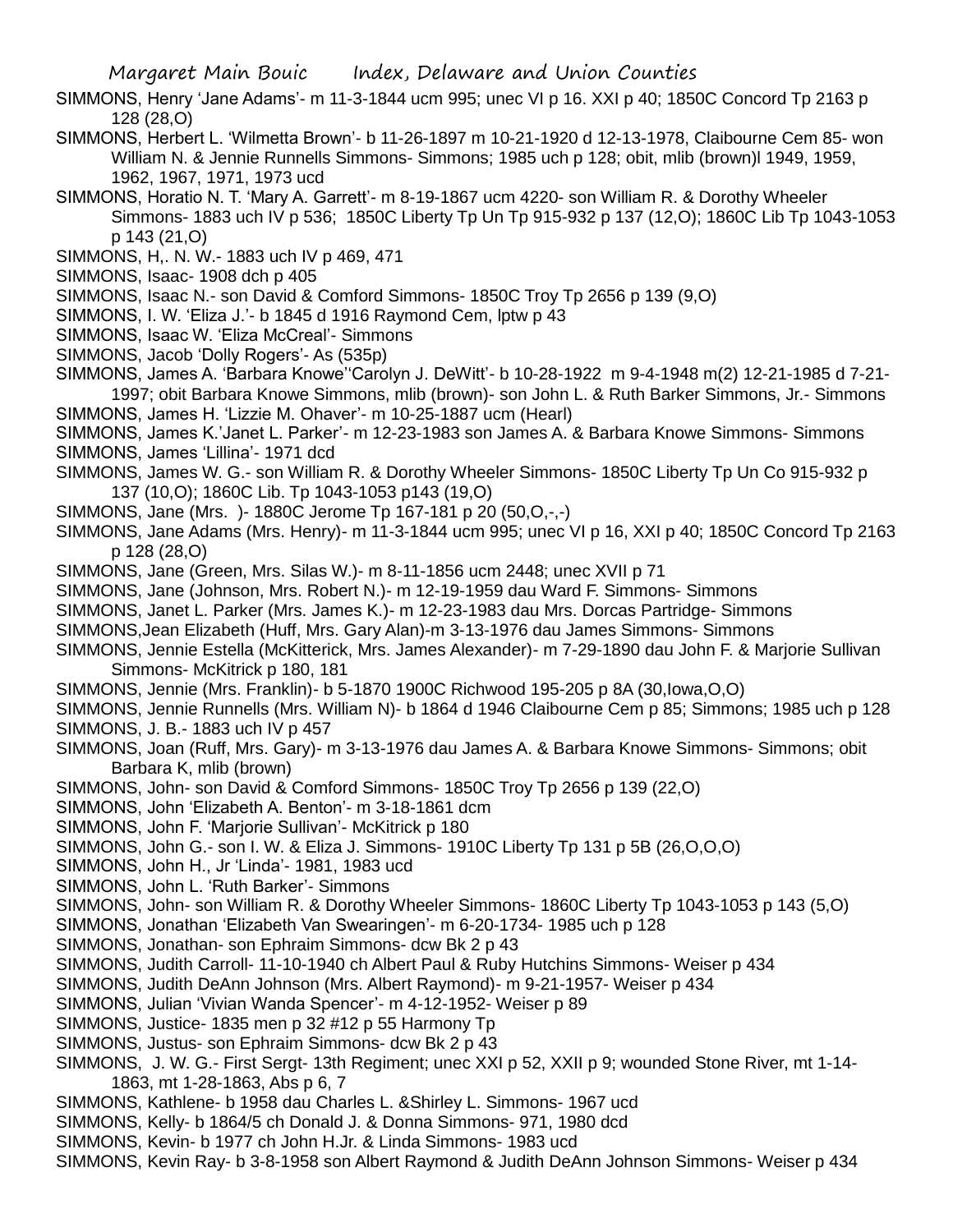SIMMONS, Henry 'Jane Adams'- m 11-3-1844 ucm 995; unec VI p 16. XXI p 40; 1850C Concord Tp 2163 p 128 (28,O)

SIMMONS, Herbert L. 'Wilmetta Brown'- b 11-26-1897 m 10-21-1920 d 12-13-1978, Claibourne Cem 85- won William N. & Jennie Runnells Simmons- Simmons; 1985 uch p 128; obit, mlib (brown)l 1949, 1959, 1962, 1967, 1971, 1973 ucd

SIMMONS, Horatio N. T. 'Mary A. Garrett'- m 8-19-1867 ucm 4220- son William R. & Dorothy Wheeler Simmons- 1883 uch IV p 536; 1850C Liberty Tp Un Tp 915-932 p 137 (12,O); 1860C Lib Tp 1043-1053 p 143 (21,O)

SIMMONS, H,. N. W.- 1883 uch IV p 469, 471

SIMMONS, Isaac- 1908 dch p 405

SIMMONS, Isaac N.- son David & Comford Simmons- 1850C Troy Tp 2656 p 139 (9,O)

SIMMONS, I. W. 'Eliza J.'- b 1845 d 1916 Raymond Cem, lptw p 43

SIMMONS, Isaac W. 'Eliza McCreal'- Simmons

SIMMONS, Jacob 'Dolly Rogers'- As (535p)

SIMMONS, James A. 'Barbara Knowe''Carolyn J. DeWitt'- b 10-28-1922 m 9-4-1948 m(2) 12-21-1985 d 7-21-1997; obit Barbara Knowe Simmons, mlib (brown)- son John L. & Ruth Barker Simmons, Jr.- Simmons

SIMMONS, James H. 'Lizzie M. Ohaver'- m 10-25-1887 ucm (Hearl)

SIMMONS, James K.'Janet L. Parker'- m 12-23-1983 son James A. & Barbara Knowe Simmons- Simmons

SIMMONS, James 'Lillina'- 1971 dcd

SIMMONS, James W. G.- son William R. & Dorothy Wheeler Simmons- 1850C Liberty Tp Un Co 915-932 p 137 (10,O); 1860C Lib. Tp 1043-1053 p143 (19,O)

SIMMONS, Jane (Mrs. )- 1880C Jerome Tp 167-181 p 20 (50,O,-,-)

SIMMONS, Jane Adams (Mrs. Henry)- m 11-3-1844 ucm 995; unec VI p 16, XXI p 40; 1850C Concord Tp 2163 p 128 (28,O)

SIMMONS, Jane (Green, Mrs. Silas W.)- m 8-11-1856 ucm 2448; unec XVII p 71

SIMMONS, Jane (Johnson, Mrs. Robert N.)- m 12-19-1959 dau Ward F. Simmons- Simmons

SIMMONS, Janet L. Parker (Mrs. James K.)- m 12-23-1983 dau Mrs. Dorcas Partridge- Simmons

SIMMONS,Jean Elizabeth (Huff, Mrs. Gary Alan)-m 3-13-1976 dau James Simmons- Simmons

SIMMONS, Jennie Estella (McKitterick, Mrs. James Alexander)- m 7-29-1890 dau John F. & Marjorie Sullivan Simmons- McKitrick p 180, 181

SIMMONS, Jennie (Mrs. Franklin)- b 5-1870 1900C Richwood 195-205 p 8A (30,Iowa,O,O)

SIMMONS, Jennie Runnells (Mrs. William N)- b 1864 d 1946 Claibourne Cem p 85; Simmons; 1985 uch p 128

SIMMONS, J. B.- 1883 uch IV p 457

SIMMONS, Joan (Ruff, Mrs. Gary)- m 3-13-1976 dau James A. & Barbara Knowe Simmons- Simmons; obit Barbara K, mlib (brown)

SIMMONS, John- son David & Comford Simmons- 1850C Troy Tp 2656 p 139 (22,O)

SIMMONS, John 'Elizabeth A. Benton'- m 3-18-1861 dcm

SIMMONS, John F. 'Marjorie Sullivan'- McKitrick p 180

SIMMONS, John G.- son I. W. & Eliza J. Simmons- 1910C Liberty Tp 131 p 5B (26,O,O,O)

SIMMONS, John H., Jr 'Linda'- 1981, 1983 ucd

SIMMONS, John L. 'Ruth Barker'- Simmons

SIMMONS, John- son William R. & Dorothy Wheeler Simmons- 1860C Liberty Tp 1043-1053 p 143 (5,O)

SIMMONS, Jonathan 'Elizabeth Van Swearingen'- m 6-20-1734- 1985 uch p 128

SIMMONS, Jonathan- son Ephraim Simmons- dcw Bk 2 p 43

SIMMONS, Judith Carroll- 11-10-1940 ch Albert Paul & Ruby Hutchins Simmons- Weiser p 434

SIMMONS, Judith DeAnn Johnson (Mrs. Albert Raymond)- m 9-21-1957- Weiser p 434

SIMMONS, Julian 'Vivian Wanda Spencer'- m 4-12-1952- Weiser p 89

SIMMONS, Justice- 1835 men p 32 #12 p 55 Harmony Tp

SIMMONS, Justus- son Ephraim Simmons- dcw Bk 2 p 43

SIMMONS, J. W. G.- First Sergt- 13th Regiment; unec XXI p 52, XXII p 9; wounded Stone River, mt 1-14-1863, mt 1-28-1863, Abs p 6, 7

SIMMONS, Kathlene- b 1958 dau Charles L. &Shirley L. Simmons- 1967 ucd

SIMMONS, Kelly- b 1864/5 ch Donald J. & Donna Simmons- 971, 1980 dcd

SIMMONS, Kevin- b 1977 ch John H.Jr. & Linda Simmons- 1983 ucd

SIMMONS, Kevin Ray- b 3-8-1958 son Albert Raymond & Judith DeAnn Johnson Simmons- Weiser p 434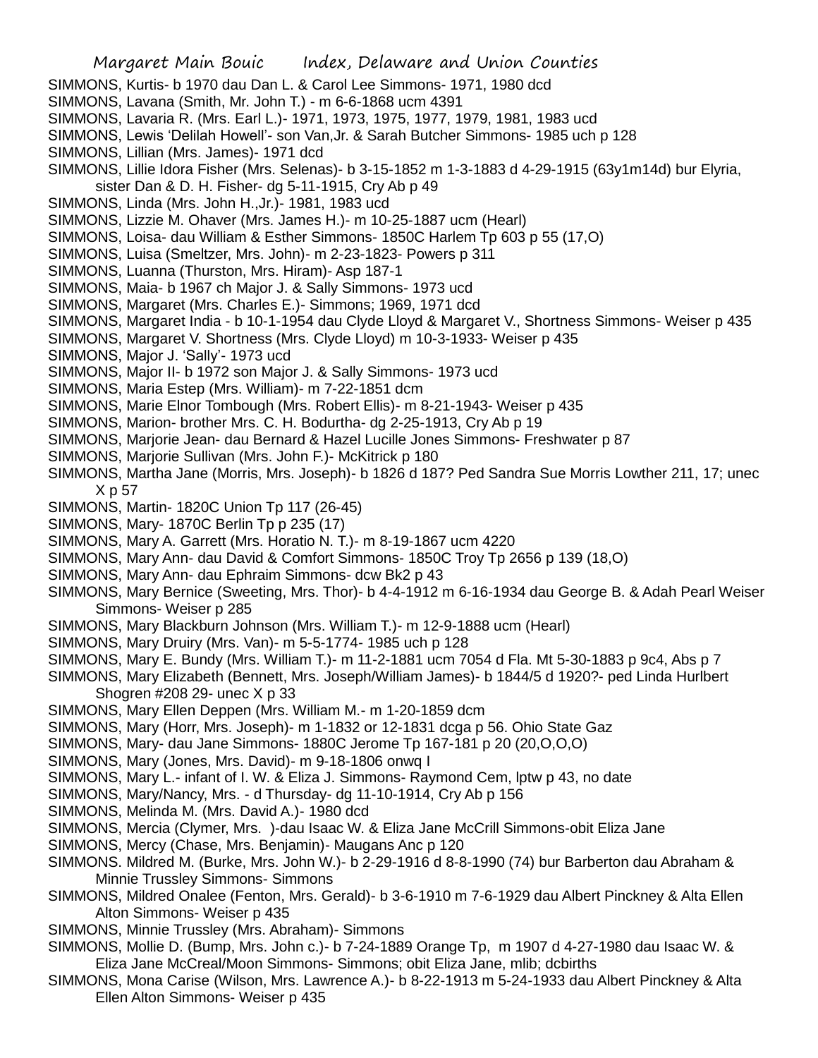SIMMONS, Kurtis- b 1970 dau Dan L. & Carol Lee Simmons- 1971, 1980 dcd

SIMMONS, Lavana (Smith, Mr. John T.) - m 6-6-1868 ucm 4391

SIMMONS, Lavaria R. (Mrs. Earl L.)- 1971, 1973, 1975, 1977, 1979, 1981, 1983 ucd

SIMMONS, Lewis 'Delilah Howell'- son Van,Jr. & Sarah Butcher Simmons- 1985 uch p 128

SIMMONS, Lillian (Mrs. James)- 1971 dcd

SIMMONS, Lillie Idora Fisher (Mrs. Selenas)- b 3-15-1852 m 1-3-1883 d 4-29-1915 (63y1m14d) bur Elyria, sister Dan & D. H. Fisher- dg 5-11-1915, Cry Ab p 49

SIMMONS, Linda (Mrs. John H.,Jr.)- 1981, 1983 ucd

SIMMONS, Lizzie M. Ohaver (Mrs. James H.)- m 10-25-1887 ucm (Hearl)

SIMMONS, Loisa- dau William & Esther Simmons- 1850C Harlem Tp 603 p 55 (17,O)

SIMMONS, Luisa (Smeltzer, Mrs. John)- m 2-23-1823- Powers p 311

SIMMONS, Luanna (Thurston, Mrs. Hiram)- Asp 187-1

SIMMONS, Maia- b 1967 ch Major J. & Sally Simmons- 1973 ucd

SIMMONS, Margaret (Mrs. Charles E.)- Simmons; 1969, 1971 dcd

SIMMONS, Margaret India - b 10-1-1954 dau Clyde Lloyd & Margaret V., Shortness Simmons- Weiser p 435

SIMMONS, Margaret V. Shortness (Mrs. Clyde Lloyd) m 10-3-1933- Weiser p 435

SIMMONS, Major J. 'Sally'- 1973 ucd

SIMMONS, Major II- b 1972 son Major J. & Sally Simmons- 1973 ucd

SIMMONS, Maria Estep (Mrs. William)- m 7-22-1851 dcm

SIMMONS, Marie Elnor Tombough (Mrs. Robert Ellis)- m 8-21-1943- Weiser p 435

SIMMONS, Marion- brother Mrs. C. H. Bodurtha- dg 2-25-1913, Cry Ab p 19

SIMMONS, Marjorie Jean- dau Bernard & Hazel Lucille Jones Simmons- Freshwater p 87

SIMMONS, Marjorie Sullivan (Mrs. John F.)- McKitrick p 180

SIMMONS, Martha Jane (Morris, Mrs. Joseph)- b 1826 d 187? Ped Sandra Sue Morris Lowther 211, 17; unec X p 57

SIMMONS, Martin- 1820C Union Tp 117 (26-45)

SIMMONS, Mary- 1870C Berlin Tp p 235 (17)

SIMMONS, Mary A. Garrett (Mrs. Horatio N. T.)- m 8-19-1867 ucm 4220

SIMMONS, Mary Ann- dau David & Comfort Simmons- 1850C Troy Tp 2656 p 139 (18,O)

SIMMONS, Mary Ann- dau Ephraim Simmons- dcw Bk2 p 43

SIMMONS, Mary Bernice (Sweeting, Mrs. Thor)- b 4-4-1912 m 6-16-1934 dau George B. & Adah Pearl Weiser Simmons- Weiser p 285

SIMMONS, Mary Blackburn Johnson (Mrs. William T.)- m 12-9-1888 ucm (Hearl)

SIMMONS, Mary Druiry (Mrs. Van)- m 5-5-1774- 1985 uch p 128

SIMMONS, Mary E. Bundy (Mrs. William T.)- m 11-2-1881 ucm 7054 d Fla. Mt 5-30-1883 p 9c4, Abs p 7

SIMMONS, Mary Elizabeth (Bennett, Mrs. Joseph/William James)- b 1844/5 d 1920?- ped Linda Hurlbert Shogren #208 29- unec X p 33

SIMMONS, Mary Ellen Deppen (Mrs. William M.- m 1-20-1859 dcm

SIMMONS, Mary (Horr, Mrs. Joseph)- m 1-1832 or 12-1831 dcga p 56. Ohio State Gaz

SIMMONS, Mary- dau Jane Simmons- 1880C Jerome Tp 167-181 p 20 (20,O,O,O)

SIMMONS, Mary (Jones, Mrs. David)- m 9-18-1806 onwq I

SIMMONS, Mary L.- infant of I. W. & Eliza J. Simmons- Raymond Cem, lptw p 43, no date

SIMMONS, Mary/Nancy, Mrs. - d Thursday- dg 11-10-1914, Cry Ab p 156

SIMMONS, Melinda M. (Mrs. David A.)- 1980 dcd

SIMMONS, Mercia (Clymer, Mrs. )-dau Isaac W. & Eliza Jane McCrill Simmons-obit Eliza Jane

SIMMONS, Mercy (Chase, Mrs. Benjamin)- Maugans Anc p 120

SIMMONS. Mildred M. (Burke, Mrs. John W.)- b 2-29-1916 d 8-8-1990 (74) bur Barberton dau Abraham & Minnie Trussley Simmons- Simmons

SIMMONS, Mildred Onalee (Fenton, Mrs. Gerald)- b 3-6-1910 m 7-6-1929 dau Albert Pinckney & Alta Ellen Alton Simmons- Weiser p 435

SIMMONS, Minnie Trussley (Mrs. Abraham)- Simmons

SIMMONS, Mollie D. (Bump, Mrs. John c.)- b 7-24-1889 Orange Tp, m 1907 d 4-27-1980 dau Isaac W. & Eliza Jane McCreal/Moon Simmons- Simmons; obit Eliza Jane, mlib; dcbirths

SIMMONS, Mona Carise (Wilson, Mrs. Lawrence A.)- b 8-22-1913 m 5-24-1933 dau Albert Pinckney & Alta Ellen Alton Simmons- Weiser p 435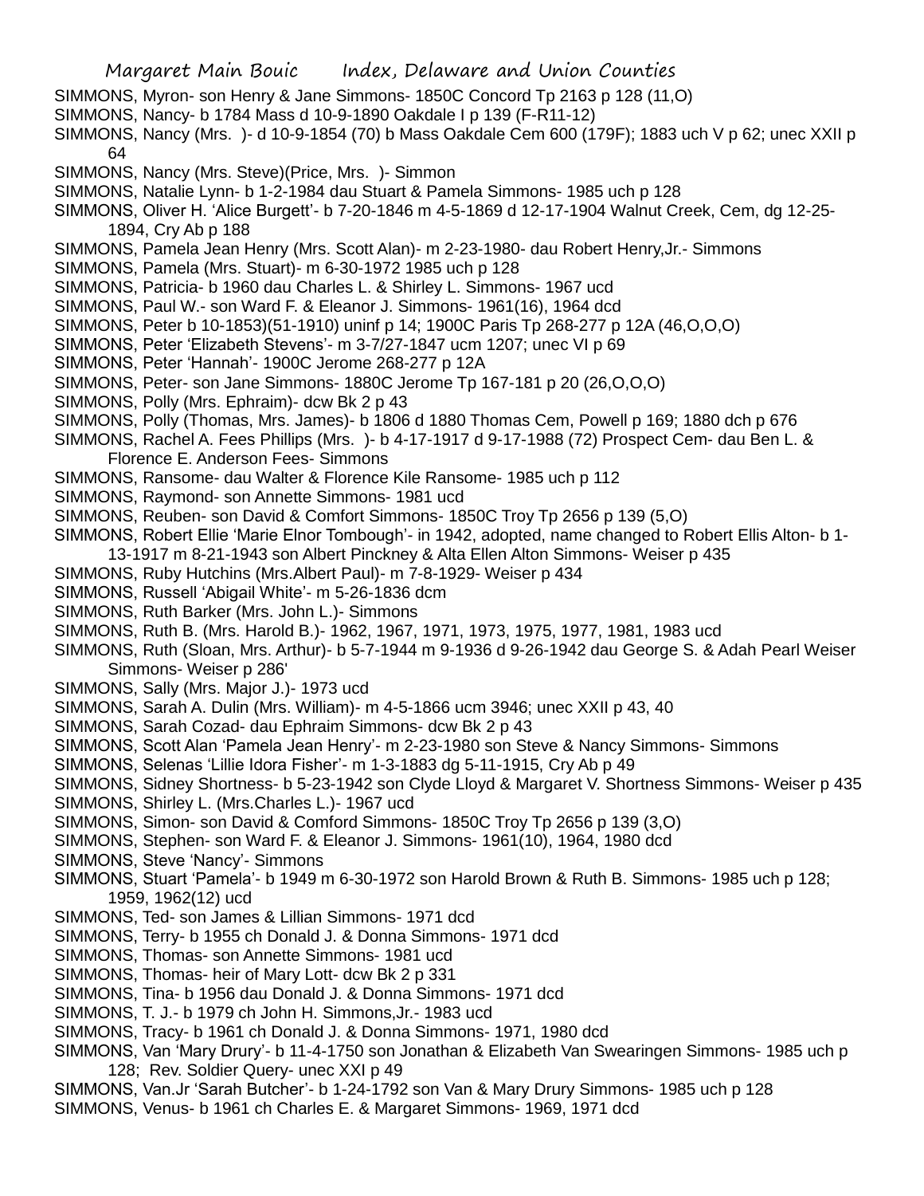SIMMONS, Myron- son Henry & Jane Simmons- 1850C Concord Tp 2163 p 128 (11,O)

SIMMONS, Nancy- b 1784 Mass d 10-9-1890 Oakdale I p 139 (F-R11-12)

SIMMONS, Nancy (Mrs. )- d 10-9-1854 (70) b Mass Oakdale Cem 600 (179F); 1883 uch V p 62; unec XXII p 64

SIMMONS, Nancy (Mrs. Steve)(Price, Mrs. )- Simmon

SIMMONS, Natalie Lynn- b 1-2-1984 dau Stuart & Pamela Simmons- 1985 uch p 128

SIMMONS, Oliver H. 'Alice Burgett'- b 7-20-1846 m 4-5-1869 d 12-17-1904 Walnut Creek, Cem, dg 12-25-1894, Cry Ab p 188

SIMMONS, Pamela Jean Henry (Mrs. Scott Alan)- m 2-23-1980- dau Robert Henry,Jr.- Simmons

SIMMONS, Pamela (Mrs. Stuart)- m 6-30-1972 1985 uch p 128

SIMMONS, Patricia- b 1960 dau Charles L. & Shirley L. Simmons- 1967 ucd

SIMMONS, Paul W.- son Ward F. & Eleanor J. Simmons- 1961(16), 1964 dcd

SIMMONS, Peter b 10-1853)(51-1910) uninf p 14; 1900C Paris Tp 268-277 p 12A (46,O,O,O)

SIMMONS, Peter 'Elizabeth Stevens'- m 3-7/27-1847 ucm 1207; unec VI p 69

SIMMONS, Peter 'Hannah'- 1900C Jerome 268-277 p 12A

SIMMONS, Peter- son Jane Simmons- 1880C Jerome Tp 167-181 p 20 (26,O,O,O)

SIMMONS, Polly (Mrs. Ephraim)- dcw Bk 2 p 43

SIMMONS, Polly (Thomas, Mrs. James)- b 1806 d 1880 Thomas Cem, Powell p 169; 1880 dch p 676

SIMMONS, Rachel A. Fees Phillips (Mrs. )- b 4-17-1917 d 9-17-1988 (72) Prospect Cem- dau Ben L. & Florence E. Anderson Fees- Simmons

SIMMONS, Ransome- dau Walter & Florence Kile Ransome- 1985 uch p 112

SIMMONS, Raymond- son Annette Simmons- 1981 ucd

SIMMONS, Reuben- son David & Comfort Simmons- 1850C Troy Tp 2656 p 139 (5,O)

SIMMONS, Robert Ellie 'Marie Elnor Tombough'- in 1942, adopted, name changed to Robert Ellis Alton- b 1-13-1917 m 8-21-1943 son Albert Pinckney & Alta Ellen Alton Simmons- Weiser p 435

SIMMONS, Ruby Hutchins (Mrs.Albert Paul)- m 7-8-1929- Weiser p 434

SIMMONS, Russell 'Abigail White'- m 5-26-1836 dcm

SIMMONS, Ruth Barker (Mrs. John L.)- Simmons

SIMMONS, Ruth B. (Mrs. Harold B.)- 1962, 1967, 1971, 1973, 1975, 1977, 1981, 1983 ucd

SIMMONS, Ruth (Sloan, Mrs. Arthur)- b 5-7-1944 m 9-1936 d 9-26-1942 dau George S. & Adah Pearl Weiser Simmons- Weiser p 286'

SIMMONS, Sally (Mrs. Major J.)- 1973 ucd

SIMMONS, Sarah A. Dulin (Mrs. William)- m 4-5-1866 ucm 3946; unec XXII p 43, 40

SIMMONS, Sarah Cozad- dau Ephraim Simmons- dcw Bk 2 p 43

SIMMONS, Scott Alan 'Pamela Jean Henry'- m 2-23-1980 son Steve & Nancy Simmons- Simmons

SIMMONS, Selenas 'Lillie Idora Fisher'- m 1-3-1883 dg 5-11-1915, Cry Ab p 49

SIMMONS, Sidney Shortness- b 5-23-1942 son Clyde Lloyd & Margaret V. Shortness Simmons- Weiser p 435

SIMMONS, Shirley L. (Mrs.Charles L.)- 1967 ucd

SIMMONS, Simon- son David & Comford Simmons- 1850C Troy Tp 2656 p 139 (3,O)

SIMMONS, Stephen- son Ward F. & Eleanor J. Simmons- 1961(10), 1964, 1980 dcd

SIMMONS, Steve 'Nancy'- Simmons

SIMMONS, Stuart 'Pamela'- b 1949 m 6-30-1972 son Harold Brown & Ruth B. Simmons- 1985 uch p 128; 1959, 1962(12) ucd

SIMMONS, Ted- son James & Lillian Simmons- 1971 dcd

SIMMONS, Terry- b 1955 ch Donald J. & Donna Simmons- 1971 dcd

SIMMONS, Thomas- son Annette Simmons- 1981 ucd

SIMMONS, Thomas- heir of Mary Lott- dcw Bk 2 p 331

SIMMONS, Tina- b 1956 dau Donald J. & Donna Simmons- 1971 dcd

SIMMONS, T. J.- b 1979 ch John H. Simmons,Jr.- 1983 ucd

SIMMONS, Tracy- b 1961 ch Donald J. & Donna Simmons- 1971, 1980 dcd

SIMMONS, Van 'Mary Drury'- b 11-4-1750 son Jonathan & Elizabeth Van Swearingen Simmons- 1985 uch p 128; Rev. Soldier Query- unec XXI p 49

SIMMONS, Van.Jr 'Sarah Butcher'- b 1-24-1792 son Van & Mary Drury Simmons- 1985 uch p 128

SIMMONS, Venus- b 1961 ch Charles E. & Margaret Simmons- 1969, 1971 dcd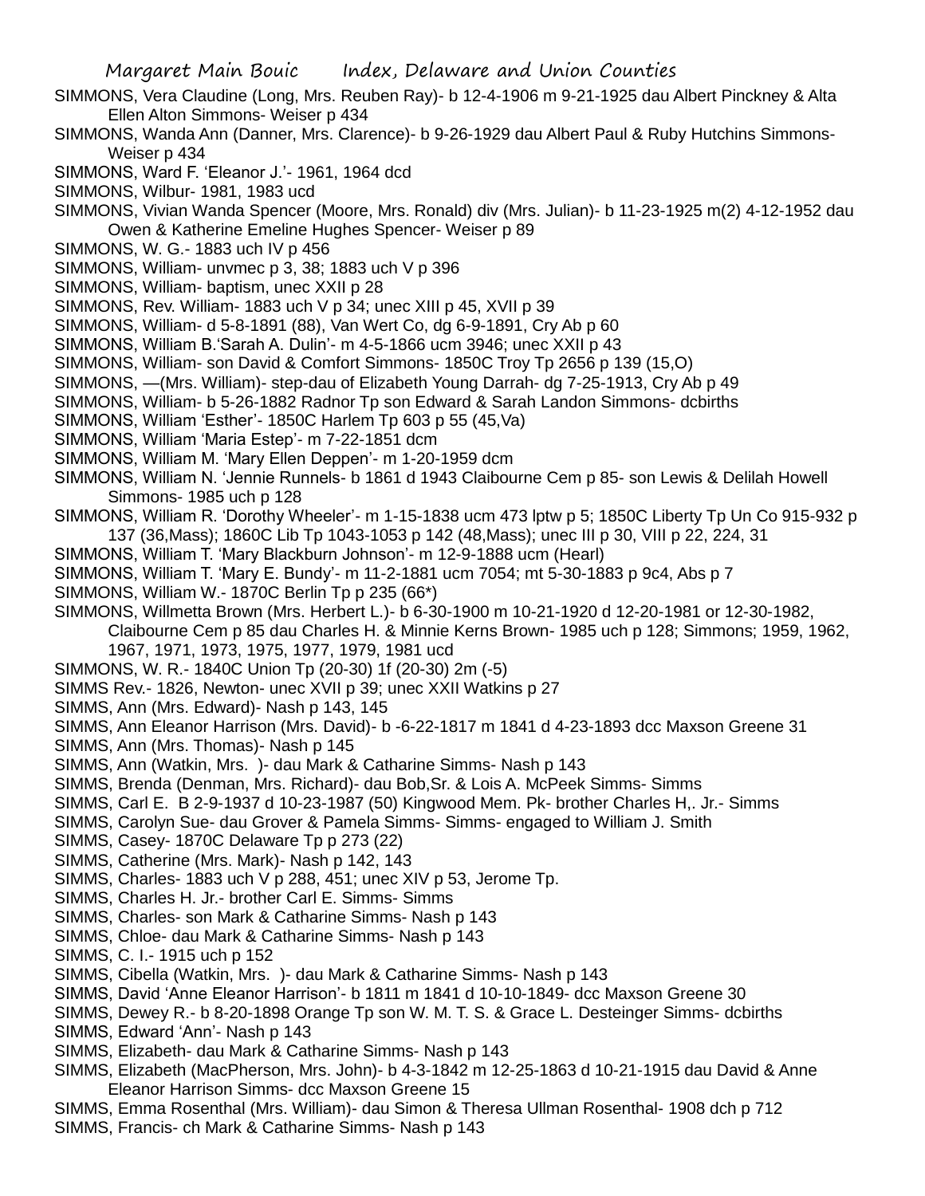SIMMONS, Vera Claudine (Long, Mrs. Reuben Ray)- b 12-4-1906 m 9-21-1925 dau Albert Pinckney & Alta Ellen Alton Simmons- Weiser p 434

SIMMONS, Wanda Ann (Danner, Mrs. Clarence)- b 9-26-1929 dau Albert Paul & Ruby Hutchins Simmons- Weiser p 434

SIMMONS, Ward F. 'Eleanor J.'- 1961, 1964 dcd

SIMMONS, Wilbur- 1981, 1983 ucd

SIMMONS, Vivian Wanda Spencer (Moore, Mrs. Ronald) div (Mrs. Julian)- b 11-23-1925 m(2) 4-12-1952 dau Owen & Katherine Emeline Hughes Spencer- Weiser p 89

SIMMONS, W. G.- 1883 uch IV p 456

SIMMONS, William- unvmec p 3, 38; 1883 uch V p 396

SIMMONS, William- baptism, unec XXII p 28

SIMMONS, Rev. William- 1883 uch V p 34; unec XIII p 45, XVII p 39

SIMMONS, William- d 5-8-1891 (88), Van Wert Co, dg 6-9-1891, Cry Ab p 60

SIMMONS, William B.'Sarah A. Dulin'- m 4-5-1866 ucm 3946; unec XXII p 43

SIMMONS, William- son David & Comfort Simmons- 1850C Troy Tp 2656 p 139 (15,O)

SIMMONS, —(Mrs. William)- step-dau of Elizabeth Young Darrah- dg 7-25-1913, Cry Ab p 49

SIMMONS, William- b 5-26-1882 Radnor Tp son Edward & Sarah Landon Simmons- dcbirths

SIMMONS, William 'Esther'- 1850C Harlem Tp 603 p 55 (45,Va)

SIMMONS, William 'Maria Estep'- m 7-22-1851 dcm

SIMMONS, William M. 'Mary Ellen Deppen'- m 1-20-1959 dcm

SIMMONS, William N. 'Jennie Runnels- b 1861 d 1943 Claibourne Cem p 85- son Lewis & Delilah Howell Simmons- 1985 uch p 128

SIMMONS, William R. 'Dorothy Wheeler'- m 1-15-1838 ucm 473 lptw p 5; 1850C Liberty Tp Un Co 915-932 p 137 (36,Mass); 1860C Lib Tp 1043-1053 p 142 (48,Mass); unec III p 30, VIII p 22, 224, 31

SIMMONS, William T. 'Mary Blackburn Johnson'- m 12-9-1888 ucm (Hearl)

SIMMONS, William T. 'Mary E. Bundy'- m 11-2-1881 ucm 7054; mt 5-30-1883 p 9c4, Abs p 7

SIMMONS, William W.- 1870C Berlin Tp p 235 (66*)

SIMMONS, Willmetta Brown (Mrs. Herbert L.)- b 6-30-1900 m 10-21-1920 d 12-20-1981 or 12-30-1982, Claibourne Cem p 85 dau Charles H. & Minnie Kerns Brown- 1985 uch p 128; Simmons; 1959, 1962, 1967, 1971, 1973, 1975, 1977, 1979, 1981 ucd

SIMMONS, W. R.- 1840C Union Tp (20-30) 1f (20-30) 2m (-5)

SIMMS Rev.- 1826, Newton- unec XVII p 39; unec XXII Watkins p 27

SIMMS, Ann (Mrs. Edward)- Nash p 143, 145

SIMMS, Ann Eleanor Harrison (Mrs. David)- b -6-22-1817 m 1841 d 4-23-1893 dcc Maxson Greene 31

SIMMS, Ann (Mrs. Thomas)- Nash p 145

SIMMS, Ann (Watkin, Mrs. )- dau Mark & Catharine Simms- Nash p 143

SIMMS, Brenda (Denman, Mrs. Richard)- dau Bob,Sr. & Lois A. McPeek Simms- Simms

SIMMS, Carl E. B 2-9-1937 d 10-23-1987 (50) Kingwood Mem. Pk- brother Charles H,. Jr.- Simms

SIMMS, Carolyn Sue- dau Grover & Pamela Simms- Simms- engaged to William J. Smith

SIMMS, Casey- 1870C Delaware Tp p 273 (22)

SIMMS, Catherine (Mrs. Mark)- Nash p 142, 143

SIMMS, Charles- 1883 uch V p 288, 451; unec XIV p 53, Jerome Tp.

SIMMS, Charles H. Jr.- brother Carl E. Simms- Simms

SIMMS, Charles- son Mark & Catharine Simms- Nash p 143

SIMMS, Chloe- dau Mark & Catharine Simms- Nash p 143

SIMMS, C. I.- 1915 uch p 152

SIMMS, Cibella (Watkin, Mrs. )- dau Mark & Catharine Simms- Nash p 143

SIMMS, David 'Anne Eleanor Harrison'- b 1811 m 1841 d 10-10-1849- dcc Maxson Greene 30

SIMMS, Dewey R.- b 8-20-1898 Orange Tp son W. M. T. S. & Grace L. Desteinger Simms- dcbirths

SIMMS, Edward 'Ann'- Nash p 143

SIMMS, Elizabeth- dau Mark & Catharine Simms- Nash p 143

SIMMS, Elizabeth (MacPherson, Mrs. John)- b 4-3-1842 m 12-25-1863 d 10-21-1915 dau David & Anne Eleanor Harrison Simms- dcc Maxson Greene 15

SIMMS, Emma Rosenthal (Mrs. William)- dau Simon & Theresa Ullman Rosenthal- 1908 dch p 712

SIMMS, Francis- ch Mark & Catharine Simms- Nash p 143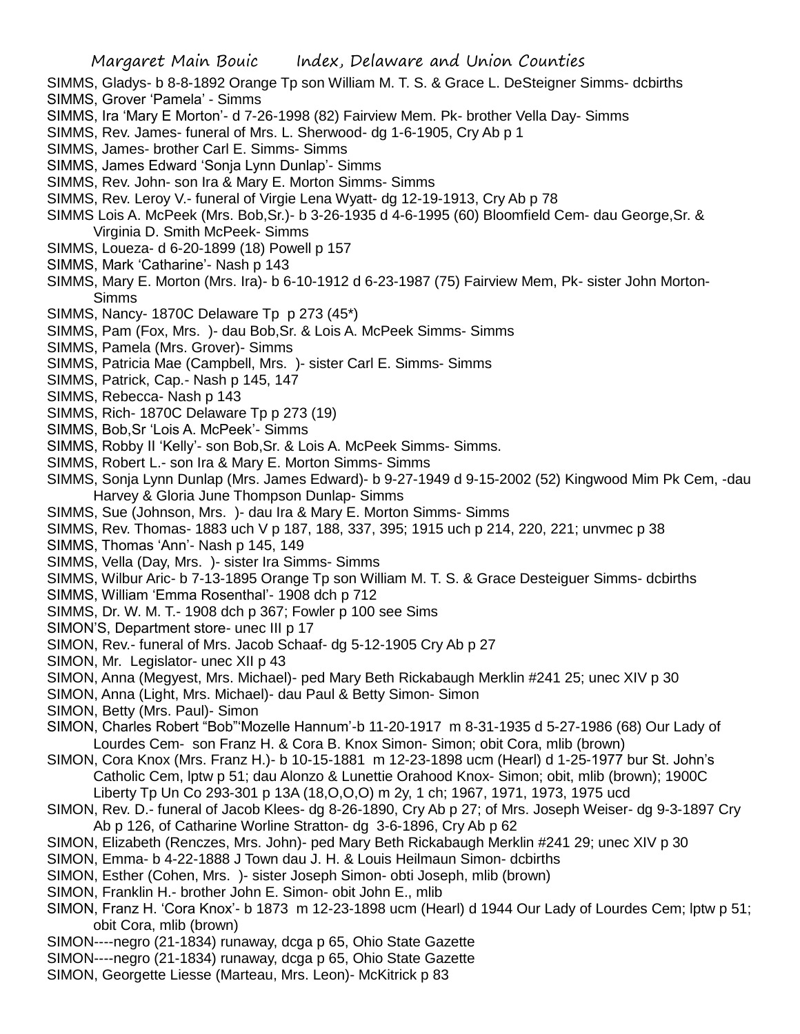SIMMS, Gladys- b 8-8-1892 Orange Tp son William M. T. S. & Grace L. DeSteigner Simms- dcbirths
SIMMS, Grover 'Pamela' - Simms
SIMMS, Ira 'Mary E Morton'- d 7-26-1998 (82) Fairview Mem. Pk- brother Vella Day- Simms
SIMMS, Rev. James- funeral of Mrs. L. Sherwood- dg 1-6-1905, Cry Ab p 1
SIMMS, James- brother Carl E. Simms- Simms
SIMMS, James Edward 'Sonja Lynn Dunlap'- Simms
SIMMS, Rev. John- son Ira & Mary E. Morton Simms- Simms
SIMMS, Rev. Leroy V.- funeral of Virgie Lena Wyatt- dg 12-19-1913, Cry Ab p 78
SIMMS Lois A. McPeek (Mrs. Bob,Sr.)- b 3-26-1935 d 4-6-1995 (60) Bloomfield Cem- dau George,Sr. & Virginia D. Smith McPeek- Simms
SIMMS, Loueza- d 6-20-1899 (18) Powell p 157
SIMMS, Mark 'Catharine'- Nash p 143
SIMMS, Mary E. Morton (Mrs. Ira)- b 6-10-1912 d 6-23-1987 (75) Fairview Mem, Pk- sister John Morton- Simms
SIMMS, Nancy- 1870C Delaware Tp p 273 (45*)
SIMMS, Pam (Fox, Mrs. )- dau Bob,Sr. & Lois A. McPeek Simms- Simms
SIMMS, Pamela (Mrs. Grover)- Simms
SIMMS, Patricia Mae (Campbell, Mrs. )- sister Carl E. Simms- Simms
SIMMS, Patrick, Cap.- Nash p 145, 147
SIMMS, Rebecca- Nash p 143
SIMMS, Rich- 1870C Delaware Tp p 273 (19)
SIMMS, Bob,Sr 'Lois A. McPeek'- Simms
SIMMS, Robby II 'Kelly'- son Bob,Sr. & Lois A. McPeek Simms- Simms.
SIMMS, Robert L.- son Ira & Mary E. Morton Simms- Simms
SIMMS, Sonja Lynn Dunlap (Mrs. James Edward)- b 9-27-1949 d 9-15-2002 (52) Kingwood Mim Pk Cem, -dau Harvey & Gloria June Thompson Dunlap- Simms
SIMMS, Sue (Johnson, Mrs. )- dau Ira & Mary E. Morton Simms- Simms
SIMMS, Rev. Thomas- 1883 uch V p 187, 188, 337, 395; 1915 uch p 214, 220, 221; unvmec p 38
SIMMS, Thomas 'Ann'- Nash p 145, 149
SIMMS, Vella (Day, Mrs. )- sister Ira Simms- Simms
SIMMS, Wilbur Aric- b 7-13-1895 Orange Tp son William M. T. S. & Grace Desteiguer Simms- dcbirths
SIMMS, William 'Emma Rosenthal'- 1908 dch p 712
SIMMS, Dr. W. M. T.- 1908 dch p 367; Fowler p 100 see Sims
SIMON'S, Department store- unec III p 17
SIMON, Rev.- funeral of Mrs. Jacob Schaaf- dg 5-12-1905 Cry Ab p 27
SIMON, Mr. Legislator- unec XII p 43
SIMON, Anna (Megyest, Mrs. Michael)- ped Mary Beth Rickabaugh Merklin #241 25; unec XIV p 30
SIMON, Anna (Light, Mrs. Michael)- dau Paul & Betty Simon- Simon
SIMON, Betty (Mrs. Paul)- Simon
SIMON, Charles Robert "Bob"'Mozelle Hannum'-b 11-20-1917 m 8-31-1935 d 5-27-1986 (68) Our Lady of Lourdes Cem- son Franz H. & Cora B. Knox Simon- Simon; obit Cora, mlib (brown)
SIMON, Cora Knox (Mrs. Franz H.)- b 10-15-1881 m 12-23-1898 ucm (Hearl) d 1-25-1977 bur St. John's Catholic Cem, lptw p 51; dau Alonzo & Lunettie Orahood Knox- Simon; obit, mlib (brown); 1900C Liberty Tp Un Co 293-301 p 13A (18,O,O,O) m 2y, 1 ch; 1967, 1971, 1973, 1975 ucd
SIMON, Rev. D.- funeral of Jacob Klees- dg 8-26-1890, Cry Ab p 27; of Mrs. Joseph Weiser- dg 9-3-1897 Cry Ab p 126, of Catharine Worline Stratton- dg 3-6-1896, Cry Ab p 62
SIMON, Elizabeth (Renczes, Mrs. John)- ped Mary Beth Rickabaugh Merklin #241 29; unec XIV p 30
SIMON, Emma- b 4-22-1888 J Town dau J. H. & Louis Heilmaun Simon- dcbirths
SIMON, Esther (Cohen, Mrs. )- sister Joseph Simon- obti Joseph, mlib (brown)
SIMON, Franklin H.- brother John E. Simon- obit John E., mlib
SIMON, Franz H. 'Cora Knox'- b 1873 m 12-23-1898 ucm (Hearl) d 1944 Our Lady of Lourdes Cem; lptw p 51; obit Cora, mlib (brown)
SIMON----negro (21-1834) runaway, dcga p 65, Ohio State Gazette
SIMON----negro (21-1834) runaway, dcga p 65, Ohio State Gazette
SIMON, Georgette Liesse (Marteau, Mrs. Leon)- McKitrick p 83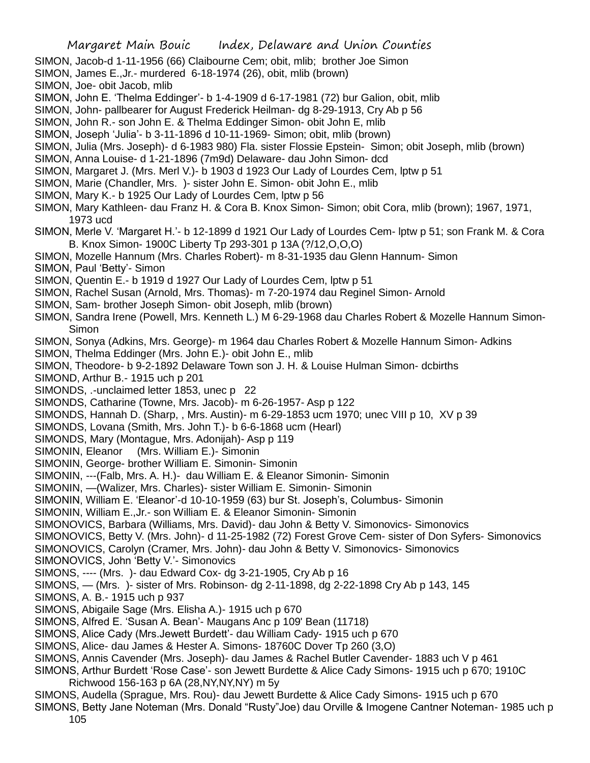SIMON, Jacob-d 1-11-1956 (66) Claibourne Cem; obit, mlib; brother Joe Simon
SIMON, James E.,Jr.- murdered 6-18-1974 (26), obit, mlib (brown)
SIMON, Joe- obit Jacob, mlib
SIMON, John E. 'Thelma Eddinger'- b 1-4-1909 d 6-17-1981 (72) bur Galion, obit, mlib
SIMON, John- pallbearer for August Frederick Heilman- dg 8-29-1913, Cry Ab p 56
SIMON, John R.- son John E. & Thelma Eddinger Simon- obit John E, mlib
SIMON, Joseph 'Julia'- b 3-11-1896 d 10-11-1969- Simon; obit, mlib (brown)
SIMON, Julia (Mrs. Joseph)- d 6-1983 980) Fla. sister Flossie Epstein- Simon; obit Joseph, mlib (brown)
SIMON, Anna Louise- d 1-21-1896 (7m9d) Delaware- dau John Simon- dcd
SIMON, Margaret J. (Mrs. Merl V.)- b 1903 d 1923 Our Lady of Lourdes Cem, lptw p 51
SIMON, Marie (Chandler, Mrs. )- sister John E. Simon- obit John E., mlib
SIMON, Mary K.- b 1925 Our Lady of Lourdes Cem, lptw p 56
SIMON, Mary Kathleen- dau Franz H. & Cora B. Knox Simon- Simon; obit Cora, mlib (brown); 1967, 1971, 1973 ucd
SIMON, Merle V. 'Margaret H.'- b 12-1899 d 1921 Our Lady of Lourdes Cem- lptw p 51; son Frank M. & Cora B. Knox Simon- 1900C Liberty Tp 293-301 p 13A (?/12,O,O,O)
SIMON, Mozelle Hannum (Mrs. Charles Robert)- m 8-31-1935 dau Glenn Hannum- Simon
SIMON, Paul 'Betty'- Simon
SIMON, Quentin E.- b 1919 d 1927 Our Lady of Lourdes Cem, lptw p 51
SIMON, Rachel Susan (Arnold, Mrs. Thomas)- m 7-20-1974 dau Reginel Simon- Arnold
SIMON, Sam- brother Joseph Simon- obit Joseph, mlib (brown)
SIMON, Sandra Irene (Powell, Mrs. Kenneth L.) M 6-29-1968 dau Charles Robert & Mozelle Hannum Simon- Simon
SIMON, Sonya (Adkins, Mrs. George)- m 1964 dau Charles Robert & Mozelle Hannum Simon- Adkins
SIMON, Thelma Eddinger (Mrs. John E.)- obit John E., mlib
SIMON, Theodore- b 9-2-1892 Delaware Town son J. H. & Louise Hulman Simon- dcbirths
SIMOND, Arthur B.- 1915 uch p 201
SIMONDS, .-unclaimed letter 1853, unec p 22
SIMONDS, Catharine (Towne, Mrs. Jacob)- m 6-26-1957- Asp p 122
SIMONDS, Hannah D. (Sharp, , Mrs. Austin)- m 6-29-1853 ucm 1970; unec VIII p 10, XV p 39
SIMONDS, Lovana (Smith, Mrs. John T.)- b 6-6-1868 ucm (Hearl)
SIMONDS, Mary (Montague, Mrs. Adonijah)- Asp p 119
SIMONIN, Eleanor (Mrs. William E.)- Simonin
SIMONIN, George- brother William E. Simonin- Simonin
SIMONIN, ---(Falb, Mrs. A. H.)- dau William E. & Eleanor Simonin- Simonin
SIMONIN, —(Walizer, Mrs. Charles)- sister William E. Simonin- Simonin
SIMONIN, William E. 'Eleanor'-d 10-10-1959 (63) bur St. Joseph's, Columbus- Simonin
SIMONIN, William E.,Jr.- son William E. & Eleanor Simonin- Simonin
SIMONOVICS, Barbara (Williams, Mrs. David)- dau John & Betty V. Simonovics- Simonovics
SIMONOVICS, Betty V. (Mrs. John)- d 11-25-1982 (72) Forest Grove Cem- sister of Don Syfers- Simonovics
SIMONOVICS, Carolyn (Cramer, Mrs. John)- dau John & Betty V. Simonovics- Simonovics
SIMONOVICS, John 'Betty V.'- Simonovics
SIMONS, ---- (Mrs. )- dau Edward Cox- dg 3-21-1905, Cry Ab p 16
SIMONS, — (Mrs. )- sister of Mrs. Robinson- dg 2-11-1898, dg 2-22-1898 Cry Ab p 143, 145
SIMONS, A. B.- 1915 uch p 937
SIMONS, Abigaile Sage (Mrs. Elisha A.)- 1915 uch p 670
SIMONS, Alfred E. 'Susan A. Bean'- Maugans Anc p 109' Bean (11718)
SIMONS, Alice Cady (Mrs.Jewett Burdett'- dau William Cady- 1915 uch p 670
SIMONS, Alice- dau James & Hester A. Simons- 18760C Dover Tp 260 (3,O)
SIMONS, Annis Cavender (Mrs. Joseph)- dau James & Rachel Butler Cavender- 1883 uch V p 461
SIMONS, Arthur Burdett 'Rose Case'- son Jewett Burdette & Alice Cady Simons- 1915 uch p 670; 1910C Richwood 156-163 p 6A (28,NY,NY,NY) m 5y
SIMONS, Audella (Sprague, Mrs. Rou)- dau Jewett Burdette & Alice Cady Simons- 1915 uch p 670
SIMONS, Betty Jane Noteman (Mrs. Donald "Rusty"Joe) dau Orville & Imogene Cantner Noteman- 1985 uch p 105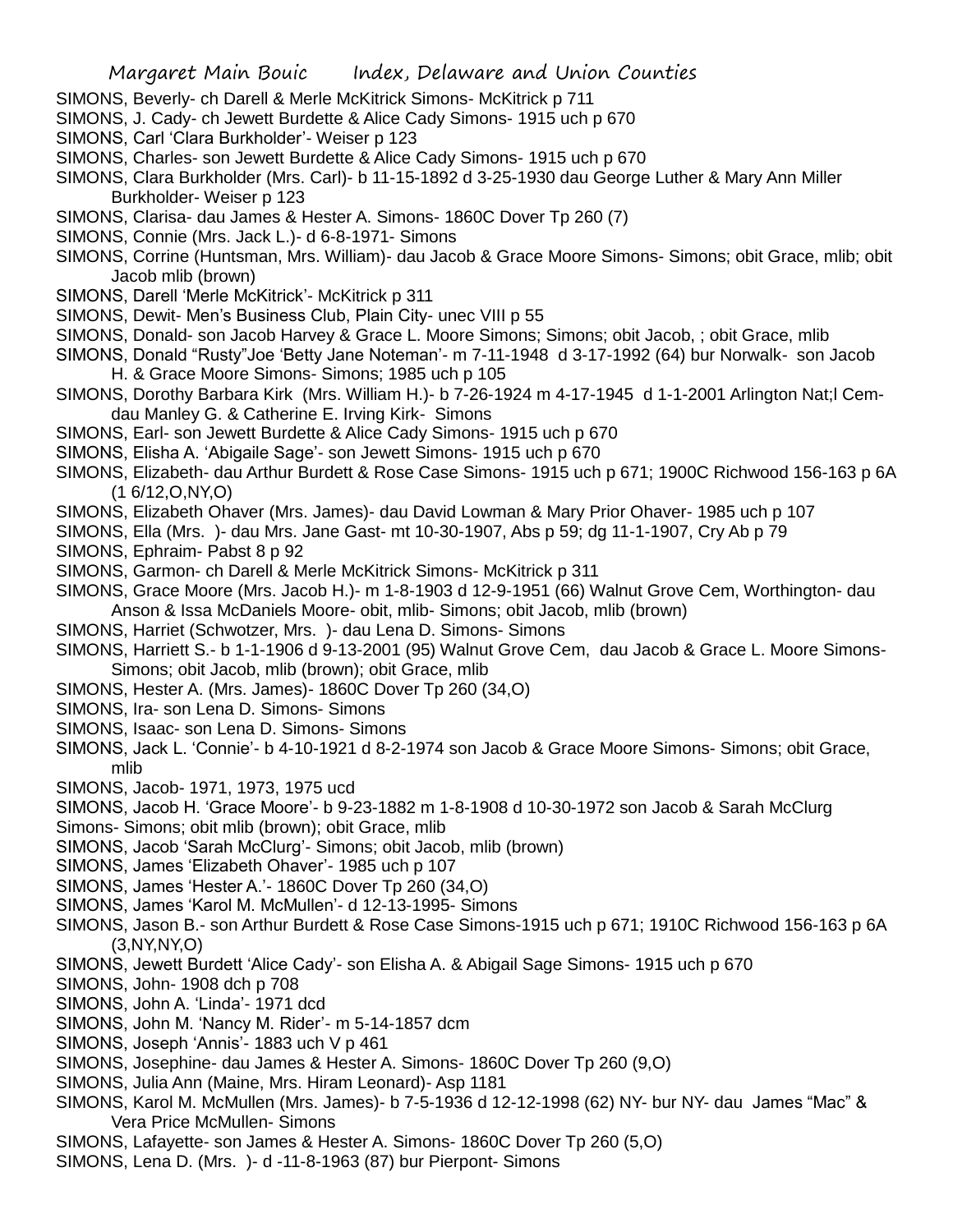SIMONS, Beverly- ch Darell & Merle McKitrick Simons- McKitrick p 711
SIMONS, J. Cady- ch Jewett Burdette & Alice Cady Simons- 1915 uch p 670
SIMONS, Carl 'Clara Burkholder'- Weiser p 123
SIMONS, Charles- son Jewett Burdette & Alice Cady Simons- 1915 uch p 670
SIMONS, Clara Burkholder (Mrs. Carl)- b 11-15-1892 d 3-25-1930 dau George Luther & Mary Ann Miller Burkholder- Weiser p 123
SIMONS, Clarisa- dau James & Hester A. Simons- 1860C Dover Tp 260 (7)
SIMONS, Connie (Mrs. Jack L.)- d 6-8-1971- Simons
SIMONS, Corrine (Huntsman, Mrs. William)- dau Jacob & Grace Moore Simons- Simons; obit Grace, mlib; obit Jacob mlib (brown)
SIMONS, Darell 'Merle McKitrick'- McKitrick p 311
SIMONS, Dewit- Men's Business Club, Plain City- unec VIII p 55
SIMONS, Donald- son Jacob Harvey & Grace L. Moore Simons; Simons; obit Jacob, ; obit Grace, mlib
SIMONS, Donald "Rusty"Joe 'Betty Jane Noteman'- m 7-11-1948 d 3-17-1992 (64) bur Norwalk- son Jacob H. & Grace Moore Simons- Simons; 1985 uch p 105
SIMONS, Dorothy Barbara Kirk (Mrs. William H.)- b 7-26-1924 m 4-17-1945 d 1-1-2001 Arlington Nat;l Cem- dau Manley G. & Catherine E. Irving Kirk- Simons
SIMONS, Earl- son Jewett Burdette & Alice Cady Simons- 1915 uch p 670
SIMONS, Elisha A. 'Abigaile Sage'- son Jewett Simons- 1915 uch p 670
SIMONS, Elizabeth- dau Arthur Burdett & Rose Case Simons- 1915 uch p 671; 1900C Richwood 156-163 p 6A (1 6/12,O,NY,O)
SIMONS, Elizabeth Ohaver (Mrs. James)- dau David Lowman & Mary Prior Ohaver- 1985 uch p 107
SIMONS, Ella (Mrs. )- dau Mrs. Jane Gast- mt 10-30-1907, Abs p 59; dg 11-1-1907, Cry Ab p 79
SIMONS, Ephraim- Pabst 8 p 92
SIMONS, Garmon- ch Darell & Merle McKitrick Simons- McKitrick p 311
SIMONS, Grace Moore (Mrs. Jacob H.)- m 1-8-1903 d 12-9-1951 (66) Walnut Grove Cem, Worthington- dau Anson & Issa McDaniels Moore- obit, mlib- Simons; obit Jacob, mlib (brown)
SIMONS, Harriet (Schwotzer, Mrs. )- dau Lena D. Simons- Simons
SIMONS, Harriett S.- b 1-1-1906 d 9-13-2001 (95) Walnut Grove Cem, dau Jacob & Grace L. Moore Simons- Simons; obit Jacob, mlib (brown); obit Grace, mlib
SIMONS, Hester A. (Mrs. James)- 1860C Dover Tp 260 (34,O)
SIMONS, Ira- son Lena D. Simons- Simons
SIMONS, Isaac- son Lena D. Simons- Simons
SIMONS, Jack L. 'Connie'- b 4-10-1921 d 8-2-1974 son Jacob & Grace Moore Simons- Simons; obit Grace, mlib
SIMONS, Jacob- 1971, 1973, 1975 ucd
SIMONS, Jacob H. 'Grace Moore'- b 9-23-1882 m 1-8-1908 d 10-30-1972 son Jacob & Sarah McClurg Simons- Simons; obit mlib (brown); obit Grace, mlib
SIMONS, Jacob 'Sarah McClurg'- Simons; obit Jacob, mlib (brown)
SIMONS, James 'Elizabeth Ohaver'- 1985 uch p 107
SIMONS, James 'Hester A.'- 1860C Dover Tp 260 (34,O)
SIMONS, James 'Karol M. McMullen'- d 12-13-1995- Simons
SIMONS, Jason B.- son Arthur Burdett & Rose Case Simons-1915 uch p 671; 1910C Richwood 156-163 p 6A (3,NY,NY,O)
SIMONS, Jewett Burdett 'Alice Cady'- son Elisha A. & Abigail Sage Simons- 1915 uch p 670
SIMONS, John- 1908 dch p 708
SIMONS, John A. 'Linda'- 1971 dcd
SIMONS, John M. 'Nancy M. Rider'- m 5-14-1857 dcm
SIMONS, Joseph 'Annis'- 1883 uch V p 461
SIMONS, Josephine- dau James & Hester A. Simons- 1860C Dover Tp 260 (9,O)
SIMONS, Julia Ann (Maine, Mrs. Hiram Leonard)- Asp 1181
SIMONS, Karol M. McMullen (Mrs. James)- b 7-5-1936 d 12-12-1998 (62) NY- bur NY- dau James "Mac" & Vera Price McMullen- Simons
SIMONS, Lafayette- son James & Hester A. Simons- 1860C Dover Tp 260 (5,O)
SIMONS, Lena D. (Mrs. )- d -11-8-1963 (87) bur Pierpont- Simons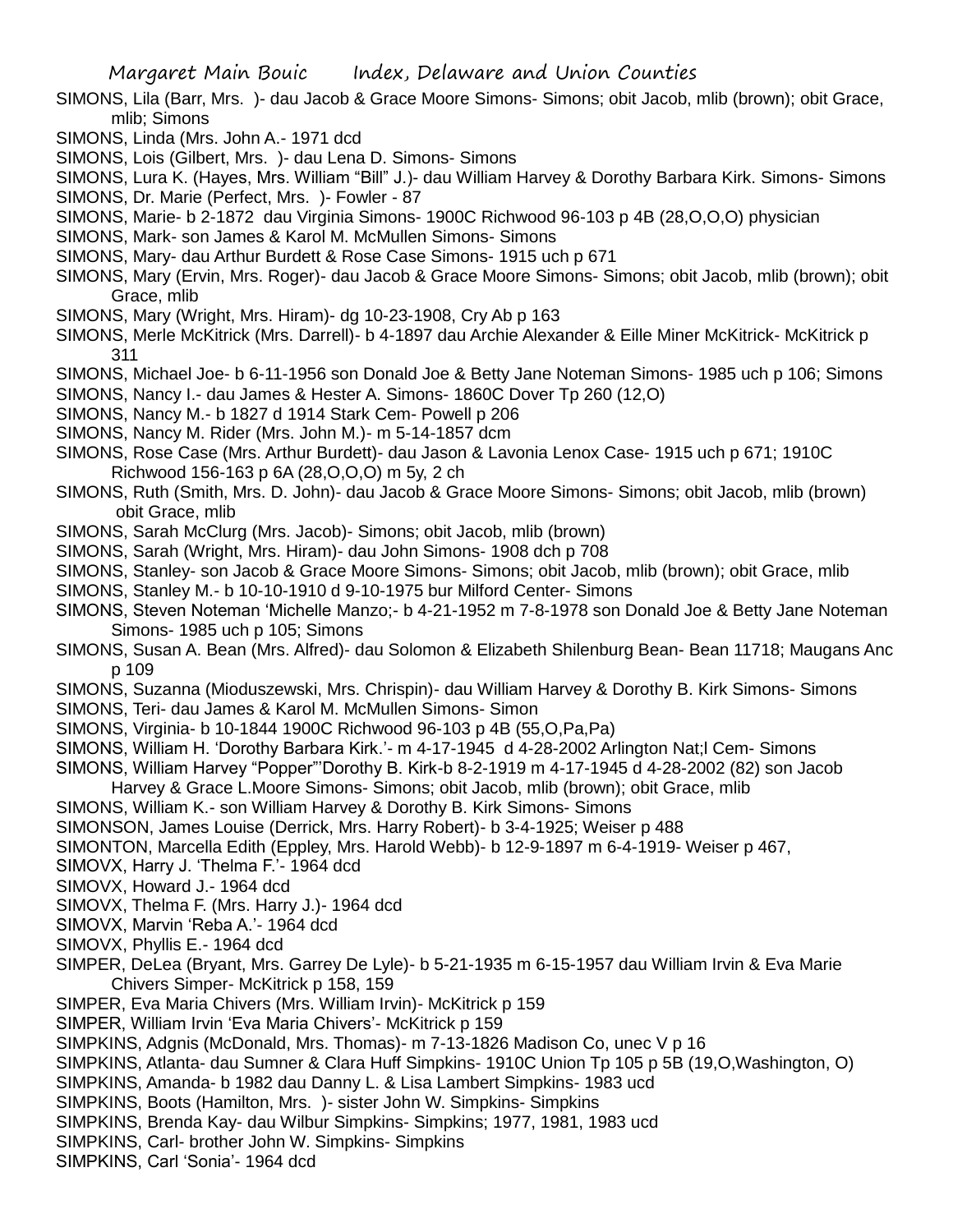SIMONS, Lila (Barr, Mrs. )- dau Jacob & Grace Moore Simons- Simons; obit Jacob, mlib (brown); obit Grace, mlib; Simons

SIMONS, Linda (Mrs. John A.- 1971 dcd

SIMONS, Lois (Gilbert, Mrs. )- dau Lena D. Simons- Simons

SIMONS, Lura K. (Hayes, Mrs. William "Bill" J.)- dau William Harvey & Dorothy Barbara Kirk. Simons- Simons

SIMONS, Dr. Marie (Perfect, Mrs. )- Fowler - 87

SIMONS, Marie- b 2-1872 dau Virginia Simons- 1900C Richwood 96-103 p 4B (28,O,O,O) physician

SIMONS, Mark- son James & Karol M. McMullen Simons- Simons

SIMONS, Mary- dau Arthur Burdett & Rose Case Simons- 1915 uch p 671

SIMONS, Mary (Ervin, Mrs. Roger)- dau Jacob & Grace Moore Simons- Simons; obit Jacob, mlib (brown); obit Grace, mlib

SIMONS, Mary (Wright, Mrs. Hiram)- dg 10-23-1908, Cry Ab p 163

SIMONS, Merle McKitrick (Mrs. Darrell)- b 4-1897 dau Archie Alexander & Eille Miner McKitrick- McKitrick p 311

SIMONS, Michael Joe- b 6-11-1956 son Donald Joe & Betty Jane Noteman Simons- 1985 uch p 106; Simons

SIMONS, Nancy I.- dau James & Hester A. Simons- 1860C Dover Tp 260 (12,O)

SIMONS, Nancy M.- b 1827 d 1914 Stark Cem- Powell p 206

SIMONS, Nancy M. Rider (Mrs. John M.)- m 5-14-1857 dcm

SIMONS, Rose Case (Mrs. Arthur Burdett)- dau Jason & Lavonia Lenox Case- 1915 uch p 671; 1910C Richwood 156-163 p 6A (28,O,O,O) m 5y, 2 ch

SIMONS, Ruth (Smith, Mrs. D. John)- dau Jacob & Grace Moore Simons- Simons; obit Jacob, mlib (brown) obit Grace, mlib

SIMONS, Sarah McClurg (Mrs. Jacob)- Simons; obit Jacob, mlib (brown)

SIMONS, Sarah (Wright, Mrs. Hiram)- dau John Simons- 1908 dch p 708

SIMONS, Stanley- son Jacob & Grace Moore Simons- Simons; obit Jacob, mlib (brown); obit Grace, mlib

SIMONS, Stanley M.- b 10-10-1910 d 9-10-1975 bur Milford Center- Simons

SIMONS, Steven Noteman 'Michelle Manzo;- b 4-21-1952 m 7-8-1978 son Donald Joe & Betty Jane Noteman Simons- 1985 uch p 105; Simons

SIMONS, Susan A. Bean (Mrs. Alfred)- dau Solomon & Elizabeth Shilenburg Bean- Bean 11718; Maugans Anc p 109

SIMONS, Suzanna (Mioduszewski, Mrs. Chrispin)- dau William Harvey & Dorothy B. Kirk Simons- Simons

SIMONS, Teri- dau James & Karol M. McMullen Simons- Simon

SIMONS, Virginia- b 10-1844 1900C Richwood 96-103 p 4B (55,O,Pa,Pa)

SIMONS, William H. 'Dorothy Barbara Kirk.'- m 4-17-1945 d 4-28-2002 Arlington Nat;l Cem- Simons

SIMONS, William Harvey "Popper"'Dorothy B. Kirk-b 8-2-1919 m 4-17-1945 d 4-28-2002 (82) son Jacob Harvey & Grace L.Moore Simons- Simons; obit Jacob, mlib (brown); obit Grace, mlib

SIMONS, William K.- son William Harvey & Dorothy B. Kirk Simons- Simons

SIMONSON, James Louise (Derrick, Mrs. Harry Robert)- b 3-4-1925; Weiser p 488

SIMONTON, Marcella Edith (Eppley, Mrs. Harold Webb)- b 12-9-1897 m 6-4-1919- Weiser p 467,

SIMOVX, Harry J. 'Thelma F.'- 1964 dcd

SIMOVX, Howard J.- 1964 dcd

SIMOVX, Thelma F. (Mrs. Harry J.)- 1964 dcd

SIMOVX, Marvin 'Reba A.'- 1964 dcd

SIMOVX, Phyllis E.- 1964 dcd

SIMPER, DeLea (Bryant, Mrs. Garrey De Lyle)- b 5-21-1935 m 6-15-1957 dau William Irvin & Eva Marie Chivers Simper- McKitrick p 158, 159

SIMPER, Eva Maria Chivers (Mrs. William Irvin)- McKitrick p 159

SIMPER, William Irvin 'Eva Maria Chivers'- McKitrick p 159

SIMPKINS, Adgnis (McDonald, Mrs. Thomas)- m 7-13-1826 Madison Co, unec V p 16

SIMPKINS, Atlanta- dau Sumner & Clara Huff Simpkins- 1910C Union Tp 105 p 5B (19,O,Washington, O)

SIMPKINS, Amanda- b 1982 dau Danny L. & Lisa Lambert Simpkins- 1983 ucd

SIMPKINS, Boots (Hamilton, Mrs. )- sister John W. Simpkins- Simpkins

SIMPKINS, Brenda Kay- dau Wilbur Simpkins- Simpkins; 1977, 1981, 1983 ucd

SIMPKINS, Carl- brother John W. Simpkins- Simpkins

SIMPKINS, Carl 'Sonia'- 1964 dcd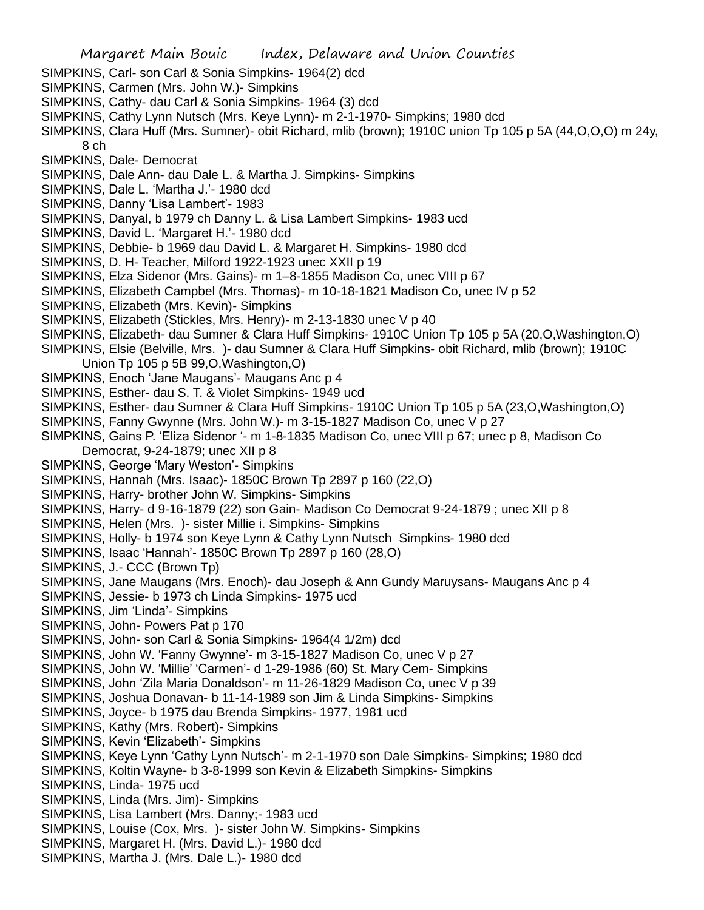SIMPKINS, Carl- son Carl & Sonia Simpkins- 1964(2) dcd
SIMPKINS, Carmen (Mrs. John W.)- Simpkins
SIMPKINS, Cathy- dau Carl & Sonia Simpkins- 1964 (3) dcd
SIMPKINS, Cathy Lynn Nutsch (Mrs. Keye Lynn)- m 2-1-1970- Simpkins; 1980 dcd
SIMPKINS, Clara Huff (Mrs. Sumner)- obit Richard, mlib (brown); 1910C union Tp 105 p 5A (44,O,O,O) m 24y, 8 ch
SIMPKINS, Dale- Democrat
SIMPKINS, Dale Ann- dau Dale L. & Martha J. Simpkins- Simpkins
SIMPKINS, Dale L. 'Martha J.'- 1980 dcd
SIMPKINS, Danny 'Lisa Lambert'- 1983
SIMPKINS, Danyal, b 1979 ch Danny L. & Lisa Lambert Simpkins- 1983 ucd
SIMPKINS, David L. 'Margaret H.'- 1980 dcd
SIMPKINS, Debbie- b 1969 dau David L. & Margaret H. Simpkins- 1980 dcd
SIMPKINS, D. H- Teacher, Milford 1922-1923 unec XXII p 19
SIMPKINS, Elza Sidenor (Mrs. Gains)- m 1–8-1855 Madison Co, unec VIII p 67
SIMPKINS, Elizabeth Campbel (Mrs. Thomas)- m 10-18-1821 Madison Co, unec IV p 52
SIMPKINS, Elizabeth (Mrs. Kevin)- Simpkins
SIMPKINS, Elizabeth (Stickles, Mrs. Henry)- m 2-13-1830 unec V p 40
SIMPKINS, Elizabeth- dau Sumner & Clara Huff Simpkins- 1910C Union Tp 105 p 5A (20,O,Washington,O)
SIMPKINS, Elsie (Belville, Mrs. )- dau Sumner & Clara Huff Simpkins- obit Richard, mlib (brown); 1910C Union Tp 105 p 5B 99,O,Washington,O)
SIMPKINS, Enoch 'Jane Maugans'- Maugans Anc p 4
SIMPKINS, Esther- dau S. T. & Violet Simpkins- 1949 ucd
SIMPKINS, Esther- dau Sumner & Clara Huff Simpkins- 1910C Union Tp 105 p 5A (23,O,Washington,O)
SIMPKINS, Fanny Gwynne (Mrs. John W.)- m 3-15-1827 Madison Co, unec V p 27
SIMPKINS, Gains P. 'Eliza Sidenor '- m 1-8-1835 Madison Co, unec VIII p 67; unec p 8, Madison Co Democrat, 9-24-1879; unec XII p 8
SIMPKINS, George 'Mary Weston'- Simpkins
SIMPKINS, Hannah (Mrs. Isaac)- 1850C Brown Tp 2897 p 160 (22,O)
SIMPKINS, Harry- brother John W. Simpkins- Simpkins
SIMPKINS, Harry- d 9-16-1879 (22) son Gain- Madison Co Democrat 9-24-1879 ; unec XII p 8
SIMPKINS, Helen (Mrs. )- sister Millie i. Simpkins- Simpkins
SIMPKINS, Holly- b 1974 son Keye Lynn & Cathy Lynn Nutsch Simpkins- 1980 dcd
SIMPKINS, Isaac 'Hannah'- 1850C Brown Tp 2897 p 160 (28,O)
SIMPKINS, J.- CCC (Brown Tp)
SIMPKINS, Jane Maugans (Mrs. Enoch)- dau Joseph & Ann Gundy Maruysans- Maugans Anc p 4
SIMPKINS, Jessie- b 1973 ch Linda Simpkins- 1975 ucd
SIMPKINS, Jim 'Linda'- Simpkins
SIMPKINS, John- Powers Pat p 170
SIMPKINS, John- son Carl & Sonia Simpkins- 1964(4 1/2m) dcd
SIMPKINS, John W. 'Fanny Gwynne'- m 3-15-1827 Madison Co, unec V p 27
SIMPKINS, John W. 'Millie' 'Carmen'- d 1-29-1986 (60) St. Mary Cem- Simpkins
SIMPKINS, John 'Zila Maria Donaldson'- m 11-26-1829 Madison Co, unec V p 39
SIMPKINS, Joshua Donavan- b 11-14-1989 son Jim & Linda Simpkins- Simpkins
SIMPKINS, Joyce- b 1975 dau Brenda Simpkins- 1977, 1981 ucd
SIMPKINS, Kathy (Mrs. Robert)- Simpkins
SIMPKINS, Kevin 'Elizabeth'- Simpkins
SIMPKINS, Keye Lynn 'Cathy Lynn Nutsch'- m 2-1-1970 son Dale Simpkins- Simpkins; 1980 dcd
SIMPKINS, Koltin Wayne- b 3-8-1999 son Kevin & Elizabeth Simpkins- Simpkins
SIMPKINS, Linda- 1975 ucd
SIMPKINS, Linda (Mrs. Jim)- Simpkins
SIMPKINS, Lisa Lambert (Mrs. Danny;- 1983 ucd
SIMPKINS, Louise (Cox, Mrs. )- sister John W. Simpkins- Simpkins
SIMPKINS, Margaret H. (Mrs. David L.)- 1980 dcd
SIMPKINS, Martha J. (Mrs. Dale L.)- 1980 dcd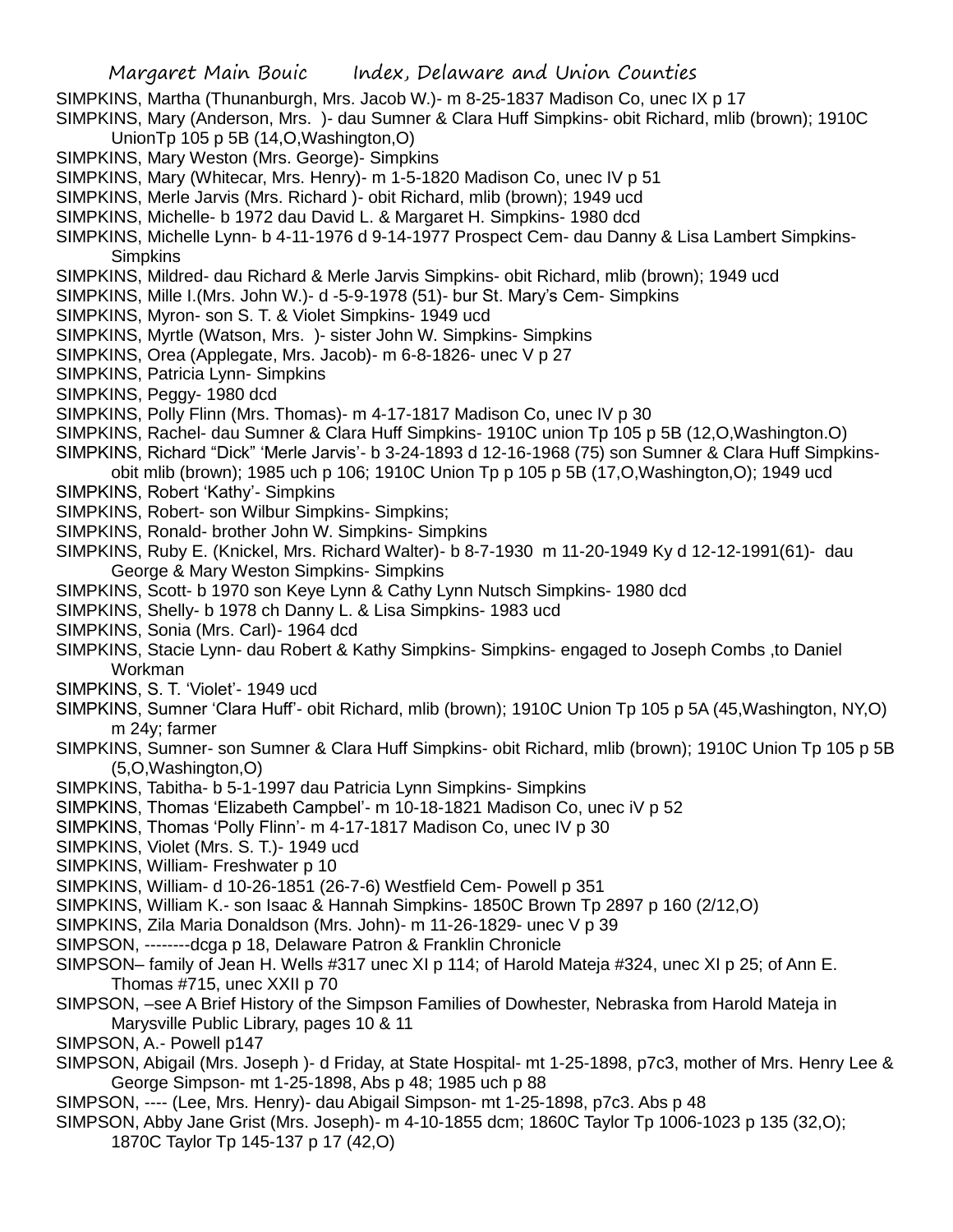SIMPKINS, Martha (Thunanburgh, Mrs. Jacob W.)- m 8-25-1837 Madison Co, unec IX p 17

SIMPKINS, Mary (Anderson, Mrs. )- dau Sumner & Clara Huff Simpkins- obit Richard, mlib (brown); 1910C UnionTp 105 p 5B (14,O,Washington,O)

SIMPKINS, Mary Weston (Mrs. George)- Simpkins

SIMPKINS, Mary (Whitecar, Mrs. Henry)- m 1-5-1820 Madison Co, unec IV p 51

SIMPKINS, Merle Jarvis (Mrs. Richard )- obit Richard, mlib (brown); 1949 ucd

SIMPKINS, Michelle- b 1972 dau David L. & Margaret H. Simpkins- 1980 dcd

SIMPKINS, Michelle Lynn- b 4-11-1976 d 9-14-1977 Prospect Cem- dau Danny & Lisa Lambert Simpkins- Simpkins

SIMPKINS, Mildred- dau Richard & Merle Jarvis Simpkins- obit Richard, mlib (brown); 1949 ucd

SIMPKINS, Mille I.(Mrs. John W.)- d -5-9-1978 (51)- bur St. Mary's Cem- Simpkins

SIMPKINS, Myron- son S. T. & Violet Simpkins- 1949 ucd

SIMPKINS, Myrtle (Watson, Mrs. )- sister John W. Simpkins- Simpkins

SIMPKINS, Orea (Applegate, Mrs. Jacob)- m 6-8-1826- unec V p 27

SIMPKINS, Patricia Lynn- Simpkins

SIMPKINS, Peggy- 1980 dcd

SIMPKINS, Polly Flinn (Mrs. Thomas)- m 4-17-1817 Madison Co, unec IV p 30

SIMPKINS, Rachel- dau Sumner & Clara Huff Simpkins- 1910C union Tp 105 p 5B (12,O,Washington.O)

SIMPKINS, Richard "Dick" 'Merle Jarvis'- b 3-24-1893 d 12-16-1968 (75) son Sumner & Clara Huff Simpkins- obit mlib (brown); 1985 uch p 106; 1910C Union Tp p 105 p 5B (17,O,Washington,O); 1949 ucd

SIMPKINS, Robert 'Kathy'- Simpkins

SIMPKINS, Robert- son Wilbur Simpkins- Simpkins;

SIMPKINS, Ronald- brother John W. Simpkins- Simpkins

SIMPKINS, Ruby E. (Knickel, Mrs. Richard Walter)- b 8-7-1930 m 11-20-1949 Ky d 12-12-1991(61)- dau George & Mary Weston Simpkins- Simpkins

SIMPKINS, Scott- b 1970 son Keye Lynn & Cathy Lynn Nutsch Simpkins- 1980 dcd

SIMPKINS, Shelly- b 1978 ch Danny L. & Lisa Simpkins- 1983 ucd

SIMPKINS, Sonia (Mrs. Carl)- 1964 dcd

SIMPKINS, Stacie Lynn- dau Robert & Kathy Simpkins- Simpkins- engaged to Joseph Combs ,to Daniel Workman

SIMPKINS, S. T. 'Violet'- 1949 ucd

SIMPKINS, Sumner 'Clara Huff'- obit Richard, mlib (brown); 1910C Union Tp 105 p 5A (45,Washington, NY,O) m 24y; farmer

SIMPKINS, Sumner- son Sumner & Clara Huff Simpkins- obit Richard, mlib (brown); 1910C Union Tp 105 p 5B (5,O,Washington,O)

SIMPKINS, Tabitha- b 5-1-1997 dau Patricia Lynn Simpkins- Simpkins

SIMPKINS, Thomas 'Elizabeth Campbel'- m 10-18-1821 Madison Co, unec iV p 52

SIMPKINS, Thomas 'Polly Flinn'- m 4-17-1817 Madison Co, unec IV p 30

SIMPKINS, Violet (Mrs. S. T.)- 1949 ucd

SIMPKINS, William- Freshwater p 10

SIMPKINS, William- d 10-26-1851 (26-7-6) Westfield Cem- Powell p 351

SIMPKINS, William K.- son Isaac & Hannah Simpkins- 1850C Brown Tp 2897 p 160 (2/12,O)

SIMPKINS, Zila Maria Donaldson (Mrs. John)- m 11-26-1829- unec V p 39

SIMPSON, --------dcga p 18, Delaware Patron & Franklin Chronicle

SIMPSON– family of Jean H. Wells #317 unec XI p 114; of Harold Mateja #324, unec XI p 25; of Ann E. Thomas #715, unec XXII p 70

SIMPSON, –see A Brief History of the Simpson Families of Dowhester, Nebraska from Harold Mateja in Marysville Public Library, pages 10 & 11

SIMPSON, A.- Powell p147

SIMPSON, Abigail (Mrs. Joseph )- d Friday, at State Hospital- mt 1-25-1898, p7c3, mother of Mrs. Henry Lee & George Simpson- mt 1-25-1898, Abs p 48; 1985 uch p 88

SIMPSON, ---- (Lee, Mrs. Henry)- dau Abigail Simpson- mt 1-25-1898, p7c3. Abs p 48

SIMPSON, Abby Jane Grist (Mrs. Joseph)- m 4-10-1855 dcm; 1860C Taylor Tp 1006-1023 p 135 (32,O); 1870C Taylor Tp 145-137 p 17 (42,O)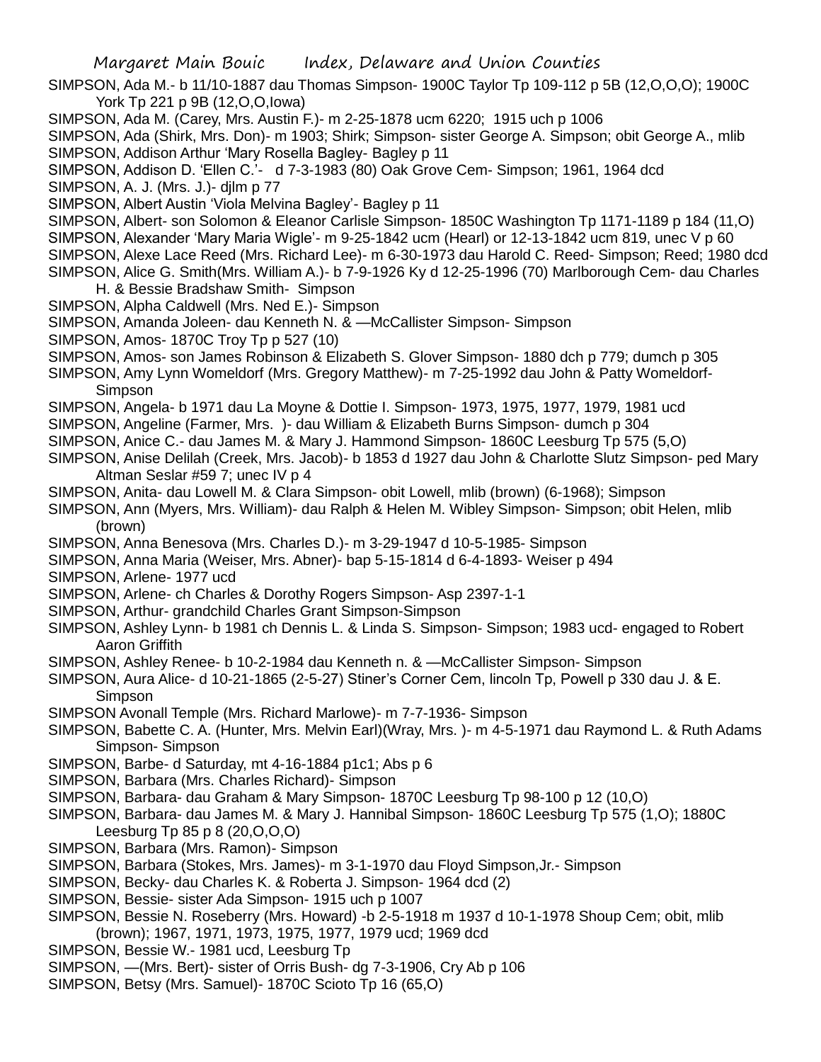SIMPSON, Ada M.- b 11/10-1887 dau Thomas Simpson- 1900C Taylor Tp 109-112 p 5B (12,O,O,O); 1900C York Tp 221 p 9B (12,O,O,Iowa)

SIMPSON, Ada M. (Carey, Mrs. Austin F.)- m 2-25-1878 ucm 6220; 1915 uch p 1006

SIMPSON, Ada (Shirk, Mrs. Don)- m 1903; Shirk; Simpson- sister George A. Simpson; obit George A., mlib

SIMPSON, Addison Arthur 'Mary Rosella Bagley- Bagley p 11

SIMPSON, Addison D. 'Ellen C.'- d 7-3-1983 (80) Oak Grove Cem- Simpson; 1961, 1964 dcd

SIMPSON, A. J. (Mrs. J.)- djlm p 77

SIMPSON, Albert Austin 'Viola Melvina Bagley'- Bagley p 11

SIMPSON, Albert- son Solomon & Eleanor Carlisle Simpson- 1850C Washington Tp 1171-1189 p 184 (11,O)

SIMPSON, Alexander 'Mary Maria Wigle'- m 9-25-1842 ucm (Hearl) or 12-13-1842 ucm 819, unec V p 60

SIMPSON, Alexe Lace Reed (Mrs. Richard Lee)- m 6-30-1973 dau Harold C. Reed- Simpson; Reed; 1980 dcd

SIMPSON, Alice G. Smith(Mrs. William A.)- b 7-9-1926 Ky d 12-25-1996 (70) Marlborough Cem- dau Charles H. & Bessie Bradshaw Smith- Simpson

SIMPSON, Alpha Caldwell (Mrs. Ned E.)- Simpson

SIMPSON, Amanda Joleen- dau Kenneth N. & —McCallister Simpson- Simpson

SIMPSON, Amos- 1870C Troy Tp p 527 (10)

SIMPSON, Amos- son James Robinson & Elizabeth S. Glover Simpson- 1880 dch p 779; dumch p 305

SIMPSON, Amy Lynn Womeldorf (Mrs. Gregory Matthew)- m 7-25-1992 dau John & Patty Womeldorf- Simpson

SIMPSON, Angela- b 1971 dau La Moyne & Dottie I. Simpson- 1973, 1975, 1977, 1979, 1981 ucd

SIMPSON, Angeline (Farmer, Mrs. )- dau William & Elizabeth Burns Simpson- dumch p 304

SIMPSON, Anice C.- dau James M. & Mary J. Hammond Simpson- 1860C Leesburg Tp 575 (5,O)

SIMPSON, Anise Delilah (Creek, Mrs. Jacob)- b 1853 d 1927 dau John & Charlotte Slutz Simpson- ped Mary Altman Seslar #59 7; unec IV p 4

SIMPSON, Anita- dau Lowell M. & Clara Simpson- obit Lowell, mlib (brown) (6-1968); Simpson

SIMPSON, Ann (Myers, Mrs. William)- dau Ralph & Helen M. Wibley Simpson- Simpson; obit Helen, mlib (brown)

SIMPSON, Anna Benesova (Mrs. Charles D.)- m 3-29-1947 d 10-5-1985- Simpson

SIMPSON, Anna Maria (Weiser, Mrs. Abner)- bap 5-15-1814 d 6-4-1893- Weiser p 494

SIMPSON, Arlene- 1977 ucd

SIMPSON, Arlene- ch Charles & Dorothy Rogers Simpson- Asp 2397-1-1

SIMPSON, Arthur- grandchild Charles Grant Simpson-Simpson

SIMPSON, Ashley Lynn- b 1981 ch Dennis L. & Linda S. Simpson- Simpson; 1983 ucd- engaged to Robert Aaron Griffith

SIMPSON, Ashley Renee- b 10-2-1984 dau Kenneth n. & —McCallister Simpson- Simpson

SIMPSON, Aura Alice- d 10-21-1865 (2-5-27) Stiner's Corner Cem, lincoln Tp, Powell p 330 dau J. & E. Simpson

SIMPSON Avonall Temple (Mrs. Richard Marlowe)- m 7-7-1936- Simpson

SIMPSON, Babette C. A. (Hunter, Mrs. Melvin Earl)(Wray, Mrs. )- m 4-5-1971 dau Raymond L. & Ruth Adams Simpson- Simpson

SIMPSON, Barbe- d Saturday, mt 4-16-1884 p1c1; Abs p 6

SIMPSON, Barbara (Mrs. Charles Richard)- Simpson

SIMPSON, Barbara- dau Graham & Mary Simpson- 1870C Leesburg Tp 98-100 p 12 (10,O)

SIMPSON, Barbara- dau James M. & Mary J. Hannibal Simpson- 1860C Leesburg Tp 575 (1,O); 1880C Leesburg Tp 85 p 8 (20,O,O,O)

SIMPSON, Barbara (Mrs. Ramon)- Simpson

SIMPSON, Barbara (Stokes, Mrs. James)- m 3-1-1970 dau Floyd Simpson,Jr.- Simpson

SIMPSON, Becky- dau Charles K. & Roberta J. Simpson- 1964 dcd (2)

SIMPSON, Bessie- sister Ada Simpson- 1915 uch p 1007

SIMPSON, Bessie N. Roseberry (Mrs. Howard) -b 2-5-1918 m 1937 d 10-1-1978 Shoup Cem; obit, mlib (brown); 1967, 1971, 1973, 1975, 1977, 1979 ucd; 1969 dcd

SIMPSON, Bessie W.- 1981 ucd, Leesburg Tp

SIMPSON, —(Mrs. Bert)- sister of Orris Bush- dg 7-3-1906, Cry Ab p 106

SIMPSON, Betsy (Mrs. Samuel)- 1870C Scioto Tp 16 (65,O)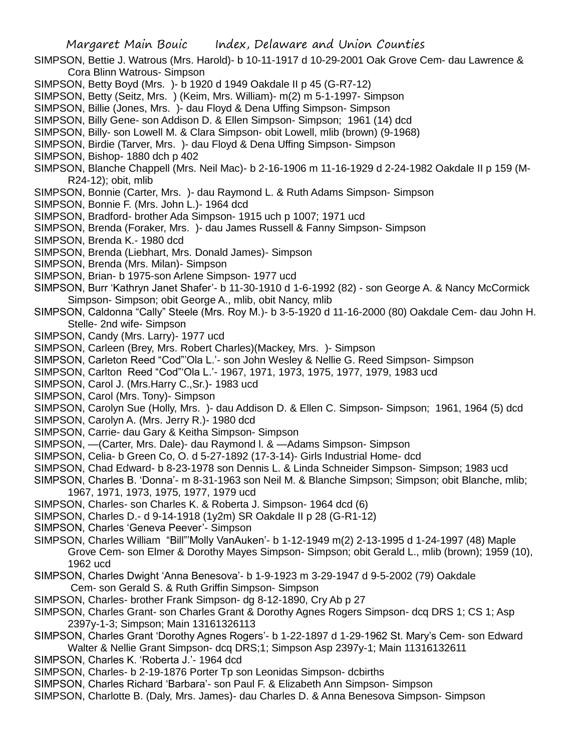SIMPSON, Bettie J. Watrous (Mrs. Harold)- b 10-11-1917 d 10-29-2001 Oak Grove Cem- dau Lawrence & Cora Blinn Watrous- Simpson

SIMPSON, Betty Boyd (Mrs. )- b 1920 d 1949 Oakdale II p 45 (G-R7-12)

SIMPSON, Betty (Seitz, Mrs. ) (Keim, Mrs. William)- m(2) m 5-1-1997- Simpson

SIMPSON, Billie (Jones, Mrs. )- dau Floyd & Dena Uffing Simpson- Simpson

SIMPSON, Billy Gene- son Addison D. & Ellen Simpson- Simpson; 1961 (14) dcd

SIMPSON, Billy- son Lowell M. & Clara Simpson- obit Lowell, mlib (brown) (9-1968)

SIMPSON, Birdie (Tarver, Mrs. )- dau Floyd & Dena Uffing Simpson- Simpson

SIMPSON, Bishop- 1880 dch p 402

SIMPSON, Blanche Chappell (Mrs. Neil Mac)- b 2-16-1906 m 11-16-1929 d 2-24-1982 Oakdale II p 159 (M-R24-12); obit, mlib

SIMPSON, Bonnie (Carter, Mrs. )- dau Raymond L. & Ruth Adams Simpson- Simpson

SIMPSON, Bonnie F. (Mrs. John L.)- 1964 dcd

SIMPSON, Bradford- brother Ada Simpson- 1915 uch p 1007; 1971 ucd

SIMPSON, Brenda (Foraker, Mrs. )- dau James Russell & Fanny Simpson- Simpson

SIMPSON, Brenda K.- 1980 dcd

SIMPSON, Brenda (Liebhart, Mrs. Donald James)- Simpson

SIMPSON, Brenda (Mrs. Milan)- Simpson

SIMPSON, Brian- b 1975-son Arlene Simpson- 1977 ucd

SIMPSON, Burr 'Kathryn Janet Shafer'- b 11-30-1910 d 1-6-1992 (82) - son George A. & Nancy McCormick Simpson- Simpson; obit George A., mlib, obit Nancy, mlib

SIMPSON, Caldonna "Cally" Steele (Mrs. Roy M.)- b 3-5-1920 d 11-16-2000 (80) Oakdale Cem- dau John H. Stelle- 2nd wife- Simpson

SIMPSON, Candy (Mrs. Larry)- 1977 ucd

SIMPSON, Carleen (Brey, Mrs. Robert Charles)(Mackey, Mrs. )- Simpson

SIMPSON, Carleton Reed "Cod"'Ola L.'- son John Wesley & Nellie G. Reed Simpson- Simpson

SIMPSON, Carlton Reed "Cod"'Ola L.'- 1967, 1971, 1973, 1975, 1977, 1979, 1983 ucd

SIMPSON, Carol J. (Mrs.Harry C.,Sr.)- 1983 ucd

SIMPSON, Carol (Mrs. Tony)- Simpson

SIMPSON, Carolyn Sue (Holly, Mrs. )- dau Addison D. & Ellen C. Simpson- Simpson; 1961, 1964 (5) dcd

SIMPSON, Carolyn A. (Mrs. Jerry R.)- 1980 dcd

SIMPSON, Carrie- dau Gary & Keitha Simpson- Simpson

SIMPSON, —(Carter, Mrs. Dale)- dau Raymond l. & —Adams Simpson- Simpson

SIMPSON, Celia- b Green Co, O. d 5-27-1892 (17-3-14)- Girls Industrial Home- dcd

SIMPSON, Chad Edward- b 8-23-1978 son Dennis L. & Linda Schneider Simpson- Simpson; 1983 ucd

SIMPSON, Charles B. 'Donna'- m 8-31-1963 son Neil M. & Blanche Simpson; Simpson; obit Blanche, mlib; 1967, 1971, 1973, 1975, 1977, 1979 ucd

SIMPSON, Charles- son Charles K. & Roberta J. Simpson- 1964 dcd (6)

SIMPSON, Charles D.- d 9-14-1918 (1y2m) SR Oakdale II p 28 (G-R1-12)

SIMPSON, Charles 'Geneva Peever'- Simpson

SIMPSON, Charles William "Bill"'Molly VanAuken'- b 1-12-1949 m(2) 2-13-1995 d 1-24-1997 (48) Maple Grove Cem- son Elmer & Dorothy Mayes Simpson- Simpson; obit Gerald L., mlib (brown); 1959 (10), 1962 ucd

SIMPSON, Charles Dwight 'Anna Benesova'- b 1-9-1923 m 3-29-1947 d 9-5-2002 (79) Oakdale Cem- son Gerald S. & Ruth Griffin Simpson- Simpson

SIMPSON, Charles- brother Frank Simpson- dg 8-12-1890, Cry Ab p 27

SIMPSON, Charles Grant- son Charles Grant & Dorothy Agnes Rogers Simpson- dcq DRS 1; CS 1; Asp 2397y-1-3; Simpson; Main 13161326113

SIMPSON, Charles Grant 'Dorothy Agnes Rogers'- b 1-22-1897 d 1-29-1962 St. Mary's Cem- son Edward Walter & Nellie Grant Simpson- dcq DRS;1; Simpson Asp 2397y-1; Main 11316132611

SIMPSON, Charles K. 'Roberta J.'- 1964 dcd

SIMPSON, Charles- b 2-19-1876 Porter Tp son Leonidas Simpson- dcbirths

SIMPSON, Charles Richard 'Barbara'- son Paul F. & Elizabeth Ann Simpson- Simpson

SIMPSON, Charlotte B. (Daly, Mrs. James)- dau Charles D. & Anna Benesova Simpson- Simpson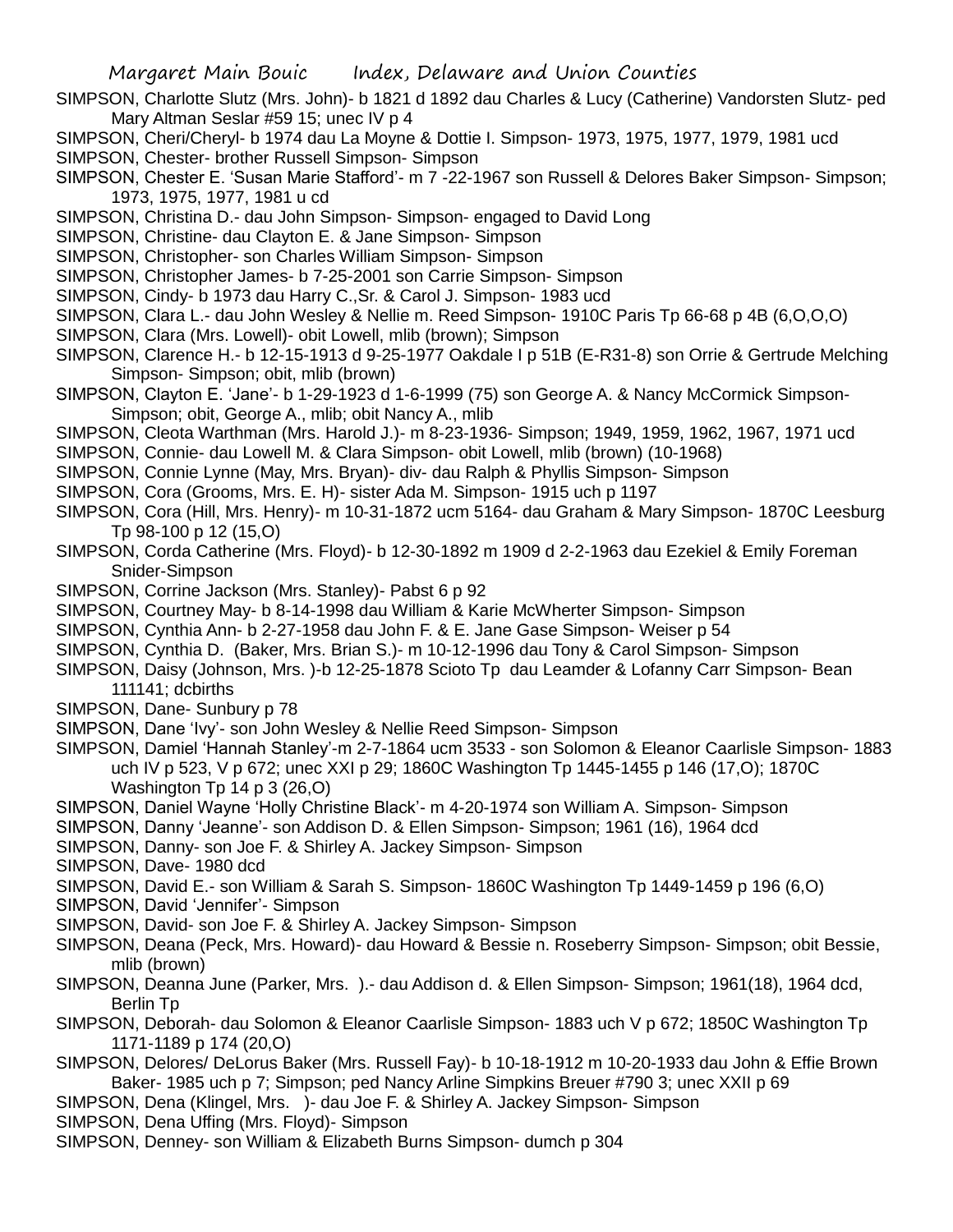SIMPSON, Charlotte Slutz (Mrs. John)- b 1821 d 1892 dau Charles & Lucy (Catherine) Vandorsten Slutz- ped Mary Altman Seslar #59 15; unec IV p 4

SIMPSON, Cheri/Cheryl- b 1974 dau La Moyne & Dottie I. Simpson- 1973, 1975, 1977, 1979, 1981 ucd

SIMPSON, Chester- brother Russell Simpson- Simpson

SIMPSON, Chester E. 'Susan Marie Stafford'- m 7 -22-1967 son Russell & Delores Baker Simpson- Simpson; 1973, 1975, 1977, 1981 u cd

SIMPSON, Christina D.- dau John Simpson- Simpson- engaged to David Long

SIMPSON, Christine- dau Clayton E. & Jane Simpson- Simpson

SIMPSON, Christopher- son Charles William Simpson- Simpson

SIMPSON, Christopher James- b 7-25-2001 son Carrie Simpson- Simpson

SIMPSON, Cindy- b 1973 dau Harry C.,Sr. & Carol J. Simpson- 1983 ucd

SIMPSON, Clara L.- dau John Wesley & Nellie m. Reed Simpson- 1910C Paris Tp 66-68 p 4B (6,O,O,O)

SIMPSON, Clara (Mrs. Lowell)- obit Lowell, mlib (brown); Simpson

SIMPSON, Clarence H.- b 12-15-1913 d 9-25-1977 Oakdale I p 51B (E-R31-8) son Orrie & Gertrude Melching Simpson- Simpson; obit, mlib (brown)

SIMPSON, Clayton E. 'Jane'- b 1-29-1923 d 1-6-1999 (75) son George A. & Nancy McCormick Simpson- Simpson; obit, George A., mlib; obit Nancy A., mlib

SIMPSON, Cleota Warthman (Mrs. Harold J.)- m 8-23-1936- Simpson; 1949, 1959, 1962, 1967, 1971 ucd

SIMPSON, Connie- dau Lowell M. & Clara Simpson- obit Lowell, mlib (brown) (10-1968)

SIMPSON, Connie Lynne (May, Mrs. Bryan)- div- dau Ralph & Phyllis Simpson- Simpson

SIMPSON, Cora (Grooms, Mrs. E. H)- sister Ada M. Simpson- 1915 uch p 1197

SIMPSON, Cora (Hill, Mrs. Henry)- m 10-31-1872 ucm 5164- dau Graham & Mary Simpson- 1870C Leesburg Tp 98-100 p 12 (15,O)

SIMPSON, Corda Catherine (Mrs. Floyd)- b 12-30-1892 m 1909 d 2-2-1963 dau Ezekiel & Emily Foreman Snider-Simpson

SIMPSON, Corrine Jackson (Mrs. Stanley)- Pabst 6 p 92

SIMPSON, Courtney May- b 8-14-1998 dau William & Karie McWherter Simpson- Simpson

SIMPSON, Cynthia Ann- b 2-27-1958 dau John F. & E. Jane Gase Simpson- Weiser p 54

SIMPSON, Cynthia D. (Baker, Mrs. Brian S.)- m 10-12-1996 dau Tony & Carol Simpson- Simpson

SIMPSON, Daisy (Johnson, Mrs. )-b 12-25-1878 Scioto Tp dau Leamder & Lofanny Carr Simpson- Bean 111141; dcbirths

SIMPSON, Dane- Sunbury p 78

SIMPSON, Dane 'Ivy'- son John Wesley & Nellie Reed Simpson- Simpson

SIMPSON, Damiel 'Hannah Stanley'-m 2-7-1864 ucm 3533 - son Solomon & Eleanor Caarlisle Simpson- 1883 uch IV p 523, V p 672; unec XXI p 29; 1860C Washington Tp 1445-1455 p 146 (17,O); 1870C Washington Tp 14 p 3 (26,O)

SIMPSON, Daniel Wayne 'Holly Christine Black'- m 4-20-1974 son William A. Simpson- Simpson

SIMPSON, Danny 'Jeanne'- son Addison D. & Ellen Simpson- Simpson; 1961 (16), 1964 dcd

SIMPSON, Danny- son Joe F. & Shirley A. Jackey Simpson- Simpson

SIMPSON, Dave- 1980 dcd

SIMPSON, David E.- son William & Sarah S. Simpson- 1860C Washington Tp 1449-1459 p 196 (6,O)

SIMPSON, David 'Jennifer'- Simpson

SIMPSON, David- son Joe F. & Shirley A. Jackey Simpson- Simpson

SIMPSON, Deana (Peck, Mrs. Howard)- dau Howard & Bessie n. Roseberry Simpson- Simpson; obit Bessie, mlib (brown)

SIMPSON, Deanna June (Parker, Mrs. ).- dau Addison d. & Ellen Simpson- Simpson; 1961(18), 1964 dcd, Berlin Tp

SIMPSON, Deborah- dau Solomon & Eleanor Caarlisle Simpson- 1883 uch V p 672; 1850C Washington Tp 1171-1189 p 174 (20,O)

SIMPSON, Delores/ DeLorus Baker (Mrs. Russell Fay)- b 10-18-1912 m 10-20-1933 dau John & Effie Brown Baker- 1985 uch p 7; Simpson; ped Nancy Arline Simpkins Breuer #790 3; unec XXII p 69

SIMPSON, Dena (Klingel, Mrs. )- dau Joe F. & Shirley A. Jackey Simpson- Simpson

SIMPSON, Dena Uffing (Mrs. Floyd)- Simpson

SIMPSON, Denney- son William & Elizabeth Burns Simpson- dumch p 304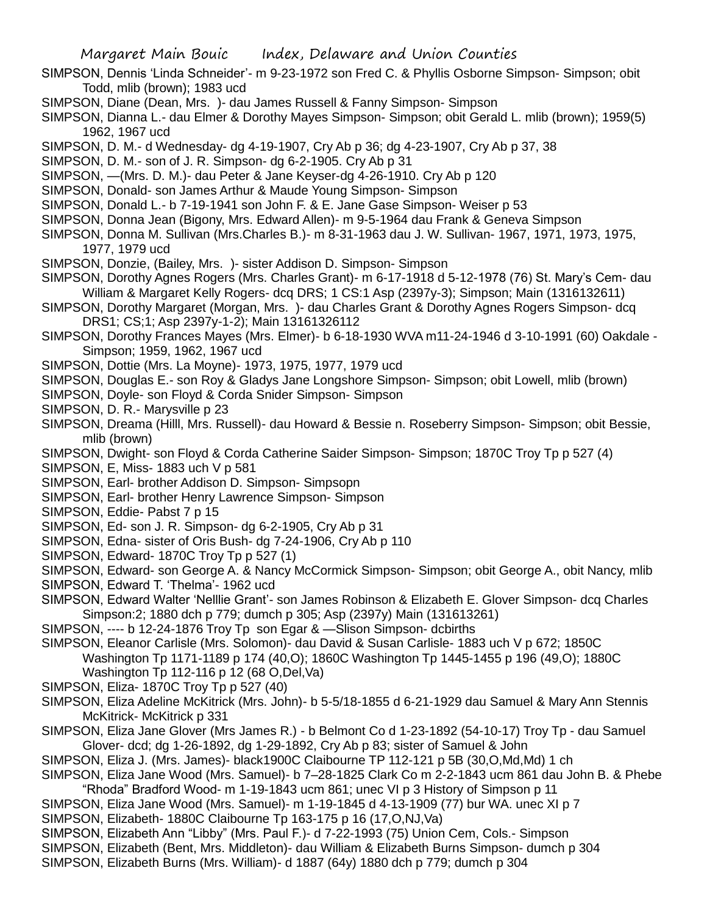SIMPSON, Dennis 'Linda Schneider'- m 9-23-1972 son Fred C. & Phyllis Osborne Simpson- Simpson; obit Todd, mlib (brown); 1983 ucd

SIMPSON, Diane (Dean, Mrs. )- dau James Russell & Fanny Simpson- Simpson

SIMPSON, Dianna L.- dau Elmer & Dorothy Mayes Simpson- Simpson; obit Gerald L. mlib (brown); 1959(5) 1962, 1967 ucd

SIMPSON, D. M.- d Wednesday- dg 4-19-1907, Cry Ab p 36; dg 4-23-1907, Cry Ab p 37, 38

SIMPSON, D. M.- son of J. R. Simpson- dg 6-2-1905. Cry Ab p 31

SIMPSON, —(Mrs. D. M.)- dau Peter & Jane Keyser-dg 4-26-1910. Cry Ab p 120

SIMPSON, Donald- son James Arthur & Maude Young Simpson- Simpson

SIMPSON, Donald L.- b 7-19-1941 son John F. & E. Jane Gase Simpson- Weiser p 53

SIMPSON, Donna Jean (Bigony, Mrs. Edward Allen)- m 9-5-1964 dau Frank & Geneva Simpson

SIMPSON, Donna M. Sullivan (Mrs.Charles B.)- m 8-31-1963 dau J. W. Sullivan- 1967, 1971, 1973, 1975, 1977, 1979 ucd

SIMPSON, Donzie, (Bailey, Mrs. )- sister Addison D. Simpson- Simpson

SIMPSON, Dorothy Agnes Rogers (Mrs. Charles Grant)- m 6-17-1918 d 5-12-1978 (76) St. Mary's Cem- dau William & Margaret Kelly Rogers- dcq DRS; 1 CS:1 Asp (2397y-3); Simpson; Main (1316132611)

SIMPSON, Dorothy Margaret (Morgan, Mrs. )- dau Charles Grant & Dorothy Agnes Rogers Simpson- dcq DRS1; CS;1; Asp 2397y-1-2); Main 13161326112

SIMPSON, Dorothy Frances Mayes (Mrs. Elmer)- b 6-18-1930 WVA m11-24-1946 d 3-10-1991 (60) Oakdale - Simpson; 1959, 1962, 1967 ucd

SIMPSON, Dottie (Mrs. La Moyne)- 1973, 1975, 1977, 1979 ucd

SIMPSON, Douglas E.- son Roy & Gladys Jane Longshore Simpson- Simpson; obit Lowell, mlib (brown)

SIMPSON, Doyle- son Floyd & Corda Snider Simpson- Simpson

SIMPSON, D. R.- Marysville p 23

SIMPSON, Dreama (Hilll, Mrs. Russell)- dau Howard & Bessie n. Roseberry Simpson- Simpson; obit Bessie, mlib (brown)

SIMPSON, Dwight- son Floyd & Corda Catherine Saider Simpson- Simpson; 1870C Troy Tp p 527 (4)

SIMPSON, E, Miss- 1883 uch V p 581

SIMPSON, Earl- brother Addison D. Simpson- Simpsopn

SIMPSON, Earl- brother Henry Lawrence Simpson- Simpson

SIMPSON, Eddie- Pabst 7 p 15

SIMPSON, Ed- son J. R. Simpson- dg 6-2-1905, Cry Ab p 31

SIMPSON, Edna- sister of Oris Bush- dg 7-24-1906, Cry Ab p 110

SIMPSON, Edward- 1870C Troy Tp p 527 (1)

SIMPSON, Edward- son George A. & Nancy McCormick Simpson- Simpson; obit George A., obit Nancy, mlib

SIMPSON, Edward T. 'Thelma'- 1962 ucd

SIMPSON, Edward Walter 'Nelllie Grant'- son James Robinson & Elizabeth E. Glover Simpson- dcq Charles Simpson:2; 1880 dch p 779; dumch p 305; Asp (2397y) Main (131613261)

SIMPSON, ---- b 12-24-1876 Troy Tp son Egar & —Slison Simpson- dcbirths

SIMPSON, Eleanor Carlisle (Mrs. Solomon)- dau David & Susan Carlisle- 1883 uch V p 672; 1850C Washington Tp 1171-1189 p 174 (40,O); 1860C Washington Tp 1445-1455 p 196 (49,O); 1880C Washington Tp 112-116 p 12 (68 O,Del,Va)

SIMPSON, Eliza- 1870C Troy Tp p 527 (40)

SIMPSON, Eliza Adeline McKitrick (Mrs. John)- b 5-5/18-1855 d 6-21-1929 dau Samuel & Mary Ann Stennis McKitrick- McKitrick p 331

SIMPSON, Eliza Jane Glover (Mrs James R.) - b Belmont Co d 1-23-1892 (54-10-17) Troy Tp - dau Samuel Glover- dcd; dg 1-26-1892, dg 1-29-1892, Cry Ab p 83; sister of Samuel & John

SIMPSON, Eliza J. (Mrs. James)- black1900C Claibourne TP 112-121 p 5B (30,O,Md,Md) 1 ch

SIMPSON, Eliza Jane Wood (Mrs. Samuel)- b 7–28-1825 Clark Co m 2-2-1843 ucm 861 dau John B. & Phebe "Rhoda" Bradford Wood- m 1-19-1843 ucm 861; unec VI p 3 History of Simpson p 11

SIMPSON, Eliza Jane Wood (Mrs. Samuel)- m 1-19-1845 d 4-13-1909 (77) bur WA. unec XI p 7

SIMPSON, Elizabeth- 1880C Claibourne Tp 163-175 p 16 (17,O,NJ,Va)

SIMPSON, Elizabeth Ann "Libby" (Mrs. Paul F.)- d 7-22-1993 (75) Union Cem, Cols.- Simpson

SIMPSON, Elizabeth (Bent, Mrs. Middleton)- dau William & Elizabeth Burns Simpson- dumch p 304

SIMPSON, Elizabeth Burns (Mrs. William)- d 1887 (64y) 1880 dch p 779; dumch p 304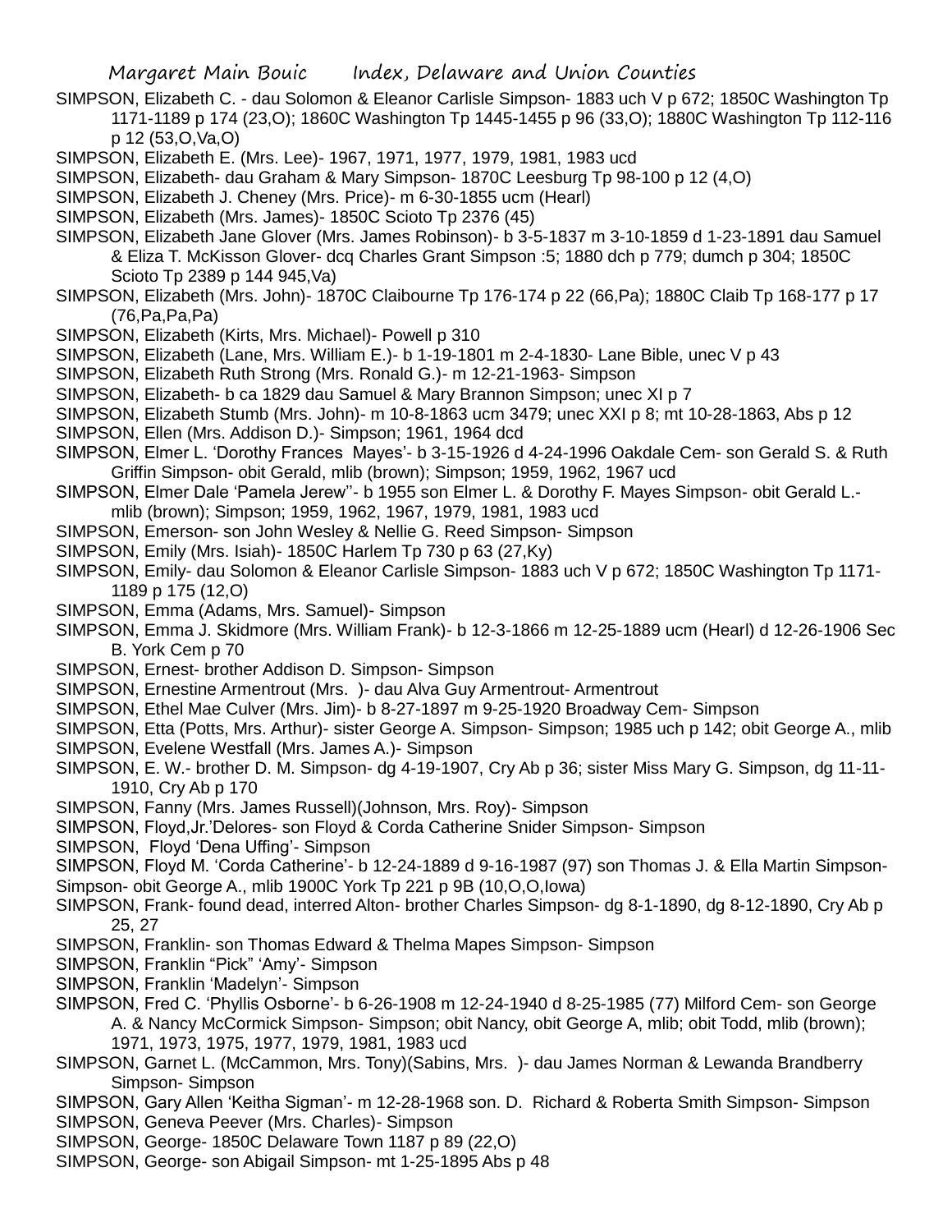SIMPSON, Elizabeth C. - dau Solomon & Eleanor Carlisle Simpson- 1883 uch V p 672; 1850C Washington Tp 1171-1189 p 174 (23,O); 1860C Washington Tp 1445-1455 p 96 (33,O); 1880C Washington Tp 112-116 p 12 (53,O,Va,O)

SIMPSON, Elizabeth E. (Mrs. Lee)- 1967, 1971, 1977, 1979, 1981, 1983 ucd

SIMPSON, Elizabeth- dau Graham & Mary Simpson- 1870C Leesburg Tp 98-100 p 12 (4,O)

SIMPSON, Elizabeth J. Cheney (Mrs. Price)- m 6-30-1855 ucm (Hearl)

SIMPSON, Elizabeth (Mrs. James)- 1850C Scioto Tp 2376 (45)

SIMPSON, Elizabeth Jane Glover (Mrs. James Robinson)- b 3-5-1837 m 3-10-1859 d 1-23-1891 dau Samuel & Eliza T. McKisson Glover- dcq Charles Grant Simpson :5; 1880 dch p 779; dumch p 304; 1850C Scioto Tp 2389 p 144 945,Va)

SIMPSON, Elizabeth (Mrs. John)- 1870C Claibourne Tp 176-174 p 22 (66,Pa); 1880C Claib Tp 168-177 p 17 (76,Pa,Pa,Pa)

SIMPSON, Elizabeth (Kirts, Mrs. Michael)- Powell p 310

SIMPSON, Elizabeth (Lane, Mrs. William E.)- b 1-19-1801 m 2-4-1830- Lane Bible, unec V p 43

SIMPSON, Elizabeth Ruth Strong (Mrs. Ronald G.)- m 12-21-1963- Simpson

SIMPSON, Elizabeth- b ca 1829 dau Samuel & Mary Brannon Simpson; unec XI p 7

SIMPSON, Elizabeth Stumb (Mrs. John)- m 10-8-1863 ucm 3479; unec XXI p 8; mt 10-28-1863, Abs p 12

SIMPSON, Ellen (Mrs. Addison D.)- Simpson; 1961, 1964 dcd

SIMPSON, Elmer L. 'Dorothy Frances Mayes'- b 3-15-1926 d 4-24-1996 Oakdale Cem- son Gerald S. & Ruth Griffin Simpson- obit Gerald, mlib (brown); Simpson; 1959, 1962, 1967 ucd

SIMPSON, Elmer Dale 'Pamela Jerew''- b 1955 son Elmer L. & Dorothy F. Mayes Simpson- obit Gerald L.- mlib (brown); Simpson; 1959, 1962, 1967, 1979, 1981, 1983 ucd

SIMPSON, Emerson- son John Wesley & Nellie G. Reed Simpson- Simpson

SIMPSON, Emily (Mrs. Isiah)- 1850C Harlem Tp 730 p 63 (27,Ky)

SIMPSON, Emily- dau Solomon & Eleanor Carlisle Simpson- 1883 uch V p 672; 1850C Washington Tp 1171-1189 p 175 (12,O)

SIMPSON, Emma (Adams, Mrs. Samuel)- Simpson

SIMPSON, Emma J. Skidmore (Mrs. William Frank)- b 12-3-1866 m 12-25-1889 ucm (Hearl) d 12-26-1906 Sec B. York Cem p 70

SIMPSON, Ernest- brother Addison D. Simpson- Simpson

SIMPSON, Ernestine Armentrout (Mrs. )- dau Alva Guy Armentrout- Armentrout

SIMPSON, Ethel Mae Culver (Mrs. Jim)- b 8-27-1897 m 9-25-1920 Broadway Cem- Simpson

SIMPSON, Etta (Potts, Mrs. Arthur)- sister George A. Simpson- Simpson; 1985 uch p 142; obit George A., mlib

SIMPSON, Evelene Westfall (Mrs. James A.)- Simpson

SIMPSON, E. W.- brother D. M. Simpson- dg 4-19-1907, Cry Ab p 36; sister Miss Mary G. Simpson, dg 11-11-1910, Cry Ab p 170

SIMPSON, Fanny (Mrs. James Russell)(Johnson, Mrs. Roy)- Simpson

SIMPSON, Floyd,Jr.'Delores- son Floyd & Corda Catherine Snider Simpson- Simpson

SIMPSON, Floyd 'Dena Uffing'- Simpson

SIMPSON, Floyd M. 'Corda Catherine'- b 12-24-1889 d 9-16-1987 (97) son Thomas J. & Ella Martin Simpson- Simpson- obit George A., mlib 1900C York Tp 221 p 9B (10,O,O,Iowa)

SIMPSON, Frank- found dead, interred Alton- brother Charles Simpson- dg 8-1-1890, dg 8-12-1890, Cry Ab p 25, 27

SIMPSON, Franklin- son Thomas Edward & Thelma Mapes Simpson- Simpson

SIMPSON, Franklin "Pick" 'Amy'- Simpson

SIMPSON, Franklin 'Madelyn'- Simpson

SIMPSON, Fred C. 'Phyllis Osborne'- b 6-26-1908 m 12-24-1940 d 8-25-1985 (77) Milford Cem- son George A. & Nancy McCormick Simpson- Simpson; obit Nancy, obit George A, mlib; obit Todd, mlib (brown); 1971, 1973, 1975, 1977, 1979, 1981, 1983 ucd

SIMPSON, Garnet L. (McCammon, Mrs. Tony)(Sabins, Mrs. )- dau James Norman & Lewanda Brandberry Simpson- Simpson

SIMPSON, Gary Allen 'Keitha Sigman'- m 12-28-1968 son. D. Richard & Roberta Smith Simpson- Simpson

SIMPSON, Geneva Peever (Mrs. Charles)- Simpson

SIMPSON, George- 1850C Delaware Town 1187 p 89 (22,O)

SIMPSON, George- son Abigail Simpson- mt 1-25-1895 Abs p 48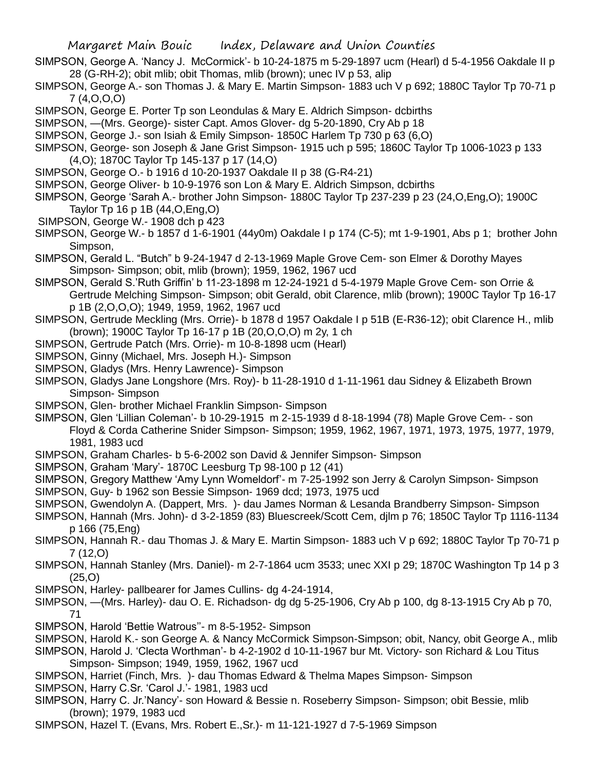SIMPSON, George A. 'Nancy J. McCormick'- b 10-24-1875 m 5-29-1897 ucm (Hearl) d 5-4-1956 Oakdale II p 28 (G-RH-2); obit mlib; obit Thomas, mlib (brown); unec IV p 53, alip

SIMPSON, George A.- son Thomas J. & Mary E. Martin Simpson- 1883 uch V p 692; 1880C Taylor Tp 70-71 p 7 (4,O,O,O)

SIMPSON, George E. Porter Tp son Leondulas & Mary E. Aldrich Simpson- dcbirths

SIMPSON, —(Mrs. George)- sister Capt. Amos Glover- dg 5-20-1890, Cry Ab p 18

SIMPSON, George J.- son Isiah & Emily Simpson- 1850C Harlem Tp 730 p 63 (6,O)

SIMPSON, George- son Joseph & Jane Grist Simpson- 1915 uch p 595; 1860C Taylor Tp 1006-1023 p 133 (4,O); 1870C Taylor Tp 145-137 p 17 (14,O)

SIMPSON, George O.- b 1916 d 10-20-1937 Oakdale II p 38 (G-R4-21)

SIMPSON, George Oliver- b 10-9-1976 son Lon & Mary E. Aldrich Simpson, dcbirths

SIMPSON, George 'Sarah A.- brother John Simpson- 1880C Taylor Tp 237-239 p 23 (24,O,Eng,O); 1900C Taylor Tp 16 p 1B (44,O,Eng,O)

SIMPSON, George W.- 1908 dch p 423

SIMPSON, George W.- b 1857 d 1-6-1901 (44y0m) Oakdale I p 174 (C-5); mt 1-9-1901, Abs p 1; brother John Simpson,

SIMPSON, Gerald L. "Butch" b 9-24-1947 d 2-13-1969 Maple Grove Cem- son Elmer & Dorothy Mayes Simpson- Simpson; obit, mlib (brown); 1959, 1962, 1967 ucd

SIMPSON, Gerald S.'Ruth Griffin' b 11-23-1898 m 12-24-1921 d 5-4-1979 Maple Grove Cem- son Orrie & Gertrude Melching Simpson- Simpson; obit Gerald, obit Clarence, mlib (brown); 1900C Taylor Tp 16-17 p 1B (2,O,O,O); 1949, 1959, 1962, 1967 ucd

SIMPSON, Gertrude Meckling (Mrs. Orrie)- b 1878 d 1957 Oakdale I p 51B (E-R36-12); obit Clarence H., mlib (brown); 1900C Taylor Tp 16-17 p 1B (20,O,O,O) m 2y, 1 ch

SIMPSON, Gertrude Patch (Mrs. Orrie)- m 10-8-1898 ucm (Hearl)

SIMPSON, Ginny (Michael, Mrs. Joseph H.)- Simpson

SIMPSON, Gladys (Mrs. Henry Lawrence)- Simpson

SIMPSON, Gladys Jane Longshore (Mrs. Roy)- b 11-28-1910 d 1-11-1961 dau Sidney & Elizabeth Brown Simpson- Simpson

SIMPSON, Glen- brother Michael Franklin Simpson- Simpson

SIMPSON, Glen 'Lillian Coleman'- b 10-29-1915 m 2-15-1939 d 8-18-1994 (78) Maple Grove Cem- - son Floyd & Corda Catherine Snider Simpson- Simpson; 1959, 1962, 1967, 1971, 1973, 1975, 1977, 1979, 1981, 1983 ucd

SIMPSON, Graham Charles- b 5-6-2002 son David & Jennifer Simpson- Simpson

SIMPSON, Graham 'Mary'- 1870C Leesburg Tp 98-100 p 12 (41)

SIMPSON, Gregory Matthew 'Amy Lynn Womeldorf'- m 7-25-1992 son Jerry & Carolyn Simpson- Simpson

SIMPSON, Guy- b 1962 son Bessie Simpson- 1969 dcd; 1973, 1975 ucd

SIMPSON, Gwendolyn A. (Dappert, Mrs. )- dau James Norman & Lesanda Brandberry Simpson- Simpson

SIMPSON, Hannah (Mrs. John)- d 3-2-1859 (83) Bluescreek/Scott Cem, djlm p 76; 1850C Taylor Tp 1116-1134 p 166 (75,Eng)

SIMPSON, Hannah R.- dau Thomas J. & Mary E. Martin Simpson- 1883 uch V p 692; 1880C Taylor Tp 70-71 p 7 (12,O)

SIMPSON, Hannah Stanley (Mrs. Daniel)- m 2-7-1864 ucm 3533; unec XXI p 29; 1870C Washington Tp 14 p 3 (25,O)

SIMPSON, Harley- pallbearer for James Cullins- dg 4-24-1914,

SIMPSON, —(Mrs. Harley)- dau O. E. Richadson- dg dg 5-25-1906, Cry Ab p 100, dg 8-13-1915 Cry Ab p 70, 71

SIMPSON, Harold 'Bettie Watrous''- m 8-5-1952- Simpson

SIMPSON, Harold K.- son George A. & Nancy McCormick Simpson-Simpson; obit, Nancy, obit George A., mlib

SIMPSON, Harold J. 'Clecta Worthman'- b 4-2-1902 d 10-11-1967 bur Mt. Victory- son Richard & Lou Titus Simpson- Simpson; 1949, 1959, 1962, 1967 ucd

SIMPSON, Harriet (Finch, Mrs. )- dau Thomas Edward & Thelma Mapes Simpson- Simpson

SIMPSON, Harry C.Sr. 'Carol J.'- 1981, 1983 ucd

SIMPSON, Harry C. Jr.'Nancy'- son Howard & Bessie n. Roseberry Simpson- Simpson; obit Bessie, mlib (brown); 1979, 1983 ucd

SIMPSON, Hazel T. (Evans, Mrs. Robert E.,Sr.)- m 11-121-1927 d 7-5-1969 Simpson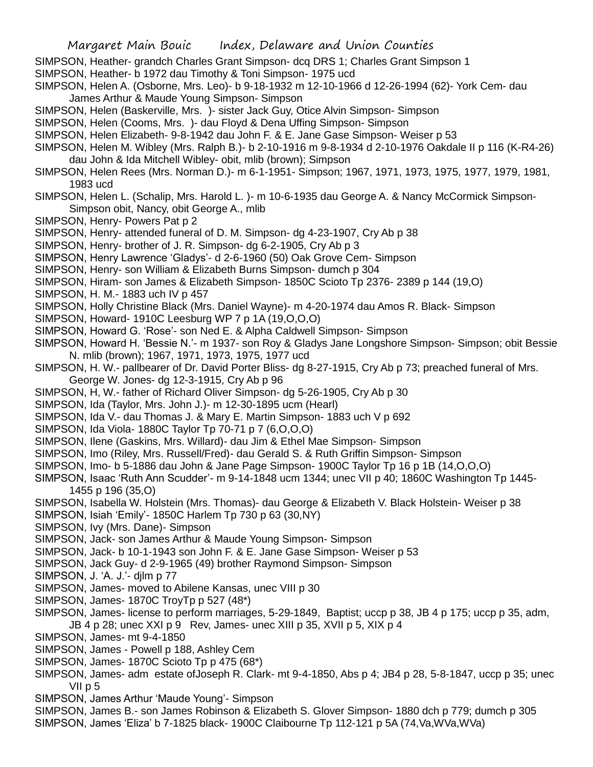SIMPSON, Heather- grandch Charles Grant Simpson- dcq DRS 1; Charles Grant Simpson 1

SIMPSON, Heather- b 1972 dau Timothy & Toni Simpson- 1975 ucd

SIMPSON, Helen A. (Osborne, Mrs. Leo)- b 9-18-1932 m 12-10-1966 d 12-26-1994 (62)- York Cem- dau James Arthur & Maude Young Simpson- Simpson

SIMPSON, Helen (Baskerville, Mrs. )- sister Jack Guy, Otice Alvin Simpson- Simpson

SIMPSON, Helen (Cooms, Mrs. )- dau Floyd & Dena Uffing Simpson- Simpson

SIMPSON, Helen Elizabeth- 9-8-1942 dau John F. & E. Jane Gase Simpson- Weiser p 53

SIMPSON, Helen M. Wibley (Mrs. Ralph B.)- b 2-10-1916 m 9-8-1934 d 2-10-1976 Oakdale II p 116 (K-R4-26) dau John & Ida Mitchell Wibley- obit, mlib (brown); Simpson

SIMPSON, Helen Rees (Mrs. Norman D.)- m 6-1-1951- Simpson; 1967, 1971, 1973, 1975, 1977, 1979, 1981, 1983 ucd

SIMPSON, Helen L. (Schalip, Mrs. Harold L. )- m 10-6-1935 dau George A. & Nancy McCormick Simpson- Simpson obit, Nancy, obit George A., mlib

SIMPSON, Henry- Powers Pat p 2

SIMPSON, Henry- attended funeral of D. M. Simpson- dg 4-23-1907, Cry Ab p 38

SIMPSON, Henry- brother of J. R. Simpson- dg 6-2-1905, Cry Ab p 3

SIMPSON, Henry Lawrence 'Gladys'- d 2-6-1960 (50) Oak Grove Cem- Simpson

SIMPSON, Henry- son William & Elizabeth Burns Simpson- dumch p 304

SIMPSON, Hiram- son James & Elizabeth Simpson- 1850C Scioto Tp 2376- 2389 p 144 (19,O)

SIMPSON, H. M.- 1883 uch IV p 457

SIMPSON, Holly Christine Black (Mrs. Daniel Wayne)- m 4-20-1974 dau Amos R. Black- Simpson

SIMPSON, Howard- 1910C Leesburg WP 7 p 1A (19,O,O,O)

SIMPSON, Howard G. 'Rose'- son Ned E. & Alpha Caldwell Simpson- Simpson

SIMPSON, Howard H. 'Bessie N.'- m 1937- son Roy & Gladys Jane Longshore Simpson- Simpson; obit Bessie N. mlib (brown); 1967, 1971, 1973, 1975, 1977 ucd

SIMPSON, H. W.- pallbearer of Dr. David Porter Bliss- dg 8-27-1915, Cry Ab p 73; preached funeral of Mrs. George W. Jones- dg 12-3-1915, Cry Ab p 96

SIMPSON, H, W.- father of Richard Oliver Simpson- dg 5-26-1905, Cry Ab p 30

SIMPSON, Ida (Taylor, Mrs. John J.)- m 12-30-1895 ucm (Hearl)

SIMPSON, Ida V.- dau Thomas J. & Mary E. Martin Simpson- 1883 uch V p 692

SIMPSON, Ida Viola- 1880C Taylor Tp 70-71 p 7 (6,O,O,O)

SIMPSON, Ilene (Gaskins, Mrs. Willard)- dau Jim & Ethel Mae Simpson- Simpson

SIMPSON, Imo (Riley, Mrs. Russell/Fred)- dau Gerald S. & Ruth Griffin Simpson- Simpson

SIMPSON, Imo- b 5-1886 dau John & Jane Page Simpson- 1900C Taylor Tp 16 p 1B (14,O,O,O)

SIMPSON, Isaac 'Ruth Ann Scudder'- m 9-14-1848 ucm 1344; unec VII p 40; 1860C Washington Tp 1445-1455 p 196 (35,O)

SIMPSON, Isabella W. Holstein (Mrs. Thomas)- dau George & Elizabeth V. Black Holstein- Weiser p 38

SIMPSON, Isiah 'Emily'- 1850C Harlem Tp 730 p 63 (30,NY)

SIMPSON, Ivy (Mrs. Dane)- Simpson

SIMPSON, Jack- son James Arthur & Maude Young Simpson- Simpson

SIMPSON, Jack- b 10-1-1943 son John F. & E. Jane Gase Simpson- Weiser p 53

SIMPSON, Jack Guy- d 2-9-1965 (49) brother Raymond Simpson- Simpson

SIMPSON, J. 'A. J.'- djlm p 77

SIMPSON, James- moved to Abilene Kansas, unec VIII p 30

SIMPSON, James- 1870C TroyTp p 527 (48*)

SIMPSON, James- license to perform marriages, 5-29-1849, Baptist; uccp p 38, JB 4 p 175; uccp p 35, adm, JB 4 p 28; unec XXI p 9 Rev, James- unec XIII p 35, XVII p 5, XIX p 4

SIMPSON, James- mt 9-4-1850

SIMPSON, James - Powell p 188, Ashley Cem

SIMPSON, James- 1870C Scioto Tp p 475 (68*)

SIMPSON, James- adm estate ofJoseph R. Clark- mt 9-4-1850, Abs p 4; JB4 p 28, 5-8-1847, uccp p 35; unec VII p 5

SIMPSON, James Arthur 'Maude Young'- Simpson

SIMPSON, James B.- son James Robinson & Elizabeth S. Glover Simpson- 1880 dch p 779; dumch p 305

SIMPSON, James 'Eliza' b 7-1825 black- 1900C Claibourne Tp 112-121 p 5A (74,Va,WVa,WVa)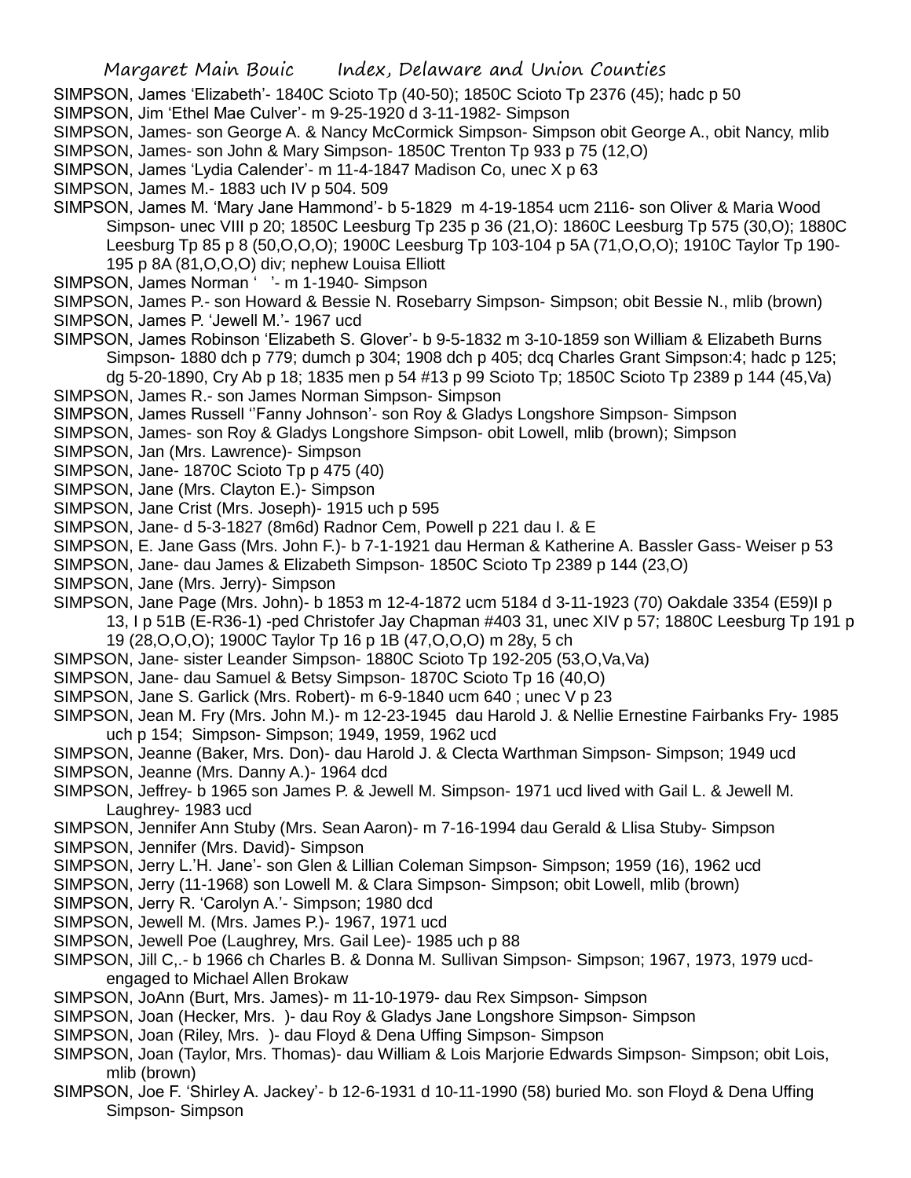SIMPSON, James 'Elizabeth'- 1840C Scioto Tp (40-50); 1850C Scioto Tp 2376 (45); hadc p 50

SIMPSON, Jim 'Ethel Mae Culver'- m 9-25-1920 d 3-11-1982- Simpson

SIMPSON, James- son George A. & Nancy McCormick Simpson- Simpson obit George A., obit Nancy, mlib

SIMPSON, James- son John & Mary Simpson- 1850C Trenton Tp 933 p 75 (12,O)

SIMPSON, James 'Lydia Calender'- m 11-4-1847 Madison Co, unec X p 63

SIMPSON, James M.- 1883 uch IV p 504. 509

SIMPSON, James M. 'Mary Jane Hammond'- b 5-1829 m 4-19-1854 ucm 2116- son Oliver & Maria Wood Simpson- unec VIII p 20; 1850C Leesburg Tp 235 p 36 (21,O): 1860C Leesburg Tp 575 (30,O); 1880C Leesburg Tp 85 p 8 (50,O,O,O); 1900C Leesburg Tp 103-104 p 5A (71,O,O,O); 1910C Taylor Tp 190-195 p 8A (81,O,O,O) div; nephew Louisa Elliott

SIMPSON, James Norman ' '- m 1-1940- Simpson

SIMPSON, James P.- son Howard & Bessie N. Rosebarry Simpson- Simpson; obit Bessie N., mlib (brown)

SIMPSON, James P. 'Jewell M.'- 1967 ucd

SIMPSON, James Robinson 'Elizabeth S. Glover'- b 9-5-1832 m 3-10-1859 son William & Elizabeth Burns Simpson- 1880 dch p 779; dumch p 304; 1908 dch p 405; dcq Charles Grant Simpson:4; hadc p 125; dg 5-20-1890, Cry Ab p 18; 1835 men p 54 #13 p 99 Scioto Tp; 1850C Scioto Tp 2389 p 144 (45,Va)

SIMPSON, James R.- son James Norman Simpson- Simpson

SIMPSON, James Russell ''Fanny Johnson'- son Roy & Gladys Longshore Simpson- Simpson

SIMPSON, James- son Roy & Gladys Longshore Simpson- obit Lowell, mlib (brown); Simpson

SIMPSON, Jan (Mrs. Lawrence)- Simpson

SIMPSON, Jane- 1870C Scioto Tp p 475 (40)

SIMPSON, Jane (Mrs. Clayton E.)- Simpson

SIMPSON, Jane Crist (Mrs. Joseph)- 1915 uch p 595

SIMPSON, Jane- d 5-3-1827 (8m6d) Radnor Cem, Powell p 221 dau I. & E

SIMPSON, E. Jane Gass (Mrs. John F.)- b 7-1-1921 dau Herman & Katherine A. Bassler Gass- Weiser p 53

SIMPSON, Jane- dau James & Elizabeth Simpson- 1850C Scioto Tp 2389 p 144 (23,O)

SIMPSON, Jane (Mrs. Jerry)- Simpson

SIMPSON, Jane Page (Mrs. John)- b 1853 m 12-4-1872 ucm 5184 d 3-11-1923 (70) Oakdale 3354 (E59)I p 13, I p 51B (E-R36-1) -ped Christofer Jay Chapman #403 31, unec XIV p 57; 1880C Leesburg Tp 191 p 19 (28,O,O,O); 1900C Taylor Tp 16 p 1B (47,O,O,O) m 28y, 5 ch

SIMPSON, Jane- sister Leander Simpson- 1880C Scioto Tp 192-205 (53,O,Va,Va)

SIMPSON, Jane- dau Samuel & Betsy Simpson- 1870C Scioto Tp 16 (40,O)

SIMPSON, Jane S. Garlick (Mrs. Robert)- m 6-9-1840 ucm 640 ; unec V p 23

SIMPSON, Jean M. Fry (Mrs. John M.)- m 12-23-1945 dau Harold J. & Nellie Ernestine Fairbanks Fry- 1985 uch p 154; Simpson- Simpson; 1949, 1959, 1962 ucd

SIMPSON, Jeanne (Baker, Mrs. Don)- dau Harold J. & Clecta Warthman Simpson- Simpson; 1949 ucd

SIMPSON, Jeanne (Mrs. Danny A.)- 1964 dcd

SIMPSON, Jeffrey- b 1965 son James P. & Jewell M. Simpson- 1971 ucd lived with Gail L. & Jewell M. Laughrey- 1983 ucd

SIMPSON, Jennifer Ann Stuby (Mrs. Sean Aaron)- m 7-16-1994 dau Gerald & Llisa Stuby- Simpson

SIMPSON, Jennifer (Mrs. David)- Simpson

SIMPSON, Jerry L.'H. Jane'- son Glen & Lillian Coleman Simpson- Simpson; 1959 (16), 1962 ucd

SIMPSON, Jerry (11-1968) son Lowell M. & Clara Simpson- Simpson; obit Lowell, mlib (brown)

SIMPSON, Jerry R. 'Carolyn A.'- Simpson; 1980 dcd

SIMPSON, Jewell M. (Mrs. James P.)- 1967, 1971 ucd

SIMPSON, Jewell Poe (Laughrey, Mrs. Gail Lee)- 1985 uch p 88

SIMPSON, Jill C,.- b 1966 ch Charles B. & Donna M. Sullivan Simpson- Simpson; 1967, 1973, 1979 ucd- engaged to Michael Allen Brokaw

SIMPSON, JoAnn (Burt, Mrs. James)- m 11-10-1979- dau Rex Simpson- Simpson

SIMPSON, Joan (Hecker, Mrs. )- dau Roy & Gladys Jane Longshore Simpson- Simpson

SIMPSON, Joan (Riley, Mrs. )- dau Floyd & Dena Uffing Simpson- Simpson

SIMPSON, Joan (Taylor, Mrs. Thomas)- dau William & Lois Marjorie Edwards Simpson- Simpson; obit Lois, mlib (brown)

SIMPSON, Joe F. 'Shirley A. Jackey'- b 12-6-1931 d 10-11-1990 (58) buried Mo. son Floyd & Dena Uffing Simpson- Simpson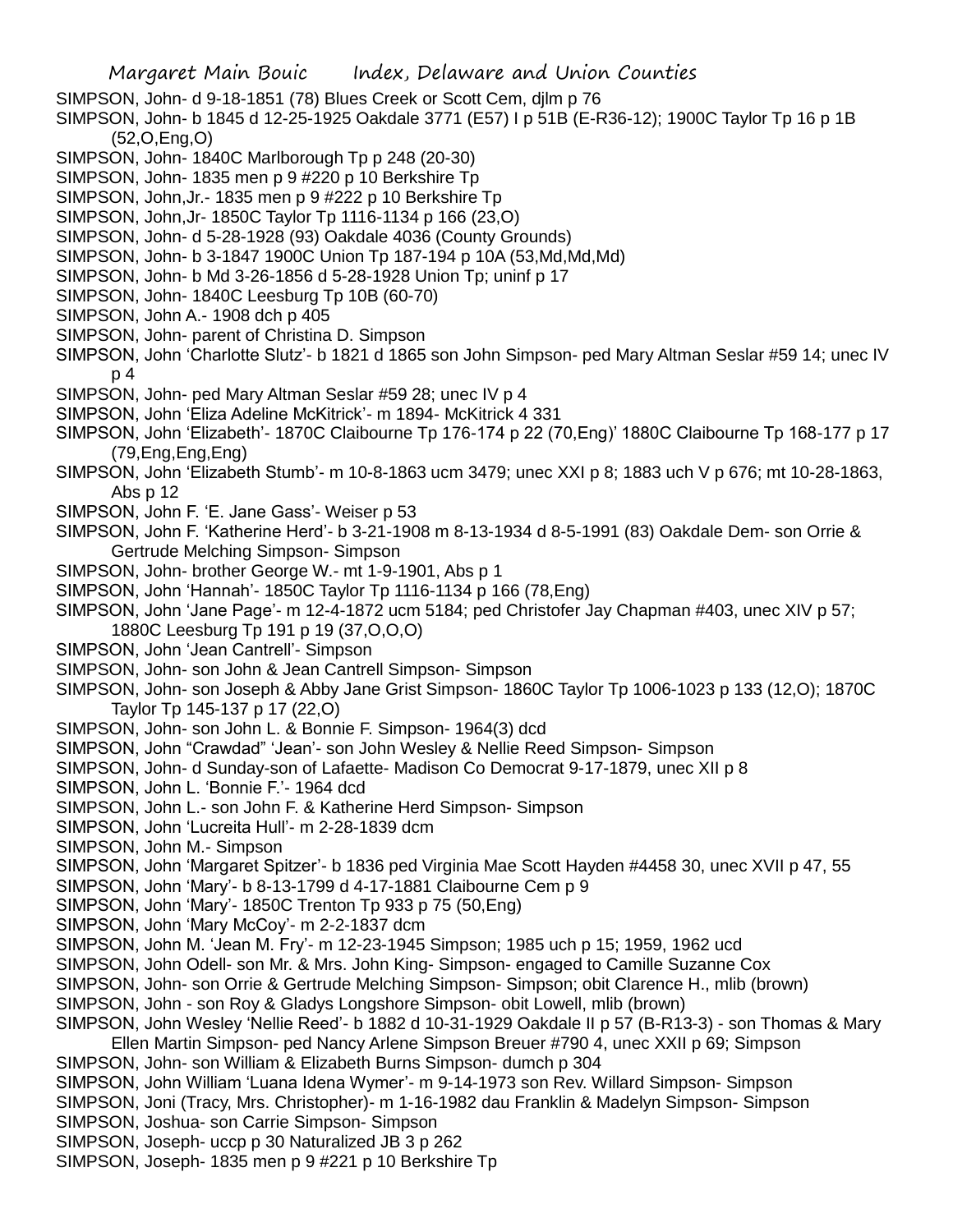SIMPSON, John- d 9-18-1851 (78) Blues Creek or Scott Cem, djlm p 76

SIMPSON, John- b 1845 d 12-25-1925 Oakdale 3771 (E57) I p 51B (E-R36-12); 1900C Taylor Tp 16 p 1B (52,O,Eng,O)

SIMPSON, John- 1840C Marlborough Tp p 248 (20-30)

SIMPSON, John- 1835 men p 9 #220 p 10 Berkshire Tp

SIMPSON, John,Jr.- 1835 men p 9 #222 p 10 Berkshire Tp

SIMPSON, John,Jr- 1850C Taylor Tp 1116-1134 p 166 (23,O)

SIMPSON, John- d 5-28-1928 (93) Oakdale 4036 (County Grounds)

SIMPSON, John- b 3-1847 1900C Union Tp 187-194 p 10A (53,Md,Md,Md)

SIMPSON, John- b Md 3-26-1856 d 5-28-1928 Union Tp; uninf p 17

SIMPSON, John- 1840C Leesburg Tp 10B (60-70)

SIMPSON, John A.- 1908 dch p 405

SIMPSON, John- parent of Christina D. Simpson

SIMPSON, John 'Charlotte Slutz'- b 1821 d 1865 son John Simpson- ped Mary Altman Seslar #59 14; unec IV p 4

SIMPSON, John- ped Mary Altman Seslar #59 28; unec IV p 4

SIMPSON, John 'Eliza Adeline McKitrick'- m 1894- McKitrick 4 331

SIMPSON, John 'Elizabeth'- 1870C Claibourne Tp 176-174 p 22 (70,Eng)' 1880C Claibourne Tp 168-177 p 17 (79,Eng,Eng,Eng)

SIMPSON, John 'Elizabeth Stumb'- m 10-8-1863 ucm 3479; unec XXI p 8; 1883 uch V p 676; mt 10-28-1863, Abs p 12

SIMPSON, John F. 'E. Jane Gass'- Weiser p 53

SIMPSON, John F. 'Katherine Herd'- b 3-21-1908 m 8-13-1934 d 8-5-1991 (83) Oakdale Dem- son Orrie & Gertrude Melching Simpson- Simpson

SIMPSON, John- brother George W.- mt 1-9-1901, Abs p 1

SIMPSON, John 'Hannah'- 1850C Taylor Tp 1116-1134 p 166 (78,Eng)

SIMPSON, John 'Jane Page'- m 12-4-1872 ucm 5184; ped Christofer Jay Chapman #403, unec XIV p 57; 1880C Leesburg Tp 191 p 19 (37,O,O,O)

SIMPSON, John 'Jean Cantrell'- Simpson

SIMPSON, John- son John & Jean Cantrell Simpson- Simpson

SIMPSON, John- son Joseph & Abby Jane Grist Simpson- 1860C Taylor Tp 1006-1023 p 133 (12,O); 1870C Taylor Tp 145-137 p 17 (22,O)

SIMPSON, John- son John L. & Bonnie F. Simpson- 1964(3) dcd

SIMPSON, John "Crawdad" 'Jean'- son John Wesley & Nellie Reed Simpson- Simpson

SIMPSON, John- d Sunday-son of Lafaette- Madison Co Democrat 9-17-1879, unec XII p 8

SIMPSON, John L. 'Bonnie F.'- 1964 dcd

SIMPSON, John L.- son John F. & Katherine Herd Simpson- Simpson

SIMPSON, John 'Lucreita Hull'- m 2-28-1839 dcm

SIMPSON, John M.- Simpson

SIMPSON, John 'Margaret Spitzer'- b 1836 ped Virginia Mae Scott Hayden #4458 30, unec XVII p 47, 55

SIMPSON, John 'Mary'- b 8-13-1799 d 4-17-1881 Claibourne Cem p 9

SIMPSON, John 'Mary'- 1850C Trenton Tp 933 p 75 (50,Eng)

SIMPSON, John 'Mary McCoy'- m 2-2-1837 dcm

SIMPSON, John M. 'Jean M. Fry'- m 12-23-1945 Simpson; 1985 uch p 15; 1959, 1962 ucd

SIMPSON, John Odell- son Mr. & Mrs. John King- Simpson- engaged to Camille Suzanne Cox

SIMPSON, John- son Orrie & Gertrude Melching Simpson- Simpson; obit Clarence H., mlib (brown)

SIMPSON, John - son Roy & Gladys Longshore Simpson- obit Lowell, mlib (brown)

SIMPSON, John Wesley 'Nellie Reed'- b 1882 d 10-31-1929 Oakdale II p 57 (B-R13-3) - son Thomas & Mary Ellen Martin Simpson- ped Nancy Arlene Simpson Breuer #790 4, unec XXII p 69; Simpson

SIMPSON, John- son William & Elizabeth Burns Simpson- dumch p 304

SIMPSON, John William 'Luana Idena Wymer'- m 9-14-1973 son Rev. Willard Simpson- Simpson

SIMPSON, Joni (Tracy, Mrs. Christopher)- m 1-16-1982 dau Franklin & Madelyn Simpson- Simpson

SIMPSON, Joshua- son Carrie Simpson- Simpson

SIMPSON, Joseph- uccp p 30 Naturalized JB 3 p 262

SIMPSON, Joseph- 1835 men p 9 #221 p 10 Berkshire Tp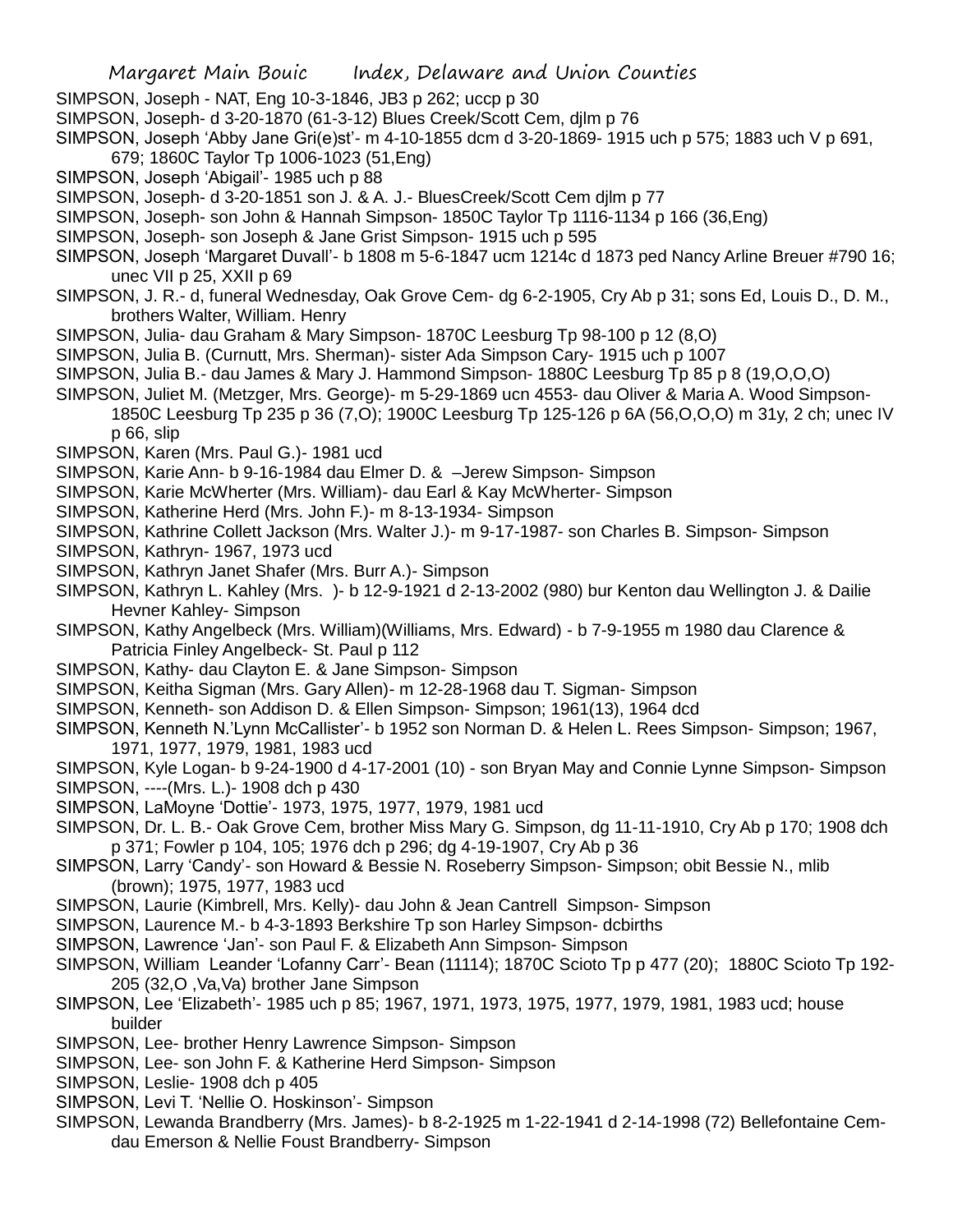SIMPSON, Joseph - NAT, Eng 10-3-1846, JB3 p 262; uccp p 30

SIMPSON, Joseph- d 3-20-1870 (61-3-12) Blues Creek/Scott Cem, djlm p 76

SIMPSON, Joseph 'Abby Jane Gri(e)st'- m 4-10-1855 dcm d 3-20-1869- 1915 uch p 575; 1883 uch V p 691, 679; 1860C Taylor Tp 1006-1023 (51,Eng)

SIMPSON, Joseph 'Abigail'- 1985 uch p 88

SIMPSON, Joseph- d 3-20-1851 son J. & A. J.- BluesCreek/Scott Cem djlm p 77

SIMPSON, Joseph- son John & Hannah Simpson- 1850C Taylor Tp 1116-1134 p 166 (36,Eng)

SIMPSON, Joseph- son Joseph & Jane Grist Simpson- 1915 uch p 595

SIMPSON, Joseph 'Margaret Duvall'- b 1808 m 5-6-1847 ucm 1214c d 1873 ped Nancy Arline Breuer #790 16; unec VII p 25, XXII p 69

SIMPSON, J. R.- d, funeral Wednesday, Oak Grove Cem- dg 6-2-1905, Cry Ab p 31; sons Ed, Louis D., D. M., brothers Walter, William. Henry

SIMPSON, Julia- dau Graham & Mary Simpson- 1870C Leesburg Tp 98-100 p 12 (8,O)

SIMPSON, Julia B. (Curnutt, Mrs. Sherman)- sister Ada Simpson Cary- 1915 uch p 1007

SIMPSON, Julia B.- dau James & Mary J. Hammond Simpson- 1880C Leesburg Tp 85 p 8 (19,O,O,O)

SIMPSON, Juliet M. (Metzger, Mrs. George)- m 5-29-1869 ucn 4553- dau Oliver & Maria A. Wood Simpson- 1850C Leesburg Tp 235 p 36 (7,O); 1900C Leesburg Tp 125-126 p 6A (56,O,O,O) m 31y, 2 ch; unec IV p 66, slip

SIMPSON, Karen (Mrs. Paul G.)- 1981 ucd

SIMPSON, Karie Ann- b 9-16-1984 dau Elmer D. & –Jerew Simpson- Simpson

SIMPSON, Karie McWherter (Mrs. William)- dau Earl & Kay McWherter- Simpson

SIMPSON, Katherine Herd (Mrs. John F.)- m 8-13-1934- Simpson

SIMPSON, Kathrine Collett Jackson (Mrs. Walter J.)- m 9-17-1987- son Charles B. Simpson- Simpson

SIMPSON, Kathryn- 1967, 1973 ucd

SIMPSON, Kathryn Janet Shafer (Mrs. Burr A.)- Simpson

SIMPSON, Kathryn L. Kahley (Mrs. )- b 12-9-1921 d 2-13-2002 (980) bur Kenton dau Wellington J. & Dailie Hevner Kahley- Simpson

SIMPSON, Kathy Angelbeck (Mrs. William)(Williams, Mrs. Edward) - b 7-9-1955 m 1980 dau Clarence & Patricia Finley Angelbeck- St. Paul p 112

SIMPSON, Kathy- dau Clayton E. & Jane Simpson- Simpson

SIMPSON, Keitha Sigman (Mrs. Gary Allen)- m 12-28-1968 dau T. Sigman- Simpson

SIMPSON, Kenneth- son Addison D. & Ellen Simpson- Simpson; 1961(13), 1964 dcd

SIMPSON, Kenneth N.'Lynn McCallister'- b 1952 son Norman D. & Helen L. Rees Simpson- Simpson; 1967, 1971, 1977, 1979, 1981, 1983 ucd

SIMPSON, Kyle Logan- b 9-24-1900 d 4-17-2001 (10) - son Bryan May and Connie Lynne Simpson- Simpson

SIMPSON, ----(Mrs. L.)- 1908 dch p 430

SIMPSON, LaMoyne 'Dottie'- 1973, 1975, 1977, 1979, 1981 ucd

SIMPSON, Dr. L. B.- Oak Grove Cem, brother Miss Mary G. Simpson, dg 11-11-1910, Cry Ab p 170; 1908 dch p 371; Fowler p 104, 105; 1976 dch p 296; dg 4-19-1907, Cry Ab p 36

SIMPSON, Larry 'Candy'- son Howard & Bessie N. Roseberry Simpson- Simpson; obit Bessie N., mlib (brown); 1975, 1977, 1983 ucd

SIMPSON, Laurie (Kimbrell, Mrs. Kelly)- dau John & Jean Cantrell Simpson- Simpson

SIMPSON, Laurence M.- b 4-3-1893 Berkshire Tp son Harley Simpson- dcbirths

SIMPSON, Lawrence 'Jan'- son Paul F. & Elizabeth Ann Simpson- Simpson

SIMPSON, William Leander 'Lofanny Carr'- Bean (11114); 1870C Scioto Tp p 477 (20); 1880C Scioto Tp 192-205 (32,O ,Va,Va) brother Jane Simpson

SIMPSON, Lee 'Elizabeth'- 1985 uch p 85; 1967, 1971, 1973, 1975, 1977, 1979, 1981, 1983 ucd; house builder

SIMPSON, Lee- brother Henry Lawrence Simpson- Simpson

SIMPSON, Lee- son John F. & Katherine Herd Simpson- Simpson

SIMPSON, Leslie- 1908 dch p 405

SIMPSON, Levi T. 'Nellie O. Hoskinson'- Simpson

SIMPSON, Lewanda Brandberry (Mrs. James)- b 8-2-1925 m 1-22-1941 d 2-14-1998 (72) Bellefontaine Cem- dau Emerson & Nellie Foust Brandberry- Simpson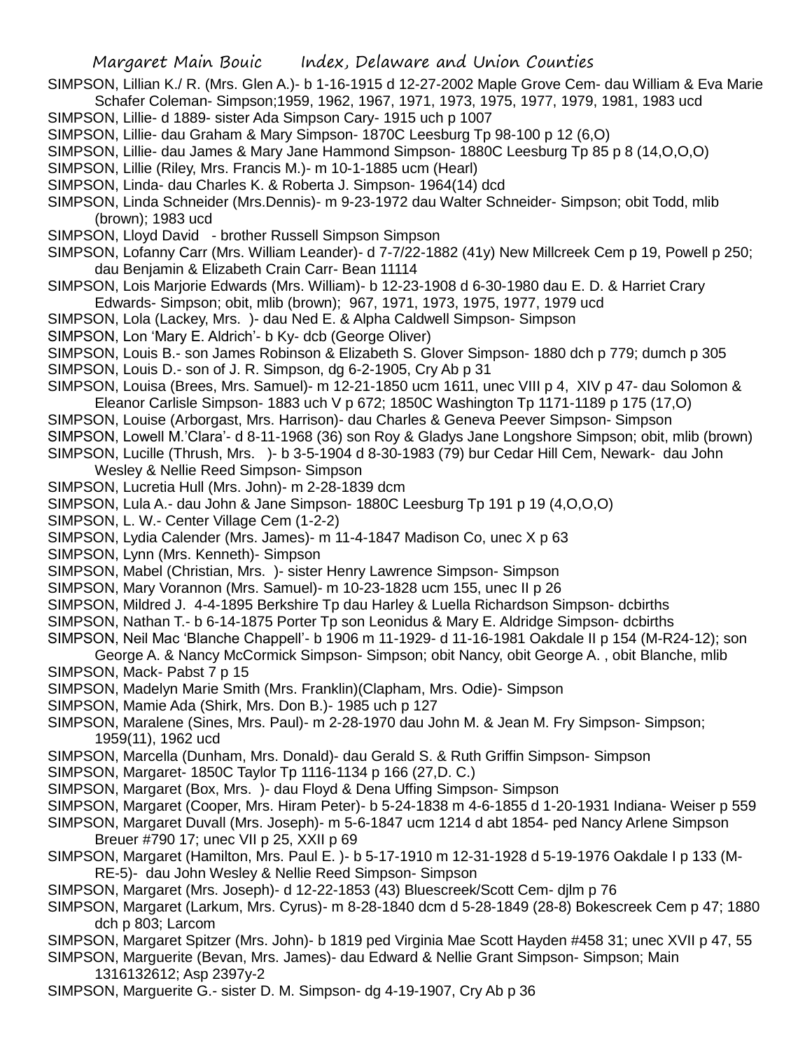SIMPSON, Lillian K./ R. (Mrs. Glen A.)- b 1-16-1915 d 12-27-2002 Maple Grove Cem- dau William & Eva Marie Schafer Coleman- Simpson;1959, 1962, 1967, 1971, 1973, 1975, 1977, 1979, 1981, 1983 ucd

SIMPSON, Lillie- d 1889- sister Ada Simpson Cary- 1915 uch p 1007

SIMPSON, Lillie- dau Graham & Mary Simpson- 1870C Leesburg Tp 98-100 p 12 (6,O)

SIMPSON, Lillie- dau James & Mary Jane Hammond Simpson- 1880C Leesburg Tp 85 p 8 (14,O,O,O)

SIMPSON, Lillie (Riley, Mrs. Francis M.)- m 10-1-1885 ucm (Hearl)

SIMPSON, Linda- dau Charles K. & Roberta J. Simpson- 1964(14) dcd

SIMPSON, Linda Schneider (Mrs.Dennis)- m 9-23-1972 dau Walter Schneider- Simpson; obit Todd, mlib (brown); 1983 ucd

SIMPSON, Lloyd David - brother Russell Simpson Simpson

SIMPSON, Lofanny Carr (Mrs. William Leander)- d 7-7/22-1882 (41y) New Millcreek Cem p 19, Powell p 250; dau Benjamin & Elizabeth Crain Carr- Bean 11114

SIMPSON, Lois Marjorie Edwards (Mrs. William)- b 12-23-1908 d 6-30-1980 dau E. D. & Harriet Crary Edwards- Simpson; obit, mlib (brown); 967, 1971, 1973, 1975, 1977, 1979 ucd

SIMPSON, Lola (Lackey, Mrs. )- dau Ned E. & Alpha Caldwell Simpson- Simpson

SIMPSON, Lon 'Mary E. Aldrich'- b Ky- dcb (George Oliver)

SIMPSON, Louis B.- son James Robinson & Elizabeth S. Glover Simpson- 1880 dch p 779; dumch p 305

SIMPSON, Louis D.- son of J. R. Simpson, dg 6-2-1905, Cry Ab p 31

SIMPSON, Louisa (Brees, Mrs. Samuel)- m 12-21-1850 ucm 1611, unec VIII p 4, XIV p 47- dau Solomon & Eleanor Carlisle Simpson- 1883 uch V p 672; 1850C Washington Tp 1171-1189 p 175 (17,O)

SIMPSON, Louise (Arborgast, Mrs. Harrison)- dau Charles & Geneva Peever Simpson- Simpson

SIMPSON, Lowell M.'Clara'- d 8-11-1968 (36) son Roy & Gladys Jane Longshore Simpson; obit, mlib (brown)

SIMPSON, Lucille (Thrush, Mrs. )- b 3-5-1904 d 8-30-1983 (79) bur Cedar Hill Cem, Newark- dau John Wesley & Nellie Reed Simpson- Simpson

SIMPSON, Lucretia Hull (Mrs. John)- m 2-28-1839 dcm

SIMPSON, Lula A.- dau John & Jane Simpson- 1880C Leesburg Tp 191 p 19 (4,O,O,O)

SIMPSON, L. W.- Center Village Cem (1-2-2)

SIMPSON, Lydia Calender (Mrs. James)- m 11-4-1847 Madison Co, unec X p 63

SIMPSON, Lynn (Mrs. Kenneth)- Simpson

SIMPSON, Mabel (Christian, Mrs. )- sister Henry Lawrence Simpson- Simpson

SIMPSON, Mary Vorannon (Mrs. Samuel)- m 10-23-1828 ucm 155, unec II p 26

SIMPSON, Mildred J. 4-4-1895 Berkshire Tp dau Harley & Luella Richardson Simpson- dcbirths

SIMPSON, Nathan T.- b 6-14-1875 Porter Tp son Leonidus & Mary E. Aldridge Simpson- dcbirths

SIMPSON, Neil Mac 'Blanche Chappell'- b 1906 m 11-1929- d 11-16-1981 Oakdale II p 154 (M-R24-12); son George A. & Nancy McCormick Simpson- Simpson; obit Nancy, obit George A. , obit Blanche, mlib

SIMPSON, Mack- Pabst 7 p 15

SIMPSON, Madelyn Marie Smith (Mrs. Franklin)(Clapham, Mrs. Odie)- Simpson

SIMPSON, Mamie Ada (Shirk, Mrs. Don B.)- 1985 uch p 127

SIMPSON, Maralene (Sines, Mrs. Paul)- m 2-28-1970 dau John M. & Jean M. Fry Simpson- Simpson; 1959(11), 1962 ucd

SIMPSON, Marcella (Dunham, Mrs. Donald)- dau Gerald S. & Ruth Griffin Simpson- Simpson

SIMPSON, Margaret- 1850C Taylor Tp 1116-1134 p 166 (27,D. C.)

SIMPSON, Margaret (Box, Mrs. )- dau Floyd & Dena Uffing Simpson- Simpson

SIMPSON, Margaret (Cooper, Mrs. Hiram Peter)- b 5-24-1838 m 4-6-1855 d 1-20-1931 Indiana- Weiser p 559

SIMPSON, Margaret Duvall (Mrs. Joseph)- m 5-6-1847 ucm 1214 d abt 1854- ped Nancy Arlene Simpson Breuer #790 17; unec VII p 25, XXII p 69

SIMPSON, Margaret (Hamilton, Mrs. Paul E. )- b 5-17-1910 m 12-31-1928 d 5-19-1976 Oakdale I p 133 (M-RE-5)- dau John Wesley & Nellie Reed Simpson- Simpson

SIMPSON, Margaret (Mrs. Joseph)- d 12-22-1853 (43) Bluescreek/Scott Cem- djlm p 76

SIMPSON, Margaret (Larkum, Mrs. Cyrus)- m 8-28-1840 dcm d 5-28-1849 (28-8) Bokescreek Cem p 47; 1880 dch p 803; Larcom

SIMPSON, Margaret Spitzer (Mrs. John)- b 1819 ped Virginia Mae Scott Hayden #458 31; unec XVII p 47, 55

SIMPSON, Marguerite (Bevan, Mrs. James)- dau Edward & Nellie Grant Simpson- Simpson; Main 1316132612; Asp 2397y-2

SIMPSON, Marguerite G.- sister D. M. Simpson- dg 4-19-1907, Cry Ab p 36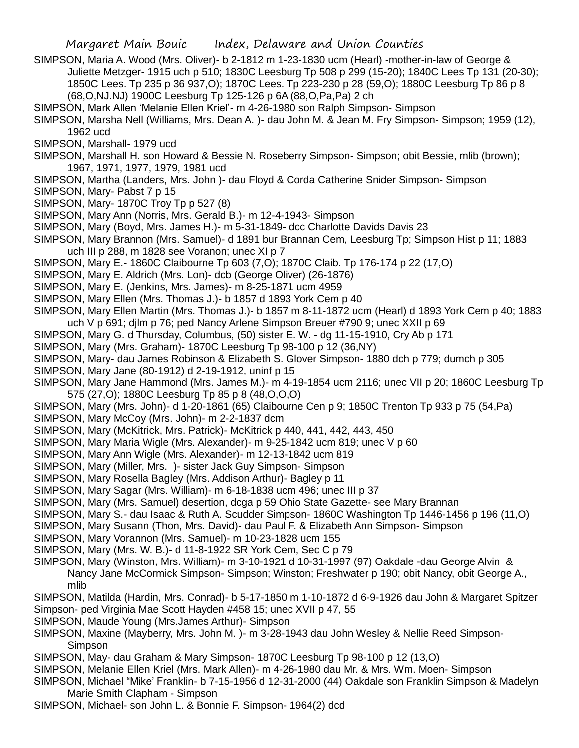SIMPSON, Maria A. Wood (Mrs. Oliver)- b 2-1812 m 1-23-1830 ucm (Hearl) -mother-in-law of George & Juliette Metzger- 1915 uch p 510; 1830C Leesburg Tp 508 p 299 (15-20); 1840C Lees Tp 131 (20-30); 1850C Lees. Tp 235 p 36 937,O); 1870C Lees. Tp 223-230 p 28 (59,O); 1880C Leesburg Tp 86 p 8 (68,O,NJ.NJ) 1900C Leesburg Tp 125-126 p 6A (88,O,Pa,Pa) 2 ch

SIMPSON, Mark Allen 'Melanie Ellen Kriel'- m 4-26-1980 son Ralph Simpson- Simpson

SIMPSON, Marsha Nell (Williams, Mrs. Dean A. )- dau John M. & Jean M. Fry Simpson- Simpson; 1959 (12), 1962 ucd

SIMPSON, Marshall- 1979 ucd

SIMPSON, Marshall H. son Howard & Bessie N. Roseberry Simpson- Simpson; obit Bessie, mlib (brown); 1967, 1971, 1977, 1979, 1981 ucd

SIMPSON, Martha (Landers, Mrs. John )- dau Floyd & Corda Catherine Snider Simpson- Simpson

SIMPSON, Mary- Pabst 7 p 15

SIMPSON, Mary- 1870C Troy Tp p 527 (8)

SIMPSON, Mary Ann (Norris, Mrs. Gerald B.)- m 12-4-1943- Simpson

SIMPSON, Mary (Boyd, Mrs. James H.)- m 5-31-1849- dcc Charlotte Davids Davis 23

SIMPSON, Mary Brannon (Mrs. Samuel)- d 1891 bur Brannan Cem, Leesburg Tp; Simpson Hist p 11; 1883 uch III p 288, m 1828 see Voranon; unec XI p 7

SIMPSON, Mary E.- 1860C Claibourne Tp 603 (7,O); 1870C Claib. Tp 176-174 p 22 (17,O)

SIMPSON, Mary E. Aldrich (Mrs. Lon)- dcb (George Oliver) (26-1876)

SIMPSON, Mary E. (Jenkins, Mrs. James)- m 8-25-1871 ucm 4959

SIMPSON, Mary Ellen (Mrs. Thomas J.)- b 1857 d 1893 York Cem p 40

SIMPSON, Mary Ellen Martin (Mrs. Thomas J.)- b 1857 m 8-11-1872 ucm (Hearl) d 1893 York Cem p 40; 1883 uch V p 691; djlm p 76; ped Nancy Arlene Simpson Breuer #790 9; unec XXII p 69

SIMPSON, Mary G. d Thursday, Columbus, (50) sister E. W. - dg 11-15-1910, Cry Ab p 171

SIMPSON, Mary (Mrs. Graham)- 1870C Leesburg Tp 98-100 p 12 (36,NY)

SIMPSON, Mary- dau James Robinson & Elizabeth S. Glover Simpson- 1880 dch p 779; dumch p 305

SIMPSON, Mary Jane (80-1912) d 2-19-1912, uninf p 15

SIMPSON, Mary Jane Hammond (Mrs. James M.)- m 4-19-1854 ucm 2116; unec VII p 20; 1860C Leesburg Tp 575 (27,O); 1880C Leesburg Tp 85 p 8 (48,O,O,O)

SIMPSON, Mary (Mrs. John)- d 1-20-1861 (65) Claibourne Cen p 9; 1850C Trenton Tp 933 p 75 (54,Pa)

SIMPSON, Mary McCoy (Mrs. John)- m 2-2-1837 dcm

SIMPSON, Mary (McKitrick, Mrs. Patrick)- McKitrick p 440, 441, 442, 443, 450

SIMPSON, Mary Maria Wigle (Mrs. Alexander)- m 9-25-1842 ucm 819; unec V p 60

SIMPSON, Mary Ann Wigle (Mrs. Alexander)- m 12-13-1842 ucm 819

SIMPSON, Mary (Miller, Mrs. )- sister Jack Guy Simpson- Simpson

SIMPSON, Mary Rosella Bagley (Mrs. Addison Arthur)- Bagley p 11

SIMPSON, Mary Sagar (Mrs. William)- m 6-18-1838 ucm 496; unec III p 37

SIMPSON, Mary (Mrs. Samuel) desertion, dcga p 59 Ohio State Gazette- see Mary Brannan

SIMPSON, Mary S.- dau Isaac & Ruth A. Scudder Simpson- 1860C Washington Tp 1446-1456 p 196 (11,O)

SIMPSON, Mary Susann (Thon, Mrs. David)- dau Paul F. & Elizabeth Ann Simpson- Simpson

SIMPSON, Mary Vorannon (Mrs. Samuel)- m 10-23-1828 ucm 155

SIMPSON, Mary (Mrs. W. B.)- d 11-8-1922 SR York Cem, Sec C p 79

SIMPSON, Mary (Winston, Mrs. William)- m 3-10-1921 d 10-31-1997 (97) Oakdale -dau George Alvin & Nancy Jane McCormick Simpson- Simpson; Winston; Freshwater p 190; obit Nancy, obit George A., mlib

SIMPSON, Matilda (Hardin, Mrs. Conrad)- b 5-17-1850 m 1-10-1872 d 6-9-1926 dau John & Margaret Spitzer Simpson- ped Virginia Mae Scott Hayden #458 15; unec XVII p 47, 55

SIMPSON, Maude Young (Mrs.James Arthur)- Simpson

SIMPSON, Maxine (Mayberry, Mrs. John M. )- m 3-28-1943 dau John Wesley & Nellie Reed Simpson- Simpson

SIMPSON, May- dau Graham & Mary Simpson- 1870C Leesburg Tp 98-100 p 12 (13,O)

SIMPSON, Melanie Ellen Kriel (Mrs. Mark Allen)- m 4-26-1980 dau Mr. & Mrs. Wm. Moen- Simpson

SIMPSON, Michael "Mike' Franklin- b 7-15-1956 d 12-31-2000 (44) Oakdale son Franklin Simpson & Madelyn Marie Smith Clapham - Simpson

SIMPSON, Michael- son John L. & Bonnie F. Simpson- 1964(2) dcd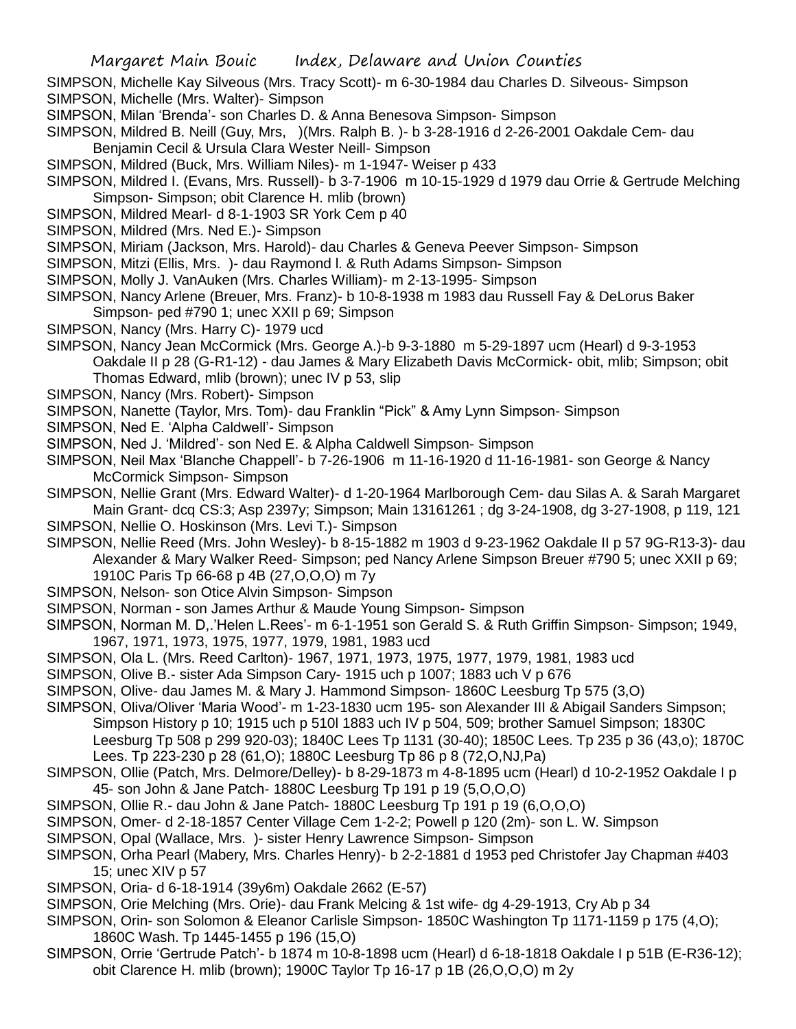SIMPSON, Michelle Kay Silveous (Mrs. Tracy Scott)- m 6-30-1984 dau Charles D. Silveous- Simpson

SIMPSON, Michelle (Mrs. Walter)- Simpson

SIMPSON, Milan 'Brenda'- son Charles D. & Anna Benesova Simpson- Simpson

SIMPSON, Mildred B. Neill (Guy, Mrs, )(Mrs. Ralph B. )- b 3-28-1916 d 2-26-2001 Oakdale Cem- dau Benjamin Cecil & Ursula Clara Wester Neill- Simpson

SIMPSON, Mildred (Buck, Mrs. William Niles)- m 1-1947- Weiser p 433

SIMPSON, Mildred I. (Evans, Mrs. Russell)- b 3-7-1906 m 10-15-1929 d 1979 dau Orrie & Gertrude Melching Simpson- Simpson; obit Clarence H. mlib (brown)

SIMPSON, Mildred Mearl- d 8-1-1903 SR York Cem p 40

SIMPSON, Mildred (Mrs. Ned E.)- Simpson

SIMPSON, Miriam (Jackson, Mrs. Harold)- dau Charles & Geneva Peever Simpson- Simpson

SIMPSON, Mitzi (Ellis, Mrs. )- dau Raymond l. & Ruth Adams Simpson- Simpson

SIMPSON, Molly J. VanAuken (Mrs. Charles William)- m 2-13-1995- Simpson

SIMPSON, Nancy Arlene (Breuer, Mrs. Franz)- b 10-8-1938 m 1983 dau Russell Fay & DeLorus Baker Simpson- ped #790 1; unec XXII p 69; Simpson

SIMPSON, Nancy (Mrs. Harry C)- 1979 ucd

SIMPSON, Nancy Jean McCormick (Mrs. George A.)-b 9-3-1880 m 5-29-1897 ucm (Hearl) d 9-3-1953 Oakdale II p 28 (G-R1-12) - dau James & Mary Elizabeth Davis McCormick- obit, mlib; Simpson; obit Thomas Edward, mlib (brown); unec IV p 53, slip

SIMPSON, Nancy (Mrs. Robert)- Simpson

SIMPSON, Nanette (Taylor, Mrs. Tom)- dau Franklin "Pick" & Amy Lynn Simpson- Simpson

SIMPSON, Ned E. 'Alpha Caldwell'- Simpson

SIMPSON, Ned J. 'Mildred'- son Ned E. & Alpha Caldwell Simpson- Simpson

SIMPSON, Neil Max 'Blanche Chappell'- b 7-26-1906 m 11-16-1920 d 11-16-1981- son George & Nancy McCormick Simpson- Simpson

SIMPSON, Nellie Grant (Mrs. Edward Walter)- d 1-20-1964 Marlborough Cem- dau Silas A. & Sarah Margaret Main Grant- dcq CS:3; Asp 2397y; Simpson; Main 13161261 ; dg 3-24-1908, dg 3-27-1908, p 119, 121

SIMPSON, Nellie O. Hoskinson (Mrs. Levi T.)- Simpson

SIMPSON, Nellie Reed (Mrs. John Wesley)- b 8-15-1882 m 1903 d 9-23-1962 Oakdale II p 57 9G-R13-3)- dau Alexander & Mary Walker Reed- Simpson; ped Nancy Arlene Simpson Breuer #790 5; unec XXII p 69; 1910C Paris Tp 66-68 p 4B (27,O,O,O) m 7y

SIMPSON, Nelson- son Otice Alvin Simpson- Simpson

SIMPSON, Norman - son James Arthur & Maude Young Simpson- Simpson

SIMPSON, Norman M. D,.'Helen L.Rees'- m 6-1-1951 son Gerald S. & Ruth Griffin Simpson- Simpson; 1949, 1967, 1971, 1973, 1975, 1977, 1979, 1981, 1983 ucd

SIMPSON, Ola L. (Mrs. Reed Carlton)- 1967, 1971, 1973, 1975, 1977, 1979, 1981, 1983 ucd

SIMPSON, Olive B.- sister Ada Simpson Cary- 1915 uch p 1007; 1883 uch V p 676

SIMPSON, Olive- dau James M. & Mary J. Hammond Simpson- 1860C Leesburg Tp 575 (3,O)

SIMPSON, Oliva/Oliver 'Maria Wood'- m 1-23-1830 ucm 195- son Alexander III & Abigail Sanders Simpson; Simpson History p 10; 1915 uch p 510l 1883 uch IV p 504, 509; brother Samuel Simpson; 1830C Leesburg Tp 508 p 299 920-03); 1840C Lees Tp 1131 (30-40); 1850C Lees. Tp 235 p 36 (43,o); 1870C Lees. Tp 223-230 p 28 (61,O); 1880C Leesburg Tp 86 p 8 (72,O,NJ,Pa)

SIMPSON, Ollie (Patch, Mrs. Delmore/Delley)- b 8-29-1873 m 4-8-1895 ucm (Hearl) d 10-2-1952 Oakdale I p 45- son John & Jane Patch- 1880C Leesburg Tp 191 p 19 (5,O,O,O)

SIMPSON, Ollie R.- dau John & Jane Patch- 1880C Leesburg Tp 191 p 19 (6,O,O,O)

SIMPSON, Omer- d 2-18-1857 Center Village Cem 1-2-2; Powell p 120 (2m)- son L. W. Simpson

SIMPSON, Opal (Wallace, Mrs. )- sister Henry Lawrence Simpson- Simpson

SIMPSON, Orha Pearl (Mabery, Mrs. Charles Henry)- b 2-2-1881 d 1953 ped Christofer Jay Chapman #403 15; unec XIV p 57

SIMPSON, Oria- d 6-18-1914 (39y6m) Oakdale 2662 (E-57)

SIMPSON, Orie Melching (Mrs. Orie)- dau Frank Melcing & 1st wife- dg 4-29-1913, Cry Ab p 34

SIMPSON, Orin- son Solomon & Eleanor Carlisle Simpson- 1850C Washington Tp 1171-1159 p 175 (4,O); 1860C Wash. Tp 1445-1455 p 196 (15,O)

SIMPSON, Orrie 'Gertrude Patch'- b 1874 m 10-8-1898 ucm (Hearl) d 6-18-1818 Oakdale I p 51B (E-R36-12); obit Clarence H. mlib (brown); 1900C Taylor Tp 16-17 p 1B (26,O,O,O) m 2y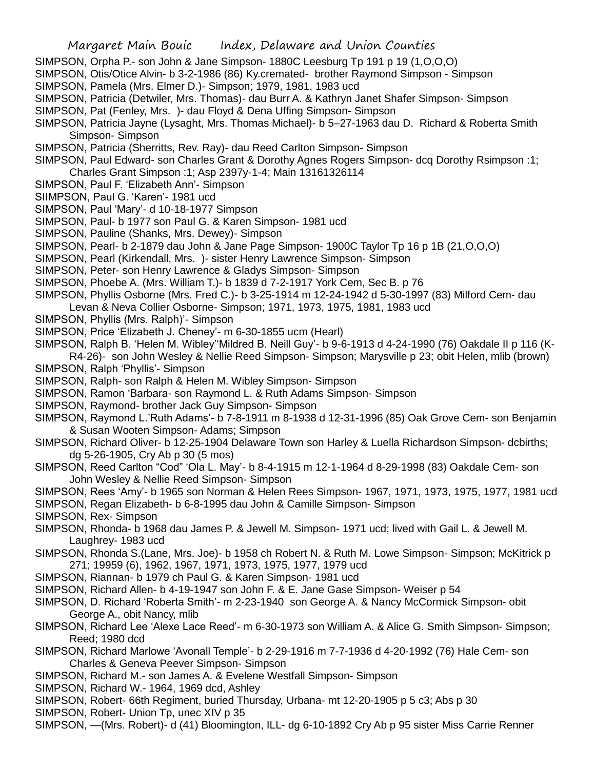SIMPSON, Orpha P.- son John & Jane Simpson- 1880C Leesburg Tp 191 p 19 (1,O,O,O)

SIMPSON, Otis/Otice Alvin- b 3-2-1986 (86) Ky.cremated- brother Raymond Simpson - Simpson

SIMPSON, Pamela (Mrs. Elmer D.)- Simpson; 1979, 1981, 1983 ucd

SIMPSON, Patricia (Detwiler, Mrs. Thomas)- dau Burr A. & Kathryn Janet Shafer Simpson- Simpson

SIMPSON, Pat (Fenley, Mrs. )- dau Floyd & Dena Uffing Simpson- Simpson

SIMPSON, Patricia Jayne (Lysaght, Mrs. Thomas Michael)- b 5–27-1963 dau D. Richard & Roberta Smith Simpson- Simpson

SIMPSON, Patricia (Sherritts, Rev. Ray)- dau Reed Carlton Simpson- Simpson

SIMPSON, Paul Edward- son Charles Grant & Dorothy Agnes Rogers Simpson- dcq Dorothy Rsimpson :1; Charles Grant Simpson :1; Asp 2397y-1-4; Main 13161326114

SIMPSON, Paul F. 'Elizabeth Ann'- Simpson

SIIMPSON, Paul G. 'Karen'- 1981 ucd

SIMPSON, Paul 'Mary'- d 10-18-1977 Simpson

SIMPSON, Paul- b 1977 son Paul G. & Karen Simpson- 1981 ucd

SIMPSON, Pauline (Shanks, Mrs. Dewey)- Simpson

SIMPSON, Pearl- b 2-1879 dau John & Jane Page Simpson- 1900C Taylor Tp 16 p 1B (21,O,O,O)

SIMPSON, Pearl (Kirkendall, Mrs. )- sister Henry Lawrence Simpson- Simpson

SIMPSON, Peter- son Henry Lawrence & Gladys Simpson- Simpson

SIMPSON, Phoebe A. (Mrs. William T.)- b 1839 d 7-2-1917 York Cem, Sec B. p 76

SIMPSON, Phyllis Osborne (Mrs. Fred C.)- b 3-25-1914 m 12-24-1942 d 5-30-1997 (83) Milford Cem- dau Levan & Neva Collier Osborne- Simpson; 1971, 1973, 1975, 1981, 1983 ucd

SIMPSON, Phyllis (Mrs. Ralph)'- Simpson

SIMPSON, Price 'Elizabeth J. Cheney'- m 6-30-1855 ucm (Hearl)

SIMPSON, Ralph B. 'Helen M. Wibley''Mildred B. Neill Guy'- b 9-6-1913 d 4-24-1990 (76) Oakdale II p 116 (K-R4-26)- son John Wesley & Nellie Reed Simpson- Simpson; Marysville p 23; obit Helen, mlib (brown)

SIMPSON, Ralph 'Phyllis'- Simpson

SIMPSON, Ralph- son Ralph & Helen M. Wibley Simpson- Simpson

SIMPSON, Ramon 'Barbara- son Raymond L. & Ruth Adams Simpson- Simpson

SIMPSON, Raymond- brother Jack Guy Simpson- Simpson

SIMPSON, Raymond L.'Ruth Adams'- b 7-8-1911 m 8-1938 d 12-31-1996 (85) Oak Grove Cem- son Benjamin & Susan Wooten Simpson- Adams; Simpson

SIMPSON, Richard Oliver- b 12-25-1904 Delaware Town son Harley & Luella Richardson Simpson- dcbirths; dg 5-26-1905, Cry Ab p 30 (5 mos)

SIMPSON, Reed Carlton "Cod" 'Ola L. May'- b 8-4-1915 m 12-1-1964 d 8-29-1998 (83) Oakdale Cem- son John Wesley & Nellie Reed Simpson- Simpson

SIMPSON, Rees 'Amy'- b 1965 son Norman & Helen Rees Simpson- 1967, 1971, 1973, 1975, 1977, 1981 ucd

SIMPSON, Regan Elizabeth- b 6-8-1995 dau John & Camille Simpson- Simpson

SIMPSON, Rex- Simpson

SIMPSON, Rhonda- b 1968 dau James P. & Jewell M. Simpson- 1971 ucd; lived with Gail L. & Jewell M. Laughrey- 1983 ucd

SIMPSON, Rhonda S.(Lane, Mrs. Joe)- b 1958 ch Robert N. & Ruth M. Lowe Simpson- Simpson; McKitrick p 271; 19959 (6), 1962, 1967, 1971, 1973, 1975, 1977, 1979 ucd

SIMPSON, Riannan- b 1979 ch Paul G. & Karen Simpson- 1981 ucd

SIMPSON, Richard Allen- b 4-19-1947 son John F. & E. Jane Gase Simpson- Weiser p 54

SIMPSON, D. Richard 'Roberta Smith'- m 2-23-1940 son George A. & Nancy McCormick Simpson- obit George A., obit Nancy, mlib

SIMPSON, Richard Lee 'Alexe Lace Reed'- m 6-30-1973 son William A. & Alice G. Smith Simpson- Simpson; Reed; 1980 dcd

SIMPSON, Richard Marlowe 'Avonall Temple'- b 2-29-1916 m 7-7-1936 d 4-20-1992 (76) Hale Cem- son Charles & Geneva Peever Simpson- Simpson

SIMPSON, Richard M.- son James A. & Evelene Westfall Simpson- Simpson

SIMPSON, Richard W.- 1964, 1969 dcd, Ashley

SIMPSON, Robert- 66th Regiment, buried Thursday, Urbana- mt 12-20-1905 p 5 c3; Abs p 30

SIMPSON, Robert- Union Tp, unec XIV p 35

SIMPSON, —(Mrs. Robert)- d (41) Bloomington, ILL- dg 6-10-1892 Cry Ab p 95 sister Miss Carrie Renner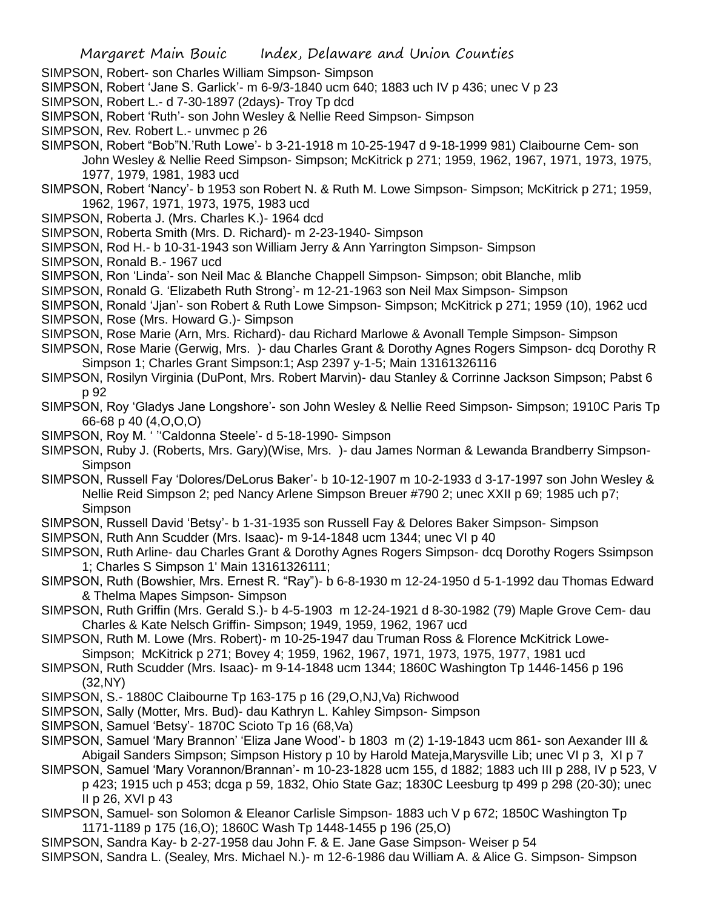SIMPSON, Robert- son Charles William Simpson- Simpson

SIMPSON, Robert 'Jane S. Garlick'- m 6-9/3-1840 ucm 640; 1883 uch IV p 436; unec V p 23

SIMPSON, Robert L.- d 7-30-1897 (2days)- Troy Tp dcd

SIMPSON, Robert 'Ruth'- son John Wesley & Nellie Reed Simpson- Simpson

SIMPSON, Rev. Robert L.- unvmec p 26

SIMPSON, Robert "Bob"N.'Ruth Lowe'- b 3-21-1918 m 10-25-1947 d 9-18-1999 981) Claibourne Cem- son John Wesley & Nellie Reed Simpson- Simpson; McKitrick p 271; 1959, 1962, 1967, 1971, 1973, 1975, 1977, 1979, 1981, 1983 ucd

SIMPSON, Robert 'Nancy'- b 1953 son Robert N. & Ruth M. Lowe Simpson- Simpson; McKitrick p 271; 1959, 1962, 1967, 1971, 1973, 1975, 1983 ucd

SIMPSON, Roberta J. (Mrs. Charles K.)- 1964 dcd

SIMPSON, Roberta Smith (Mrs. D. Richard)- m 2-23-1940- Simpson

SIMPSON, Rod H.- b 10-31-1943 son William Jerry & Ann Yarrington Simpson- Simpson

SIMPSON, Ronald B.- 1967 ucd

SIMPSON, Ron 'Linda'- son Neil Mac & Blanche Chappell Simpson- Simpson; obit Blanche, mlib

SIMPSON, Ronald G. 'Elizabeth Ruth Strong'- m 12-21-1963 son Neil Max Simpson- Simpson

SIMPSON, Ronald 'Jjan'- son Robert & Ruth Lowe Simpson- Simpson; McKitrick p 271; 1959 (10), 1962 ucd

SIMPSON, Rose (Mrs. Howard G.)- Simpson

SIMPSON, Rose Marie (Arn, Mrs. Richard)- dau Richard Marlowe & Avonall Temple Simpson- Simpson

SIMPSON, Rose Marie (Gerwig, Mrs. )- dau Charles Grant & Dorothy Agnes Rogers Simpson- dcq Dorothy R Simpson 1; Charles Grant Simpson:1; Asp 2397 y-1-5; Main 13161326116

SIMPSON, Rosilyn Virginia (DuPont, Mrs. Robert Marvin)- dau Stanley & Corrinne Jackson Simpson; Pabst 6 p 92

SIMPSON, Roy 'Gladys Jane Longshore'- son John Wesley & Nellie Reed Simpson- Simpson; 1910C Paris Tp 66-68 p 40 (4,O,O,O)

SIMPSON, Roy M. ' ''Caldonna Steele'- d 5-18-1990- Simpson

SIMPSON, Ruby J. (Roberts, Mrs. Gary)(Wise, Mrs. )- dau James Norman & Lewanda Brandberry Simpson- Simpson

SIMPSON, Russell Fay 'Dolores/DeLorus Baker'- b 10-12-1907 m 10-2-1933 d 3-17-1997 son John Wesley & Nellie Reid Simpson 2; ped Nancy Arlene Simpson Breuer #790 2; unec XXII p 69; 1985 uch p7; Simpson

SIMPSON, Russell David 'Betsy'- b 1-31-1935 son Russell Fay & Delores Baker Simpson- Simpson

SIMPSON, Ruth Ann Scudder (Mrs. Isaac)- m 9-14-1848 ucm 1344; unec VI p 40

SIMPSON, Ruth Arline- dau Charles Grant & Dorothy Agnes Rogers Simpson- dcq Dorothy Rogers Ssimpson 1; Charles S Simpson 1' Main 13161326111;

SIMPSON, Ruth (Bowshier, Mrs. Ernest R. "Ray")- b 6-8-1930 m 12-24-1950 d 5-1-1992 dau Thomas Edward & Thelma Mapes Simpson- Simpson

SIMPSON, Ruth Griffin (Mrs. Gerald S.)- b 4-5-1903 m 12-24-1921 d 8-30-1982 (79) Maple Grove Cem- dau Charles & Kate Nelsch Griffin- Simpson; 1949, 1959, 1962, 1967 ucd

SIMPSON, Ruth M. Lowe (Mrs. Robert)- m 10-25-1947 dau Truman Ross & Florence McKitrick Lowe- Simpson; McKitrick p 271; Bovey 4; 1959, 1962, 1967, 1971, 1973, 1975, 1977, 1981 ucd

SIMPSON, Ruth Scudder (Mrs. Isaac)- m 9-14-1848 ucm 1344; 1860C Washington Tp 1446-1456 p 196 (32,NY)

SIMPSON, S.- 1880C Claibourne Tp 163-175 p 16 (29,O,NJ,Va) Richwood

SIMPSON, Sally (Motter, Mrs. Bud)- dau Kathryn L. Kahley Simpson- Simpson

SIMPSON, Samuel 'Betsy'- 1870C Scioto Tp 16 (68,Va)

SIMPSON, Samuel 'Mary Brannon' 'Eliza Jane Wood'- b 1803 m (2) 1-19-1843 ucm 861- son Aexander III & Abigail Sanders Simpson; Simpson History p 10 by Harold Mateja,Marysville Lib; unec VI p 3, XI p 7

SIMPSON, Samuel 'Mary Vorannon/Brannan'- m 10-23-1828 ucm 155, d 1882; 1883 uch III p 288, IV p 523, V p 423; 1915 uch p 453; dcga p 59, 1832, Ohio State Gaz; 1830C Leesburg tp 499 p 298 (20-30); unec II p 26, XVI p 43

SIMPSON, Samuel- son Solomon & Eleanor Carlisle Simpson- 1883 uch V p 672; 1850C Washington Tp 1171-1189 p 175 (16,O); 1860C Wash Tp 1448-1455 p 196 (25,O)

SIMPSON, Sandra Kay- b 2-27-1958 dau John F. & E. Jane Gase Simpson- Weiser p 54

SIMPSON, Sandra L. (Sealey, Mrs. Michael N.)- m 12-6-1986 dau William A. & Alice G. Simpson- Simpson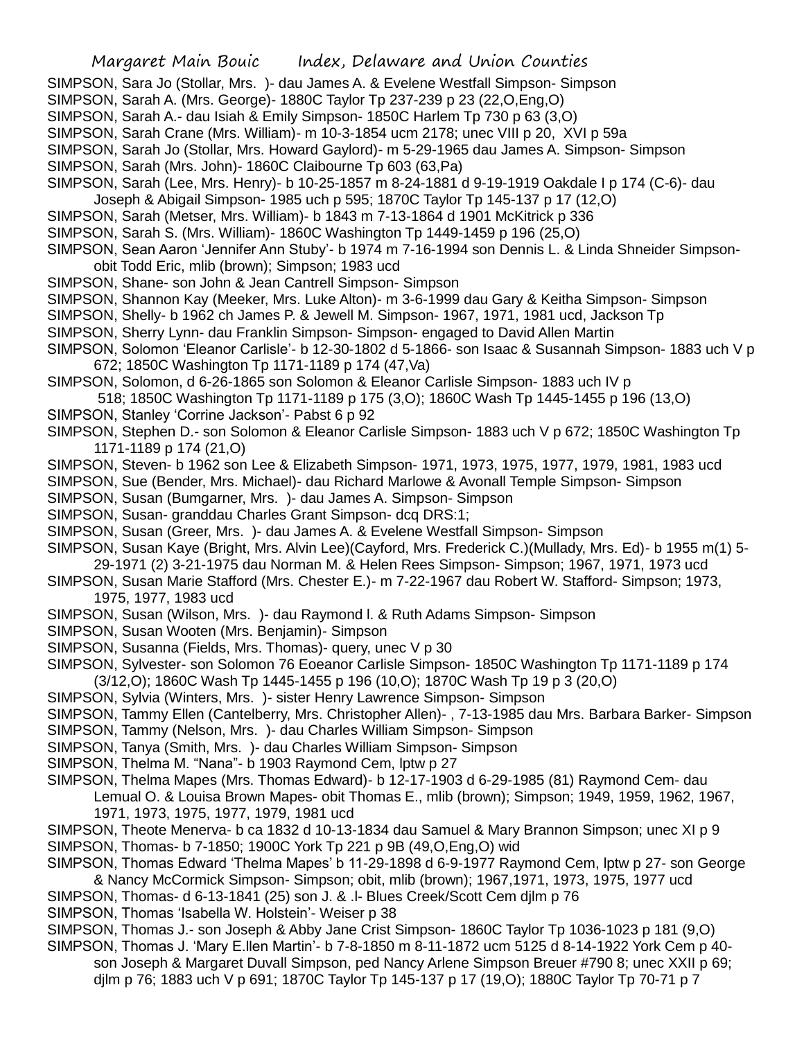SIMPSON, Sara Jo (Stollar, Mrs. )- dau James A. & Evelene Westfall Simpson- Simpson

SIMPSON, Sarah A. (Mrs. George)- 1880C Taylor Tp 237-239 p 23 (22,O,Eng,O)

SIMPSON, Sarah A.- dau Isiah & Emily Simpson- 1850C Harlem Tp 730 p 63 (3,O)

SIMPSON, Sarah Crane (Mrs. William)- m 10-3-1854 ucm 2178; unec VIII p 20, XVI p 59a

SIMPSON, Sarah Jo (Stollar, Mrs. Howard Gaylord)- m 5-29-1965 dau James A. Simpson- Simpson

SIMPSON, Sarah (Mrs. John)- 1860C Claibourne Tp 603 (63,Pa)

SIMPSON, Sarah (Lee, Mrs. Henry)- b 10-25-1857 m 8-24-1881 d 9-19-1919 Oakdale I p 174 (C-6)- dau Joseph & Abigail Simpson- 1985 uch p 595; 1870C Taylor Tp 145-137 p 17 (12,O)

SIMPSON, Sarah (Metser, Mrs. William)- b 1843 m 7-13-1864 d 1901 McKitrick p 336

SIMPSON, Sarah S. (Mrs. William)- 1860C Washington Tp 1449-1459 p 196 (25,O)

SIMPSON, Sean Aaron 'Jennifer Ann Stuby'- b 1974 m 7-16-1994 son Dennis L. & Linda Shneider Simpson- obit Todd Eric, mlib (brown); Simpson; 1983 ucd

SIMPSON, Shane- son John & Jean Cantrell Simpson- Simpson

SIMPSON, Shannon Kay (Meeker, Mrs. Luke Alton)- m 3-6-1999 dau Gary & Keitha Simpson- Simpson

SIMPSON, Shelly- b 1962 ch James P. & Jewell M. Simpson- 1967, 1971, 1981 ucd, Jackson Tp

SIMPSON, Sherry Lynn- dau Franklin Simpson- Simpson- engaged to David Allen Martin

SIMPSON, Solomon 'Eleanor Carlisle'- b 12-30-1802 d 5-1866- son Isaac & Susannah Simpson- 1883 uch V p 672; 1850C Washington Tp 1171-1189 p 174 (47,Va)

SIMPSON, Solomon, d 6-26-1865 son Solomon & Eleanor Carlisle Simpson- 1883 uch IV p 518; 1850C Washington Tp 1171-1189 p 175 (3,O); 1860C Wash Tp 1445-1455 p 196 (13,O)

SIMPSON, Stanley 'Corrine Jackson'- Pabst 6 p 92

SIMPSON, Stephen D.- son Solomon & Eleanor Carlisle Simpson- 1883 uch V p 672; 1850C Washington Tp 1171-1189 p 174 (21,O)

SIMPSON, Steven- b 1962 son Lee & Elizabeth Simpson- 1971, 1973, 1975, 1977, 1979, 1981, 1983 ucd

SIMPSON, Sue (Bender, Mrs. Michael)- dau Richard Marlowe & Avonall Temple Simpson- Simpson

SIMPSON, Susan (Bumgarner, Mrs. )- dau James A. Simpson- Simpson

SIMPSON, Susan- granddau Charles Grant Simpson- dcq DRS:1;

SIMPSON, Susan (Greer, Mrs. )- dau James A. & Evelene Westfall Simpson- Simpson

SIMPSON, Susan Kaye (Bright, Mrs. Alvin Lee)(Cayford, Mrs. Frederick C.)(Mullady, Mrs. Ed)- b 1955 m(1) 5-29-1971 (2) 3-21-1975 dau Norman M. & Helen Rees Simpson- Simpson; 1967, 1971, 1973 ucd

SIMPSON, Susan Marie Stafford (Mrs. Chester E.)- m 7-22-1967 dau Robert W. Stafford- Simpson; 1973, 1975, 1977, 1983 ucd

SIMPSON, Susan (Wilson, Mrs. )- dau Raymond l. & Ruth Adams Simpson- Simpson

SIMPSON, Susan Wooten (Mrs. Benjamin)- Simpson

SIMPSON, Susanna (Fields, Mrs. Thomas)- query, unec V p 30

SIMPSON, Sylvester- son Solomon 76 Eoeanor Carlisle Simpson- 1850C Washington Tp 1171-1189 p 174 (3/12,O); 1860C Wash Tp 1445-1455 p 196 (10,O); 1870C Wash Tp 19 p 3 (20,O)

SIMPSON, Sylvia (Winters, Mrs. )- sister Henry Lawrence Simpson- Simpson

SIMPSON, Tammy Ellen (Cantelberry, Mrs. Christopher Allen)- , 7-13-1985 dau Mrs. Barbara Barker- Simpson

SIMPSON, Tammy (Nelson, Mrs. )- dau Charles William Simpson- Simpson

SIMPSON, Tanya (Smith, Mrs. )- dau Charles William Simpson- Simpson

SIMPSON, Thelma M. "Nana"- b 1903 Raymond Cem, lptw p 27

SIMPSON, Thelma Mapes (Mrs. Thomas Edward)- b 12-17-1903 d 6-29-1985 (81) Raymond Cem- dau Lemual O. & Louisa Brown Mapes- obit Thomas E., mlib (brown); Simpson; 1949, 1959, 1962, 1967, 1971, 1973, 1975, 1977, 1979, 1981 ucd

SIMPSON, Theote Menerva- b ca 1832 d 10-13-1834 dau Samuel & Mary Brannon Simpson; unec XI p 9

SIMPSON, Thomas- b 7-1850; 1900C York Tp 221 p 9B (49,O,Eng,O) wid

SIMPSON, Thomas Edward 'Thelma Mapes' b 11-29-1898 d 6-9-1977 Raymond Cem, lptw p 27- son George & Nancy McCormick Simpson- Simpson; obit, mlib (brown); 1967,1971, 1973, 1975, 1977 ucd

SIMPSON, Thomas- d 6-13-1841 (25) son J. & .l- Blues Creek/Scott Cem djlm p 76

SIMPSON, Thomas 'Isabella W. Holstein'- Weiser p 38

SIMPSON, Thomas J.- son Joseph & Abby Jane Crist Simpson- 1860C Taylor Tp 1036-1023 p 181 (9,O)

SIMPSON, Thomas J. 'Mary E.llen Martin'- b 7-8-1850 m 8-11-1872 ucm 5125 d 8-14-1922 York Cem p 40- son Joseph & Margaret Duvall Simpson, ped Nancy Arlene Simpson Breuer #790 8; unec XXII p 69; djlm p 76; 1883 uch V p 691; 1870C Taylor Tp 145-137 p 17 (19,O); 1880C Taylor Tp 70-71 p 7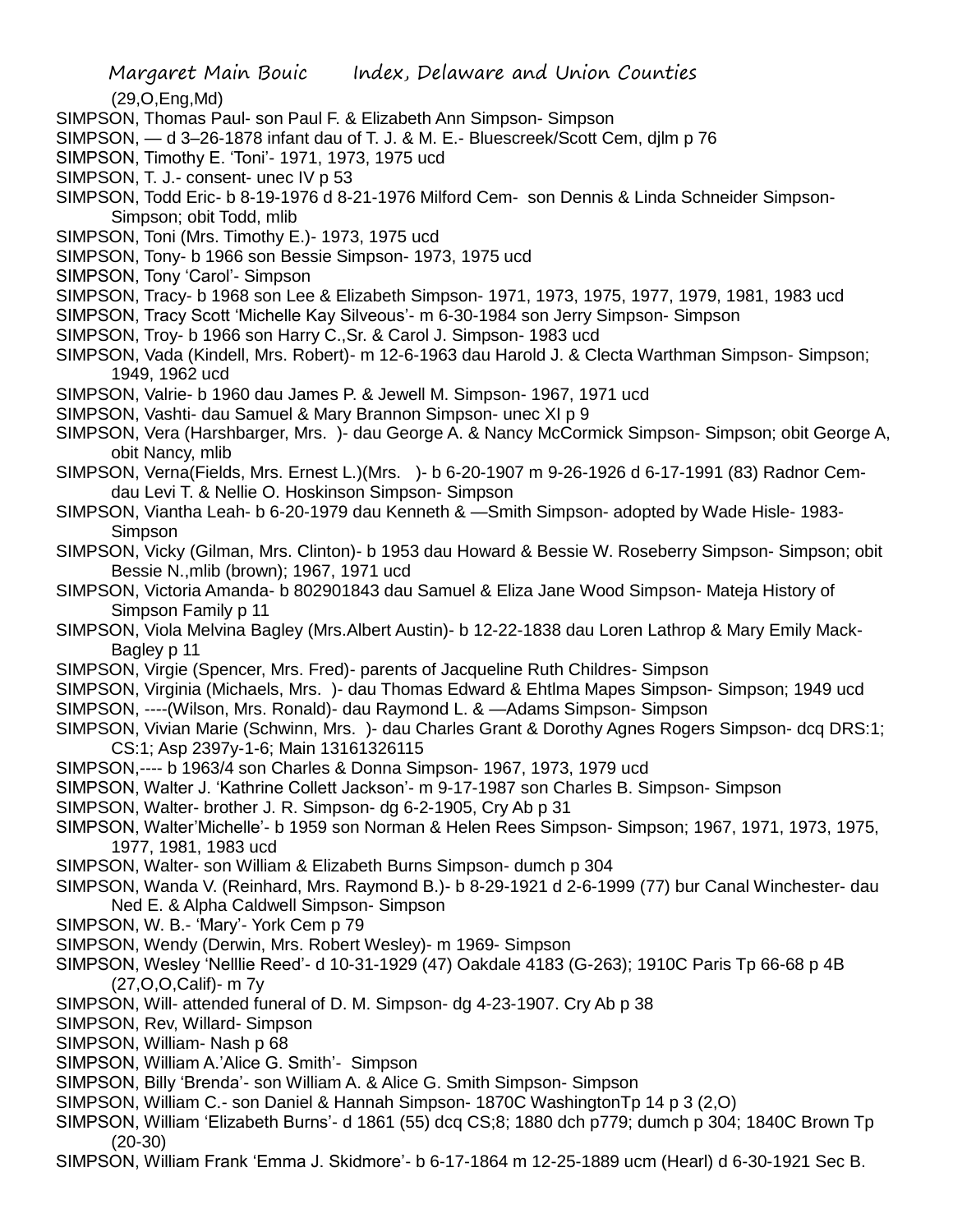(29,O,Eng,Md)

SIMPSON, Thomas Paul- son Paul F. & Elizabeth Ann Simpson- Simpson

SIMPSON, — d 3–26-1878 infant dau of T. J. & M. E.- Bluescreek/Scott Cem, djlm p 76

SIMPSON, Timothy E. 'Toni'- 1971, 1973, 1975 ucd

SIMPSON, T. J.- consent- unec IV p 53

SIMPSON, Todd Eric- b 8-19-1976 d 8-21-1976 Milford Cem- son Dennis & Linda Schneider Simpson- Simpson; obit Todd, mlib

SIMPSON, Toni (Mrs. Timothy E.)- 1973, 1975 ucd

SIMPSON, Tony- b 1966 son Bessie Simpson- 1973, 1975 ucd

SIMPSON, Tony 'Carol'- Simpson

SIMPSON, Tracy- b 1968 son Lee & Elizabeth Simpson- 1971, 1973, 1975, 1977, 1979, 1981, 1983 ucd

SIMPSON, Tracy Scott 'Michelle Kay Silveous'- m 6-30-1984 son Jerry Simpson- Simpson

SIMPSON, Troy- b 1966 son Harry C.,Sr. & Carol J. Simpson- 1983 ucd

SIMPSON, Vada (Kindell, Mrs. Robert)- m 12-6-1963 dau Harold J. & Clecta Warthman Simpson- Simpson; 1949, 1962 ucd

SIMPSON, Valrie- b 1960 dau James P. & Jewell M. Simpson- 1967, 1971 ucd

SIMPSON, Vashti- dau Samuel & Mary Brannon Simpson- unec XI p 9

SIMPSON, Vera (Harshbarger, Mrs. )- dau George A. & Nancy McCormick Simpson- Simpson; obit George A, obit Nancy, mlib

SIMPSON, Verna(Fields, Mrs. Ernest L.)(Mrs. )- b 6-20-1907 m 9-26-1926 d 6-17-1991 (83) Radnor Cem- dau Levi T. & Nellie O. Hoskinson Simpson- Simpson

SIMPSON, Viantha Leah- b 6-20-1979 dau Kenneth & —Smith Simpson- adopted by Wade Hisle- 1983- Simpson

SIMPSON, Vicky (Gilman, Mrs. Clinton)- b 1953 dau Howard & Bessie W. Roseberry Simpson- Simpson; obit Bessie N.,mlib (brown); 1967, 1971 ucd

SIMPSON, Victoria Amanda- b 802901843 dau Samuel & Eliza Jane Wood Simpson- Mateja History of Simpson Family p 11

SIMPSON, Viola Melvina Bagley (Mrs.Albert Austin)- b 12-22-1838 dau Loren Lathrop & Mary Emily Mack- Bagley p 11

SIMPSON, Virgie (Spencer, Mrs. Fred)- parents of Jacqueline Ruth Childres- Simpson

SIMPSON, Virginia (Michaels, Mrs. )- dau Thomas Edward & Ehtlma Mapes Simpson- Simpson; 1949 ucd

SIMPSON, ----(Wilson, Mrs. Ronald)- dau Raymond L. & —Adams Simpson- Simpson

SIMPSON, Vivian Marie (Schwinn, Mrs. )- dau Charles Grant & Dorothy Agnes Rogers Simpson- dcq DRS:1; CS:1; Asp 2397y-1-6; Main 13161326115

SIMPSON,---- b 1963/4 son Charles & Donna Simpson- 1967, 1973, 1979 ucd

SIMPSON, Walter J. 'Kathrine Collett Jackson'- m 9-17-1987 son Charles B. Simpson- Simpson

SIMPSON, Walter- brother J. R. Simpson- dg 6-2-1905, Cry Ab p 31

SIMPSON, Walter'Michelle'- b 1959 son Norman & Helen Rees Simpson- Simpson; 1967, 1971, 1973, 1975, 1977, 1981, 1983 ucd

SIMPSON, Walter- son William & Elizabeth Burns Simpson- dumch p 304

SIMPSON, Wanda V. (Reinhard, Mrs. Raymond B.)- b 8-29-1921 d 2-6-1999 (77) bur Canal Winchester- dau Ned E. & Alpha Caldwell Simpson- Simpson

SIMPSON, W. B.- 'Mary'- York Cem p 79

SIMPSON, Wendy (Derwin, Mrs. Robert Wesley)- m 1969- Simpson

SIMPSON, Wesley 'Nelllie Reed'- d 10-31-1929 (47) Oakdale 4183 (G-263); 1910C Paris Tp 66-68 p 4B (27,O,O,Calif)- m 7y

SIMPSON, Will- attended funeral of D. M. Simpson- dg 4-23-1907. Cry Ab p 38

SIMPSON, Rev, Willard- Simpson

SIMPSON, William- Nash p 68

SIMPSON, William A.'Alice G. Smith'- Simpson

SIMPSON, Billy 'Brenda'- son William A. & Alice G. Smith Simpson- Simpson

SIMPSON, William C.- son Daniel & Hannah Simpson- 1870C WashingtonTp 14 p 3 (2,O)

SIMPSON, William 'Elizabeth Burns'- d 1861 (55) dcq CS;8; 1880 dch p779; dumch p 304; 1840C Brown Tp (20-30)

SIMPSON, William Frank 'Emma J. Skidmore'- b 6-17-1864 m 12-25-1889 ucm (Hearl) d 6-30-1921 Sec B.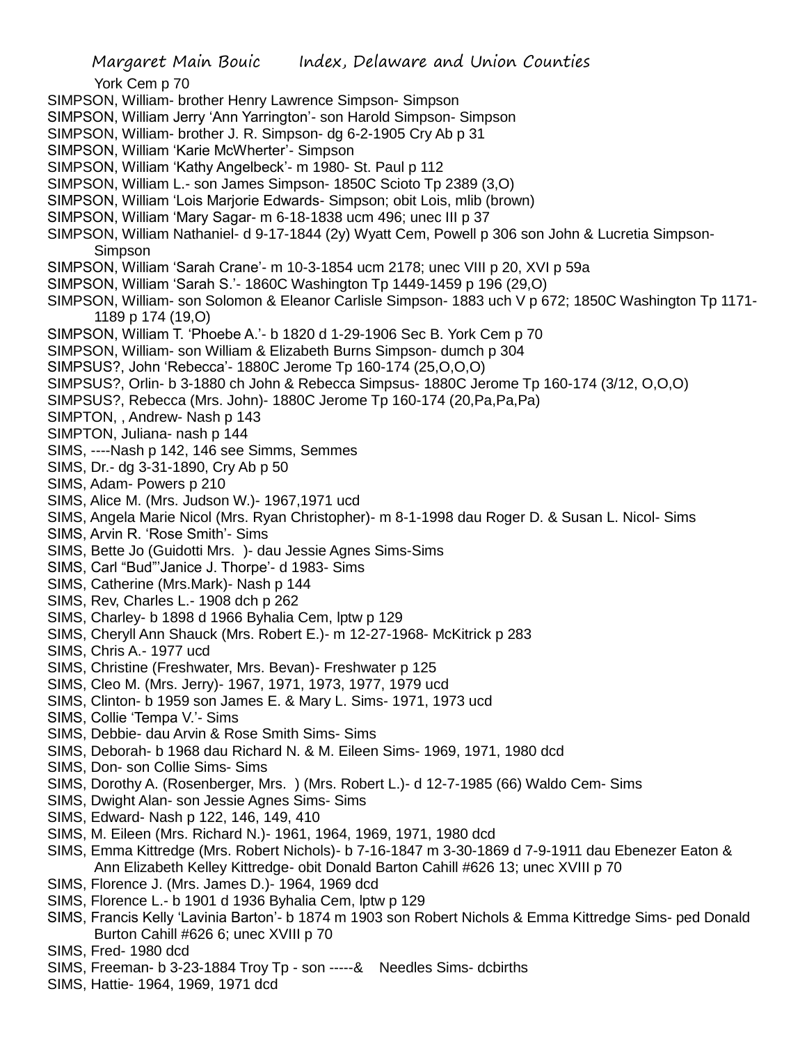York Cem p 70

SIMPSON, William- brother Henry Lawrence Simpson- Simpson

SIMPSON, William Jerry 'Ann Yarrington'- son Harold Simpson- Simpson

SIMPSON, William- brother J. R. Simpson- dg 6-2-1905 Cry Ab p 31

SIMPSON, William 'Karie McWherter'- Simpson

SIMPSON, William 'Kathy Angelbeck'- m 1980- St. Paul p 112

SIMPSON, William L.- son James Simpson- 1850C Scioto Tp 2389 (3,O)

SIMPSON, William 'Lois Marjorie Edwards- Simpson; obit Lois, mlib (brown)

SIMPSON, William 'Mary Sagar- m 6-18-1838 ucm 496; unec III p 37

SIMPSON, William Nathaniel- d 9-17-1844 (2y) Wyatt Cem, Powell p 306 son John & Lucretia Simpson- Simpson

SIMPSON, William 'Sarah Crane'- m 10-3-1854 ucm 2178; unec VIII p 20, XVI p 59a

SIMPSON, William 'Sarah S.'- 1860C Washington Tp 1449-1459 p 196 (29,O)

SIMPSON, William- son Solomon & Eleanor Carlisle Simpson- 1883 uch V p 672; 1850C Washington Tp 1171-1189 p 174 (19,O)

SIMPSON, William T. 'Phoebe A.'- b 1820 d 1-29-1906 Sec B. York Cem p 70

SIMPSON, William- son William & Elizabeth Burns Simpson- dumch p 304

SIMPSUS?, John 'Rebecca'- 1880C Jerome Tp 160-174 (25,O,O,O)

SIMPSUS?, Orlin- b 3-1880 ch John & Rebecca Simpsus- 1880C Jerome Tp 160-174 (3/12, O,O,O)

SIMPSUS?, Rebecca (Mrs. John)- 1880C Jerome Tp 160-174 (20,Pa,Pa,Pa)

SIMPTON, , Andrew- Nash p 143

SIMPTON, Juliana- nash p 144

SIMS, ----Nash p 142, 146 see Simms, Semmes

SIMS, Dr.- dg 3-31-1890, Cry Ab p 50

SIMS, Adam- Powers p 210

SIMS, Alice M. (Mrs. Judson W.)- 1967,1971 ucd

SIMS, Angela Marie Nicol (Mrs. Ryan Christopher)- m 8-1-1998 dau Roger D. & Susan L. Nicol- Sims

SIMS, Arvin R. 'Rose Smith'- Sims

SIMS, Bette Jo (Guidotti Mrs. )- dau Jessie Agnes Sims-Sims

SIMS, Carl "Bud"'Janice J. Thorpe'- d 1983- Sims

SIMS, Catherine (Mrs.Mark)- Nash p 144

SIMS, Rev, Charles L.- 1908 dch p 262

SIMS, Charley- b 1898 d 1966 Byhalia Cem, lptw p 129

SIMS, Cheryll Ann Shauck (Mrs. Robert E.)- m 12-27-1968- McKitrick p 283

SIMS, Chris A.- 1977 ucd

SIMS, Christine (Freshwater, Mrs. Bevan)- Freshwater p 125

SIMS, Cleo M. (Mrs. Jerry)- 1967, 1971, 1973, 1977, 1979 ucd

SIMS, Clinton- b 1959 son James E. & Mary L. Sims- 1971, 1973 ucd

SIMS, Collie 'Tempa V.'- Sims

SIMS, Debbie- dau Arvin & Rose Smith Sims- Sims

SIMS, Deborah- b 1968 dau Richard N. & M. Eileen Sims- 1969, 1971, 1980 dcd

SIMS, Don- son Collie Sims- Sims

SIMS, Dorothy A. (Rosenberger, Mrs. ) (Mrs. Robert L.)- d 12-7-1985 (66) Waldo Cem- Sims

SIMS, Dwight Alan- son Jessie Agnes Sims- Sims

SIMS, Edward- Nash p 122, 146, 149, 410

SIMS, M. Eileen (Mrs. Richard N.)- 1961, 1964, 1969, 1971, 1980 dcd

SIMS, Emma Kittredge (Mrs. Robert Nichols)- b 7-16-1847 m 3-30-1869 d 7-9-1911 dau Ebenezer Eaton & Ann Elizabeth Kelley Kittredge- obit Donald Barton Cahill #626 13; unec XVIII p 70

SIMS, Florence J. (Mrs. James D.)- 1964, 1969 dcd

SIMS, Florence L.- b 1901 d 1936 Byhalia Cem, lptw p 129

SIMS, Francis Kelly 'Lavinia Barton'- b 1874 m 1903 son Robert Nichols & Emma Kittredge Sims- ped Donald Burton Cahill #626 6; unec XVIII p 70

SIMS, Fred- 1980 dcd

SIMS, Freeman- b 3-23-1884 Troy Tp - son -----& Needles Sims- dcbirths

SIMS, Hattie- 1964, 1969, 1971 dcd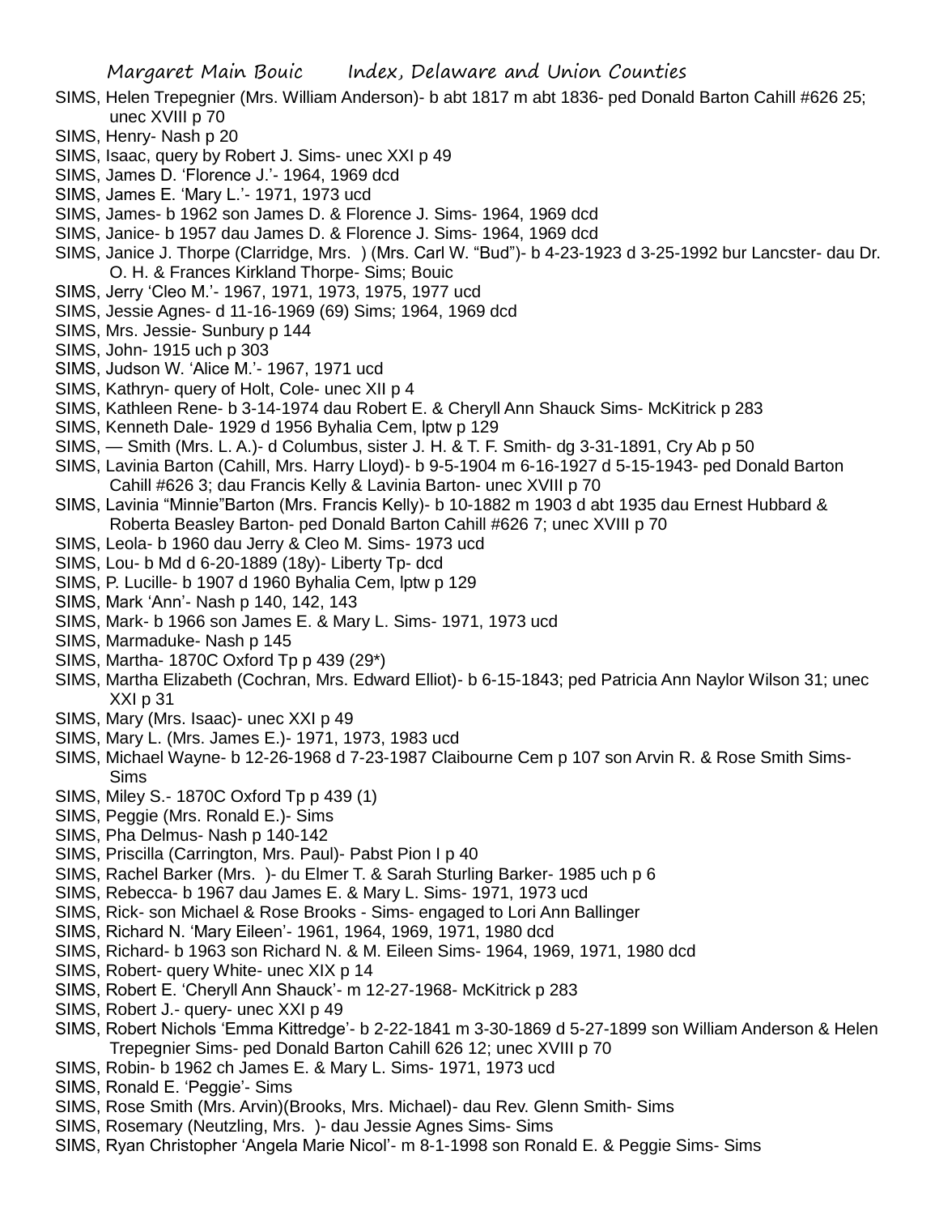SIMS, Helen Trepegnier (Mrs. William Anderson)- b abt 1817 m abt 1836- ped Donald Barton Cahill #626 25; unec XVIII p 70

SIMS, Henry- Nash p 20

SIMS, Isaac, query by Robert J. Sims- unec XXI p 49

SIMS, James D. 'Florence J.'- 1964, 1969 dcd

SIMS, James E. 'Mary L.'- 1971, 1973 ucd

SIMS, James- b 1962 son James D. & Florence J. Sims- 1964, 1969 dcd

SIMS, Janice- b 1957 dau James D. & Florence J. Sims- 1964, 1969 dcd

SIMS, Janice J. Thorpe (Clarridge, Mrs. ) (Mrs. Carl W. "Bud")- b 4-23-1923 d 3-25-1992 bur Lancster- dau Dr. O. H. & Frances Kirkland Thorpe- Sims; Bouic

SIMS, Jerry 'Cleo M.'- 1967, 1971, 1973, 1975, 1977 ucd

SIMS, Jessie Agnes- d 11-16-1969 (69) Sims; 1964, 1969 dcd

SIMS, Mrs. Jessie- Sunbury p 144

SIMS, John- 1915 uch p 303

SIMS, Judson W. 'Alice M.'- 1967, 1971 ucd

SIMS, Kathryn- query of Holt, Cole- unec XII p 4

SIMS, Kathleen Rene- b 3-14-1974 dau Robert E. & Cheryll Ann Shauck Sims- McKitrick p 283

SIMS, Kenneth Dale- 1929 d 1956 Byhalia Cem, lptw p 129

SIMS, — Smith (Mrs. L. A.)- d Columbus, sister J. H. & T. F. Smith- dg 3-31-1891, Cry Ab p 50

SIMS, Lavinia Barton (Cahill, Mrs. Harry Lloyd)- b 9-5-1904 m 6-16-1927 d 5-15-1943- ped Donald Barton Cahill #626 3; dau Francis Kelly & Lavinia Barton- unec XVIII p 70

SIMS, Lavinia "Minnie"Barton (Mrs. Francis Kelly)- b 10-1882 m 1903 d abt 1935 dau Ernest Hubbard & Roberta Beasley Barton- ped Donald Barton Cahill #626 7; unec XVIII p 70

SIMS, Leola- b 1960 dau Jerry & Cleo M. Sims- 1973 ucd

SIMS, Lou- b Md d 6-20-1889 (18y)- Liberty Tp- dcd

SIMS, P. Lucille- b 1907 d 1960 Byhalia Cem, lptw p 129

SIMS, Mark 'Ann'- Nash p 140, 142, 143

SIMS, Mark- b 1966 son James E. & Mary L. Sims- 1971, 1973 ucd

SIMS, Marmaduke- Nash p 145

SIMS, Martha- 1870C Oxford Tp p 439 (29*)

SIMS, Martha Elizabeth (Cochran, Mrs. Edward Elliot)- b 6-15-1843; ped Patricia Ann Naylor Wilson 31; unec XXI p 31

SIMS, Mary (Mrs. Isaac)- unec XXI p 49

SIMS, Mary L. (Mrs. James E.)- 1971, 1973, 1983 ucd

SIMS, Michael Wayne- b 12-26-1968 d 7-23-1987 Claibourne Cem p 107 son Arvin R. & Rose Smith Sims- Sims

SIMS, Miley S.- 1870C Oxford Tp p 439 (1)

SIMS, Peggie (Mrs. Ronald E.)- Sims

SIMS, Pha Delmus- Nash p 140-142

SIMS, Priscilla (Carrington, Mrs. Paul)- Pabst Pion I p 40

SIMS, Rachel Barker (Mrs. )- du Elmer T. & Sarah Sturling Barker- 1985 uch p 6

SIMS, Rebecca- b 1967 dau James E. & Mary L. Sims- 1971, 1973 ucd

SIMS, Rick- son Michael & Rose Brooks - Sims- engaged to Lori Ann Ballinger

SIMS, Richard N. 'Mary Eileen'- 1961, 1964, 1969, 1971, 1980 dcd

SIMS, Richard- b 1963 son Richard N. & M. Eileen Sims- 1964, 1969, 1971, 1980 dcd

SIMS, Robert- query White- unec XIX p 14

SIMS, Robert E. 'Cheryll Ann Shauck'- m 12-27-1968- McKitrick p 283

SIMS, Robert J.- query- unec XXI p 49

SIMS, Robert Nichols 'Emma Kittredge'- b 2-22-1841 m 3-30-1869 d 5-27-1899 son William Anderson & Helen Trepegnier Sims- ped Donald Barton Cahill 626 12; unec XVIII p 70

SIMS, Robin- b 1962 ch James E. & Mary L. Sims- 1971, 1973 ucd

SIMS, Ronald E. 'Peggie'- Sims

SIMS, Rose Smith (Mrs. Arvin)(Brooks, Mrs. Michael)- dau Rev. Glenn Smith- Sims

SIMS, Rosemary (Neutzling, Mrs. )- dau Jessie Agnes Sims- Sims

SIMS, Ryan Christopher 'Angela Marie Nicol'- m 8-1-1998 son Ronald E. & Peggie Sims- Sims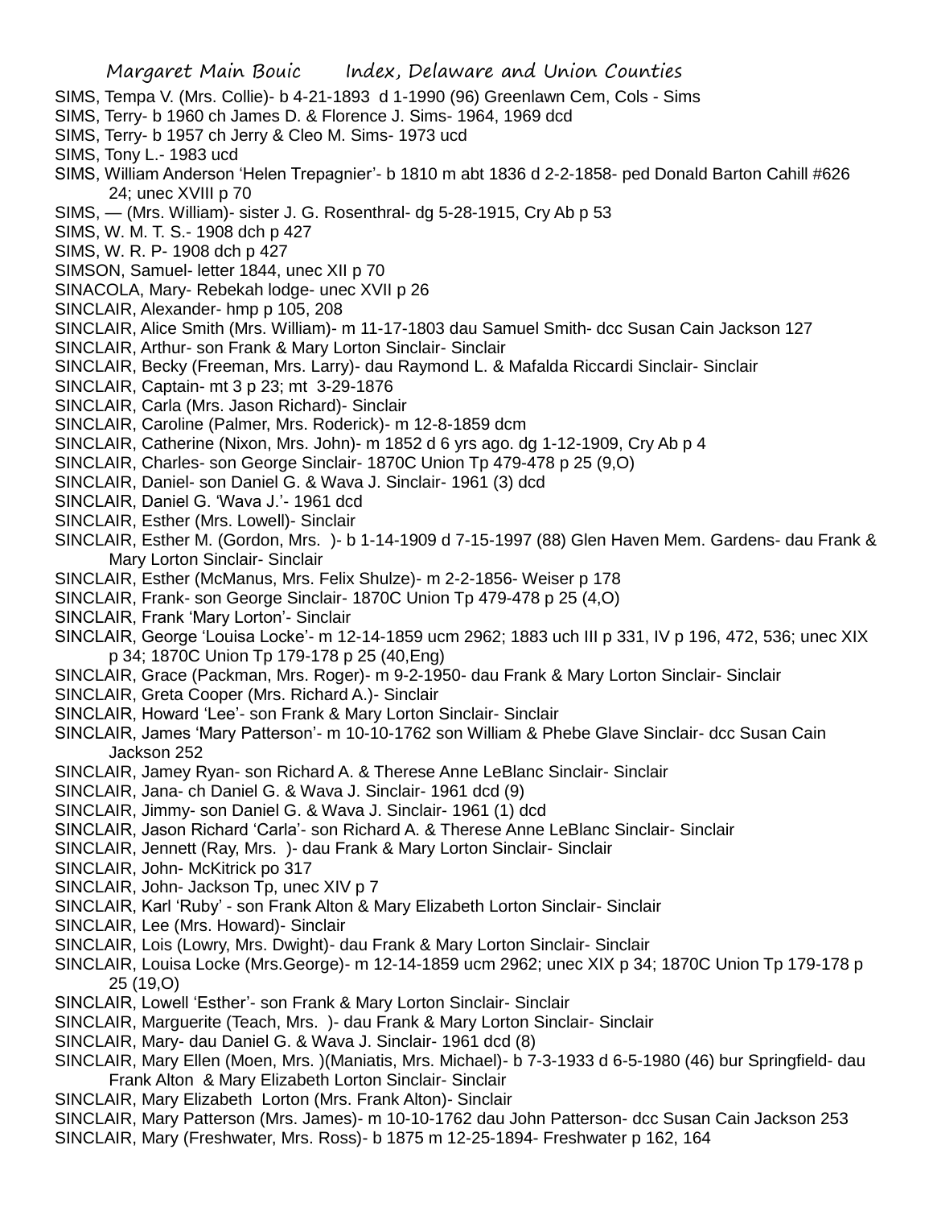SIMS, Tempa V. (Mrs. Collie)- b 4-21-1893 d 1-1990 (96) Greenlawn Cem, Cols - Sims
SIMS, Terry- b 1960 ch James D. & Florence J. Sims- 1964, 1969 dcd
SIMS, Terry- b 1957 ch Jerry & Cleo M. Sims- 1973 ucd
SIMS, Tony L.- 1983 ucd
SIMS, William Anderson 'Helen Trepagnier'- b 1810 m abt 1836 d 2-2-1858- ped Donald Barton Cahill #626 24; unec XVIII p 70
SIMS, — (Mrs. William)- sister J. G. Rosenthral- dg 5-28-1915, Cry Ab p 53
SIMS, W. M. T. S.- 1908 dch p 427
SIMS, W. R. P- 1908 dch p 427
SIMSON, Samuel- letter 1844, unec XII p 70
SINACOLA, Mary- Rebekah lodge- unec XVII p 26
SINCLAIR, Alexander- hmp p 105, 208
SINCLAIR, Alice Smith (Mrs. William)- m 11-17-1803 dau Samuel Smith- dcc Susan Cain Jackson 127
SINCLAIR, Arthur- son Frank & Mary Lorton Sinclair- Sinclair
SINCLAIR, Becky (Freeman, Mrs. Larry)- dau Raymond L. & Mafalda Riccardi Sinclair- Sinclair
SINCLAIR, Captain- mt 3 p 23; mt 3-29-1876
SINCLAIR, Carla (Mrs. Jason Richard)- Sinclair
SINCLAIR, Caroline (Palmer, Mrs. Roderick)- m 12-8-1859 dcm
SINCLAIR, Catherine (Nixon, Mrs. John)- m 1852 d 6 yrs ago. dg 1-12-1909, Cry Ab p 4
SINCLAIR, Charles- son George Sinclair- 1870C Union Tp 479-478 p 25 (9,O)
SINCLAIR, Daniel- son Daniel G. & Wava J. Sinclair- 1961 (3) dcd
SINCLAIR, Daniel G. 'Wava J.'- 1961 dcd
SINCLAIR, Esther (Mrs. Lowell)- Sinclair
SINCLAIR, Esther M. (Gordon, Mrs. )- b 1-14-1909 d 7-15-1997 (88) Glen Haven Mem. Gardens- dau Frank & Mary Lorton Sinclair- Sinclair
SINCLAIR, Esther (McManus, Mrs. Felix Shulze)- m 2-2-1856- Weiser p 178
SINCLAIR, Frank- son George Sinclair- 1870C Union Tp 479-478 p 25 (4,O)
SINCLAIR, Frank 'Mary Lorton'- Sinclair
SINCLAIR, George 'Louisa Locke'- m 12-14-1859 ucm 2962; 1883 uch III p 331, IV p 196, 472, 536; unec XIX p 34; 1870C Union Tp 179-178 p 25 (40,Eng)
SINCLAIR, Grace (Packman, Mrs. Roger)- m 9-2-1950- dau Frank & Mary Lorton Sinclair- Sinclair
SINCLAIR, Greta Cooper (Mrs. Richard A.)- Sinclair
SINCLAIR, Howard 'Lee'- son Frank & Mary Lorton Sinclair- Sinclair
SINCLAIR, James 'Mary Patterson'- m 10-10-1762 son William & Phebe Glave Sinclair- dcc Susan Cain Jackson 252
SINCLAIR, Jamey Ryan- son Richard A. & Therese Anne LeBlanc Sinclair- Sinclair
SINCLAIR, Jana- ch Daniel G. & Wava J. Sinclair- 1961 dcd (9)
SINCLAIR, Jimmy- son Daniel G. & Wava J. Sinclair- 1961 (1) dcd
SINCLAIR, Jason Richard 'Carla'- son Richard A. & Therese Anne LeBlanc Sinclair- Sinclair
SINCLAIR, Jennett (Ray, Mrs. )- dau Frank & Mary Lorton Sinclair- Sinclair
SINCLAIR, John- McKitrick po 317
SINCLAIR, John- Jackson Tp, unec XIV p 7
SINCLAIR, Karl 'Ruby' - son Frank Alton & Mary Elizabeth Lorton Sinclair- Sinclair
SINCLAIR, Lee (Mrs. Howard)- Sinclair
SINCLAIR, Lois (Lowry, Mrs. Dwight)- dau Frank & Mary Lorton Sinclair- Sinclair
SINCLAIR, Louisa Locke (Mrs.George)- m 12-14-1859 ucm 2962; unec XIX p 34; 1870C Union Tp 179-178 p 25 (19,O)
SINCLAIR, Lowell 'Esther'- son Frank & Mary Lorton Sinclair- Sinclair
SINCLAIR, Marguerite (Teach, Mrs. )- dau Frank & Mary Lorton Sinclair- Sinclair
SINCLAIR, Mary- dau Daniel G. & Wava J. Sinclair- 1961 dcd (8)
SINCLAIR, Mary Ellen (Moen, Mrs. )(Maniatis, Mrs. Michael)- b 7-3-1933 d 6-5-1980 (46) bur Springfield- dau Frank Alton & Mary Elizabeth Lorton Sinclair- Sinclair
SINCLAIR, Mary Elizabeth Lorton (Mrs. Frank Alton)- Sinclair
SINCLAIR, Mary Patterson (Mrs. James)- m 10-10-1762 dau John Patterson- dcc Susan Cain Jackson 253
SINCLAIR, Mary (Freshwater, Mrs. Ross)- b 1875 m 12-25-1894- Freshwater p 162, 164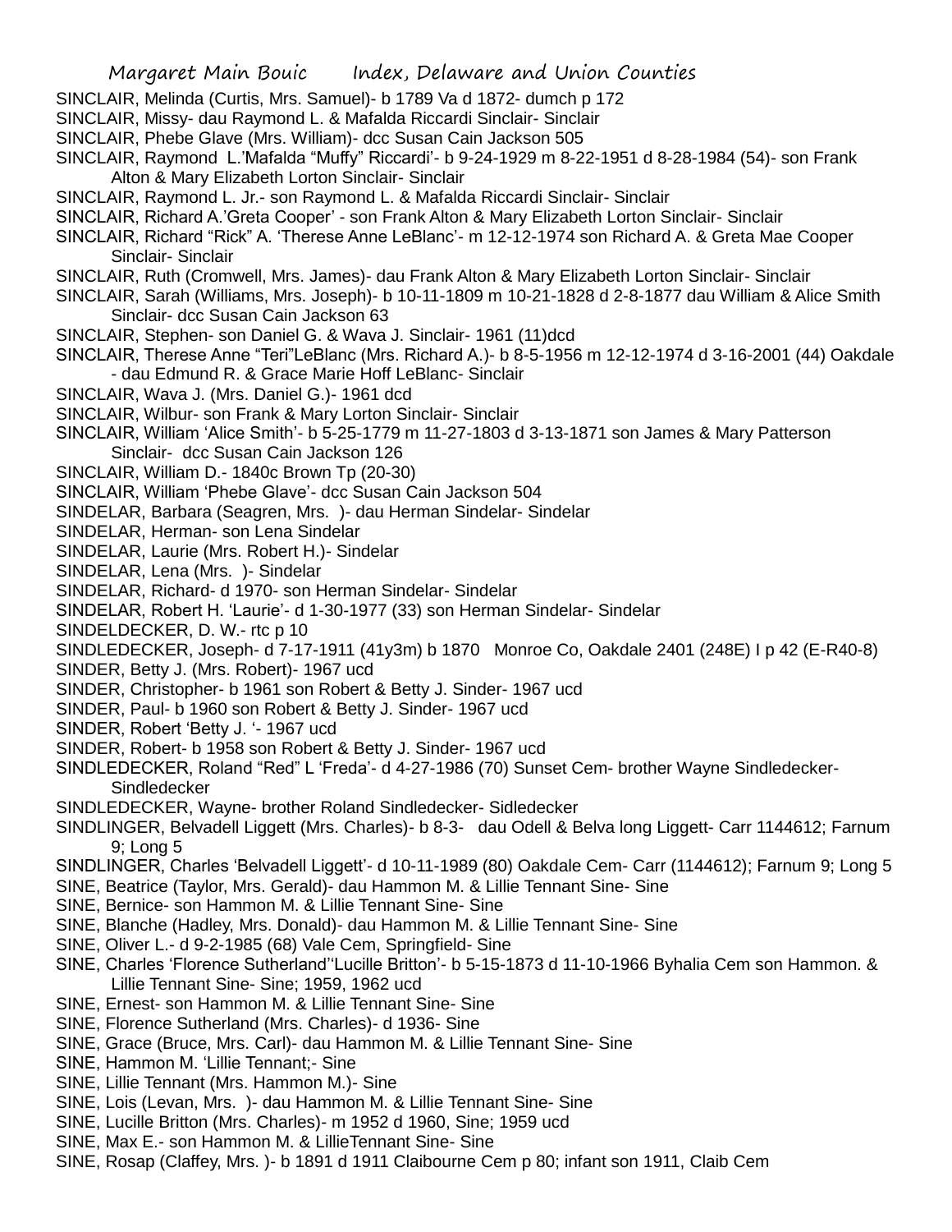SINCLAIR, Melinda (Curtis, Mrs. Samuel)- b 1789 Va d 1872- dumch p 172
SINCLAIR, Missy- dau Raymond L. & Mafalda Riccardi Sinclair- Sinclair
SINCLAIR, Phebe Glave (Mrs. William)- dcc Susan Cain Jackson 505
SINCLAIR, Raymond L.'Mafalda "Muffy" Riccardi'- b 9-24-1929 m 8-22-1951 d 8-28-1984 (54)- son Frank Alton & Mary Elizabeth Lorton Sinclair- Sinclair
SINCLAIR, Raymond L. Jr.- son Raymond L. & Mafalda Riccardi Sinclair- Sinclair
SINCLAIR, Richard A.'Greta Cooper' - son Frank Alton & Mary Elizabeth Lorton Sinclair- Sinclair
SINCLAIR, Richard "Rick" A. 'Therese Anne LeBlanc'- m 12-12-1974 son Richard A. & Greta Mae Cooper Sinclair- Sinclair
SINCLAIR, Ruth (Cromwell, Mrs. James)- dau Frank Alton & Mary Elizabeth Lorton Sinclair- Sinclair
SINCLAIR, Sarah (Williams, Mrs. Joseph)- b 10-11-1809 m 10-21-1828 d 2-8-1877 dau William & Alice Smith Sinclair- dcc Susan Cain Jackson 63
SINCLAIR, Stephen- son Daniel G. & Wava J. Sinclair- 1961 (11)dcd
SINCLAIR, Therese Anne "Teri"LeBlanc (Mrs. Richard A.)- b 8-5-1956 m 12-12-1974 d 3-16-2001 (44) Oakdale - dau Edmund R. & Grace Marie Hoff LeBlanc- Sinclair
SINCLAIR, Wava J. (Mrs. Daniel G.)- 1961 dcd
SINCLAIR, Wilbur- son Frank & Mary Lorton Sinclair- Sinclair
SINCLAIR, William 'Alice Smith'- b 5-25-1779 m 11-27-1803 d 3-13-1871 son James & Mary Patterson Sinclair- dcc Susan Cain Jackson 126
SINCLAIR, William D.- 1840c Brown Tp (20-30)
SINCLAIR, William 'Phebe Glave'- dcc Susan Cain Jackson 504
SINDELAR, Barbara (Seagren, Mrs. )- dau Herman Sindelar- Sindelar
SINDELAR, Herman- son Lena Sindelar
SINDELAR, Laurie (Mrs. Robert H.)- Sindelar
SINDELAR, Lena (Mrs. )- Sindelar
SINDELAR, Richard- d 1970- son Herman Sindelar- Sindelar
SINDELAR, Robert H. 'Laurie'- d 1-30-1977 (33) son Herman Sindelar- Sindelar
SINDELDECKER, D. W.- rtc p 10
SINDLEDECKER, Joseph- d 7-17-1911 (41y3m) b 1870 Monroe Co, Oakdale 2401 (248E) I p 42 (E-R40-8)
SINDER, Betty J. (Mrs. Robert)- 1967 ucd
SINDER, Christopher- b 1961 son Robert & Betty J. Sinder- 1967 ucd
SINDER, Paul- b 1960 son Robert & Betty J. Sinder- 1967 ucd
SINDER, Robert 'Betty J. '- 1967 ucd
SINDER, Robert- b 1958 son Robert & Betty J. Sinder- 1967 ucd
SINDLEDECKER, Roland "Red" L 'Freda'- d 4-27-1986 (70) Sunset Cem- brother Wayne Sindledecker- Sindledecker
SINDLEDECKER, Wayne- brother Roland Sindledecker- Sidledecker
SINDLINGER, Belvadell Liggett (Mrs. Charles)- b 8-3- dau Odell & Belva long Liggett- Carr 1144612; Farnum 9; Long 5
SINDLINGER, Charles 'Belvadell Liggett'- d 10-11-1989 (80) Oakdale Cem- Carr (1144612); Farnum 9; Long 5
SINE, Beatrice (Taylor, Mrs. Gerald)- dau Hammon M. & Lillie Tennant Sine- Sine
SINE, Bernice- son Hammon M. & Lillie Tennant Sine- Sine
SINE, Blanche (Hadley, Mrs. Donald)- dau Hammon M. & Lillie Tennant Sine- Sine
SINE, Oliver L.- d 9-2-1985 (68) Vale Cem, Springfield- Sine
SINE, Charles 'Florence Sutherland''Lucille Britton'- b 5-15-1873 d 11-10-1966 Byhalia Cem son Hammon. & Lillie Tennant Sine- Sine; 1959, 1962 ucd
SINE, Ernest- son Hammon M. & Lillie Tennant Sine- Sine
SINE, Florence Sutherland (Mrs. Charles)- d 1936- Sine
SINE, Grace (Bruce, Mrs. Carl)- dau Hammon M. & Lillie Tennant Sine- Sine
SINE, Hammon M. 'Lillie Tennant;- Sine
SINE, Lillie Tennant (Mrs. Hammon M.)- Sine
SINE, Lois (Levan, Mrs. )- dau Hammon M. & Lillie Tennant Sine- Sine
SINE, Lucille Britton (Mrs. Charles)- m 1952 d 1960, Sine; 1959 ucd
SINE, Max E.- son Hammon M. & LillieTennant Sine- Sine
SINE, Rosap (Claffey, Mrs. )- b 1891 d 1911 Claibourne Cem p 80; infant son 1911, Claib Cem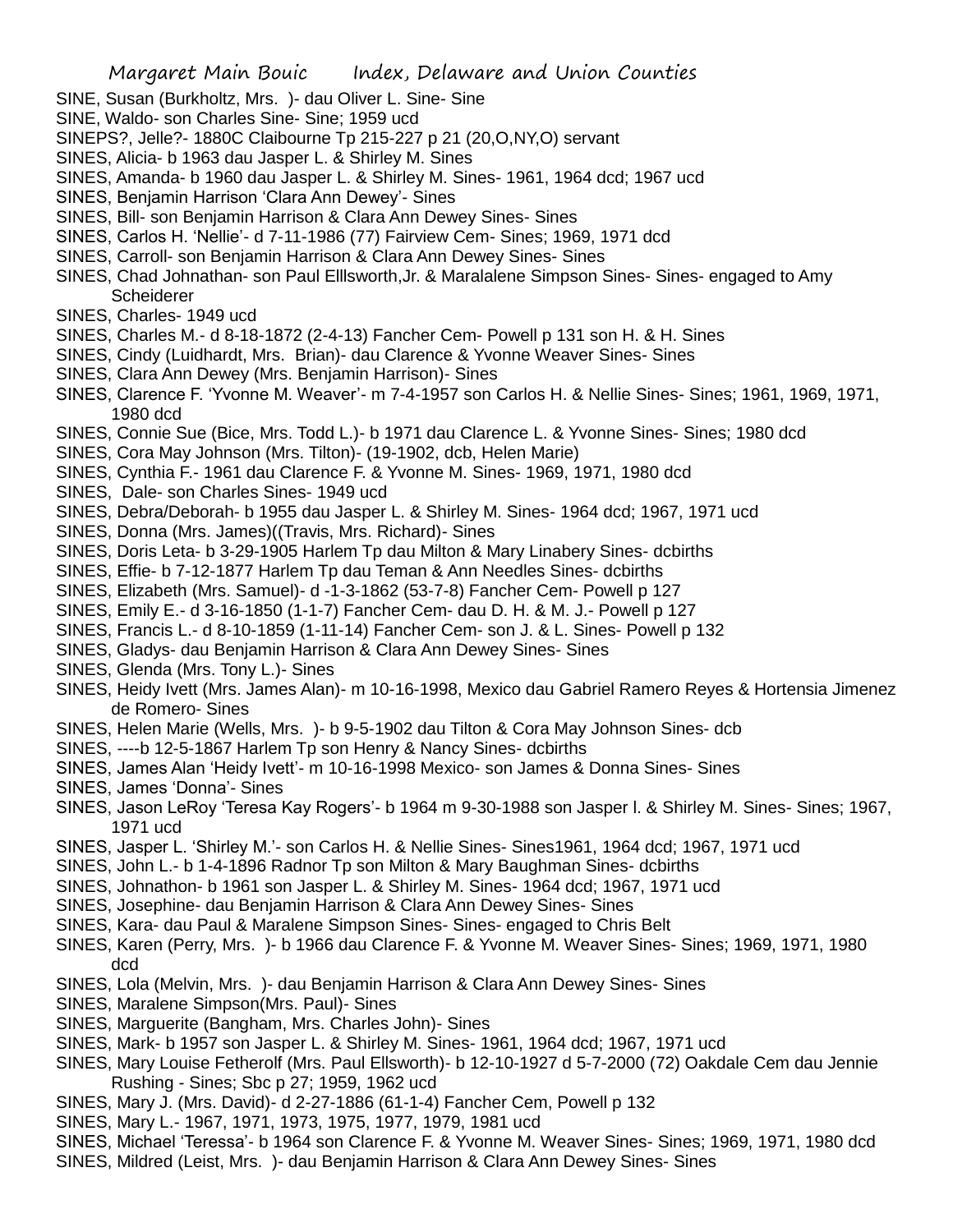SINE, Susan (Burkholtz, Mrs. )- dau Oliver L. Sine- Sine

SINE, Waldo- son Charles Sine- Sine; 1959 ucd

SINEPS?, Jelle?- 1880C Claibourne Tp 215-227 p 21 (20,O,NY,O) servant

SINES, Alicia- b 1963 dau Jasper L. & Shirley M. Sines

SINES, Amanda- b 1960 dau Jasper L. & Shirley M. Sines- 1961, 1964 dcd; 1967 ucd

SINES, Benjamin Harrison 'Clara Ann Dewey'- Sines

SINES, Bill- son Benjamin Harrison & Clara Ann Dewey Sines- Sines

SINES, Carlos H. 'Nellie'- d 7-11-1986 (77) Fairview Cem- Sines; 1969, 1971 dcd

SINES, Carroll- son Benjamin Harrison & Clara Ann Dewey Sines- Sines

SINES, Chad Johnathan- son Paul Elllsworth,Jr. & Maralalene Simpson Sines- Sines- engaged to Amy Scheiderer

SINES, Charles- 1949 ucd

SINES, Charles M.- d 8-18-1872 (2-4-13) Fancher Cem- Powell p 131 son H. & H. Sines

SINES, Cindy (Luidhardt, Mrs. Brian)- dau Clarence & Yvonne Weaver Sines- Sines

SINES, Clara Ann Dewey (Mrs. Benjamin Harrison)- Sines

SINES, Clarence F. 'Yvonne M. Weaver'- m 7-4-1957 son Carlos H. & Nellie Sines- Sines; 1961, 1969, 1971, 1980 dcd

SINES, Connie Sue (Bice, Mrs. Todd L.)- b 1971 dau Clarence L. & Yvonne Sines- Sines; 1980 dcd

SINES, Cora May Johnson (Mrs. Tilton)- (19-1902, dcb, Helen Marie)

SINES, Cynthia F.- 1961 dau Clarence F. & Yvonne M. Sines- 1969, 1971, 1980 dcd

SINES, Dale- son Charles Sines- 1949 ucd

SINES, Debra/Deborah- b 1955 dau Jasper L. & Shirley M. Sines- 1964 dcd; 1967, 1971 ucd

SINES, Donna (Mrs. James)((Travis, Mrs. Richard)- Sines

SINES, Doris Leta- b 3-29-1905 Harlem Tp dau Milton & Mary Linabery Sines- dcbirths

SINES, Effie- b 7-12-1877 Harlem Tp dau Teman & Ann Needles Sines- dcbirths

SINES, Elizabeth (Mrs. Samuel)- d -1-3-1862 (53-7-8) Fancher Cem- Powell p 127

SINES, Emily E.- d 3-16-1850 (1-1-7) Fancher Cem- dau D. H. & M. J.- Powell p 127

SINES, Francis L.- d 8-10-1859 (1-11-14) Fancher Cem- son J. & L. Sines- Powell p 132

SINES, Gladys- dau Benjamin Harrison & Clara Ann Dewey Sines- Sines

SINES, Glenda (Mrs. Tony L.)- Sines

SINES, Heidy Ivett (Mrs. James Alan)- m 10-16-1998, Mexico dau Gabriel Ramero Reyes & Hortensia Jimenez de Romero- Sines

SINES, Helen Marie (Wells, Mrs. )- b 9-5-1902 dau Tilton & Cora May Johnson Sines- dcb

SINES, ----b 12-5-1867 Harlem Tp son Henry & Nancy Sines- dcbirths

SINES, James Alan 'Heidy Ivett'- m 10-16-1998 Mexico- son James & Donna Sines- Sines

SINES, James 'Donna'- Sines

SINES, Jason LeRoy 'Teresa Kay Rogers'- b 1964 m 9-30-1988 son Jasper l. & Shirley M. Sines- Sines; 1967, 1971 ucd

SINES, Jasper L. 'Shirley M.'- son Carlos H. & Nellie Sines- Sines1961, 1964 dcd; 1967, 1971 ucd

SINES, John L.- b 1-4-1896 Radnor Tp son Milton & Mary Baughman Sines- dcbirths

SINES, Johnathon- b 1961 son Jasper L. & Shirley M. Sines- 1964 dcd; 1967, 1971 ucd

SINES, Josephine- dau Benjamin Harrison & Clara Ann Dewey Sines- Sines

SINES, Kara- dau Paul & Maralene Simpson Sines- Sines- engaged to Chris Belt

SINES, Karen (Perry, Mrs. )- b 1966 dau Clarence F. & Yvonne M. Weaver Sines- Sines; 1969, 1971, 1980 dcd

SINES, Lola (Melvin, Mrs. )- dau Benjamin Harrison & Clara Ann Dewey Sines- Sines

SINES, Maralene Simpson(Mrs. Paul)- Sines

SINES, Marguerite (Bangham, Mrs. Charles John)- Sines

SINES, Mark- b 1957 son Jasper L. & Shirley M. Sines- 1961, 1964 dcd; 1967, 1971 ucd

SINES, Mary Louise Fetherolf (Mrs. Paul Ellsworth)- b 12-10-1927 d 5-7-2000 (72) Oakdale Cem dau Jennie Rushing - Sines; Sbc p 27; 1959, 1962 ucd

SINES, Mary J. (Mrs. David)- d 2-27-1886 (61-1-4) Fancher Cem, Powell p 132

SINES, Mary L.- 1967, 1971, 1973, 1975, 1977, 1979, 1981 ucd

SINES, Michael 'Teressa'- b 1964 son Clarence F. & Yvonne M. Weaver Sines- Sines; 1969, 1971, 1980 dcd

SINES, Mildred (Leist, Mrs. )- dau Benjamin Harrison & Clara Ann Dewey Sines- Sines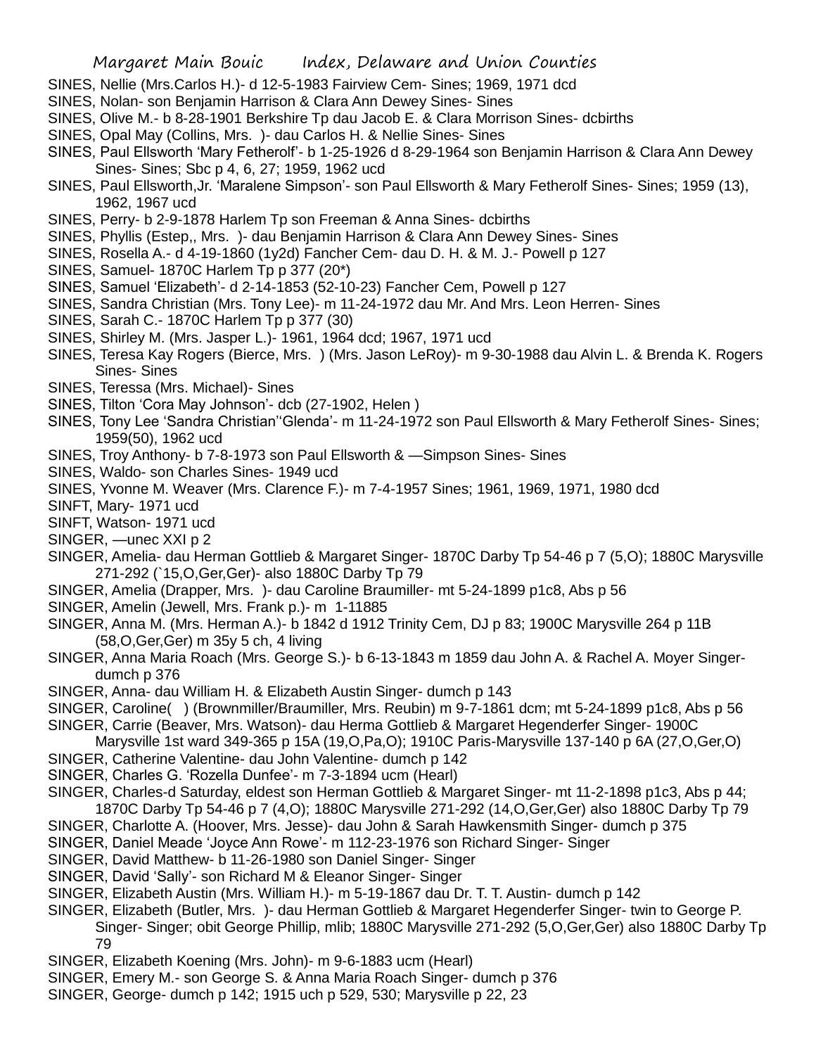SINES, Nellie (Mrs.Carlos H.)- d 12-5-1983 Fairview Cem- Sines; 1969, 1971 dcd

SINES, Nolan- son Benjamin Harrison & Clara Ann Dewey Sines- Sines

SINES, Olive M.- b 8-28-1901 Berkshire Tp dau Jacob E. & Clara Morrison Sines- dcbirths

SINES, Opal May (Collins, Mrs. )- dau Carlos H. & Nellie Sines- Sines

SINES, Paul Ellsworth 'Mary Fetherolf'- b 1-25-1926 d 8-29-1964 son Benjamin Harrison & Clara Ann Dewey Sines- Sines; Sbc p 4, 6, 27; 1959, 1962 ucd

SINES, Paul Ellsworth,Jr. 'Maralene Simpson'- son Paul Ellsworth & Mary Fetherolf Sines- Sines; 1959 (13), 1962, 1967 ucd

SINES, Perry- b 2-9-1878 Harlem Tp son Freeman & Anna Sines- dcbirths

SINES, Phyllis (Estep,, Mrs. )- dau Benjamin Harrison & Clara Ann Dewey Sines- Sines

SINES, Rosella A.- d 4-19-1860 (1y2d) Fancher Cem- dau D. H. & M. J.- Powell p 127

SINES, Samuel- 1870C Harlem Tp p 377 (20*)

SINES, Samuel 'Elizabeth'- d 2-14-1853 (52-10-23) Fancher Cem, Powell p 127

SINES, Sandra Christian (Mrs. Tony Lee)- m 11-24-1972 dau Mr. And Mrs. Leon Herren- Sines

SINES, Sarah C.- 1870C Harlem Tp p 377 (30)

SINES, Shirley M. (Mrs. Jasper L.)- 1961, 1964 dcd; 1967, 1971 ucd

SINES, Teresa Kay Rogers (Bierce, Mrs. ) (Mrs. Jason LeRoy)- m 9-30-1988 dau Alvin L. & Brenda K. Rogers Sines- Sines

SINES, Teressa (Mrs. Michael)- Sines

SINES, Tilton 'Cora May Johnson'- dcb (27-1902, Helen )

SINES, Tony Lee 'Sandra Christian''Glenda'- m 11-24-1972 son Paul Ellsworth & Mary Fetherolf Sines- Sines; 1959(50), 1962 ucd

SINES, Troy Anthony- b 7-8-1973 son Paul Ellsworth & —Simpson Sines- Sines

SINES, Waldo- son Charles Sines- 1949 ucd

SINES, Yvonne M. Weaver (Mrs. Clarence F.)- m 7-4-1957 Sines; 1961, 1969, 1971, 1980 dcd

SINFT, Mary- 1971 ucd

SINFT, Watson- 1971 ucd

SINGER, —unec XXI p 2

SINGER, Amelia- dau Herman Gottlieb & Margaret Singer- 1870C Darby Tp 54-46 p 7 (5,O); 1880C Marysville 271-292 (`15,O,Ger,Ger)- also 1880C Darby Tp 79

SINGER, Amelia (Drapper, Mrs. )- dau Caroline Braumiller- mt 5-24-1899 p1c8, Abs p 56

SINGER, Amelin (Jewell, Mrs. Frank p.)- m 1-11885

SINGER, Anna M. (Mrs. Herman A.)- b 1842 d 1912 Trinity Cem, DJ p 83; 1900C Marysville 264 p 11B (58,O,Ger,Ger) m 35y 5 ch, 4 living

SINGER, Anna Maria Roach (Mrs. George S.)- b 6-13-1843 m 1859 dau John A. & Rachel A. Moyer Singer- dumch p 376

SINGER, Anna- dau William H. & Elizabeth Austin Singer- dumch p 143

SINGER, Caroline( ) (Brownmiller/Braumiller, Mrs. Reubin) m 9-7-1861 dcm; mt 5-24-1899 p1c8, Abs p 56

SINGER, Carrie (Beaver, Mrs. Watson)- dau Herma Gottlieb & Margaret Hegenderfer Singer- 1900C Marysville 1st ward 349-365 p 15A (19,O,Pa,O); 1910C Paris-Marysville 137-140 p 6A (27,O,Ger,O)

SINGER, Catherine Valentine- dau John Valentine- dumch p 142

SINGER, Charles G. 'Rozella Dunfee'- m 7-3-1894 ucm (Hearl)

SINGER, Charles-d Saturday, eldest son Herman Gottlieb & Margaret Singer- mt 11-2-1898 p1c3, Abs p 44; 1870C Darby Tp 54-46 p 7 (4,O); 1880C Marysville 271-292 (14,O,Ger,Ger) also 1880C Darby Tp 79

SINGER, Charlotte A. (Hoover, Mrs. Jesse)- dau John & Sarah Hawkensmith Singer- dumch p 375

SINGER, Daniel Meade 'Joyce Ann Rowe'- m 112-23-1976 son Richard Singer- Singer

SINGER, David Matthew- b 11-26-1980 son Daniel Singer- Singer

SINGER, David 'Sally'- son Richard M & Eleanor Singer- Singer

SINGER, Elizabeth Austin (Mrs. William H.)- m 5-19-1867 dau Dr. T. T. Austin- dumch p 142

SINGER, Elizabeth (Butler, Mrs. )- dau Herman Gottlieb & Margaret Hegenderfer Singer- twin to George P. Singer- Singer; obit George Phillip, mlib; 1880C Marysville 271-292 (5,O,Ger,Ger) also 1880C Darby Tp 79

SINGER, Elizabeth Koening (Mrs. John)- m 9-6-1883 ucm (Hearl)

SINGER, Emery M.- son George S. & Anna Maria Roach Singer- dumch p 376

SINGER, George- dumch p 142; 1915 uch p 529, 530; Marysville p 22, 23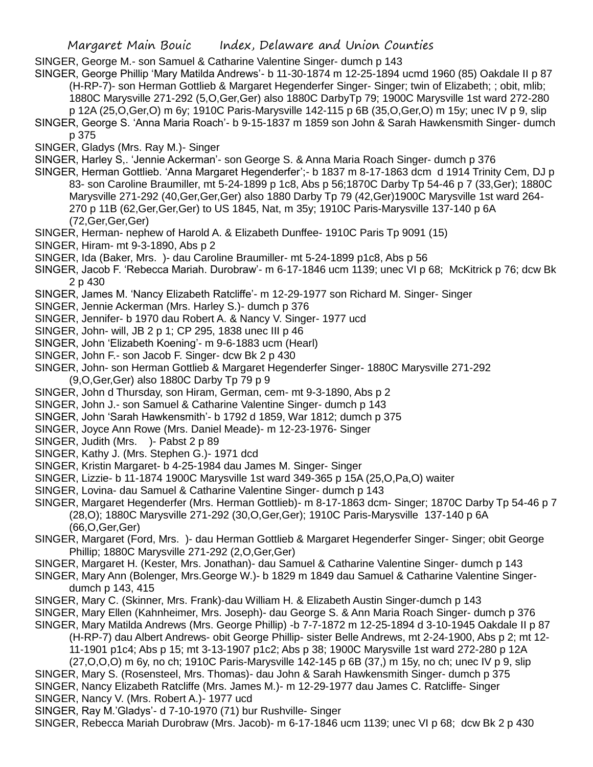SINGER, George M.- son Samuel & Catharine Valentine Singer- dumch p 143

SINGER, George Phillip 'Mary Matilda Andrews'- b 11-30-1874 m 12-25-1894 ucmd 1960 (85) Oakdale II p 87 (H-RP-7)- son Herman Gottlieb & Margaret Hegenderfer Singer- Singer; twin of Elizabeth; ; obit, mlib; 1880C Marysville 271-292 (5,O,Ger,Ger) also 1880C DarbyTp 79; 1900C Marysville 1st ward 272-280 p 12A (25,O,Ger,O) m 6y; 1910C Paris-Marysville 142-115 p 6B (35,O,Ger,O) m 15y; unec IV p 9, slip

SINGER, George S. 'Anna Maria Roach'- b 9-15-1837 m 1859 son John & Sarah Hawkensmith Singer- dumch p 375

SINGER, Gladys (Mrs. Ray M.)- Singer

SINGER, Harley S,. 'Jennie Ackerman'- son George S. & Anna Maria Roach Singer- dumch p 376

SINGER, Herman Gottlieb. 'Anna Margaret Hegenderfer';- b 1837 m 8-17-1863 dcm d 1914 Trinity Cem, DJ p 83- son Caroline Braumiller, mt 5-24-1899 p 1c8, Abs p 56;1870C Darby Tp 54-46 p 7 (33,Ger); 1880C Marysville 271-292 (40,Ger,Ger,Ger) also 1880 Darby Tp 79 (42,Ger)1900C Marysville 1st ward 264-270 p 11B (62,Ger,Ger,Ger) to US 1845, Nat, m 35y; 1910C Paris-Marysville 137-140 p 6A (72,Ger,Ger,Ger)

SINGER, Herman- nephew of Harold A. & Elizabeth Dunffee- 1910C Paris Tp 9091 (15)

SINGER, Hiram- mt 9-3-1890, Abs p 2

SINGER, Ida (Baker, Mrs. )- dau Caroline Braumiller- mt 5-24-1899 p1c8, Abs p 56

SINGER, Jacob F. 'Rebecca Mariah. Durobraw'- m 6-17-1846 ucm 1139; unec VI p 68; McKitrick p 76; dcw Bk 2 p 430

SINGER, James M. 'Nancy Elizabeth Ratcliffe'- m 12-29-1977 son Richard M. Singer- Singer

SINGER, Jennie Ackerman (Mrs. Harley S.)- dumch p 376

SINGER, Jennifer- b 1970 dau Robert A. & Nancy V. Singer- 1977 ucd

SINGER, John- will, JB 2 p 1; CP 295, 1838 unec III p 46

SINGER, John 'Elizabeth Koening'- m 9-6-1883 ucm (Hearl)

SINGER, John F.- son Jacob F. Singer- dcw Bk 2 p 430

SINGER, John- son Herman Gottlieb & Margaret Hegenderfer Singer- 1880C Marysville 271-292 (9,O,Ger,Ger) also 1880C Darby Tp 79 p 9

SINGER, John d Thursday, son Hiram, German, cem- mt 9-3-1890, Abs p 2

SINGER, John J.- son Samuel & Catharine Valentine Singer- dumch p 143

SINGER, John 'Sarah Hawkensmith'- b 1792 d 1859, War 1812; dumch p 375

SINGER, Joyce Ann Rowe (Mrs. Daniel Meade)- m 12-23-1976- Singer

SINGER, Judith (Mrs. )- Pabst 2 p 89

SINGER, Kathy J. (Mrs. Stephen G.)- 1971 dcd

SINGER, Kristin Margaret- b 4-25-1984 dau James M. Singer- Singer

SINGER, Lizzie- b 11-1874 1900C Marysville 1st ward 349-365 p 15A (25,O,Pa,O) waiter

SINGER, Lovina- dau Samuel & Catharine Valentine Singer- dumch p 143

SINGER, Margaret Hegenderfer (Mrs. Herman Gottlieb)- m 8-17-1863 dcm- Singer; 1870C Darby Tp 54-46 p 7 (28,O); 1880C Marysville 271-292 (30,O,Ger,Ger); 1910C Paris-Marysville 137-140 p 6A (66,O,Ger,Ger)

SINGER, Margaret (Ford, Mrs. )- dau Herman Gottlieb & Margaret Hegenderfer Singer- Singer; obit George Phillip; 1880C Marysville 271-292 (2,O,Ger,Ger)

SINGER, Margaret H. (Kester, Mrs. Jonathan)- dau Samuel & Catharine Valentine Singer- dumch p 143

SINGER, Mary Ann (Bolenger, Mrs.George W.)- b 1829 m 1849 dau Samuel & Catharine Valentine Singer- dumch p 143, 415

SINGER, Mary C. (Skinner, Mrs. Frank)-dau William H. & Elizabeth Austin Singer-dumch p 143

SINGER, Mary Ellen (Kahnheimer, Mrs. Joseph)- dau George S. & Ann Maria Roach Singer- dumch p 376

SINGER, Mary Matilda Andrews (Mrs. George Phillip) -b 7-7-1872 m 12-25-1894 d 3-10-1945 Oakdale II p 87 (H-RP-7) dau Albert Andrews- obit George Phillip- sister Belle Andrews, mt 2-24-1900, Abs p 2; mt 12-11-1901 p1c4; Abs p 15; mt 3-13-1907 p1c2; Abs p 38; 1900C Marysville 1st ward 272-280 p 12A (27,O,O,O) m 6y, no ch; 1910C Paris-Marysville 142-145 p 6B (37,) m 15y, no ch; unec IV p 9, slip

SINGER, Mary S. (Rosensteel, Mrs. Thomas)- dau John & Sarah Hawkensmith Singer- dumch p 375

SINGER, Nancy Elizabeth Ratcliffe (Mrs. James M.)- m 12-29-1977 dau James C. Ratcliffe- Singer

SINGER, Nancy V. (Mrs. Robert A.)- 1977 ucd

SINGER, Ray M.'Gladys'- d 7-10-1970 (71) bur Rushville- Singer

SINGER, Rebecca Mariah Durobraw (Mrs. Jacob)- m 6-17-1846 ucm 1139; unec VI p 68; dcw Bk 2 p 430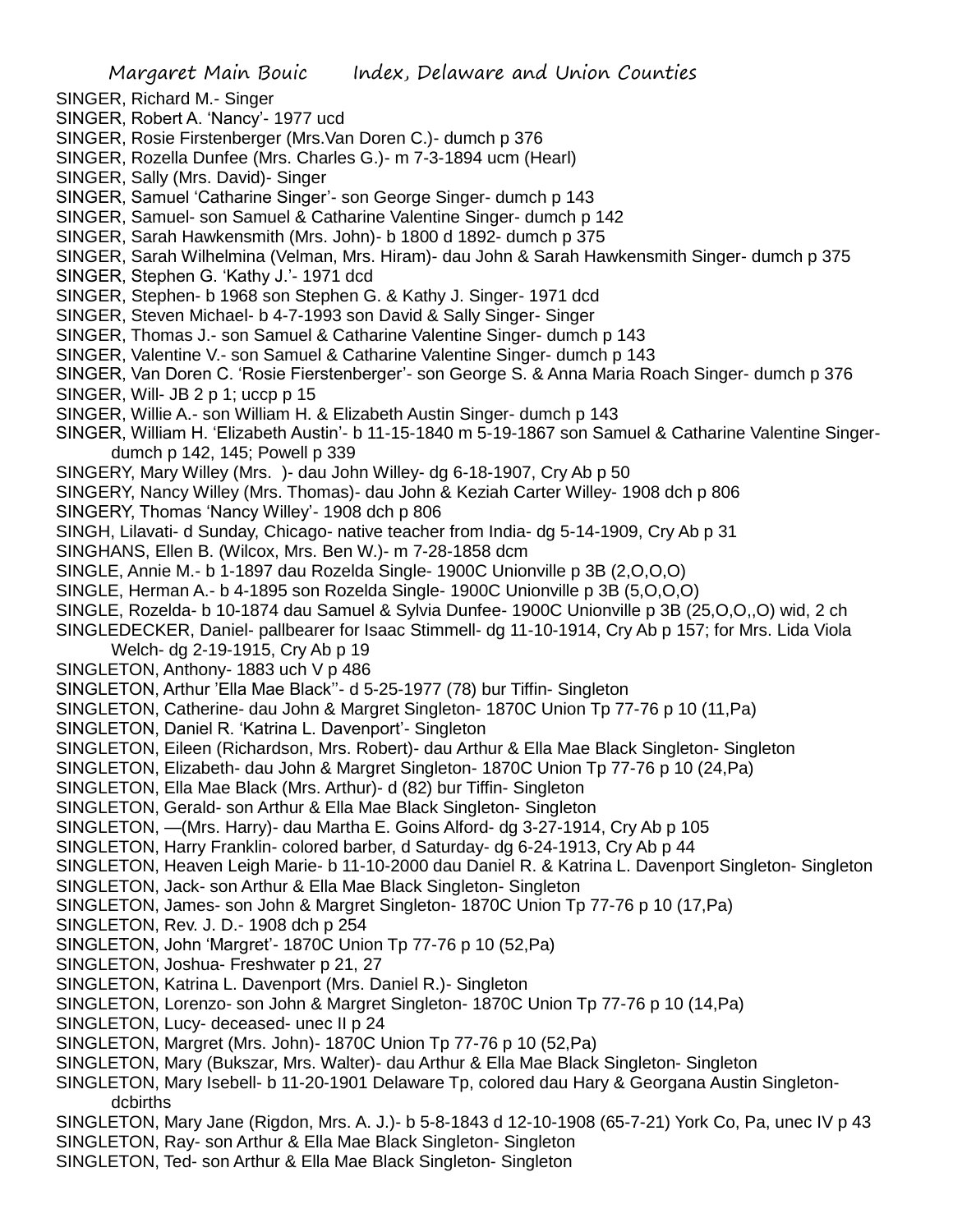SINGER, Richard M.- Singer

SINGER, Robert A. 'Nancy'- 1977 ucd

SINGER, Rosie Firstenberger (Mrs.Van Doren C.)- dumch p 376

SINGER, Rozella Dunfee (Mrs. Charles G.)- m 7-3-1894 ucm (Hearl)

SINGER, Sally (Mrs. David)- Singer

SINGER, Samuel 'Catharine Singer'- son George Singer- dumch p 143

SINGER, Samuel- son Samuel & Catharine Valentine Singer- dumch p 142

SINGER, Sarah Hawkensmith (Mrs. John)- b 1800 d 1892- dumch p 375

SINGER, Sarah Wilhelmina (Velman, Mrs. Hiram)- dau John & Sarah Hawkensmith Singer- dumch p 375

SINGER, Stephen G. 'Kathy J.'- 1971 dcd

SINGER, Stephen- b 1968 son Stephen G. & Kathy J. Singer- 1971 dcd

SINGER, Steven Michael- b 4-7-1993 son David & Sally Singer- Singer

SINGER, Thomas J.- son Samuel & Catharine Valentine Singer- dumch p 143

SINGER, Valentine V.- son Samuel & Catharine Valentine Singer- dumch p 143

SINGER, Van Doren C. 'Rosie Fierstenberger'- son George S. & Anna Maria Roach Singer- dumch p 376

SINGER, Will- JB 2 p 1; uccp p 15

SINGER, Willie A.- son William H. & Elizabeth Austin Singer- dumch p 143

SINGER, William H. 'Elizabeth Austin'- b 11-15-1840 m 5-19-1867 son Samuel & Catharine Valentine Singer- dumch p 142, 145; Powell p 339

SINGERY, Mary Willey (Mrs. )- dau John Willey- dg 6-18-1907, Cry Ab p 50

SINGERY, Nancy Willey (Mrs. Thomas)- dau John & Keziah Carter Willey- 1908 dch p 806

SINGERY, Thomas 'Nancy Willey'- 1908 dch p 806

SINGH, Lilavati- d Sunday, Chicago- native teacher from India- dg 5-14-1909, Cry Ab p 31

SINGHANS, Ellen B. (Wilcox, Mrs. Ben W.)- m 7-28-1858 dcm

SINGLE, Annie M.- b 1-1897 dau Rozelda Single- 1900C Unionville p 3B (2,O,O,O)

SINGLE, Herman A.- b 4-1895 son Rozelda Single- 1900C Unionville p 3B (5,O,O,O)

SINGLE, Rozelda- b 10-1874 dau Samuel & Sylvia Dunfee- 1900C Unionville p 3B (25,O,O,,O) wid, 2 ch

SINGLEDECKER, Daniel- pallbearer for Isaac Stimmell- dg 11-10-1914, Cry Ab p 157; for Mrs. Lida Viola Welch- dg 2-19-1915, Cry Ab p 19

SINGLETON, Anthony- 1883 uch V p 486

SINGLETON, Arthur 'Ella Mae Black''- d 5-25-1977 (78) bur Tiffin- Singleton

SINGLETON, Catherine- dau John & Margret Singleton- 1870C Union Tp 77-76 p 10 (11,Pa)

SINGLETON, Daniel R. 'Katrina L. Davenport'- Singleton

SINGLETON, Eileen (Richardson, Mrs. Robert)- dau Arthur & Ella Mae Black Singleton- Singleton

SINGLETON, Elizabeth- dau John & Margret Singleton- 1870C Union Tp 77-76 p 10 (24,Pa)

SINGLETON, Ella Mae Black (Mrs. Arthur)- d (82) bur Tiffin- Singleton

SINGLETON, Gerald- son Arthur & Ella Mae Black Singleton- Singleton

SINGLETON, —(Mrs. Harry)- dau Martha E. Goins Alford- dg 3-27-1914, Cry Ab p 105

SINGLETON, Harry Franklin- colored barber, d Saturday- dg 6-24-1913, Cry Ab p 44

SINGLETON, Heaven Leigh Marie- b 11-10-2000 dau Daniel R. & Katrina L. Davenport Singleton- Singleton

SINGLETON, Jack- son Arthur & Ella Mae Black Singleton- Singleton

SINGLETON, James- son John & Margret Singleton- 1870C Union Tp 77-76 p 10 (17,Pa)

SINGLETON, Rev. J. D.- 1908 dch p 254

SINGLETON, John 'Margret'- 1870C Union Tp 77-76 p 10 (52,Pa)

SINGLETON, Joshua- Freshwater p 21, 27

SINGLETON, Katrina L. Davenport (Mrs. Daniel R.)- Singleton

SINGLETON, Lorenzo- son John & Margret Singleton- 1870C Union Tp 77-76 p 10 (14,Pa)

SINGLETON, Lucy- deceased- unec II p 24

SINGLETON, Margret (Mrs. John)- 1870C Union Tp 77-76 p 10 (52,Pa)

SINGLETON, Mary (Bukszar, Mrs. Walter)- dau Arthur & Ella Mae Black Singleton- Singleton

SINGLETON, Mary Isebell- b 11-20-1901 Delaware Tp, colored dau Hary & Georgana Austin Singleton- dcbirths

SINGLETON, Mary Jane (Rigdon, Mrs. A. J.)- b 5-8-1843 d 12-10-1908 (65-7-21) York Co, Pa, unec IV p 43

SINGLETON, Ray- son Arthur & Ella Mae Black Singleton- Singleton

SINGLETON, Ted- son Arthur & Ella Mae Black Singleton- Singleton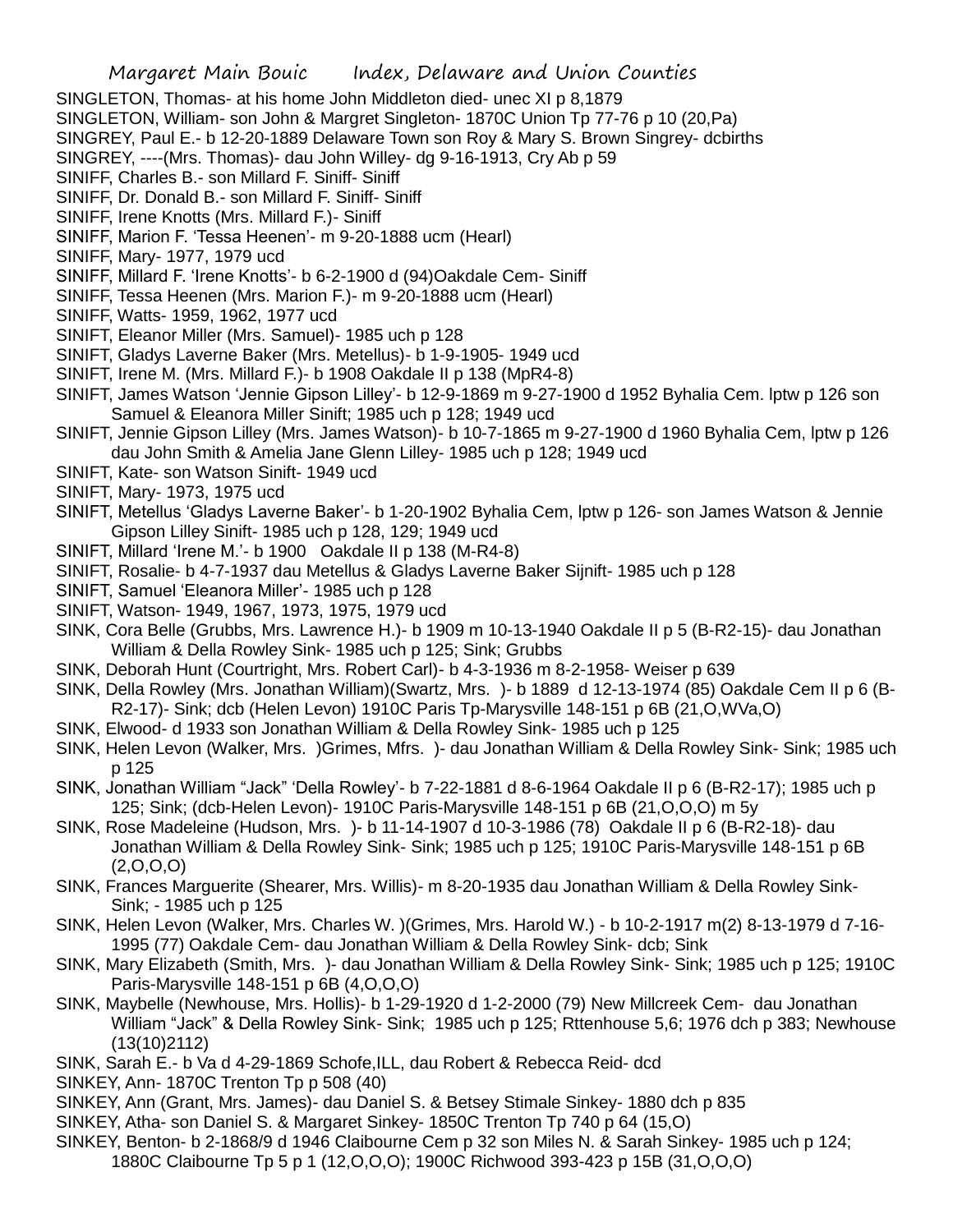SINGLETON, Thomas- at his home John Middleton died- unec XI p 8,1879

SINGLETON, William- son John & Margret Singleton- 1870C Union Tp 77-76 p 10 (20,Pa)

SINGREY, Paul E.- b 12-20-1889 Delaware Town son Roy & Mary S. Brown Singrey- dcbirths

SINGREY, ----(Mrs. Thomas)- dau John Willey- dg 9-16-1913, Cry Ab p 59

SINIFF, Charles B.- son Millard F. Siniff- Siniff

SINIFF, Dr. Donald B.- son Millard F. Siniff- Siniff

SINIFF, Irene Knotts (Mrs. Millard F.)- Siniff

SINIFF, Marion F. 'Tessa Heenen'- m 9-20-1888 ucm (Hearl)

SINIFF, Mary- 1977, 1979 ucd

SINIFF, Millard F. 'Irene Knotts'- b 6-2-1900 d (94)Oakdale Cem- Siniff

SINIFF, Tessa Heenen (Mrs. Marion F.)- m 9-20-1888 ucm (Hearl)

SINIFF, Watts- 1959, 1962, 1977 ucd

SINIFT, Eleanor Miller (Mrs. Samuel)- 1985 uch p 128

SINIFT, Gladys Laverne Baker (Mrs. Metellus)- b 1-9-1905- 1949 ucd

SINIFT, Irene M. (Mrs. Millard F.)- b 1908 Oakdale II p 138 (MpR4-8)

SINIFT, James Watson 'Jennie Gipson Lilley'- b 12-9-1869 m 9-27-1900 d 1952 Byhalia Cem. lptw p 126 son Samuel & Eleanora Miller Sinift; 1985 uch p 128; 1949 ucd

SINIFT, Jennie Gipson Lilley (Mrs. James Watson)- b 10-7-1865 m 9-27-1900 d 1960 Byhalia Cem, lptw p 126 dau John Smith & Amelia Jane Glenn Lilley- 1985 uch p 128; 1949 ucd

SINIFT, Kate- son Watson Sinift- 1949 ucd

SINIFT, Mary- 1973, 1975 ucd

SINIFT, Metellus 'Gladys Laverne Baker'- b 1-20-1902 Byhalia Cem, lptw p 126- son James Watson & Jennie Gipson Lilley Sinift- 1985 uch p 128, 129; 1949 ucd

SINIFT, Millard 'Irene M.'- b 1900 Oakdale II p 138 (M-R4-8)

SINIFT, Rosalie- b 4-7-1937 dau Metellus & Gladys Laverne Baker Sijnift- 1985 uch p 128

SINIFT, Samuel 'Eleanora Miller'- 1985 uch p 128

SINIFT, Watson- 1949, 1967, 1973, 1975, 1979 ucd

SINK, Cora Belle (Grubbs, Mrs. Lawrence H.)- b 1909 m 10-13-1940 Oakdale II p 5 (B-R2-15)- dau Jonathan William & Della Rowley Sink- 1985 uch p 125; Sink; Grubbs

SINK, Deborah Hunt (Courtright, Mrs. Robert Carl)- b 4-3-1936 m 8-2-1958- Weiser p 639

SINK, Della Rowley (Mrs. Jonathan William)(Swartz, Mrs. )- b 1889 d 12-13-1974 (85) Oakdale Cem II p 6 (B-R2-17)- Sink; dcb (Helen Levon) 1910C Paris Tp-Marysville 148-151 p 6B (21,O,WVa,O)

SINK, Elwood- d 1933 son Jonathan William & Della Rowley Sink- 1985 uch p 125

SINK, Helen Levon (Walker, Mrs. )Grimes, Mfrs. )- dau Jonathan William & Della Rowley Sink- Sink; 1985 uch p 125

SINK, Jonathan William "Jack" 'Della Rowley'- b 7-22-1881 d 8-6-1964 Oakdale II p 6 (B-R2-17); 1985 uch p 125; Sink; (dcb-Helen Levon)- 1910C Paris-Marysville 148-151 p 6B (21,O,O,O) m 5y

SINK, Rose Madeleine (Hudson, Mrs. )- b 11-14-1907 d 10-3-1986 (78) Oakdale II p 6 (B-R2-18)- dau Jonathan William & Della Rowley Sink- Sink; 1985 uch p 125; 1910C Paris-Marysville 148-151 p 6B (2,O,O,O)

SINK, Frances Marguerite (Shearer, Mrs. Willis)- m 8-20-1935 dau Jonathan William & Della Rowley Sink- Sink; - 1985 uch p 125

SINK, Helen Levon (Walker, Mrs. Charles W. )(Grimes, Mrs. Harold W.) - b 10-2-1917 m(2) 8-13-1979 d 7-16-1995 (77) Oakdale Cem- dau Jonathan William & Della Rowley Sink- dcb; Sink

SINK, Mary Elizabeth (Smith, Mrs. )- dau Jonathan William & Della Rowley Sink- Sink; 1985 uch p 125; 1910C Paris-Marysville 148-151 p 6B (4,O,O,O)

SINK, Maybelle (Newhouse, Mrs. Hollis)- b 1-29-1920 d 1-2-2000 (79) New Millcreek Cem- dau Jonathan William "Jack" & Della Rowley Sink- Sink; 1985 uch p 125; Rttenhouse 5,6; 1976 dch p 383; Newhouse (13(10)2112)

SINK, Sarah E.- b Va d 4-29-1869 Schofe,ILL, dau Robert & Rebecca Reid- dcd

SINKEY, Ann- 1870C Trenton Tp p 508 (40)

SINKEY, Ann (Grant, Mrs. James)- dau Daniel S. & Betsey Stimale Sinkey- 1880 dch p 835

SINKEY, Atha- son Daniel S. & Margaret Sinkey- 1850C Trenton Tp 740 p 64 (15,O)

SINKEY, Benton- b 2-1868/9 d 1946 Claibourne Cem p 32 son Miles N. & Sarah Sinkey- 1985 uch p 124; 1880C Claibourne Tp 5 p 1 (12,O,O,O); 1900C Richwood 393-423 p 15B (31,O,O,O)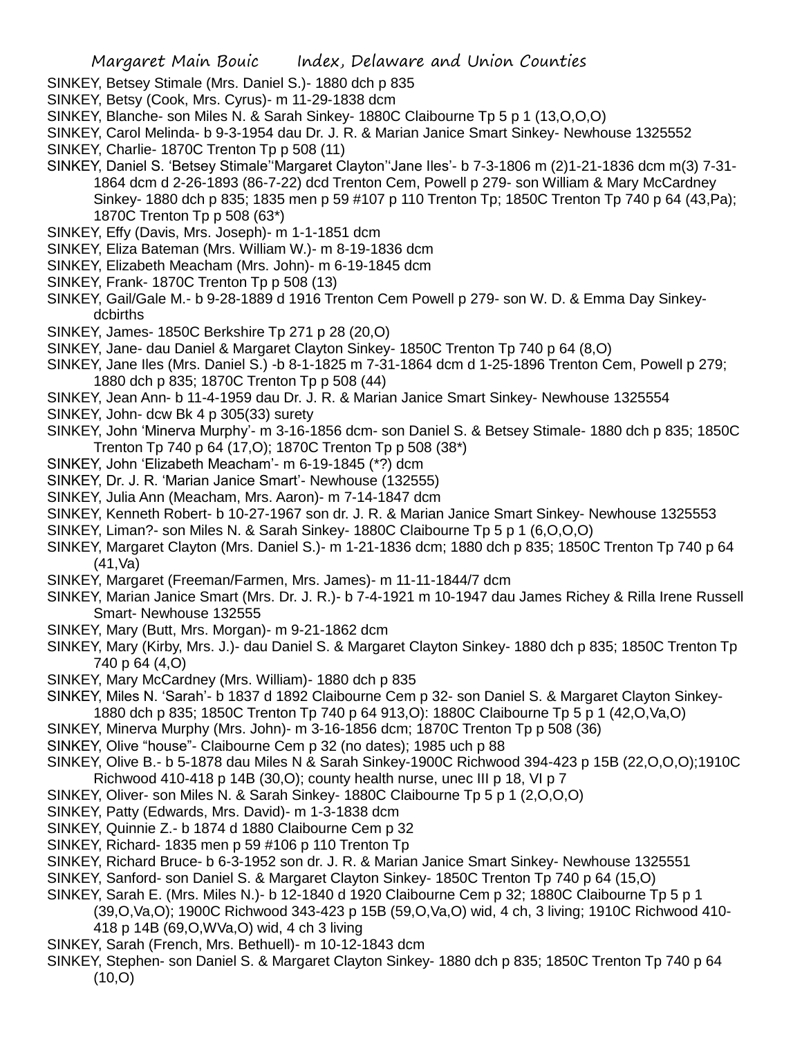SINKEY, Betsey Stimale (Mrs. Daniel S.)- 1880 dch p 835

SINKEY, Betsy (Cook, Mrs. Cyrus)- m 11-29-1838 dcm

SINKEY, Blanche- son Miles N. & Sarah Sinkey- 1880C Claibourne Tp 5 p 1 (13,O,O,O)

SINKEY, Carol Melinda- b 9-3-1954 dau Dr. J. R. & Marian Janice Smart Sinkey- Newhouse 1325552

SINKEY, Charlie- 1870C Trenton Tp p 508 (11)

SINKEY, Daniel S. 'Betsey Stimale''Margaret Clayton''Jane Iles'- b 7-3-1806 m (2)1-21-1836 dcm m(3) 7-31-1864 dcm d 2-26-1893 (86-7-22) dcd Trenton Cem, Powell p 279- son William & Mary McCardney Sinkey- 1880 dch p 835; 1835 men p 59 #107 p 110 Trenton Tp; 1850C Trenton Tp 740 p 64 (43,Pa); 1870C Trenton Tp p 508 (63*)

SINKEY, Effy (Davis, Mrs. Joseph)- m 1-1-1851 dcm

SINKEY, Eliza Bateman (Mrs. William W.)- m 8-19-1836 dcm

SINKEY, Elizabeth Meacham (Mrs. John)- m 6-19-1845 dcm

SINKEY, Frank- 1870C Trenton Tp p 508 (13)

SINKEY, Gail/Gale M.- b 9-28-1889 d 1916 Trenton Cem Powell p 279- son W. D. & Emma Day Sinkey-dcbirths

SINKEY, James- 1850C Berkshire Tp 271 p 28 (20,O)

SINKEY, Jane- dau Daniel & Margaret Clayton Sinkey- 1850C Trenton Tp 740 p 64 (8,O)

SINKEY, Jane Iles (Mrs. Daniel S.) -b 8-1-1825 m 7-31-1864 dcm d 1-25-1896 Trenton Cem, Powell p 279; 1880 dch p 835; 1870C Trenton Tp p 508 (44)

SINKEY, Jean Ann- b 11-4-1959 dau Dr. J. R. & Marian Janice Smart Sinkey- Newhouse 1325554

SINKEY, John- dcw Bk 4 p 305(33) surety

SINKEY, John 'Minerva Murphy'- m 3-16-1856 dcm- son Daniel S. & Betsey Stimale- 1880 dch p 835; 1850C Trenton Tp 740 p 64 (17,O); 1870C Trenton Tp p 508 (38*)

SINKEY, John 'Elizabeth Meacham'- m 6-19-1845 (*?) dcm

SINKEY, Dr. J. R. 'Marian Janice Smart'- Newhouse (132555)

SINKEY, Julia Ann (Meacham, Mrs. Aaron)- m 7-14-1847 dcm

SINKEY, Kenneth Robert- b 10-27-1967 son dr. J. R. & Marian Janice Smart Sinkey- Newhouse 1325553

SINKEY, Liman?- son Miles N. & Sarah Sinkey- 1880C Claibourne Tp 5 p 1 (6,O,O,O)

SINKEY, Margaret Clayton (Mrs. Daniel S.)- m 1-21-1836 dcm; 1880 dch p 835; 1850C Trenton Tp 740 p 64 (41,Va)

SINKEY, Margaret (Freeman/Farmen, Mrs. James)- m 11-11-1844/7 dcm

SINKEY, Marian Janice Smart (Mrs. Dr. J. R.)- b 7-4-1921 m 10-1947 dau James Richey & Rilla Irene Russell Smart- Newhouse 132555

SINKEY, Mary (Butt, Mrs. Morgan)- m 9-21-1862 dcm

SINKEY, Mary (Kirby, Mrs. J.)- dau Daniel S. & Margaret Clayton Sinkey- 1880 dch p 835; 1850C Trenton Tp 740 p 64 (4,O)

SINKEY, Mary McCardney (Mrs. William)- 1880 dch p 835

SINKEY, Miles N. 'Sarah'- b 1837 d 1892 Claibourne Cem p 32- son Daniel S. & Margaret Clayton Sinkey-1880 dch p 835; 1850C Trenton Tp 740 p 64 913,O): 1880C Claibourne Tp 5 p 1 (42,O,Va,O)

SINKEY, Minerva Murphy (Mrs. John)- m 3-16-1856 dcm; 1870C Trenton Tp p 508 (36)

SINKEY, Olive "house"- Claibourne Cem p 32 (no dates); 1985 uch p 88

SINKEY, Olive B.- b 5-1878 dau Miles N & Sarah Sinkey-1900C Richwood 394-423 p 15B (22,O,O,O);1910C Richwood 410-418 p 14B (30,O); county health nurse, unec III p 18, VI p 7

SINKEY, Oliver- son Miles N. & Sarah Sinkey- 1880C Claibourne Tp 5 p 1 (2,O,O,O)

SINKEY, Patty (Edwards, Mrs. David)- m 1-3-1838 dcm

SINKEY, Quinnie Z.- b 1874 d 1880 Claibourne Cem p 32

SINKEY, Richard- 1835 men p 59 #106 p 110 Trenton Tp

SINKEY, Richard Bruce- b 6-3-1952 son dr. J. R. & Marian Janice Smart Sinkey- Newhouse 1325551

SINKEY, Sanford- son Daniel S. & Margaret Clayton Sinkey- 1850C Trenton Tp 740 p 64 (15,O)

SINKEY, Sarah E. (Mrs. Miles N.)- b 12-1840 d 1920 Claibourne Cem p 32; 1880C Claibourne Tp 5 p 1 (39,O,Va,O); 1900C Richwood 343-423 p 15B (59,O,Va,O) wid, 4 ch, 3 living; 1910C Richwood 410-418 p 14B (69,O,WVa,O) wid, 4 ch 3 living

SINKEY, Sarah (French, Mrs. Bethuell)- m 10-12-1843 dcm

SINKEY, Stephen- son Daniel S. & Margaret Clayton Sinkey- 1880 dch p 835; 1850C Trenton Tp 740 p 64 (10,O)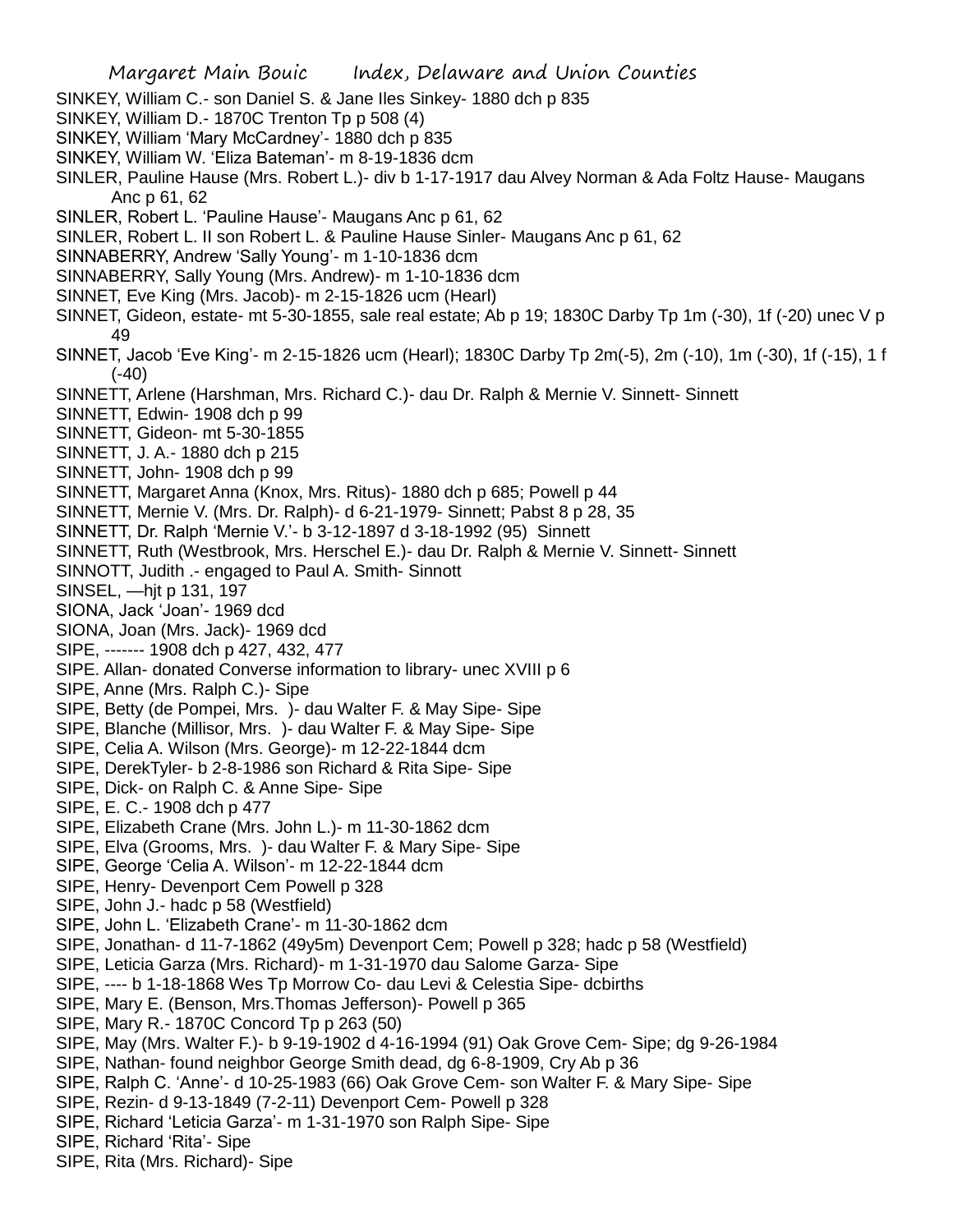SINKEY, William C.- son Daniel S. & Jane Iles Sinkey- 1880 dch p 835

SINKEY, William D.- 1870C Trenton Tp p 508 (4)

SINKEY, William 'Mary McCardney'- 1880 dch p 835

SINKEY, William W. 'Eliza Bateman'- m 8-19-1836 dcm

SINLER, Pauline Hause (Mrs. Robert L.)- div b 1-17-1917 dau Alvey Norman & Ada Foltz Hause- Maugans Anc p 61, 62

SINLER, Robert L. 'Pauline Hause'- Maugans Anc p 61, 62

SINLER, Robert L. II son Robert L. & Pauline Hause Sinler- Maugans Anc p 61, 62

SINNABERRY, Andrew 'Sally Young'- m 1-10-1836 dcm

SINNABERRY, Sally Young (Mrs. Andrew)- m 1-10-1836 dcm

SINNET, Eve King (Mrs. Jacob)- m 2-15-1826 ucm (Hearl)

SINNET, Gideon, estate- mt 5-30-1855, sale real estate; Ab p 19; 1830C Darby Tp 1m (-30), 1f (-20) unec V p 49

SINNET, Jacob 'Eve King'- m 2-15-1826 ucm (Hearl); 1830C Darby Tp 2m(-5), 2m (-10), 1m (-30), 1f (-15), 1 f (-40)

SINNETT, Arlene (Harshman, Mrs. Richard C.)- dau Dr. Ralph & Mernie V. Sinnett- Sinnett

SINNETT, Edwin- 1908 dch p 99

SINNETT, Gideon- mt 5-30-1855

SINNETT, J. A.- 1880 dch p 215

SINNETT, John- 1908 dch p 99

SINNETT, Margaret Anna (Knox, Mrs. Ritus)- 1880 dch p 685; Powell p 44

SINNETT, Mernie V. (Mrs. Dr. Ralph)- d 6-21-1979- Sinnett; Pabst 8 p 28, 35

SINNETT, Dr. Ralph 'Mernie V.'- b 3-12-1897 d 3-18-1992 (95) Sinnett

SINNETT, Ruth (Westbrook, Mrs. Herschel E.)- dau Dr. Ralph & Mernie V. Sinnett- Sinnett

SINNOTT, Judith .- engaged to Paul A. Smith- Sinnott

SINSEL, —hjt p 131, 197

SIONA, Jack 'Joan'- 1969 dcd

SIONA, Joan (Mrs. Jack)- 1969 dcd

SIPE, ------- 1908 dch p 427, 432, 477

SIPE. Allan- donated Converse information to library- unec XVIII p 6

SIPE, Anne (Mrs. Ralph C.)- Sipe

SIPE, Betty (de Pompei, Mrs. )- dau Walter F. & May Sipe- Sipe

SIPE, Blanche (Millisor, Mrs. )- dau Walter F. & May Sipe- Sipe

SIPE, Celia A. Wilson (Mrs. George)- m 12-22-1844 dcm

SIPE, DerekTyler- b 2-8-1986 son Richard & Rita Sipe- Sipe

SIPE, Dick- on Ralph C. & Anne Sipe- Sipe

SIPE, E. C.- 1908 dch p 477

SIPE, Elizabeth Crane (Mrs. John L.)- m 11-30-1862 dcm

SIPE, Elva (Grooms, Mrs. )- dau Walter F. & Mary Sipe- Sipe

SIPE, George 'Celia A. Wilson'- m 12-22-1844 dcm

SIPE, Henry- Devenport Cem Powell p 328

SIPE, John J.- hadc p 58 (Westfield)

SIPE, John L. 'Elizabeth Crane'- m 11-30-1862 dcm

SIPE, Jonathan- d 11-7-1862 (49y5m) Devenport Cem; Powell p 328; hadc p 58 (Westfield)

SIPE, Leticia Garza (Mrs. Richard)- m 1-31-1970 dau Salome Garza- Sipe

SIPE, ---- b 1-18-1868 Wes Tp Morrow Co- dau Levi & Celestia Sipe- dcbirths

SIPE, Mary E. (Benson, Mrs.Thomas Jefferson)- Powell p 365

SIPE, Mary R.- 1870C Concord Tp p 263 (50)

SIPE, May (Mrs. Walter F.)- b 9-19-1902 d 4-16-1994 (91) Oak Grove Cem- Sipe; dg 9-26-1984

SIPE, Nathan- found neighbor George Smith dead, dg 6-8-1909, Cry Ab p 36

SIPE, Ralph C. 'Anne'- d 10-25-1983 (66) Oak Grove Cem- son Walter F. & Mary Sipe- Sipe

SIPE, Rezin- d 9-13-1849 (7-2-11) Devenport Cem- Powell p 328

SIPE, Richard 'Leticia Garza'- m 1-31-1970 son Ralph Sipe- Sipe

SIPE, Richard 'Rita'- Sipe

SIPE, Rita (Mrs. Richard)- Sipe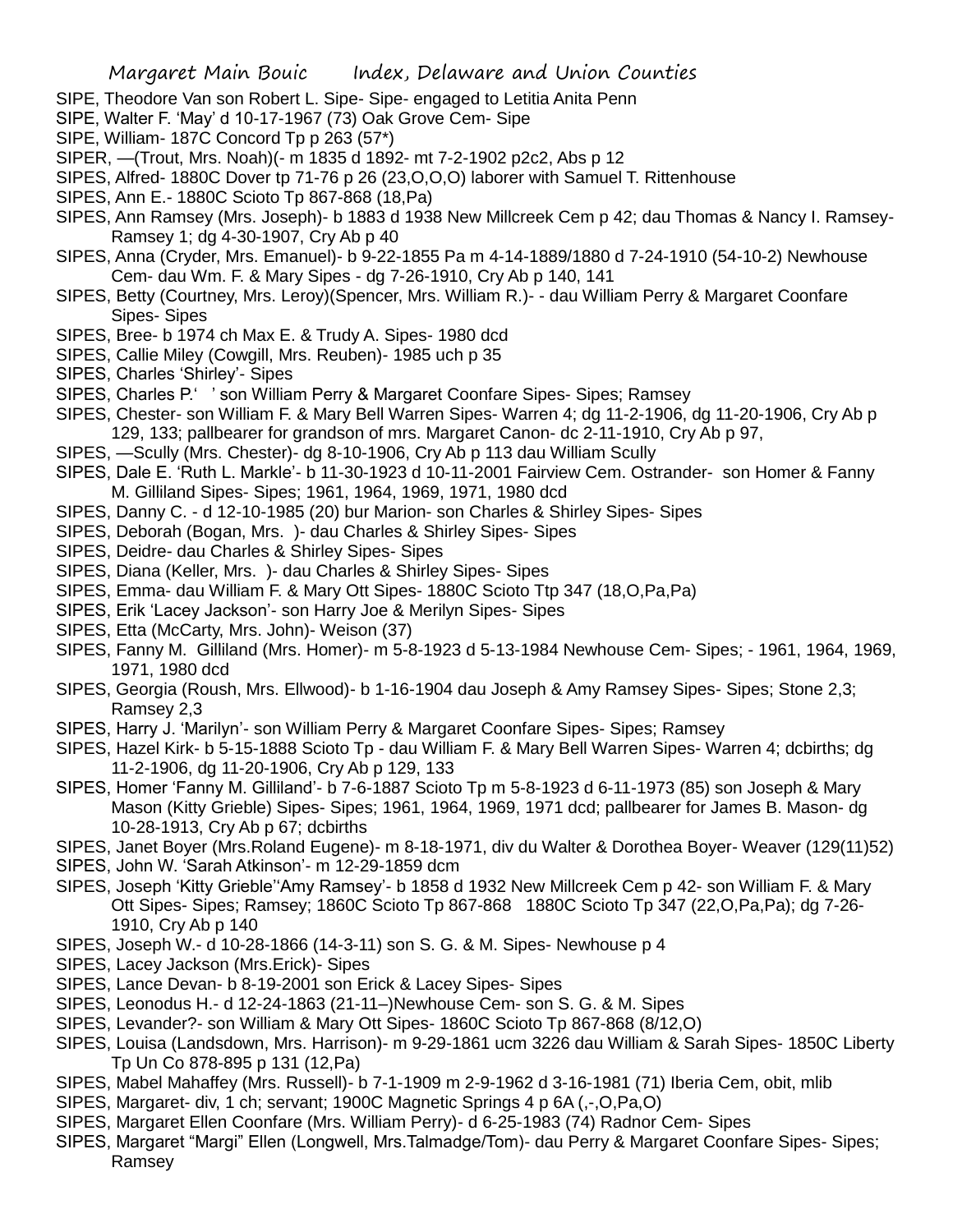SIPE, Theodore Van son Robert L. Sipe- Sipe- engaged to Letitia Anita Penn

SIPE, Walter F. 'May' d 10-17-1967 (73) Oak Grove Cem- Sipe

SIPE, William- 187C Concord Tp p 263 (57*)

SIPER, —(Trout, Mrs. Noah)(- m 1835 d 1892- mt 7-2-1902 p2c2, Abs p 12

SIPES, Alfred- 1880C Dover tp 71-76 p 26 (23,O,O,O) laborer with Samuel T. Rittenhouse

SIPES, Ann E.- 1880C Scioto Tp 867-868 (18,Pa)

SIPES, Ann Ramsey (Mrs. Joseph)- b 1883 d 1938 New Millcreek Cem p 42; dau Thomas & Nancy I. Ramsey- Ramsey 1; dg 4-30-1907, Cry Ab p 40

SIPES, Anna (Cryder, Mrs. Emanuel)- b 9-22-1855 Pa m 4-14-1889/1880 d 7-24-1910 (54-10-2) Newhouse Cem- dau Wm. F. & Mary Sipes - dg 7-26-1910, Cry Ab p 140, 141

SIPES, Betty (Courtney, Mrs. Leroy)(Spencer, Mrs. William R.)- - dau William Perry & Margaret Coonfare Sipes- Sipes

SIPES, Bree- b 1974 ch Max E. & Trudy A. Sipes- 1980 dcd

SIPES, Callie Miley (Cowgill, Mrs. Reuben)- 1985 uch p 35

SIPES, Charles 'Shirley'- Sipes

SIPES, Charles P.' ' son William Perry & Margaret Coonfare Sipes- Sipes; Ramsey

SIPES, Chester- son William F. & Mary Bell Warren Sipes- Warren 4; dg 11-2-1906, dg 11-20-1906, Cry Ab p 129, 133; pallbearer for grandson of mrs. Margaret Canon- dc 2-11-1910, Cry Ab p 97,

SIPES, —Scully (Mrs. Chester)- dg 8-10-1906, Cry Ab p 113 dau William Scully

SIPES, Dale E. 'Ruth L. Markle'- b 11-30-1923 d 10-11-2001 Fairview Cem. Ostrander- son Homer & Fanny M. Gilliland Sipes- Sipes; 1961, 1964, 1969, 1971, 1980 dcd

SIPES, Danny C. - d 12-10-1985 (20) bur Marion- son Charles & Shirley Sipes- Sipes

SIPES, Deborah (Bogan, Mrs. )- dau Charles & Shirley Sipes- Sipes

SIPES, Deidre- dau Charles & Shirley Sipes- Sipes

SIPES, Diana (Keller, Mrs. )- dau Charles & Shirley Sipes- Sipes

SIPES, Emma- dau William F. & Mary Ott Sipes- 1880C Scioto Ttp 347 (18,O,Pa,Pa)

SIPES, Erik 'Lacey Jackson'- son Harry Joe & Merilyn Sipes- Sipes

SIPES, Etta (McCarty, Mrs. John)- Weison (37)

SIPES, Fanny M. Gilliland (Mrs. Homer)- m 5-8-1923 d 5-13-1984 Newhouse Cem- Sipes; - 1961, 1964, 1969, 1971, 1980 dcd

SIPES, Georgia (Roush, Mrs. Ellwood)- b 1-16-1904 dau Joseph & Amy Ramsey Sipes- Sipes; Stone 2,3; Ramsey 2,3

SIPES, Harry J. 'Marilyn'- son William Perry & Margaret Coonfare Sipes- Sipes; Ramsey

SIPES, Hazel Kirk- b 5-15-1888 Scioto Tp - dau William F. & Mary Bell Warren Sipes- Warren 4; dcbirths; dg 11-2-1906, dg 11-20-1906, Cry Ab p 129, 133

SIPES, Homer 'Fanny M. Gilliland'- b 7-6-1887 Scioto Tp m 5-8-1923 d 6-11-1973 (85) son Joseph & Mary Mason (Kitty Grieble) Sipes- Sipes; 1961, 1964, 1969, 1971 dcd; pallbearer for James B. Mason- dg 10-28-1913, Cry Ab p 67; dcbirths

SIPES, Janet Boyer (Mrs.Roland Eugene)- m 8-18-1971, div du Walter & Dorothea Boyer- Weaver (129(11)52)

SIPES, John W. 'Sarah Atkinson'- m 12-29-1859 dcm

SIPES, Joseph 'Kitty Grieble''Amy Ramsey'- b 1858 d 1932 New Millcreek Cem p 42- son William F. & Mary Ott Sipes- Sipes; Ramsey; 1860C Scioto Tp 867-868 1880C Scioto Tp 347 (22,O,Pa,Pa); dg 7-26-1910, Cry Ab p 140

SIPES, Joseph W.- d 10-28-1866 (14-3-11) son S. G. & M. Sipes- Newhouse p 4

SIPES, Lacey Jackson (Mrs.Erick)- Sipes

SIPES, Lance Devan- b 8-19-2001 son Erick & Lacey Sipes- Sipes

SIPES, Leonodus H.- d 12-24-1863 (21-11–)Newhouse Cem- son S. G. & M. Sipes

SIPES, Levander?- son William & Mary Ott Sipes- 1860C Scioto Tp 867-868 (8/12,O)

SIPES, Louisa (Landsdown, Mrs. Harrison)- m 9-29-1861 ucm 3226 dau William & Sarah Sipes- 1850C Liberty Tp Un Co 878-895 p 131 (12,Pa)

SIPES, Mabel Mahaffey (Mrs. Russell)- b 7-1-1909 m 2-9-1962 d 3-16-1981 (71) Iberia Cem, obit, mlib

SIPES, Margaret- div, 1 ch; servant; 1900C Magnetic Springs 4 p 6A (,-,O,Pa,O)

SIPES, Margaret Ellen Coonfare (Mrs. William Perry)- d 6-25-1983 (74) Radnor Cem- Sipes

SIPES, Margaret "Margi" Ellen (Longwell, Mrs.Talmadge/Tom)- dau Perry & Margaret Coonfare Sipes- Sipes; Ramsey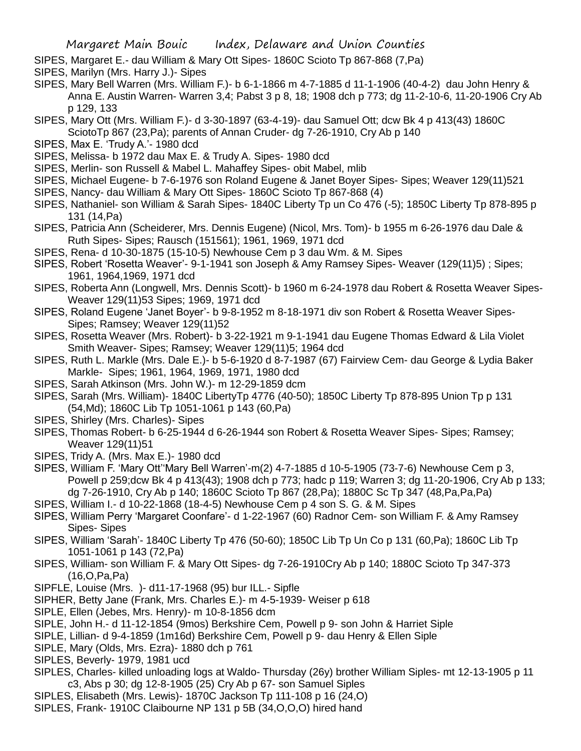SIPES, Margaret E.- dau William & Mary Ott Sipes- 1860C Scioto Tp 867-868 (7,Pa)

SIPES, Marilyn (Mrs. Harry J.)- Sipes

SIPES, Mary Bell Warren (Mrs. William F.)- b 6-1-1866 m 4-7-1885 d 11-1-1906 (40-4-2) dau John Henry & Anna E. Austin Warren- Warren 3,4; Pabst 3 p 8, 18; 1908 dch p 773; dg 11-2-10-6, 11-20-1906 Cry Ab p 129, 133

SIPES, Mary Ott (Mrs. William F.)- d 3-30-1897 (63-4-19)- dau Samuel Ott; dcw Bk 4 p 413(43) 1860C SciotoTp 867 (23,Pa); parents of Annan Cruder- dg 7-26-1910, Cry Ab p 140

SIPES, Max E. 'Trudy A.'- 1980 dcd

SIPES, Melissa- b 1972 dau Max E. & Trudy A. Sipes- 1980 dcd

SIPES, Merlin- son Russell & Mabel L. Mahaffey Sipes- obit Mabel, mlib

SIPES, Michael Eugene- b 7-6-1976 son Roland Eugene & Janet Boyer Sipes- Sipes; Weaver 129(11)521

SIPES, Nancy- dau William & Mary Ott Sipes- 1860C Scioto Tp 867-868 (4)

SIPES, Nathaniel- son William & Sarah Sipes- 1840C Liberty Tp un Co 476 (-5); 1850C Liberty Tp 878-895 p 131 (14,Pa)

SIPES, Patricia Ann (Scheiderer, Mrs. Dennis Eugene) (Nicol, Mrs. Tom)- b 1955 m 6-26-1976 dau Dale & Ruth Sipes- Sipes; Rausch (151561); 1961, 1969, 1971 dcd

SIPES, Rena- d 10-30-1875 (15-10-5) Newhouse Cem p 3 dau Wm. & M. Sipes

SIPES, Robert 'Rosetta Weaver'- 9-1-1941 son Joseph & Amy Ramsey Sipes- Weaver (129(11)5) ; Sipes; 1961, 1964,1969, 1971 dcd

SIPES, Roberta Ann (Longwell, Mrs. Dennis Scott)- b 1960 m 6-24-1978 dau Robert & Rosetta Weaver Sipes- Weaver 129(11)53 Sipes; 1969, 1971 dcd

SIPES, Roland Eugene 'Janet Boyer'- b 9-8-1952 m 8-18-1971 div son Robert & Rosetta Weaver Sipes- Sipes; Ramsey; Weaver 129(11)52

SIPES, Rosetta Weaver (Mrs. Robert)- b 3-22-1921 m 9-1-1941 dau Eugene Thomas Edward & Lila Violet Smith Weaver- Sipes; Ramsey; Weaver 129(11)5; 1964 dcd

SIPES, Ruth L. Markle (Mrs. Dale E.)- b 5-6-1920 d 8-7-1987 (67) Fairview Cem- dau George & Lydia Baker Markle- Sipes; 1961, 1964, 1969, 1971, 1980 dcd

SIPES, Sarah Atkinson (Mrs. John W.)- m 12-29-1859 dcm

SIPES, Sarah (Mrs. William)- 1840C LibertyTp 4776 (40-50); 1850C Liberty Tp 878-895 Union Tp p 131 (54,Md); 1860C Lib Tp 1051-1061 p 143 (60,Pa)

SIPES, Shirley (Mrs. Charles)- Sipes

SIPES, Thomas Robert- b 6-25-1944 d 6-26-1944 son Robert & Rosetta Weaver Sipes- Sipes; Ramsey; Weaver 129(11)51

SIPES, Tridy A. (Mrs. Max E.)- 1980 dcd

SIPES, William F. 'Mary Ott''Mary Bell Warren'-m(2) 4-7-1885 d 10-5-1905 (73-7-6) Newhouse Cem p 3, Powell p 259;dcw Bk 4 p 413(43); 1908 dch p 773; hadc p 119; Warren 3; dg 11-20-1906, Cry Ab p 133; dg 7-26-1910, Cry Ab p 140; 1860C Scioto Tp 867 (28,Pa); 1880C Sc Tp 347 (48,Pa,Pa,Pa)

SIPES, William I.- d 10-22-1868 (18-4-5) Newhouse Cem p 4 son S. G. & M. Sipes

SIPES, William Perry 'Margaret Coonfare'- d 1-22-1967 (60) Radnor Cem- son William F. & Amy Ramsey Sipes- Sipes

SIPES, William 'Sarah'- 1840C Liberty Tp 476 (50-60); 1850C Lib Tp Un Co p 131 (60,Pa); 1860C Lib Tp 1051-1061 p 143 (72,Pa)

SIPES, William- son William F. & Mary Ott Sipes- dg 7-26-1910Cry Ab p 140; 1880C Scioto Tp 347-373 (16,O,Pa,Pa)

SIPFLE, Louise (Mrs. )- d11-17-1968 (95) bur ILL.- Sipfle

SIPHER, Betty Jane (Frank, Mrs. Charles E.)- m 4-5-1939- Weiser p 618

SIPLE, Ellen (Jebes, Mrs. Henry)- m 10-8-1856 dcm

SIPLE, John H.- d 11-12-1854 (9mos) Berkshire Cem, Powell p 9- son John & Harriet Siple

SIPLE, Lillian- d 9-4-1859 (1m16d) Berkshire Cem, Powell p 9- dau Henry & Ellen Siple

SIPLE, Mary (Olds, Mrs. Ezra)- 1880 dch p 761

SIPLES, Beverly- 1979, 1981 ucd

SIPLES, Charles- killed unloading logs at Waldo- Thursday (26y) brother William Siples- mt 12-13-1905 p 11 c3, Abs p 30; dg 12-8-1905 (25) Cry Ab p 67- son Samuel Siples

SIPLES, Elisabeth (Mrs. Lewis)- 1870C Jackson Tp 111-108 p 16 (24,O)

SIPLES, Frank- 1910C Claibourne NP 131 p 5B (34,O,O,O) hired hand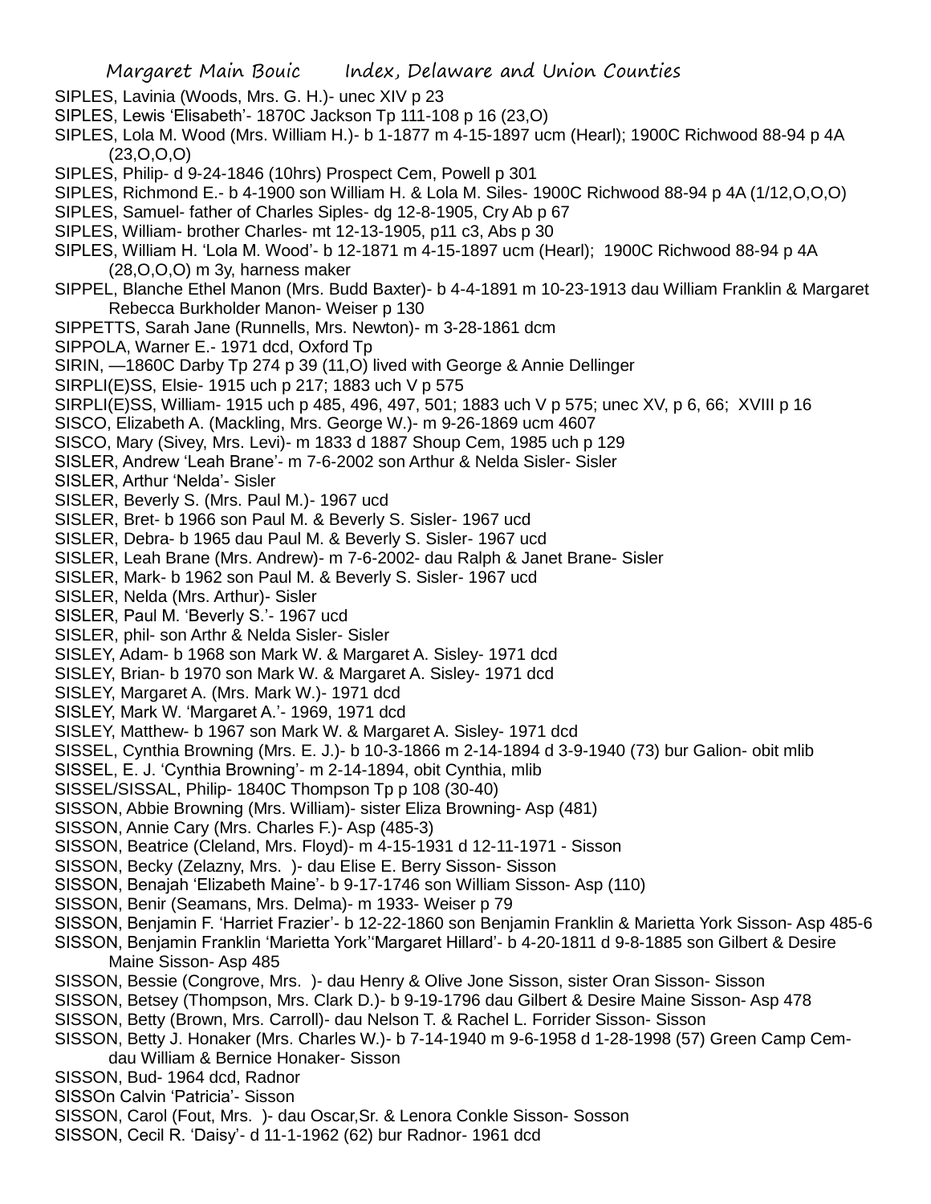SIPLES, Lavinia (Woods, Mrs. G. H.)- unec XIV p 23

SIPLES, Lewis 'Elisabeth'- 1870C Jackson Tp 111-108 p 16 (23,O)

SIPLES, Lola M. Wood (Mrs. William H.)- b 1-1877 m 4-15-1897 ucm (Hearl); 1900C Richwood 88-94 p 4A (23,O,O,O)

SIPLES, Philip- d 9-24-1846 (10hrs) Prospect Cem, Powell p 301

SIPLES, Richmond E.- b 4-1900 son William H. & Lola M. Siles- 1900C Richwood 88-94 p 4A (1/12,O,O,O)

SIPLES, Samuel- father of Charles Siples- dg 12-8-1905, Cry Ab p 67

SIPLES, William- brother Charles- mt 12-13-1905, p11 c3, Abs p 30

SIPLES, William H. 'Lola M. Wood'- b 12-1871 m 4-15-1897 ucm (Hearl); 1900C Richwood 88-94 p 4A (28,O,O,O) m 3y, harness maker

SIPPEL, Blanche Ethel Manon (Mrs. Budd Baxter)- b 4-4-1891 m 10-23-1913 dau William Franklin & Margaret Rebecca Burkholder Manon- Weiser p 130

SIPPETTS, Sarah Jane (Runnells, Mrs. Newton)- m 3-28-1861 dcm

SIPPOLA, Warner E.- 1971 dcd, Oxford Tp

SIRIN, —1860C Darby Tp 274 p 39 (11,O) lived with George & Annie Dellinger

SIRPLI(E)SS, Elsie- 1915 uch p 217; 1883 uch V p 575

SIRPLI(E)SS, William- 1915 uch p 485, 496, 497, 501; 1883 uch V p 575; unec XV, p 6, 66; XVIII p 16

SISCO, Elizabeth A. (Mackling, Mrs. George W.)- m 9-26-1869 ucm 4607

SISCO, Mary (Sivey, Mrs. Levi)- m 1833 d 1887 Shoup Cem, 1985 uch p 129

SISLER, Andrew 'Leah Brane'- m 7-6-2002 son Arthur & Nelda Sisler- Sisler

SISLER, Arthur 'Nelda'- Sisler

SISLER, Beverly S. (Mrs. Paul M.)- 1967 ucd

SISLER, Bret- b 1966 son Paul M. & Beverly S. Sisler- 1967 ucd

SISLER, Debra- b 1965 dau Paul M. & Beverly S. Sisler- 1967 ucd

SISLER, Leah Brane (Mrs. Andrew)- m 7-6-2002- dau Ralph & Janet Brane- Sisler

SISLER, Mark- b 1962 son Paul M. & Beverly S. Sisler- 1967 ucd

SISLER, Nelda (Mrs. Arthur)- Sisler

SISLER, Paul M. 'Beverly S.'- 1967 ucd

SISLER, phil- son Arthr & Nelda Sisler- Sisler

SISLEY, Adam- b 1968 son Mark W. & Margaret A. Sisley- 1971 dcd

SISLEY, Brian- b 1970 son Mark W. & Margaret A. Sisley- 1971 dcd

SISLEY, Margaret A. (Mrs. Mark W.)- 1971 dcd

SISLEY, Mark W. 'Margaret A.'- 1969, 1971 dcd

SISLEY, Matthew- b 1967 son Mark W. & Margaret A. Sisley- 1971 dcd

SISSEL, Cynthia Browning (Mrs. E. J.)- b 10-3-1866 m 2-14-1894 d 3-9-1940 (73) bur Galion- obit mlib

SISSEL, E. J. 'Cynthia Browning'- m 2-14-1894, obit Cynthia, mlib

SISSEL/SISSAL, Philip- 1840C Thompson Tp p 108 (30-40)

SISSON, Abbie Browning (Mrs. William)- sister Eliza Browning- Asp (481)

SISSON, Annie Cary (Mrs. Charles F.)- Asp (485-3)

SISSON, Beatrice (Cleland, Mrs. Floyd)- m 4-15-1931 d 12-11-1971 - Sisson

SISSON, Becky (Zelazny, Mrs. )- dau Elise E. Berry Sisson- Sisson

SISSON, Benajah 'Elizabeth Maine'- b 9-17-1746 son William Sisson- Asp (110)

SISSON, Benir (Seamans, Mrs. Delma)- m 1933- Weiser p 79

SISSON, Benjamin F. 'Harriet Frazier'- b 12-22-1860 son Benjamin Franklin & Marietta York Sisson- Asp 485-6

SISSON, Benjamin Franklin 'Marietta York''Margaret Hillard'- b 4-20-1811 d 9-8-1885 son Gilbert & Desire Maine Sisson- Asp 485

SISSON, Bessie (Congrove, Mrs. )- dau Henry & Olive Jone Sisson, sister Oran Sisson- Sisson

SISSON, Betsey (Thompson, Mrs. Clark D.)- b 9-19-1796 dau Gilbert & Desire Maine Sisson- Asp 478

SISSON, Betty (Brown, Mrs. Carroll)- dau Nelson T. & Rachel L. Forrider Sisson- Sisson

SISSON, Betty J. Honaker (Mrs. Charles W.)- b 7-14-1940 m 9-6-1958 d 1-28-1998 (57) Green Camp Cem- dau William & Bernice Honaker- Sisson

SISSON, Bud- 1964 dcd, Radnor

SISSOn Calvin 'Patricia'- Sisson

SISSON, Carol (Fout, Mrs. )- dau Oscar,Sr. & Lenora Conkle Sisson- Sosson

SISSON, Cecil R. 'Daisy'- d 11-1-1962 (62) bur Radnor- 1961 dcd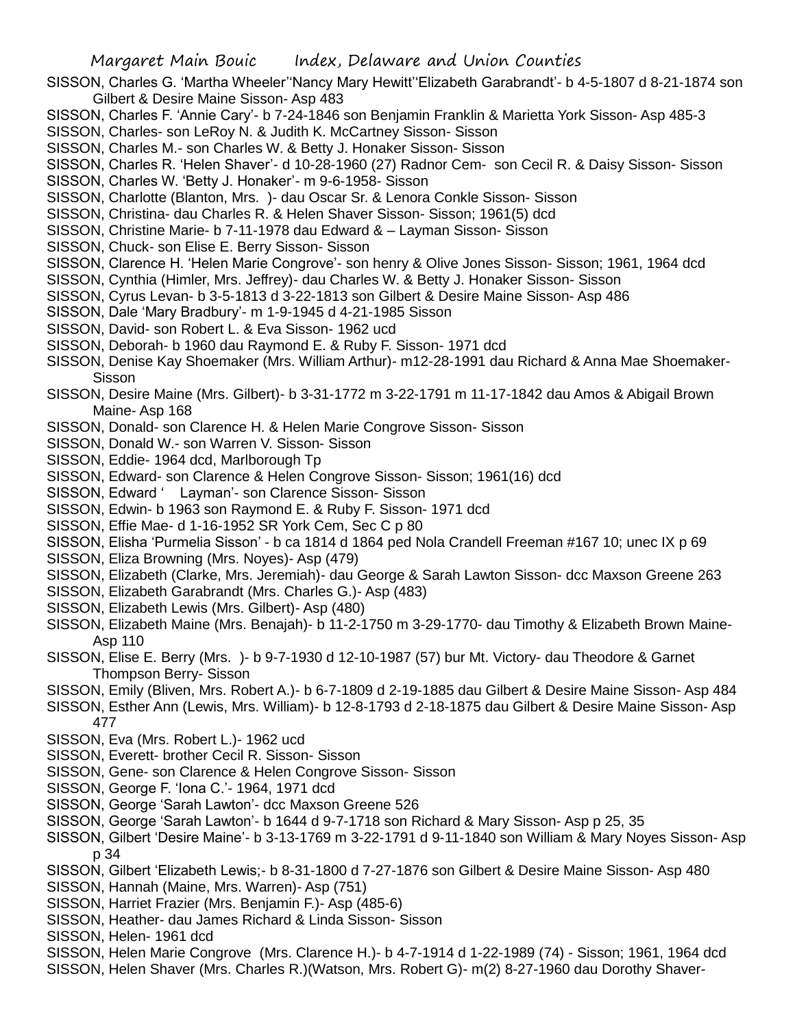SISSON, Charles G. 'Martha Wheeler''Nancy Mary Hewitt''Elizabeth Garabrandt'- b 4-5-1807 d 8-21-1874 son Gilbert & Desire Maine Sisson- Asp 483

SISSON, Charles F. 'Annie Cary'- b 7-24-1846 son Benjamin Franklin & Marietta York Sisson- Asp 485-3

SISSON, Charles- son LeRoy N. & Judith K. McCartney Sisson- Sisson

SISSON, Charles M.- son Charles W. & Betty J. Honaker Sisson- Sisson

SISSON, Charles R. 'Helen Shaver'- d 10-28-1960 (27) Radnor Cem- son Cecil R. & Daisy Sisson- Sisson

SISSON, Charles W. 'Betty J. Honaker'- m 9-6-1958- Sisson

SISSON, Charlotte (Blanton, Mrs. )- dau Oscar Sr. & Lenora Conkle Sisson- Sisson

SISSON, Christina- dau Charles R. & Helen Shaver Sisson- Sisson; 1961(5) dcd

SISSON, Christine Marie- b 7-11-1978 dau Edward & – Layman Sisson- Sisson

SISSON, Chuck- son Elise E. Berry Sisson- Sisson

SISSON, Clarence H. 'Helen Marie Congrove'- son henry & Olive Jones Sisson- Sisson; 1961, 1964 dcd

SISSON, Cynthia (Himler, Mrs. Jeffrey)- dau Charles W. & Betty J. Honaker Sisson- Sisson

SISSON, Cyrus Levan- b 3-5-1813 d 3-22-1813 son Gilbert & Desire Maine Sisson- Asp 486

SISSON, Dale 'Mary Bradbury'- m 1-9-1945 d 4-21-1985 Sisson

SISSON, David- son Robert L. & Eva Sisson- 1962 ucd

SISSON, Deborah- b 1960 dau Raymond E. & Ruby F. Sisson- 1971 dcd

SISSON, Denise Kay Shoemaker (Mrs. William Arthur)- m12-28-1991 dau Richard & Anna Mae Shoemaker- Sisson

SISSON, Desire Maine (Mrs. Gilbert)- b 3-31-1772 m 3-22-1791 m 11-17-1842 dau Amos & Abigail Brown Maine- Asp 168

SISSON, Donald- son Clarence H. & Helen Marie Congrove Sisson- Sisson

SISSON, Donald W.- son Warren V. Sisson- Sisson

SISSON, Eddie- 1964 dcd, Marlborough Tp

SISSON, Edward- son Clarence & Helen Congrove Sisson- Sisson; 1961(16) dcd

SISSON, Edward ' Layman'- son Clarence Sisson- Sisson

SISSON, Edwin- b 1963 son Raymond E. & Ruby F. Sisson- 1971 dcd

SISSON, Effie Mae- d 1-16-1952 SR York Cem, Sec C p 80

SISSON, Elisha 'Purmelia Sisson' - b ca 1814 d 1864 ped Nola Crandell Freeman #167 10; unec IX p 69

SISSON, Eliza Browning (Mrs. Noyes)- Asp (479)

SISSON, Elizabeth (Clarke, Mrs. Jeremiah)- dau George & Sarah Lawton Sisson- dcc Maxson Greene 263

SISSON, Elizabeth Garabrandt (Mrs. Charles G.)- Asp (483)

SISSON, Elizabeth Lewis (Mrs. Gilbert)- Asp (480)

SISSON, Elizabeth Maine (Mrs. Benajah)- b 11-2-1750 m 3-29-1770- dau Timothy & Elizabeth Brown Maine- Asp 110

SISSON, Elise E. Berry (Mrs. )- b 9-7-1930 d 12-10-1987 (57) bur Mt. Victory- dau Theodore & Garnet Thompson Berry- Sisson

SISSON, Emily (Bliven, Mrs. Robert A.)- b 6-7-1809 d 2-19-1885 dau Gilbert & Desire Maine Sisson- Asp 484

SISSON, Esther Ann (Lewis, Mrs. William)- b 12-8-1793 d 2-18-1875 dau Gilbert & Desire Maine Sisson- Asp 477

SISSON, Eva (Mrs. Robert L.)- 1962 ucd

SISSON, Everett- brother Cecil R. Sisson- Sisson

SISSON, Gene- son Clarence & Helen Congrove Sisson- Sisson

SISSON, George F. 'Iona C.'- 1964, 1971 dcd

SISSON, George 'Sarah Lawton'- dcc Maxson Greene 526

SISSON, George 'Sarah Lawton'- b 1644 d 9-7-1718 son Richard & Mary Sisson- Asp p 25, 35

SISSON, Gilbert 'Desire Maine'- b 3-13-1769 m 3-22-1791 d 9-11-1840 son William & Mary Noyes Sisson- Asp p 34

SISSON, Gilbert 'Elizabeth Lewis;- b 8-31-1800 d 7-27-1876 son Gilbert & Desire Maine Sisson- Asp 480

SISSON, Hannah (Maine, Mrs. Warren)- Asp (751)

SISSON, Harriet Frazier (Mrs. Benjamin F.)- Asp (485-6)

SISSON, Heather- dau James Richard & Linda Sisson- Sisson

SISSON, Helen- 1961 dcd

SISSON, Helen Marie Congrove (Mrs. Clarence H.)- b 4-7-1914 d 1-22-1989 (74) - Sisson; 1961, 1964 dcd

SISSON, Helen Shaver (Mrs. Charles R.)(Watson, Mrs. Robert G)- m(2) 8-27-1960 dau Dorothy Shaver-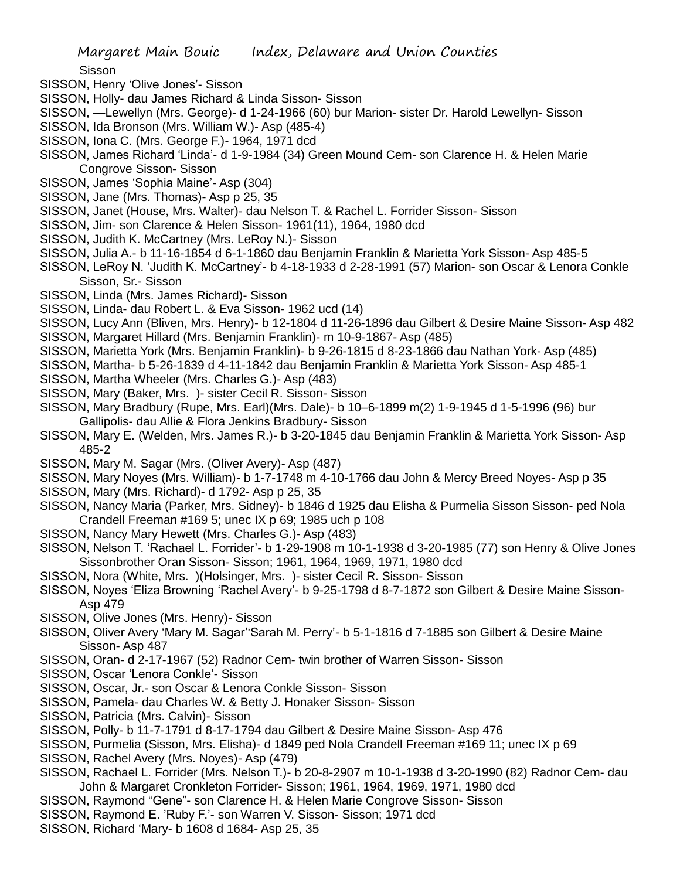Sisson

SISSON, Henry 'Olive Jones'- Sisson

SISSON, Holly- dau James Richard & Linda Sisson- Sisson

SISSON, —Lewellyn (Mrs. George)- d 1-24-1966 (60) bur Marion- sister Dr. Harold Lewellyn- Sisson

SISSON, Ida Bronson (Mrs. William W.)- Asp (485-4)

SISSON, Iona C. (Mrs. George F.)- 1964, 1971 dcd

SISSON, James Richard 'Linda'- d 1-9-1984 (34) Green Mound Cem- son Clarence H. & Helen Marie Congrove Sisson- Sisson

SISSON, James 'Sophia Maine'- Asp (304)

SISSON, Jane (Mrs. Thomas)- Asp p 25, 35

SISSON, Janet (House, Mrs. Walter)- dau Nelson T. & Rachel L. Forrider Sisson- Sisson

SISSON, Jim- son Clarence & Helen Sisson- 1961(11), 1964, 1980 dcd

SISSON, Judith K. McCartney (Mrs. LeRoy N.)- Sisson

SISSON, Julia A.- b 11-16-1854 d 6-1-1860 dau Benjamin Franklin & Marietta York Sisson- Asp 485-5

SISSON, LeRoy N. 'Judith K. McCartney'- b 4-18-1933 d 2-28-1991 (57) Marion- son Oscar & Lenora Conkle Sisson, Sr.- Sisson

SISSON, Linda (Mrs. James Richard)- Sisson

SISSON, Linda- dau Robert L. & Eva Sisson- 1962 ucd (14)

SISSON, Lucy Ann (Bliven, Mrs. Henry)- b 12-1804 d 11-26-1896 dau Gilbert & Desire Maine Sisson- Asp 482

SISSON, Margaret Hillard (Mrs. Benjamin Franklin)- m 10-9-1867- Asp (485)

SISSON, Marietta York (Mrs. Benjamin Franklin)- b 9-26-1815 d 8-23-1866 dau Nathan York- Asp (485)

SISSON, Martha- b 5-26-1839 d 4-11-1842 dau Benjamin Franklin & Marietta York Sisson- Asp 485-1

SISSON, Martha Wheeler (Mrs. Charles G.)- Asp (483)

SISSON, Mary (Baker, Mrs. )- sister Cecil R. Sisson- Sisson

SISSON, Mary Bradbury (Rupe, Mrs. Earl)(Mrs. Dale)- b 10–6-1899 m(2) 1-9-1945 d 1-5-1996 (96) bur Gallipolis- dau Allie & Flora Jenkins Bradbury- Sisson

SISSON, Mary E. (Welden, Mrs. James R.)- b 3-20-1845 dau Benjamin Franklin & Marietta York Sisson- Asp 485-2

SISSON, Mary M. Sagar (Mrs. (Oliver Avery)- Asp (487)

SISSON, Mary Noyes (Mrs. William)- b 1-7-1748 m 4-10-1766 dau John & Mercy Breed Noyes- Asp p 35

SISSON, Mary (Mrs. Richard)- d 1792- Asp p 25, 35

SISSON, Nancy Maria (Parker, Mrs. Sidney)- b 1846 d 1925 dau Elisha & Purmelia Sisson Sisson- ped Nola Crandell Freeman #169 5; unec IX p 69; 1985 uch p 108

SISSON, Nancy Mary Hewett (Mrs. Charles G.)- Asp (483)

SISSON, Nelson T. 'Rachael L. Forrider'- b 1-29-1908 m 10-1-1938 d 3-20-1985 (77) son Henry & Olive Jones Sissonbrother Oran Sisson- Sisson; 1961, 1964, 1969, 1971, 1980 dcd

SISSON, Nora (White, Mrs. )(Holsinger, Mrs. )- sister Cecil R. Sisson- Sisson

SISSON, Noyes 'Eliza Browning 'Rachel Avery'- b 9-25-1798 d 8-7-1872 son Gilbert & Desire Maine Sisson- Asp 479

SISSON, Olive Jones (Mrs. Henry)- Sisson

SISSON, Oliver Avery 'Mary M. Sagar''Sarah M. Perry'- b 5-1-1816 d 7-1885 son Gilbert & Desire Maine Sisson- Asp 487

SISSON, Oran- d 2-17-1967 (52) Radnor Cem- twin brother of Warren Sisson- Sisson

SISSON, Oscar 'Lenora Conkle'- Sisson

SISSON, Oscar, Jr.- son Oscar & Lenora Conkle Sisson- Sisson

SISSON, Pamela- dau Charles W. & Betty J. Honaker Sisson- Sisson

SISSON, Patricia (Mrs. Calvin)- Sisson

SISSON, Polly- b 11-7-1791 d 8-17-1794 dau Gilbert & Desire Maine Sisson- Asp 476

SISSON, Purmelia (Sisson, Mrs. Elisha)- d 1849 ped Nola Crandell Freeman #169 11; unec IX p 69

SISSON, Rachel Avery (Mrs. Noyes)- Asp (479)

SISSON, Rachael L. Forrider (Mrs. Nelson T.)- b 20-8-2907 m 10-1-1938 d 3-20-1990 (82) Radnor Cem- dau John & Margaret Cronkleton Forrider- Sisson; 1961, 1964, 1969, 1971, 1980 dcd

SISSON, Raymond "Gene"- son Clarence H. & Helen Marie Congrove Sisson- Sisson

SISSON, Raymond E. 'Ruby F.'- son Warren V. Sisson- Sisson; 1971 dcd

SISSON, Richard 'Mary- b 1608 d 1684- Asp 25, 35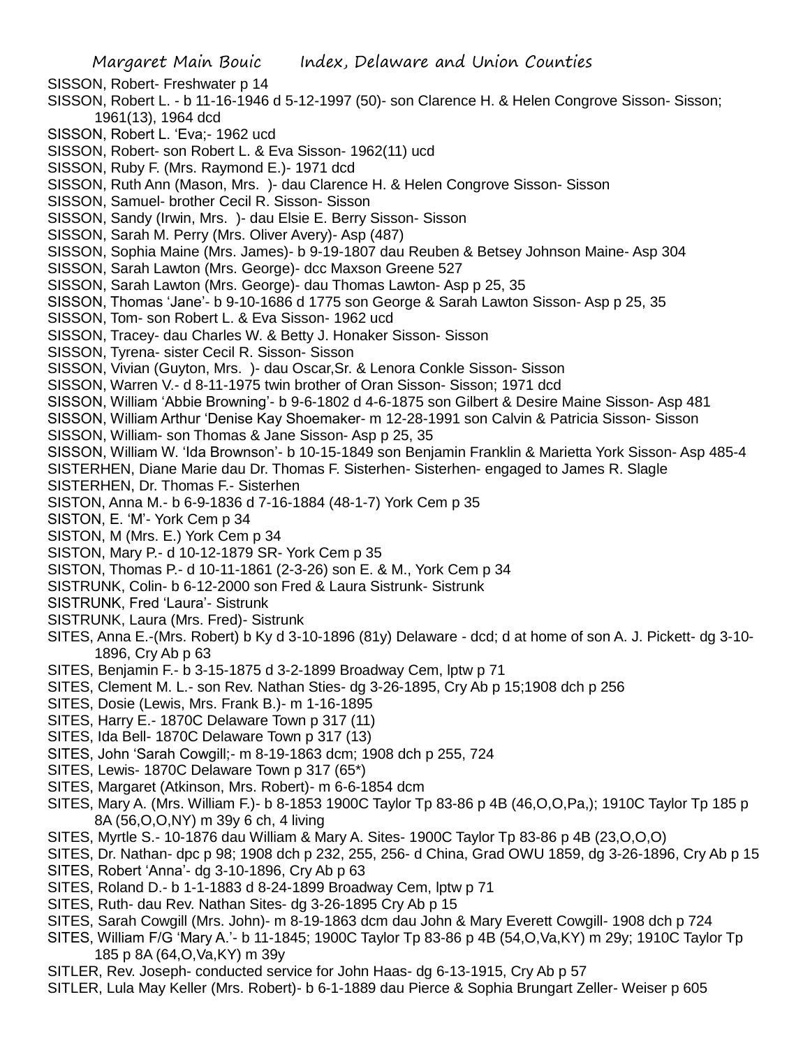SISSON, Robert- Freshwater p 14

SISSON, Robert L. - b 11-16-1946 d 5-12-1997 (50)- son Clarence H. & Helen Congrove Sisson- Sisson; 1961(13), 1964 dcd

SISSON, Robert L. 'Eva;- 1962 ucd

SISSON, Robert- son Robert L. & Eva Sisson- 1962(11) ucd

SISSON, Ruby F. (Mrs. Raymond E.)- 1971 dcd

SISSON, Ruth Ann (Mason, Mrs. )- dau Clarence H. & Helen Congrove Sisson- Sisson

SISSON, Samuel- brother Cecil R. Sisson- Sisson

SISSON, Sandy (Irwin, Mrs. )- dau Elsie E. Berry Sisson- Sisson

SISSON, Sarah M. Perry (Mrs. Oliver Avery)- Asp (487)

SISSON, Sophia Maine (Mrs. James)- b 9-19-1807 dau Reuben & Betsey Johnson Maine- Asp 304

SISSON, Sarah Lawton (Mrs. George)- dcc Maxson Greene 527

SISSON, Sarah Lawton (Mrs. George)- dau Thomas Lawton- Asp p 25, 35

SISSON, Thomas 'Jane'- b 9-10-1686 d 1775 son George & Sarah Lawton Sisson- Asp p 25, 35

SISSON, Tom- son Robert L. & Eva Sisson- 1962 ucd

SISSON, Tracey- dau Charles W. & Betty J. Honaker Sisson- Sisson

SISSON, Tyrena- sister Cecil R. Sisson- Sisson

SISSON, Vivian (Guyton, Mrs. )- dau Oscar,Sr. & Lenora Conkle Sisson- Sisson

SISSON, Warren V.- d 8-11-1975 twin brother of Oran Sisson- Sisson; 1971 dcd

SISSON, William 'Abbie Browning'- b 9-6-1802 d 4-6-1875 son Gilbert & Desire Maine Sisson- Asp 481

SISSON, William Arthur 'Denise Kay Shoemaker- m 12-28-1991 son Calvin & Patricia Sisson- Sisson

SISSON, William- son Thomas & Jane Sisson- Asp p 25, 35

SISSON, William W. 'Ida Brownson'- b 10-15-1849 son Benjamin Franklin & Marietta York Sisson- Asp 485-4

SISTERHEN, Diane Marie dau Dr. Thomas F. Sisterhen- Sisterhen- engaged to James R. Slagle

SISTERHEN, Dr. Thomas F.- Sisterhen

SISTON, Anna M.- b 6-9-1836 d 7-16-1884 (48-1-7) York Cem p 35

SISTON, E. 'M'- York Cem p 34

SISTON, M (Mrs. E.) York Cem p 34

SISTON, Mary P.- d 10-12-1879 SR- York Cem p 35

SISTON, Thomas P.- d 10-11-1861 (2-3-26) son E. & M., York Cem p 34

SISTRUNK, Colin- b 6-12-2000 son Fred & Laura Sistrunk- Sistrunk

SISTRUNK, Fred 'Laura'- Sistrunk

SISTRUNK, Laura (Mrs. Fred)- Sistrunk

SITES, Anna E.-(Mrs. Robert) b Ky d 3-10-1896 (81y) Delaware - dcd; d at home of son A. J. Pickett- dg 3-10-1896, Cry Ab p 63

SITES, Benjamin F.- b 3-15-1875 d 3-2-1899 Broadway Cem, lptw p 71

SITES, Clement M. L.- son Rev. Nathan Sties- dg 3-26-1895, Cry Ab p 15;1908 dch p 256

SITES, Dosie (Lewis, Mrs. Frank B.)- m 1-16-1895

SITES, Harry E.- 1870C Delaware Town p 317 (11)

SITES, Ida Bell- 1870C Delaware Town p 317 (13)

SITES, John 'Sarah Cowgill;- m 8-19-1863 dcm; 1908 dch p 255, 724

SITES, Lewis- 1870C Delaware Town p 317 (65*)

SITES, Margaret (Atkinson, Mrs. Robert)- m 6-6-1854 dcm

SITES, Mary A. (Mrs. William F.)- b 8-1853 1900C Taylor Tp 83-86 p 4B (46,O,O,Pa,); 1910C Taylor Tp 185 p 8A (56,O,O,NY) m 39y 6 ch, 4 living

SITES, Myrtle S.- 10-1876 dau William & Mary A. Sites- 1900C Taylor Tp 83-86 p 4B (23,O,O,O)

SITES, Dr. Nathan- dpc p 98; 1908 dch p 232, 255, 256- d China, Grad OWU 1859, dg 3-26-1896, Cry Ab p 15

SITES, Robert 'Anna'- dg 3-10-1896, Cry Ab p 63

SITES, Roland D.- b 1-1-1883 d 8-24-1899 Broadway Cem, lptw p 71

SITES, Ruth- dau Rev. Nathan Sites- dg 3-26-1895 Cry Ab p 15

SITES, Sarah Cowgill (Mrs. John)- m 8-19-1863 dcm dau John & Mary Everett Cowgill- 1908 dch p 724

SITES, William F/G 'Mary A.'- b 11-1845; 1900C Taylor Tp 83-86 p 4B (54,O,Va,KY) m 29y; 1910C Taylor Tp 185 p 8A (64,O,Va,KY) m 39y

SITLER, Rev. Joseph- conducted service for John Haas- dg 6-13-1915, Cry Ab p 57

SITLER, Lula May Keller (Mrs. Robert)- b 6-1-1889 dau Pierce & Sophia Brungart Zeller- Weiser p 605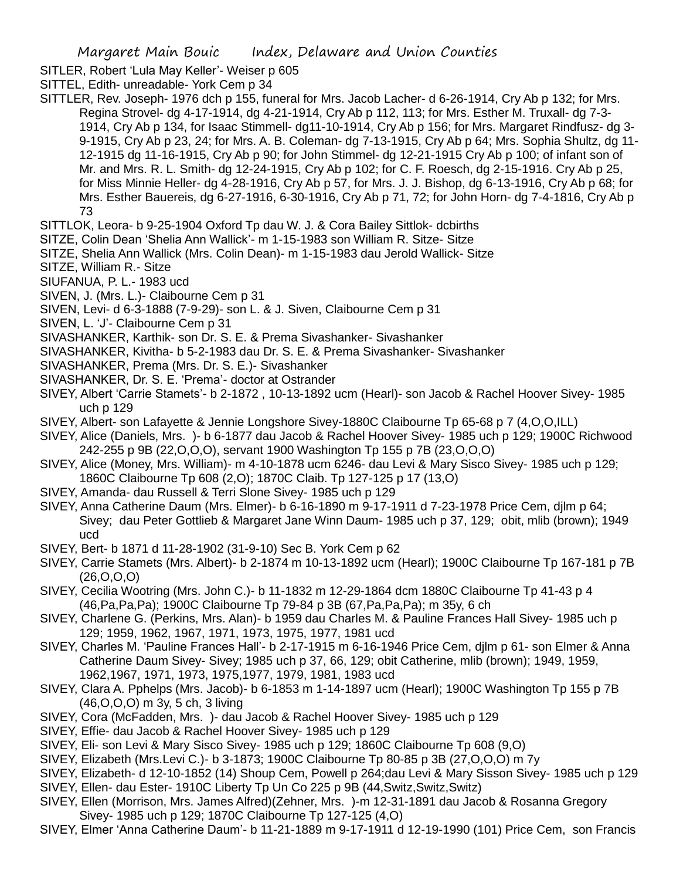SITLER, Robert 'Lula May Keller'- Weiser p 605

SITTEL, Edith- unreadable- York Cem p 34

SITTLER, Rev. Joseph- 1976 dch p 155, funeral for Mrs. Jacob Lacher- d 6-26-1914, Cry Ab p 132; for Mrs. Regina Strovel- dg 4-17-1914, dg 4-21-1914, Cry Ab p 112, 113; for Mrs. Esther M. Truxall- dg 7-3-1914, Cry Ab p 134, for Isaac Stimmell- dg11-10-1914, Cry Ab p 156; for Mrs. Margaret Rindfusz- dg 3-9-1915, Cry Ab p 23, 24; for Mrs. A. B. Coleman- dg 7-13-1915, Cry Ab p 64; Mrs. Sophia Shultz, dg 11-12-1915 dg 11-16-1915, Cry Ab p 90; for John Stimmel- dg 12-21-1915 Cry Ab p 100; of infant son of Mr. and Mrs. R. L. Smith- dg 12-24-1915, Cry Ab p 102; for C. F. Roesch, dg 2-15-1916. Cry Ab p 25, for Miss Minnie Heller- dg 4-28-1916, Cry Ab p 57, for Mrs. J. J. Bishop, dg 6-13-1916, Cry Ab p 68; for Mrs. Esther Bauereis, dg 6-27-1916, 6-30-1916, Cry Ab p 71, 72; for John Horn- dg 7-4-1816, Cry Ab p 73

SITTLOK, Leora- b 9-25-1904 Oxford Tp dau W. J. & Cora Bailey Sittlok- dcbirths

SITZE, Colin Dean 'Shelia Ann Wallick'- m 1-15-1983 son William R. Sitze- Sitze

SITZE, Shelia Ann Wallick (Mrs. Colin Dean)- m 1-15-1983 dau Jerold Wallick- Sitze

SITZE, William R.- Sitze

SIUFANUA, P. L.- 1983 ucd

SIVEN, J. (Mrs. L.)- Claibourne Cem p 31

SIVEN, Levi- d 6-3-1888 (7-9-29)- son L. & J. Siven, Claibourne Cem p 31

SIVEN, L. 'J'- Claibourne Cem p 31

SIVASHANKER, Karthik- son Dr. S. E. & Prema Sivashanker- Sivashanker

SIVASHANKER, Kivitha- b 5-2-1983 dau Dr. S. E. & Prema Sivashanker- Sivashanker

SIVASHANKER, Prema (Mrs. Dr. S. E.)- Sivashanker

SIVASHANKER, Dr. S. E. 'Prema'- doctor at Ostrander

SIVEY, Albert 'Carrie Stamets'- b 2-1872 , 10-13-1892 ucm (Hearl)- son Jacob & Rachel Hoover Sivey- 1985 uch p 129

SIVEY, Albert- son Lafayette & Jennie Longshore Sivey-1880C Claibourne Tp 65-68 p 7 (4,O,O,ILL)

SIVEY, Alice (Daniels, Mrs. )- b 6-1877 dau Jacob & Rachel Hoover Sivey- 1985 uch p 129; 1900C Richwood 242-255 p 9B (22,O,O,O), servant 1900 Washington Tp 155 p 7B (23,O,O,O)

SIVEY, Alice (Money, Mrs. William)- m 4-10-1878 ucm 6246- dau Levi & Mary Sisco Sivey- 1985 uch p 129; 1860C Claibourne Tp 608 (2,O); 1870C Claib. Tp 127-125 p 17 (13,O)

SIVEY, Amanda- dau Russell & Terri Slone Sivey- 1985 uch p 129

SIVEY, Anna Catherine Daum (Mrs. Elmer)- b 6-16-1890 m 9-17-1911 d 7-23-1978 Price Cem, djlm p 64; Sivey; dau Peter Gottlieb & Margaret Jane Winn Daum- 1985 uch p 37, 129; obit, mlib (brown); 1949 ucd

SIVEY, Bert- b 1871 d 11-28-1902 (31-9-10) Sec B. York Cem p 62

SIVEY, Carrie Stamets (Mrs. Albert)- b 2-1874 m 10-13-1892 ucm (Hearl); 1900C Claibourne Tp 167-181 p 7B (26,O,O,O)

SIVEY, Cecilia Wootring (Mrs. John C.)- b 11-1832 m 12-29-1864 dcm 1880C Claibourne Tp 41-43 p 4 (46,Pa,Pa,Pa); 1900C Claibourne Tp 79-84 p 3B (67,Pa,Pa,Pa); m 35y, 6 ch

SIVEY, Charlene G. (Perkins, Mrs. Alan)- b 1959 dau Charles M. & Pauline Frances Hall Sivey- 1985 uch p 129; 1959, 1962, 1967, 1971, 1973, 1975, 1977, 1981 ucd

SIVEY, Charles M. 'Pauline Frances Hall'- b 2-17-1915 m 6-16-1946 Price Cem, djlm p 61- son Elmer & Anna Catherine Daum Sivey- Sivey; 1985 uch p 37, 66, 129; obit Catherine, mlib (brown); 1949, 1959, 1962,1967, 1971, 1973, 1975,1977, 1979, 1981, 1983 ucd

SIVEY, Clara A. Pphelps (Mrs. Jacob)- b 6-1853 m 1-14-1897 ucm (Hearl); 1900C Washington Tp 155 p 7B (46,O,O,O) m 3y, 5 ch, 3 living

SIVEY, Cora (McFadden, Mrs. )- dau Jacob & Rachel Hoover Sivey- 1985 uch p 129

SIVEY, Effie- dau Jacob & Rachel Hoover Sivey- 1985 uch p 129

SIVEY, Eli- son Levi & Mary Sisco Sivey- 1985 uch p 129; 1860C Claibourne Tp 608 (9,O)

SIVEY, Elizabeth (Mrs.Levi C.)- b 3-1873; 1900C Claibourne Tp 80-85 p 3B (27,O,O,O) m 7y

SIVEY, Elizabeth- d 12-10-1852 (14) Shoup Cem, Powell p 264;dau Levi & Mary Sisson Sivey- 1985 uch p 129

SIVEY, Ellen- dau Ester- 1910C Liberty Tp Un Co 225 p 9B (44,Switz,Switz,Switz)

SIVEY, Ellen (Morrison, Mrs. James Alfred)(Zehner, Mrs. )-m 12-31-1891 dau Jacob & Rosanna Gregory Sivey- 1985 uch p 129; 1870C Claibourne Tp 127-125 (4,O)

SIVEY, Elmer 'Anna Catherine Daum'- b 11-21-1889 m 9-17-1911 d 12-19-1990 (101) Price Cem, son Francis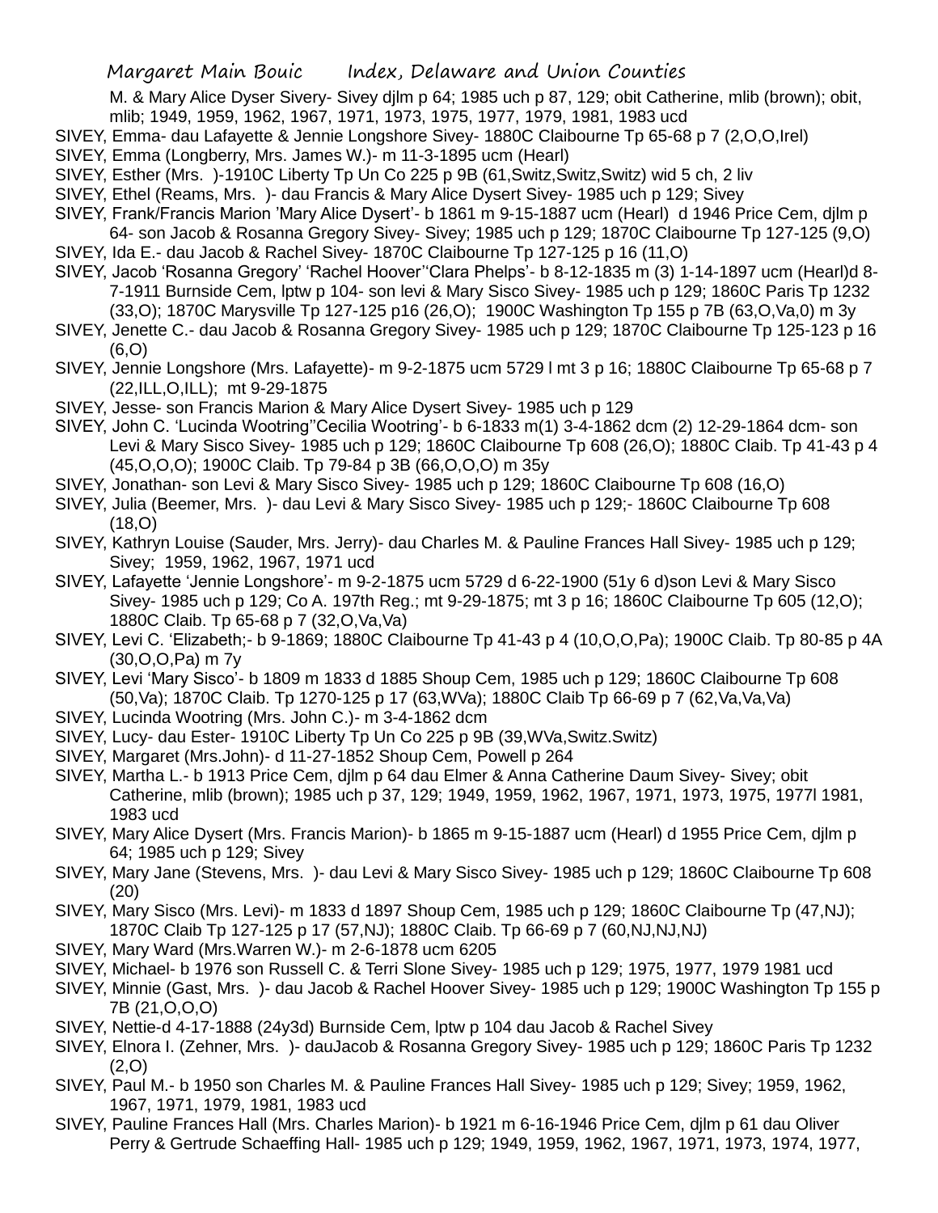M. & Mary Alice Dyser Sivery- Sivey djlm p 64; 1985 uch p 87, 129; obit Catherine, mlib (brown); obit, mlib; 1949, 1959, 1962, 1967, 1971, 1973, 1975, 1977, 1979, 1981, 1983 ucd

SIVEY, Emma- dau Lafayette & Jennie Longshore Sivey- 1880C Claibourne Tp 65-68 p 7 (2,O,O,Irel)

SIVEY, Emma (Longberry, Mrs. James W.)- m 11-3-1895 ucm (Hearl)

SIVEY, Esther (Mrs. )-1910C Liberty Tp Un Co 225 p 9B (61,Switz,Switz,Switz) wid 5 ch, 2 liv

SIVEY, Ethel (Reams, Mrs. )- dau Francis & Mary Alice Dysert Sivey- 1985 uch p 129; Sivey

SIVEY, Frank/Francis Marion 'Mary Alice Dysert'- b 1861 m 9-15-1887 ucm (Hearl) d 1946 Price Cem, djlm p 64- son Jacob & Rosanna Gregory Sivey- Sivey; 1985 uch p 129; 1870C Claibourne Tp 127-125 (9,O)

SIVEY, Ida E.- dau Jacob & Rachel Sivey- 1870C Claibourne Tp 127-125 p 16 (11,O)

SIVEY, Jacob 'Rosanna Gregory' 'Rachel Hoover''Clara Phelps'- b 8-12-1835 m (3) 1-14-1897 ucm (Hearl)d 8-7-1911 Burnside Cem, lptw p 104- son levi & Mary Sisco Sivey- 1985 uch p 129; 1860C Paris Tp 1232 (33,O); 1870C Marysville Tp 127-125 p16 (26,O); 1900C Washington Tp 155 p 7B (63,O,Va,0) m 3y

SIVEY, Jenette C.- dau Jacob & Rosanna Gregory Sivey- 1985 uch p 129; 1870C Claibourne Tp 125-123 p 16 (6,O)

SIVEY, Jennie Longshore (Mrs. Lafayette)- m 9-2-1875 ucm 5729 l mt 3 p 16; 1880C Claibourne Tp 65-68 p 7 (22,ILL,O,ILL); mt 9-29-1875

SIVEY, Jesse- son Francis Marion & Mary Alice Dysert Sivey- 1985 uch p 129

SIVEY, John C. 'Lucinda Wootring''Cecilia Wootring'- b 6-1833 m(1) 3-4-1862 dcm (2) 12-29-1864 dcm- son Levi & Mary Sisco Sivey- 1985 uch p 129; 1860C Claibourne Tp 608 (26,O); 1880C Claib. Tp 41-43 p 4 (45,O,O,O); 1900C Claib. Tp 79-84 p 3B (66,O,O,O) m 35y

SIVEY, Jonathan- son Levi & Mary Sisco Sivey- 1985 uch p 129; 1860C Claibourne Tp 608 (16,O)

SIVEY, Julia (Beemer, Mrs. )- dau Levi & Mary Sisco Sivey- 1985 uch p 129;- 1860C Claibourne Tp 608 (18,O)

SIVEY, Kathryn Louise (Sauder, Mrs. Jerry)- dau Charles M. & Pauline Frances Hall Sivey- 1985 uch p 129; Sivey; 1959, 1962, 1967, 1971 ucd

SIVEY, Lafayette 'Jennie Longshore'- m 9-2-1875 ucm 5729 d 6-22-1900 (51y 6 d)son Levi & Mary Sisco Sivey- 1985 uch p 129; Co A. 197th Reg.; mt 9-29-1875; mt 3 p 16; 1860C Claibourne Tp 605 (12,O); 1880C Claib. Tp 65-68 p 7 (32,O,Va,Va)

SIVEY, Levi C. 'Elizabeth;- b 9-1869; 1880C Claibourne Tp 41-43 p 4 (10,O,O,Pa); 1900C Claib. Tp 80-85 p 4A (30,O,O,Pa) m 7y

SIVEY, Levi 'Mary Sisco'- b 1809 m 1833 d 1885 Shoup Cem, 1985 uch p 129; 1860C Claibourne Tp 608 (50,Va); 1870C Claib. Tp 1270-125 p 17 (63,WVa); 1880C Claib Tp 66-69 p 7 (62,Va,Va,Va)

SIVEY, Lucinda Wootring (Mrs. John C.)- m 3-4-1862 dcm

SIVEY, Lucy- dau Ester- 1910C Liberty Tp Un Co 225 p 9B (39,WVa,Switz.Switz)

SIVEY, Margaret (Mrs.John)- d 11-27-1852 Shoup Cem, Powell p 264

SIVEY, Martha L.- b 1913 Price Cem, djlm p 64 dau Elmer & Anna Catherine Daum Sivey- Sivey; obit Catherine, mlib (brown); 1985 uch p 37, 129; 1949, 1959, 1962, 1967, 1971, 1973, 1975, 1977l 1981, 1983 ucd

SIVEY, Mary Alice Dysert (Mrs. Francis Marion)- b 1865 m 9-15-1887 ucm (Hearl) d 1955 Price Cem, djlm p 64; 1985 uch p 129; Sivey

SIVEY, Mary Jane (Stevens, Mrs. )- dau Levi & Mary Sisco Sivey- 1985 uch p 129; 1860C Claibourne Tp 608 (20)

SIVEY, Mary Sisco (Mrs. Levi)- m 1833 d 1897 Shoup Cem, 1985 uch p 129; 1860C Claibourne Tp (47,NJ); 1870C Claib Tp 127-125 p 17 (57,NJ); 1880C Claib. Tp 66-69 p 7 (60,NJ,NJ,NJ)

SIVEY, Mary Ward (Mrs.Warren W.)- m 2-6-1878 ucm 6205

SIVEY, Michael- b 1976 son Russell C. & Terri Slone Sivey- 1985 uch p 129; 1975, 1977, 1979 1981 ucd

SIVEY, Minnie (Gast, Mrs. )- dau Jacob & Rachel Hoover Sivey- 1985 uch p 129; 1900C Washington Tp 155 p 7B (21,O,O,O)

SIVEY, Nettie-d 4-17-1888 (24y3d) Burnside Cem, lptw p 104 dau Jacob & Rachel Sivey

SIVEY, Elnora I. (Zehner, Mrs. )- dauJacob & Rosanna Gregory Sivey- 1985 uch p 129; 1860C Paris Tp 1232 (2,O)

SIVEY, Paul M.- b 1950 son Charles M. & Pauline Frances Hall Sivey- 1985 uch p 129; Sivey; 1959, 1962, 1967, 1971, 1979, 1981, 1983 ucd

SIVEY, Pauline Frances Hall (Mrs. Charles Marion)- b 1921 m 6-16-1946 Price Cem, djlm p 61 dau Oliver Perry & Gertrude Schaeffing Hall- 1985 uch p 129; 1949, 1959, 1962, 1967, 1971, 1973, 1974, 1977,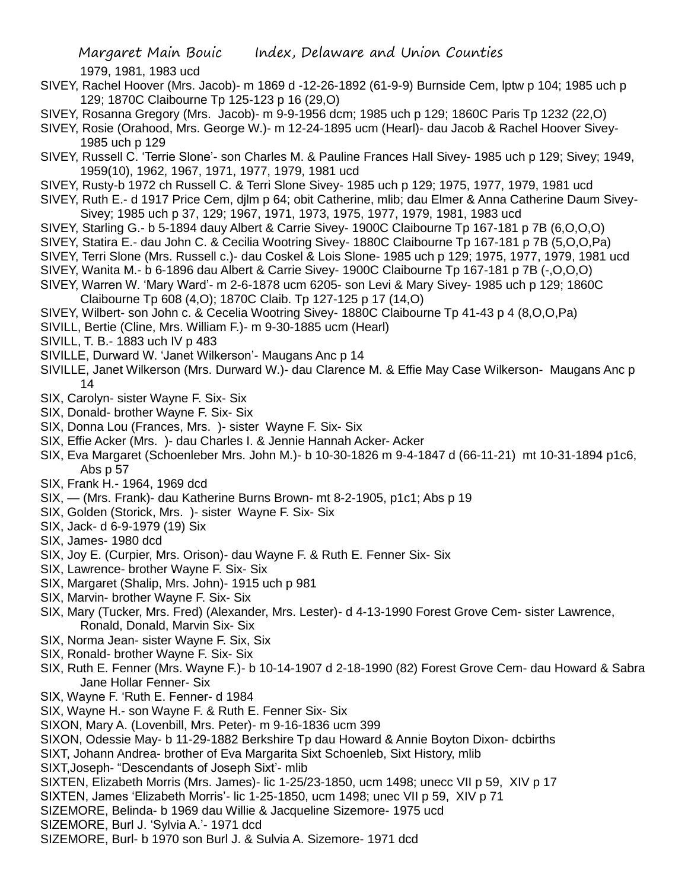1979, 1981, 1983 ucd

SIVEY, Rachel Hoover (Mrs. Jacob)- m 1869 d -12-26-1892 (61-9-9) Burnside Cem, lptw p 104; 1985 uch p 129; 1870C Claibourne Tp 125-123 p 16 (29,O)

SIVEY, Rosanna Gregory (Mrs. Jacob)- m 9-9-1956 dcm; 1985 uch p 129; 1860C Paris Tp 1232 (22,O)

SIVEY, Rosie (Orahood, Mrs. George W.)- m 12-24-1895 ucm (Hearl)- dau Jacob & Rachel Hoover Sivey- 1985 uch p 129

SIVEY, Russell C. 'Terrie Slone'- son Charles M. & Pauline Frances Hall Sivey- 1985 uch p 129; Sivey; 1949, 1959(10), 1962, 1967, 1971, 1977, 1979, 1981 ucd

SIVEY, Rusty-b 1972 ch Russell C. & Terri Slone Sivey- 1985 uch p 129; 1975, 1977, 1979, 1981 ucd

SIVEY, Ruth E.- d 1917 Price Cem, djlm p 64; obit Catherine, mlib; dau Elmer & Anna Catherine Daum Sivey- Sivey; 1985 uch p 37, 129; 1967, 1971, 1973, 1975, 1977, 1979, 1981, 1983 ucd

SIVEY, Starling G.- b 5-1894 dauy Albert & Carrie Sivey- 1900C Claibourne Tp 167-181 p 7B (6,O,O,O)

SIVEY, Statira E.- dau John C. & Cecilia Wootring Sivey- 1880C Claibourne Tp 167-181 p 7B (5,O,O,Pa)

SIVEY, Terri Slone (Mrs. Russell c.)- dau Coskel & Lois Slone- 1985 uch p 129; 1975, 1977, 1979, 1981 ucd

SIVEY, Wanita M.- b 6-1896 dau Albert & Carrie Sivey- 1900C Claibourne Tp 167-181 p 7B (-,O,O,O)

SIVEY, Warren W. 'Mary Ward'- m 2-6-1878 ucm 6205- son Levi & Mary Sivey- 1985 uch p 129; 1860C Claibourne Tp 608 (4,O); 1870C Claib. Tp 127-125 p 17 (14,O)

SIVEY, Wilbert- son John c. & Cecelia Wootring Sivey- 1880C Claibourne Tp 41-43 p 4 (8,O,O,Pa)

SIVILL, Bertie (Cline, Mrs. William F.)- m 9-30-1885 ucm (Hearl)

SIVILL, T. B.- 1883 uch IV p 483

SIVILLE, Durward W. 'Janet Wilkerson'- Maugans Anc p 14

SIVILLE, Janet Wilkerson (Mrs. Durward W.)- dau Clarence M. & Effie May Case Wilkerson- Maugans Anc p 14

SIX, Carolyn- sister Wayne F. Six- Six

SIX, Donald- brother Wayne F. Six- Six

SIX, Donna Lou (Frances, Mrs. )- sister Wayne F. Six- Six

SIX, Effie Acker (Mrs. )- dau Charles I. & Jennie Hannah Acker- Acker

SIX, Eva Margaret (Schoenleber Mrs. John M.)- b 10-30-1826 m 9-4-1847 d (66-11-21) mt 10-31-1894 p1c6, Abs p 57

SIX, Frank H.- 1964, 1969 dcd

SIX, — (Mrs. Frank)- dau Katherine Burns Brown- mt 8-2-1905, p1c1; Abs p 19

SIX, Golden (Storick, Mrs. )- sister Wayne F. Six- Six

SIX, Jack- d 6-9-1979 (19) Six

SIX, James- 1980 dcd

SIX, Joy E. (Curpier, Mrs. Orison)- dau Wayne F. & Ruth E. Fenner Six- Six

SIX, Lawrence- brother Wayne F. Six- Six

SIX, Margaret (Shalip, Mrs. John)- 1915 uch p 981

SIX, Marvin- brother Wayne F. Six- Six

SIX, Mary (Tucker, Mrs. Fred) (Alexander, Mrs. Lester)- d 4-13-1990 Forest Grove Cem- sister Lawrence, Ronald, Donald, Marvin Six- Six

SIX, Norma Jean- sister Wayne F. Six, Six

SIX, Ronald- brother Wayne F. Six- Six

SIX, Ruth E. Fenner (Mrs. Wayne F.)- b 10-14-1907 d 2-18-1990 (82) Forest Grove Cem- dau Howard & Sabra Jane Hollar Fenner- Six

SIX, Wayne F. 'Ruth E. Fenner- d 1984

SIX, Wayne H.- son Wayne F. & Ruth E. Fenner Six- Six

SIXON, Mary A. (Lovenbill, Mrs. Peter)- m 9-16-1836 ucm 399

SIXON, Odessie May- b 11-29-1882 Berkshire Tp dau Howard & Annie Boyton Dixon- dcbirths

SIXT, Johann Andrea- brother of Eva Margarita Sixt Schoenleb, Sixt History, mlib

SIXT,Joseph- "Descendants of Joseph Sixt'- mlib

SIXTEN, Elizabeth Morris (Mrs. James)- lic 1-25/23-1850, ucm 1498; unecc VII p 59, XIV p 17

SIXTEN, James 'Elizabeth Morris'- lic 1-25-1850, ucm 1498; unec VII p 59, XIV p 71

SIZEMORE, Belinda- b 1969 dau Willie & Jacqueline Sizemore- 1975 ucd

SIZEMORE, Burl J. 'Sylvia A.'- 1971 dcd

SIZEMORE, Burl- b 1970 son Burl J. & Sulvia A. Sizemore- 1971 dcd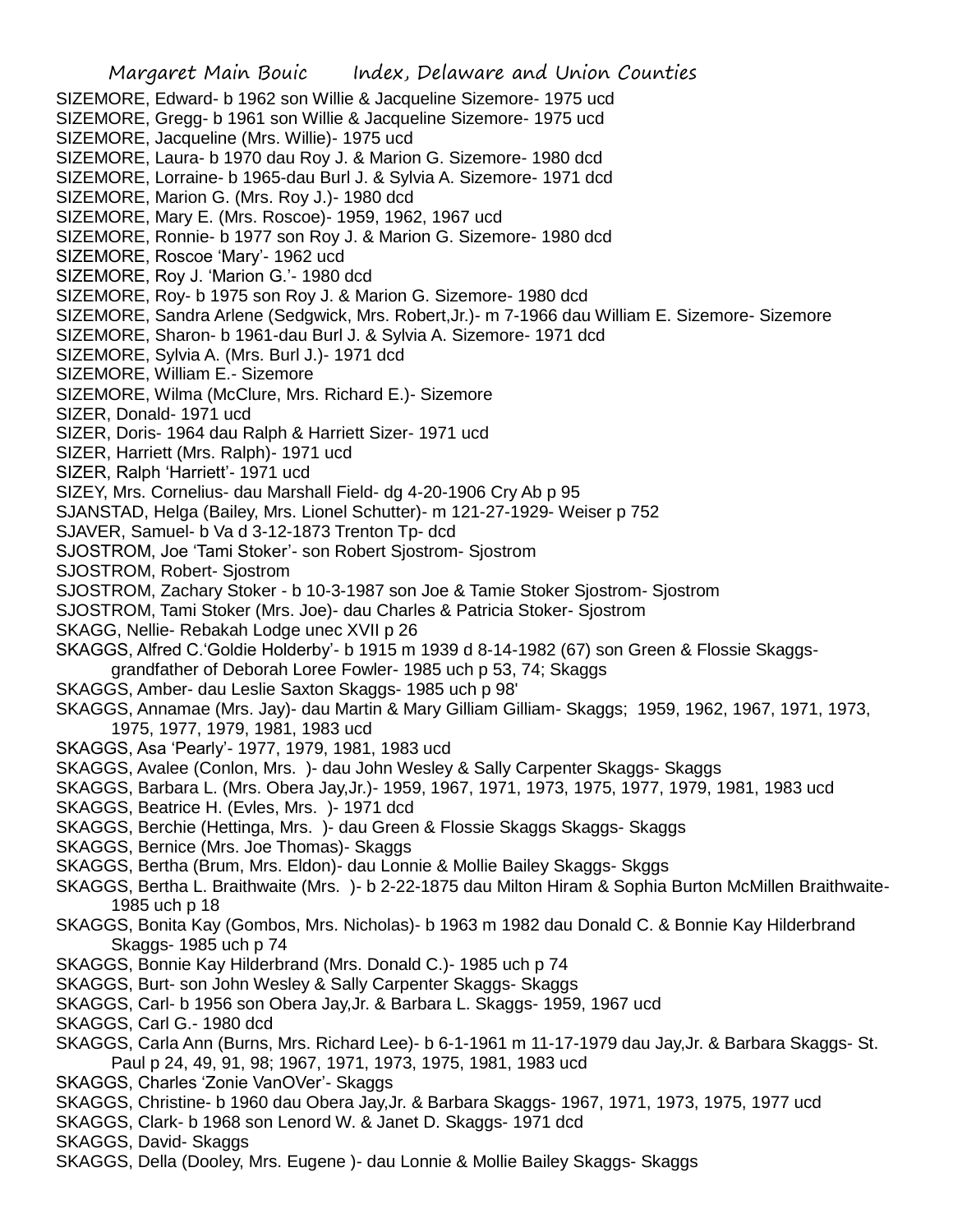SIZEMORE, Edward- b 1962 son Willie & Jacqueline Sizemore- 1975 ucd
SIZEMORE, Gregg- b 1961 son Willie & Jacqueline Sizemore- 1975 ucd
SIZEMORE, Jacqueline (Mrs. Willie)- 1975 ucd
SIZEMORE, Laura- b 1970 dau Roy J. & Marion G. Sizemore- 1980 dcd
SIZEMORE, Lorraine- b 1965-dau Burl J. & Sylvia A. Sizemore- 1971 dcd
SIZEMORE, Marion G. (Mrs. Roy J.)- 1980 dcd
SIZEMORE, Mary E. (Mrs. Roscoe)- 1959, 1962, 1967 ucd
SIZEMORE, Ronnie- b 1977 son Roy J. & Marion G. Sizemore- 1980 dcd
SIZEMORE, Roscoe 'Mary'- 1962 ucd
SIZEMORE, Roy J. 'Marion G.'- 1980 dcd
SIZEMORE, Roy- b 1975 son Roy J. & Marion G. Sizemore- 1980 dcd
SIZEMORE, Sandra Arlene (Sedgwick, Mrs. Robert,Jr.)- m 7-1966 dau William E. Sizemore- Sizemore
SIZEMORE, Sharon- b 1961-dau Burl J. & Sylvia A. Sizemore- 1971 dcd
SIZEMORE, Sylvia A. (Mrs. Burl J.)- 1971 dcd
SIZEMORE, William E.- Sizemore
SIZEMORE, Wilma (McClure, Mrs. Richard E.)- Sizemore
SIZER, Donald- 1971 ucd
SIZER, Doris- 1964 dau Ralph & Harriett Sizer- 1971 ucd
SIZER, Harriett (Mrs. Ralph)- 1971 ucd
SIZER, Ralph 'Harriett'- 1971 ucd
SIZEY, Mrs. Cornelius- dau Marshall Field- dg 4-20-1906 Cry Ab p 95
SJANSTAD, Helga (Bailey, Mrs. Lionel Schutter)- m 121-27-1929- Weiser p 752
SJAVER, Samuel- b Va d 3-12-1873 Trenton Tp- dcd
SJOSTROM, Joe 'Tami Stoker'- son Robert Sjostrom- Sjostrom
SJOSTROM, Robert- Sjostrom
SJOSTROM, Zachary Stoker - b 10-3-1987 son Joe & Tamie Stoker Sjostrom- Sjostrom
SJOSTROM, Tami Stoker (Mrs. Joe)- dau Charles & Patricia Stoker- Sjostrom
SKAGG, Nellie- Rebakah Lodge unec XVII p 26
SKAGGS, Alfred C.'Goldie Holderby'- b 1915 m 1939 d 8-14-1982 (67) son Green & Flossie Skaggs- grandfather of Deborah Loree Fowler- 1985 uch p 53, 74; Skaggs
SKAGGS, Amber- dau Leslie Saxton Skaggs- 1985 uch p 98'
SKAGGS, Annamae (Mrs. Jay)- dau Martin & Mary Gilliam Gilliam- Skaggs; 1959, 1962, 1967, 1971, 1973, 1975, 1977, 1979, 1981, 1983 ucd
SKAGGS, Asa 'Pearly'- 1977, 1979, 1981, 1983 ucd
SKAGGS, Avalee (Conlon, Mrs. )- dau John Wesley & Sally Carpenter Skaggs- Skaggs
SKAGGS, Barbara L. (Mrs. Obera Jay,Jr.)- 1959, 1967, 1971, 1973, 1975, 1977, 1979, 1981, 1983 ucd
SKAGGS, Beatrice H. (Evles, Mrs. )- 1971 dcd
SKAGGS, Berchie (Hettinga, Mrs. )- dau Green & Flossie Skaggs Skaggs- Skaggs
SKAGGS, Bernice (Mrs. Joe Thomas)- Skaggs
SKAGGS, Bertha (Brum, Mrs. Eldon)- dau Lonnie & Mollie Bailey Skaggs- Skggs
SKAGGS, Bertha L. Braithwaite (Mrs. )- b 2-22-1875 dau Milton Hiram & Sophia Burton McMillen Braithwaite- 1985 uch p 18
SKAGGS, Bonita Kay (Gombos, Mrs. Nicholas)- b 1963 m 1982 dau Donald C. & Bonnie Kay Hilderbrand Skaggs- 1985 uch p 74
SKAGGS, Bonnie Kay Hilderbrand (Mrs. Donald C.)- 1985 uch p 74
SKAGGS, Burt- son John Wesley & Sally Carpenter Skaggs- Skaggs
SKAGGS, Carl- b 1956 son Obera Jay,Jr. & Barbara L. Skaggs- 1959, 1967 ucd
SKAGGS, Carl G.- 1980 dcd
SKAGGS, Carla Ann (Burns, Mrs. Richard Lee)- b 6-1-1961 m 11-17-1979 dau Jay,Jr. & Barbara Skaggs- St. Paul p 24, 49, 91, 98; 1967, 1971, 1973, 1975, 1981, 1983 ucd
SKAGGS, Charles 'Zonie VanOVer'- Skaggs
SKAGGS, Christine- b 1960 dau Obera Jay,Jr. & Barbara Skaggs- 1967, 1971, 1973, 1975, 1977 ucd
SKAGGS, Clark- b 1968 son Lenord W. & Janet D. Skaggs- 1971 dcd
SKAGGS, David- Skaggs
SKAGGS, Della (Dooley, Mrs. Eugene )- dau Lonnie & Mollie Bailey Skaggs- Skaggs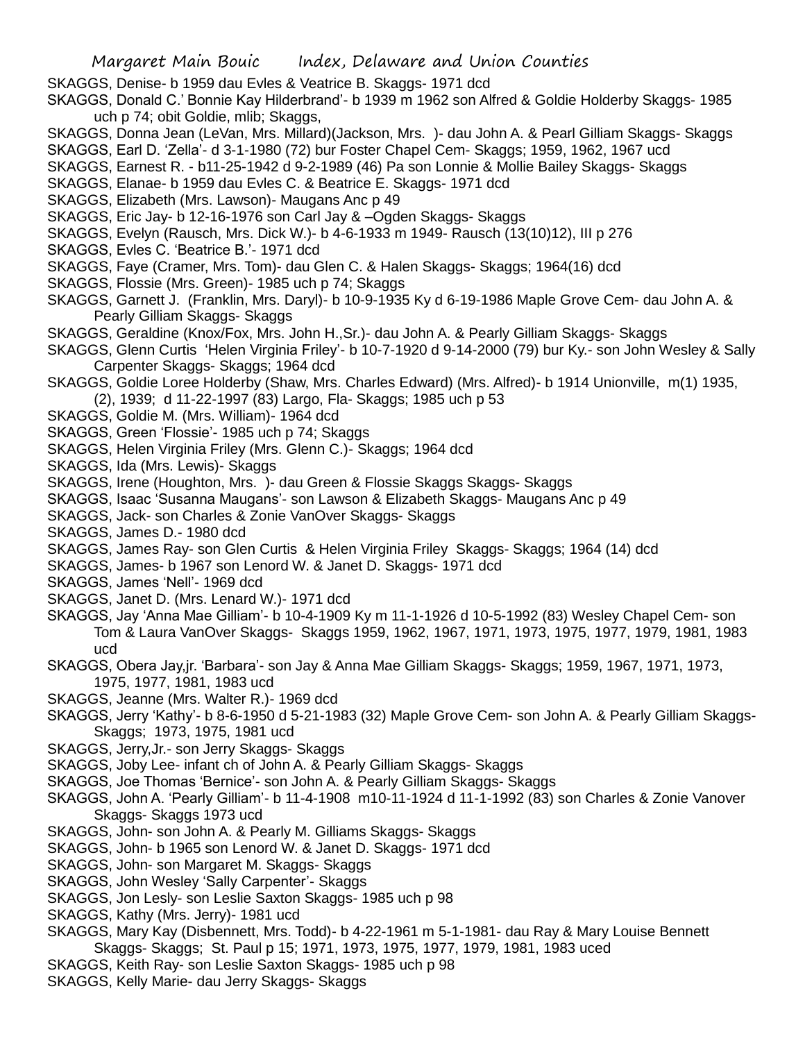SKAGGS, Denise- b 1959 dau Evles & Veatrice B. Skaggs- 1971 dcd

SKAGGS, Donald C.' Bonnie Kay Hilderbrand'- b 1939 m 1962 son Alfred & Goldie Holderby Skaggs- 1985 uch p 74; obit Goldie, mlib; Skaggs,

SKAGGS, Donna Jean (LeVan, Mrs. Millard)(Jackson, Mrs. )- dau John A. & Pearl Gilliam Skaggs- Skaggs

SKAGGS, Earl D. 'Zella'- d 3-1-1980 (72) bur Foster Chapel Cem- Skaggs; 1959, 1962, 1967 ucd

SKAGGS, Earnest R. - b11-25-1942 d 9-2-1989 (46) Pa son Lonnie & Mollie Bailey Skaggs- Skaggs

SKAGGS, Elanae- b 1959 dau Evles C. & Beatrice E. Skaggs- 1971 dcd

SKAGGS, Elizabeth (Mrs. Lawson)- Maugans Anc p 49

SKAGGS, Eric Jay- b 12-16-1976 son Carl Jay & –Ogden Skaggs- Skaggs

SKAGGS, Evelyn (Rausch, Mrs. Dick W.)- b 4-6-1933 m 1949- Rausch (13(10)12), III p 276

SKAGGS, Evles C. 'Beatrice B.'- 1971 dcd

SKAGGS, Faye (Cramer, Mrs. Tom)- dau Glen C. & Halen Skaggs- Skaggs; 1964(16) dcd

SKAGGS, Flossie (Mrs. Green)- 1985 uch p 74; Skaggs

SKAGGS, Garnett J. (Franklin, Mrs. Daryl)- b 10-9-1935 Ky d 6-19-1986 Maple Grove Cem- dau John A. & Pearly Gilliam Skaggs- Skaggs

SKAGGS, Geraldine (Knox/Fox, Mrs. John H.,Sr.)- dau John A. & Pearly Gilliam Skaggs- Skaggs

SKAGGS, Glenn Curtis 'Helen Virginia Friley'- b 10-7-1920 d 9-14-2000 (79) bur Ky.- son John Wesley & Sally Carpenter Skaggs- Skaggs; 1964 dcd

SKAGGS, Goldie Loree Holderby (Shaw, Mrs. Charles Edward) (Mrs. Alfred)- b 1914 Unionville, m(1) 1935, (2), 1939; d 11-22-1997 (83) Largo, Fla- Skaggs; 1985 uch p 53

SKAGGS, Goldie M. (Mrs. William)- 1964 dcd

SKAGGS, Green 'Flossie'- 1985 uch p 74; Skaggs

SKAGGS, Helen Virginia Friley (Mrs. Glenn C.)- Skaggs; 1964 dcd

SKAGGS, Ida (Mrs. Lewis)- Skaggs

SKAGGS, Irene (Houghton, Mrs. )- dau Green & Flossie Skaggs Skaggs- Skaggs

SKAGGS, Isaac 'Susanna Maugans'- son Lawson & Elizabeth Skaggs- Maugans Anc p 49

SKAGGS, Jack- son Charles & Zonie VanOver Skaggs- Skaggs

SKAGGS, James D.- 1980 dcd

SKAGGS, James Ray- son Glen Curtis & Helen Virginia Friley Skaggs- Skaggs; 1964 (14) dcd

SKAGGS, James- b 1967 son Lenord W. & Janet D. Skaggs- 1971 dcd

SKAGGS, James 'Nell'- 1969 dcd

SKAGGS, Janet D. (Mrs. Lenard W.)- 1971 dcd

SKAGGS, Jay 'Anna Mae Gilliam'- b 10-4-1909 Ky m 11-1-1926 d 10-5-1992 (83) Wesley Chapel Cem- son Tom & Laura VanOver Skaggs- Skaggs 1959, 1962, 1967, 1971, 1973, 1975, 1977, 1979, 1981, 1983 ucd

SKAGGS, Obera Jay,jr. 'Barbara'- son Jay & Anna Mae Gilliam Skaggs- Skaggs; 1959, 1967, 1971, 1973, 1975, 1977, 1981, 1983 ucd

SKAGGS, Jeanne (Mrs. Walter R.)- 1969 dcd

SKAGGS, Jerry 'Kathy'- b 8-6-1950 d 5-21-1983 (32) Maple Grove Cem- son John A. & Pearly Gilliam Skaggs- Skaggs; 1973, 1975, 1981 ucd

SKAGGS, Jerry,Jr.- son Jerry Skaggs- Skaggs

SKAGGS, Joby Lee- infant ch of John A. & Pearly Gilliam Skaggs- Skaggs

SKAGGS, Joe Thomas 'Bernice'- son John A. & Pearly Gilliam Skaggs- Skaggs

SKAGGS, John A. 'Pearly Gilliam'- b 11-4-1908 m10-11-1924 d 11-1-1992 (83) son Charles & Zonie Vanover Skaggs- Skaggs 1973 ucd

SKAGGS, John- son John A. & Pearly M. Gilliams Skaggs- Skaggs

SKAGGS, John- b 1965 son Lenord W. & Janet D. Skaggs- 1971 dcd

SKAGGS, John- son Margaret M. Skaggs- Skaggs

SKAGGS, John Wesley 'Sally Carpenter'- Skaggs

SKAGGS, Jon Lesly- son Leslie Saxton Skaggs- 1985 uch p 98

SKAGGS, Kathy (Mrs. Jerry)- 1981 ucd

SKAGGS, Mary Kay (Disbennett, Mrs. Todd)- b 4-22-1961 m 5-1-1981- dau Ray & Mary Louise Bennett Skaggs- Skaggs; St. Paul p 15; 1971, 1973, 1975, 1977, 1979, 1981, 1983 uced

SKAGGS, Keith Ray- son Leslie Saxton Skaggs- 1985 uch p 98

SKAGGS, Kelly Marie- dau Jerry Skaggs- Skaggs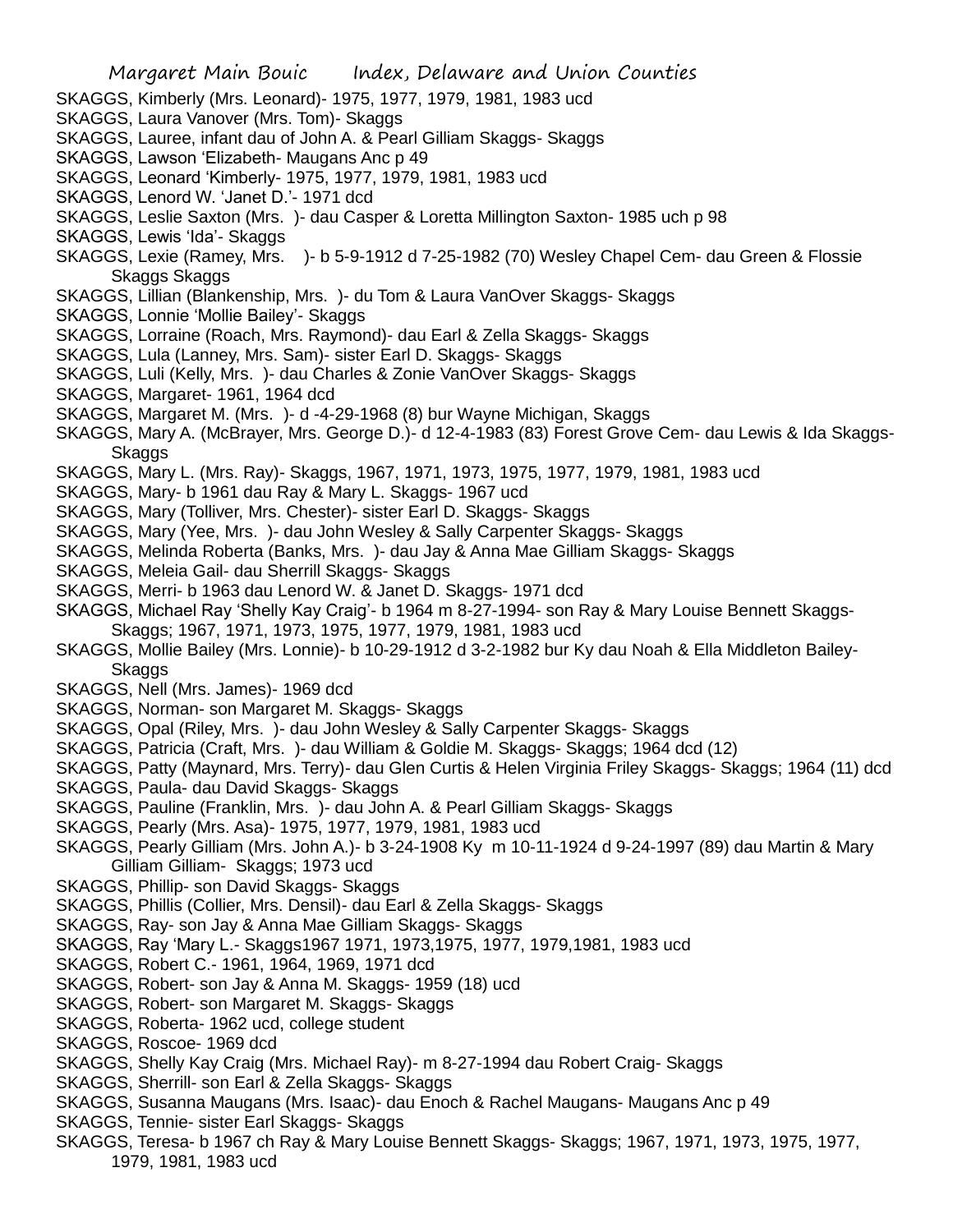SKAGGS, Kimberly (Mrs. Leonard)- 1975, 1977, 1979, 1981, 1983 ucd

SKAGGS, Laura Vanover (Mrs. Tom)- Skaggs

SKAGGS, Lauree, infant dau of John A. & Pearl Gilliam Skaggs- Skaggs

SKAGGS, Lawson 'Elizabeth- Maugans Anc p 49

SKAGGS, Leonard 'Kimberly- 1975, 1977, 1979, 1981, 1983 ucd

SKAGGS, Lenord W. 'Janet D.'- 1971 dcd

SKAGGS, Leslie Saxton (Mrs. )- dau Casper & Loretta Millington Saxton- 1985 uch p 98

SKAGGS, Lewis 'Ida'- Skaggs

SKAGGS, Lexie (Ramey, Mrs. )- b 5-9-1912 d 7-25-1982 (70) Wesley Chapel Cem- dau Green & Flossie Skaggs Skaggs

SKAGGS, Lillian (Blankenship, Mrs. )- du Tom & Laura VanOver Skaggs- Skaggs

SKAGGS, Lonnie 'Mollie Bailey'- Skaggs

SKAGGS, Lorraine (Roach, Mrs. Raymond)- dau Earl & Zella Skaggs- Skaggs

SKAGGS, Lula (Lanney, Mrs. Sam)- sister Earl D. Skaggs- Skaggs

SKAGGS, Luli (Kelly, Mrs. )- dau Charles & Zonie VanOver Skaggs- Skaggs

SKAGGS, Margaret- 1961, 1964 dcd

SKAGGS, Margaret M. (Mrs. )- d -4-29-1968 (8) bur Wayne Michigan, Skaggs

SKAGGS, Mary A. (McBrayer, Mrs. George D.)- d 12-4-1983 (83) Forest Grove Cem- dau Lewis & Ida Skaggs- Skaggs

SKAGGS, Mary L. (Mrs. Ray)- Skaggs, 1967, 1971, 1973, 1975, 1977, 1979, 1981, 1983 ucd

SKAGGS, Mary- b 1961 dau Ray & Mary L. Skaggs- 1967 ucd

SKAGGS, Mary (Tolliver, Mrs. Chester)- sister Earl D. Skaggs- Skaggs

SKAGGS, Mary (Yee, Mrs. )- dau John Wesley & Sally Carpenter Skaggs- Skaggs

SKAGGS, Melinda Roberta (Banks, Mrs. )- dau Jay & Anna Mae Gilliam Skaggs- Skaggs

SKAGGS, Meleia Gail- dau Sherrill Skaggs- Skaggs

SKAGGS, Merri- b 1963 dau Lenord W. & Janet D. Skaggs- 1971 dcd

SKAGGS, Michael Ray 'Shelly Kay Craig'- b 1964 m 8-27-1994- son Ray & Mary Louise Bennett Skaggs- Skaggs; 1967, 1971, 1973, 1975, 1977, 1979, 1981, 1983 ucd

SKAGGS, Mollie Bailey (Mrs. Lonnie)- b 10-29-1912 d 3-2-1982 bur Ky dau Noah & Ella Middleton Bailey- Skaggs

SKAGGS, Nell (Mrs. James)- 1969 dcd

SKAGGS, Norman- son Margaret M. Skaggs- Skaggs

SKAGGS, Opal (Riley, Mrs. )- dau John Wesley & Sally Carpenter Skaggs- Skaggs

SKAGGS, Patricia (Craft, Mrs. )- dau William & Goldie M. Skaggs- Skaggs; 1964 dcd (12)

SKAGGS, Patty (Maynard, Mrs. Terry)- dau Glen Curtis & Helen Virginia Friley Skaggs- Skaggs; 1964 (11) dcd

SKAGGS, Paula- dau David Skaggs- Skaggs

SKAGGS, Pauline (Franklin, Mrs. )- dau John A. & Pearl Gilliam Skaggs- Skaggs

SKAGGS, Pearly (Mrs. Asa)- 1975, 1977, 1979, 1981, 1983 ucd

SKAGGS, Pearly Gilliam (Mrs. John A.)- b 3-24-1908 Ky m 10-11-1924 d 9-24-1997 (89) dau Martin & Mary Gilliam Gilliam- Skaggs; 1973 ucd

SKAGGS, Phillip- son David Skaggs- Skaggs

SKAGGS, Phillis (Collier, Mrs. Densil)- dau Earl & Zella Skaggs- Skaggs

SKAGGS, Ray- son Jay & Anna Mae Gilliam Skaggs- Skaggs

SKAGGS, Ray 'Mary L.- Skaggs1967 1971, 1973,1975, 1977, 1979,1981, 1983 ucd

SKAGGS, Robert C.- 1961, 1964, 1969, 1971 dcd

SKAGGS, Robert- son Jay & Anna M. Skaggs- 1959 (18) ucd

SKAGGS, Robert- son Margaret M. Skaggs- Skaggs

SKAGGS, Roberta- 1962 ucd, college student

SKAGGS, Roscoe- 1969 dcd

SKAGGS, Shelly Kay Craig (Mrs. Michael Ray)- m 8-27-1994 dau Robert Craig- Skaggs

SKAGGS, Sherrill- son Earl & Zella Skaggs- Skaggs

SKAGGS, Susanna Maugans (Mrs. Isaac)- dau Enoch & Rachel Maugans- Maugans Anc p 49

SKAGGS, Tennie- sister Earl Skaggs- Skaggs

SKAGGS, Teresa- b 1967 ch Ray & Mary Louise Bennett Skaggs- Skaggs; 1967, 1971, 1973, 1975, 1977, 1979, 1981, 1983 ucd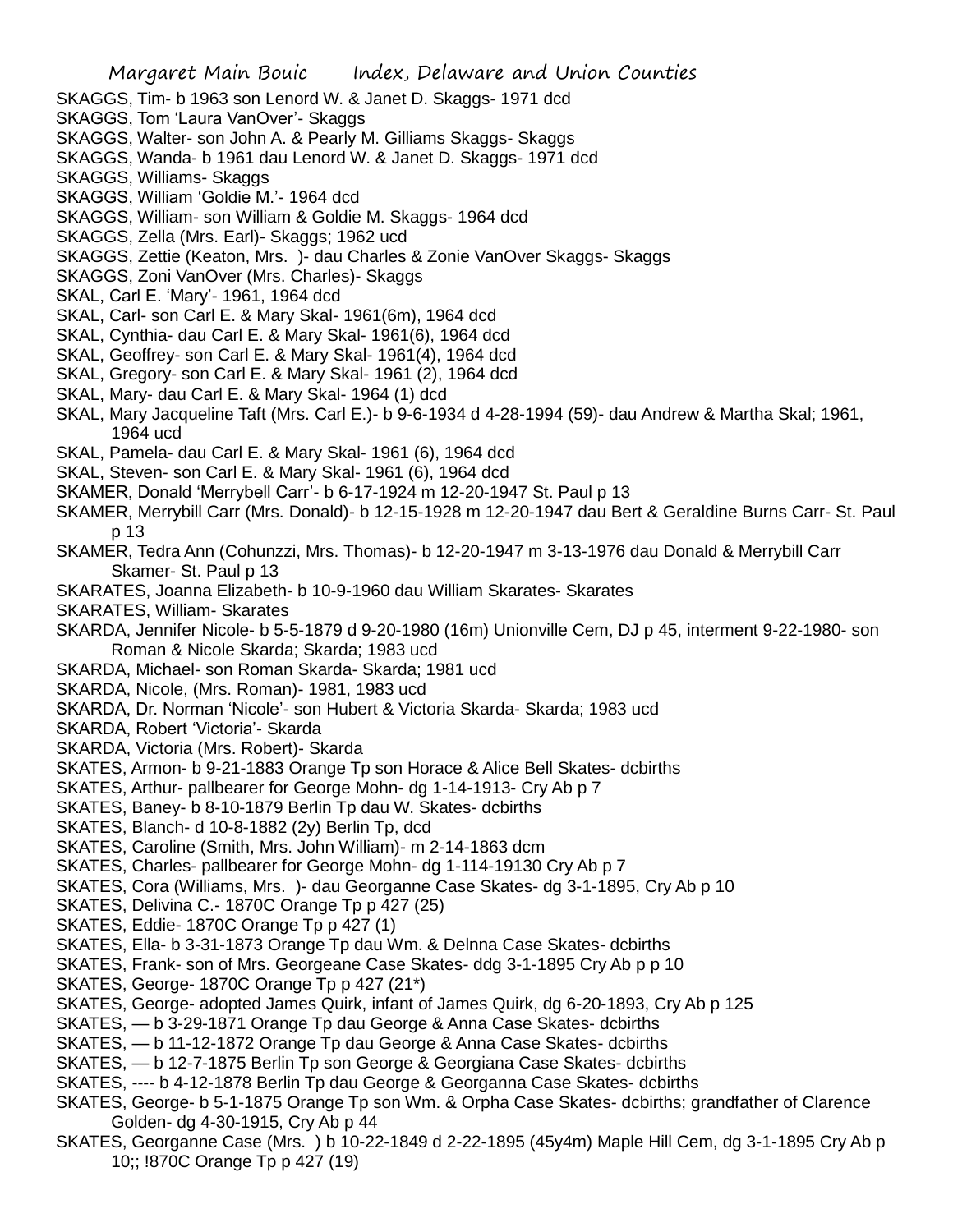SKAGGS, Tim- b 1963 son Lenord W. & Janet D. Skaggs- 1971 dcd
SKAGGS, Tom 'Laura VanOver'- Skaggs
SKAGGS, Walter- son John A. & Pearly M. Gilliams Skaggs- Skaggs
SKAGGS, Wanda- b 1961 dau Lenord W. & Janet D. Skaggs- 1971 dcd
SKAGGS, Williams- Skaggs
SKAGGS, William 'Goldie M.'- 1964 dcd
SKAGGS, William- son William & Goldie M. Skaggs- 1964 dcd
SKAGGS, Zella (Mrs. Earl)- Skaggs; 1962 ucd
SKAGGS, Zettie (Keaton, Mrs. )- dau Charles & Zonie VanOver Skaggs- Skaggs
SKAGGS, Zoni VanOver (Mrs. Charles)- Skaggs
SKAL, Carl E. 'Mary'- 1961, 1964 dcd
SKAL, Carl- son Carl E. & Mary Skal- 1961(6m), 1964 dcd
SKAL, Cynthia- dau Carl E. & Mary Skal- 1961(6), 1964 dcd
SKAL, Geoffrey- son Carl E. & Mary Skal- 1961(4), 1964 dcd
SKAL, Gregory- son Carl E. & Mary Skal- 1961 (2), 1964 dcd
SKAL, Mary- dau Carl E. & Mary Skal- 1964 (1) dcd
SKAL, Mary Jacqueline Taft (Mrs. Carl E.)- b 9-6-1934 d 4-28-1994 (59)- dau Andrew & Martha Skal; 1961, 1964 ucd
SKAL, Pamela- dau Carl E. & Mary Skal- 1961 (6), 1964 dcd
SKAL, Steven- son Carl E. & Mary Skal- 1961 (6), 1964 dcd
SKAMER, Donald 'Merrybell Carr'- b 6-17-1924 m 12-20-1947 St. Paul p 13
SKAMER, Merrybill Carr (Mrs. Donald)- b 12-15-1928 m 12-20-1947 dau Bert & Geraldine Burns Carr- St. Paul p 13
SKAMER, Tedra Ann (Cohunzzi, Mrs. Thomas)- b 12-20-1947 m 3-13-1976 dau Donald & Merrybill Carr Skamer- St. Paul p 13
SKARATES, Joanna Elizabeth- b 10-9-1960 dau William Skarates- Skarates
SKARATES, William- Skarates
SKARDA, Jennifer Nicole- b 5-5-1879 d 9-20-1980 (16m) Unionville Cem, DJ p 45, interment 9-22-1980- son Roman & Nicole Skarda; Skarda; 1983 ucd
SKARDA, Michael- son Roman Skarda- Skarda; 1981 ucd
SKARDA, Nicole, (Mrs. Roman)- 1981, 1983 ucd
SKARDA, Dr. Norman 'Nicole'- son Hubert & Victoria Skarda- Skarda; 1983 ucd
SKARDA, Robert 'Victoria'- Skarda
SKARDA, Victoria (Mrs. Robert)- Skarda
SKATES, Armon- b 9-21-1883 Orange Tp son Horace & Alice Bell Skates- dcbirths
SKATES, Arthur- pallbearer for George Mohn- dg 1-14-1913- Cry Ab p 7
SKATES, Baney- b 8-10-1879 Berlin Tp dau W. Skates- dcbirths
SKATES, Blanch- d 10-8-1882 (2y) Berlin Tp, dcd
SKATES, Caroline (Smith, Mrs. John William)- m 2-14-1863 dcm
SKATES, Charles- pallbearer for George Mohn- dg 1-114-19130 Cry Ab p 7
SKATES, Cora (Williams, Mrs. )- dau Georganne Case Skates- dg 3-1-1895, Cry Ab p 10
SKATES, Delivina C.- 1870C Orange Tp p 427 (25)
SKATES, Eddie- 1870C Orange Tp p 427 (1)
SKATES, Ella- b 3-31-1873 Orange Tp dau Wm. & Delnna Case Skates- dcbirths
SKATES, Frank- son of Mrs. Georgeane Case Skates- ddg 3-1-1895 Cry Ab p p 10
SKATES, George- 1870C Orange Tp p 427 (21*)
SKATES, George- adopted James Quirk, infant of James Quirk, dg 6-20-1893, Cry Ab p 125
SKATES, — b 3-29-1871 Orange Tp dau George & Anna Case Skates- dcbirths
SKATES, — b 11-12-1872 Orange Tp dau George & Anna Case Skates- dcbirths
SKATES, — b 12-7-1875 Berlin Tp son George & Georgiana Case Skates- dcbirths
SKATES, ---- b 4-12-1878 Berlin Tp dau George & Georganna Case Skates- dcbirths
SKATES, George- b 5-1-1875 Orange Tp son Wm. & Orpha Case Skates- dcbirths; grandfather of Clarence Golden- dg 4-30-1915, Cry Ab p 44
SKATES, Georganne Case (Mrs. ) b 10-22-1849 d 2-22-1895 (45y4m) Maple Hill Cem, dg 3-1-1895 Cry Ab p 10;; !870C Orange Tp p 427 (19)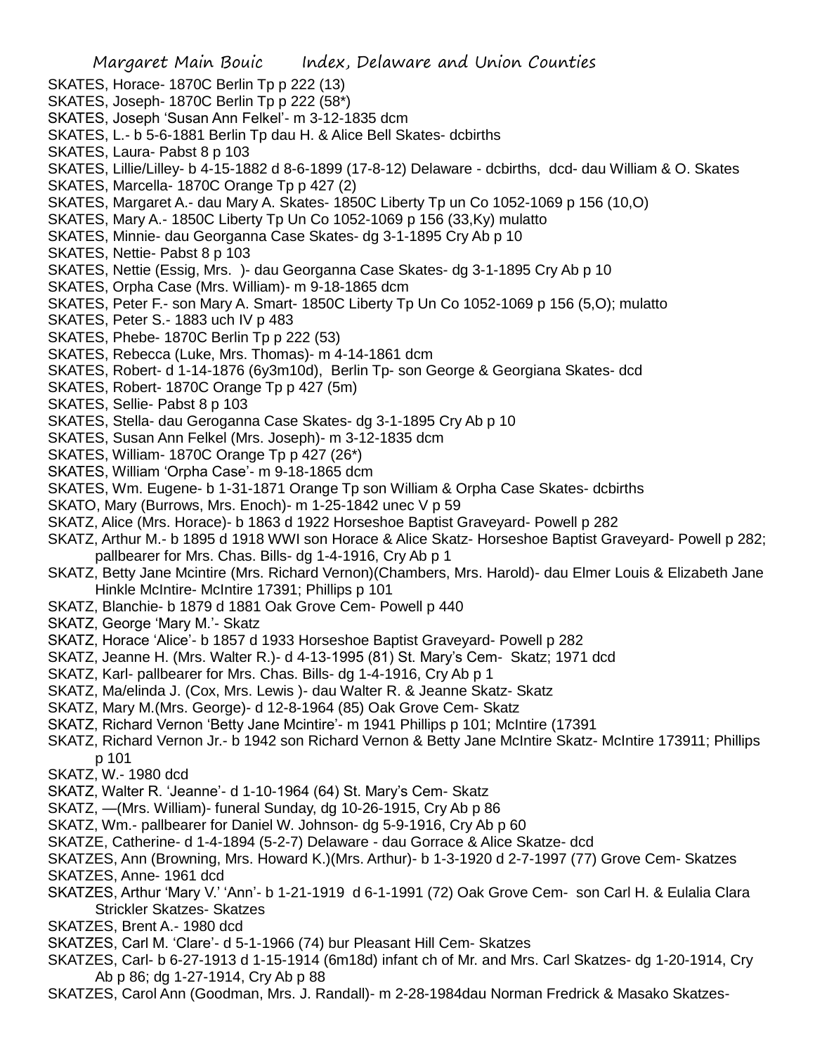SKATES, Horace- 1870C Berlin Tp p 222 (13)
SKATES, Joseph- 1870C Berlin Tp p 222 (58*)
SKATES, Joseph 'Susan Ann Felkel'- m 3-12-1835 dcm
SKATES, L.- b 5-6-1881 Berlin Tp dau H. & Alice Bell Skates- dcbirths
SKATES, Laura- Pabst 8 p 103
SKATES, Lillie/Lilley- b 4-15-1882 d 8-6-1899 (17-8-12) Delaware - dcbirths, dcd- dau William & O. Skates
SKATES, Marcella- 1870C Orange Tp p 427 (2)
SKATES, Margaret A.- dau Mary A. Skates- 1850C Liberty Tp un Co 1052-1069 p 156 (10,O)
SKATES, Mary A.- 1850C Liberty Tp Un Co 1052-1069 p 156 (33,Ky) mulatto
SKATES, Minnie- dau Georganna Case Skates- dg 3-1-1895 Cry Ab p 10
SKATES, Nettie- Pabst 8 p 103
SKATES, Nettie (Essig, Mrs. )- dau Georganna Case Skates- dg 3-1-1895 Cry Ab p 10
SKATES, Orpha Case (Mrs. William)- m 9-18-1865 dcm
SKATES, Peter F.- son Mary A. Smart- 1850C Liberty Tp Un Co 1052-1069 p 156 (5,O); mulatto
SKATES, Peter S.- 1883 uch IV p 483
SKATES, Phebe- 1870C Berlin Tp p 222 (53)
SKATES, Rebecca (Luke, Mrs. Thomas)- m 4-14-1861 dcm
SKATES, Robert- d 1-14-1876 (6y3m10d), Berlin Tp- son George & Georgiana Skates- dcd
SKATES, Robert- 1870C Orange Tp p 427 (5m)
SKATES, Sellie- Pabst 8 p 103
SKATES, Stella- dau Geroganna Case Skates- dg 3-1-1895 Cry Ab p 10
SKATES, Susan Ann Felkel (Mrs. Joseph)- m 3-12-1835 dcm
SKATES, William- 1870C Orange Tp p 427 (26*)
SKATES, William 'Orpha Case'- m 9-18-1865 dcm
SKATES, Wm. Eugene- b 1-31-1871 Orange Tp son William & Orpha Case Skates- dcbirths
SKATO, Mary (Burrows, Mrs. Enoch)- m 1-25-1842 unec V p 59
SKATZ, Alice (Mrs. Horace)- b 1863 d 1922 Horseshoe Baptist Graveyard- Powell p 282
SKATZ, Arthur M.- b 1895 d 1918 WWI son Horace & Alice Skatz- Horseshoe Baptist Graveyard- Powell p 282; pallbearer for Mrs. Chas. Bills- dg 1-4-1916, Cry Ab p 1
SKATZ, Betty Jane Mcintire (Mrs. Richard Vernon)(Chambers, Mrs. Harold)- dau Elmer Louis & Elizabeth Jane Hinkle McIntire- McIntire 17391; Phillips p 101
SKATZ, Blanchie- b 1879 d 1881 Oak Grove Cem- Powell p 440
SKATZ, George 'Mary M.'- Skatz
SKATZ, Horace 'Alice'- b 1857 d 1933 Horseshoe Baptist Graveyard- Powell p 282
SKATZ, Jeanne H. (Mrs. Walter R.)- d 4-13-1995 (81) St. Mary's Cem- Skatz; 1971 dcd
SKATZ, Karl- pallbearer for Mrs. Chas. Bills- dg 1-4-1916, Cry Ab p 1
SKATZ, Ma/elinda J. (Cox, Mrs. Lewis )- dau Walter R. & Jeanne Skatz- Skatz
SKATZ, Mary M.(Mrs. George)- d 12-8-1964 (85) Oak Grove Cem- Skatz
SKATZ, Richard Vernon 'Betty Jane Mcintire'- m 1941 Phillips p 101; McIntire (17391
SKATZ, Richard Vernon Jr.- b 1942 son Richard Vernon & Betty Jane McIntire Skatz- McIntire 173911; Phillips p 101
SKATZ, W.- 1980 dcd
SKATZ, Walter R. 'Jeanne'- d 1-10-1964 (64) St. Mary's Cem- Skatz
SKATZ, —(Mrs. William)- funeral Sunday, dg 10-26-1915, Cry Ab p 86
SKATZ, Wm.- pallbearer for Daniel W. Johnson- dg 5-9-1916, Cry Ab p 60
SKATZE, Catherine- d 1-4-1894 (5-2-7) Delaware - dau Gorrace & Alice Skatze- dcd
SKATZES, Ann (Browning, Mrs. Howard K.)(Mrs. Arthur)- b 1-3-1920 d 2-7-1997 (77) Grove Cem- Skatzes
SKATZES, Anne- 1961 dcd
SKATZES, Arthur 'Mary V.' 'Ann'- b 1-21-1919 d 6-1-1991 (72) Oak Grove Cem- son Carl H. & Eulalia Clara Strickler Skatzes- Skatzes
SKATZES, Brent A.- 1980 dcd
SKATZES, Carl M. 'Clare'- d 5-1-1966 (74) bur Pleasant Hill Cem- Skatzes
SKATZES, Carl- b 6-27-1913 d 1-15-1914 (6m18d) infant ch of Mr. and Mrs. Carl Skatzes- dg 1-20-1914, Cry Ab p 86; dg 1-27-1914, Cry Ab p 88
SKATZES, Carol Ann (Goodman, Mrs. J. Randall)- m 2-28-1984dau Norman Fredrick & Masako Skatzes-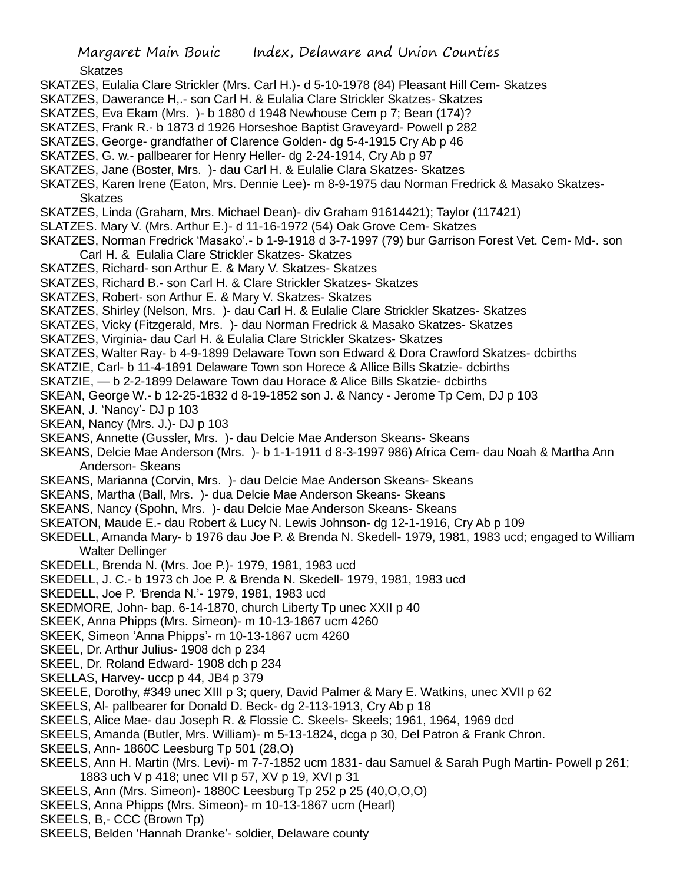Skatzes

SKATZES, Eulalia Clare Strickler (Mrs. Carl H.)- d 5-10-1978 (84) Pleasant Hill Cem- Skatzes

SKATZES, Dawerance H,.- son Carl H. & Eulalia Clare Strickler Skatzes- Skatzes

SKATZES, Eva Ekam (Mrs. )- b 1880 d 1948 Newhouse Cem p 7; Bean (174)?

SKATZES, Frank R.- b 1873 d 1926 Horseshoe Baptist Graveyard- Powell p 282

SKATZES, George- grandfather of Clarence Golden- dg 5-4-1915 Cry Ab p 46

SKATZES, G. w.- pallbearer for Henry Heller- dg 2-24-1914, Cry Ab p 97

SKATZES, Jane (Boster, Mrs. )- dau Carl H. & Eulalie Clara Skatzes- Skatzes

SKATZES, Karen Irene (Eaton, Mrs. Dennie Lee)- m 8-9-1975 dau Norman Fredrick & Masako Skatzes- Skatzes

SKATZES, Linda (Graham, Mrs. Michael Dean)- div Graham 91614421); Taylor (117421)

SLATZES. Mary V. (Mrs. Arthur E.)- d 11-16-1972 (54) Oak Grove Cem- Skatzes

SKATZES, Norman Fredrick 'Masako'.- b 1-9-1918 d 3-7-1997 (79) bur Garrison Forest Vet. Cem- Md-. son Carl H. & Eulalia Clare Strickler Skatzes- Skatzes

SKATZES, Richard- son Arthur E. & Mary V. Skatzes- Skatzes

SKATZES, Richard B.- son Carl H. & Clare Strickler Skatzes- Skatzes

SKATZES, Robert- son Arthur E. & Mary V. Skatzes- Skatzes

SKATZES, Shirley (Nelson, Mrs. )- dau Carl H. & Eulalie Clare Strickler Skatzes- Skatzes

SKATZES, Vicky (Fitzgerald, Mrs. )- dau Norman Fredrick & Masako Skatzes- Skatzes

SKATZES, Virginia- dau Carl H. & Eulalia Clare Strickler Skatzes- Skatzes

SKATZES, Walter Ray- b 4-9-1899 Delaware Town son Edward & Dora Crawford Skatzes- dcbirths

SKATZIE, Carl- b 11-4-1891 Delaware Town son Horece & Allice Bills Skatzie- dcbirths

SKATZIE, — b 2-2-1899 Delaware Town dau Horace & Alice Bills Skatzie- dcbirths

SKEAN, George W.- b 12-25-1832 d 8-19-1852 son J. & Nancy - Jerome Tp Cem, DJ p 103

SKEAN, J. 'Nancy'- DJ p 103

SKEAN, Nancy (Mrs. J.)- DJ p 103

SKEANS, Annette (Gussler, Mrs. )- dau Delcie Mae Anderson Skeans- Skeans

SKEANS, Delcie Mae Anderson (Mrs. )- b 1-1-1911 d 8-3-1997 986) Africa Cem- dau Noah & Martha Ann Anderson- Skeans

SKEANS, Marianna (Corvin, Mrs. )- dau Delcie Mae Anderson Skeans- Skeans

SKEANS, Martha (Ball, Mrs. )- dua Delcie Mae Anderson Skeans- Skeans

SKEANS, Nancy (Spohn, Mrs. )- dau Delcie Mae Anderson Skeans- Skeans

SKEATON, Maude E.- dau Robert & Lucy N. Lewis Johnson- dg 12-1-1916, Cry Ab p 109

SKEDELL, Amanda Mary- b 1976 dau Joe P. & Brenda N. Skedell- 1979, 1981, 1983 ucd; engaged to William Walter Dellinger

SKEDELL, Brenda N. (Mrs. Joe P.)- 1979, 1981, 1983 ucd

SKEDELL, J. C.- b 1973 ch Joe P. & Brenda N. Skedell- 1979, 1981, 1983 ucd

SKEDELL, Joe P. 'Brenda N.'- 1979, 1981, 1983 ucd

SKEDMORE, John- bap. 6-14-1870, church Liberty Tp unec XXII p 40

SKEEK, Anna Phipps (Mrs. Simeon)- m 10-13-1867 ucm 4260

SKEEK, Simeon 'Anna Phipps'- m 10-13-1867 ucm 4260

SKEEL, Dr. Arthur Julius- 1908 dch p 234

SKEEL, Dr. Roland Edward- 1908 dch p 234

SKELLAS, Harvey- uccp p 44, JB4 p 379

SKEELE, Dorothy, #349 unec XIII p 3; query, David Palmer & Mary E. Watkins, unec XVII p 62

SKEELS, Al- pallbearer for Donald D. Beck- dg 2-113-1913, Cry Ab p 18

SKEELS, Alice Mae- dau Joseph R. & Flossie C. Skeels- Skeels; 1961, 1964, 1969 dcd

SKEELS, Amanda (Butler, Mrs. William)- m 5-13-1824, dcga p 30, Del Patron & Frank Chron.

SKEELS, Ann- 1860C Leesburg Tp 501 (28,O)

SKEELS, Ann H. Martin (Mrs. Levi)- m 7-7-1852 ucm 1831- dau Samuel & Sarah Pugh Martin- Powell p 261; 1883 uch V p 418; unec VII p 57, XV p 19, XVI p 31

SKEELS, Ann (Mrs. Simeon)- 1880C Leesburg Tp 252 p 25 (40,O,O,O)

SKEELS, Anna Phipps (Mrs. Simeon)- m 10-13-1867 ucm (Hearl)

SKEELS, B,- CCC (Brown Tp)

SKEELS, Belden 'Hannah Dranke'- soldier, Delaware county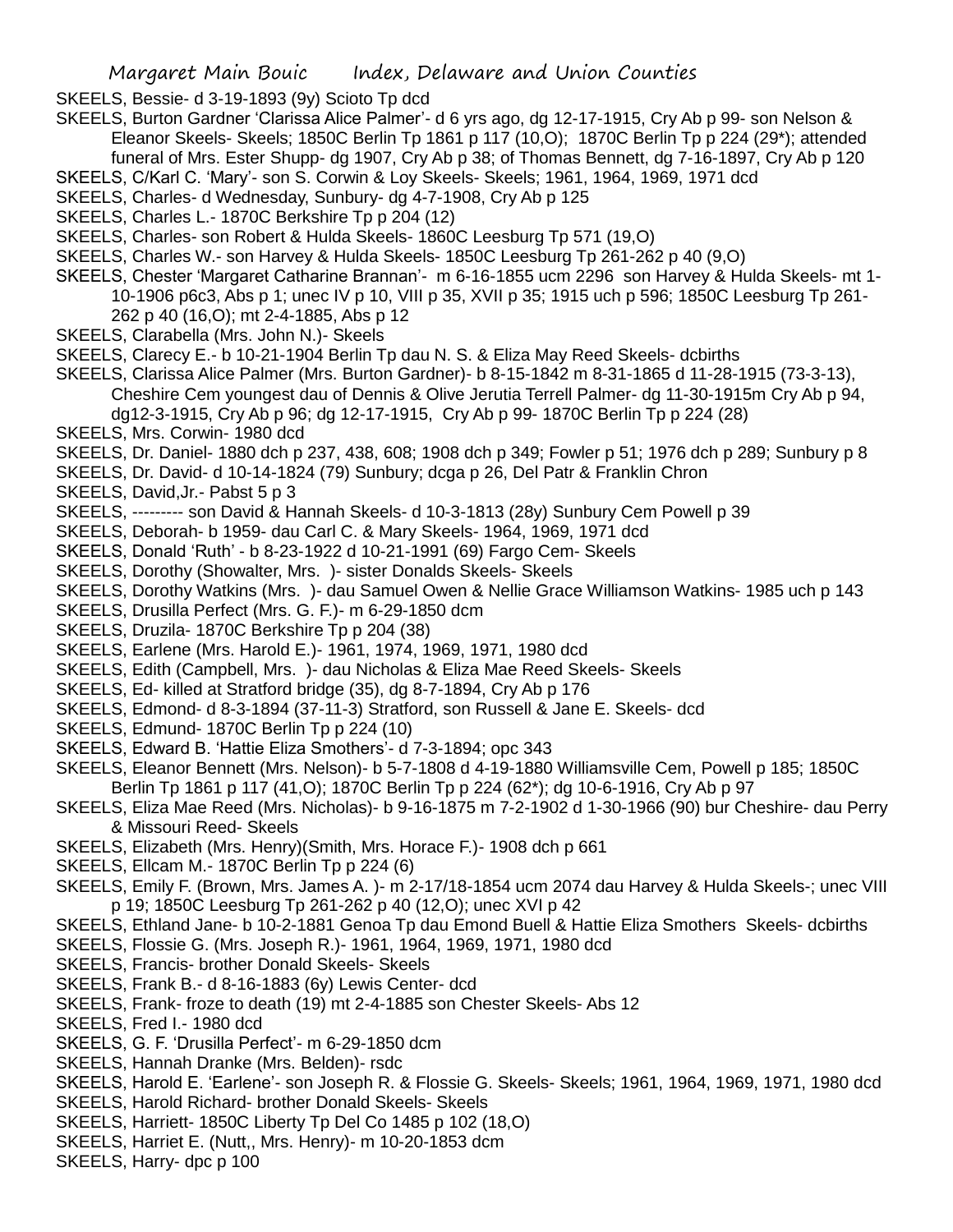SKEELS, Bessie- d 3-19-1893 (9y) Scioto Tp dcd

SKEELS, Burton Gardner 'Clarissa Alice Palmer'- d 6 yrs ago, dg 12-17-1915, Cry Ab p 99- son Nelson & Eleanor Skeels- Skeels; 1850C Berlin Tp 1861 p 117 (10,O); 1870C Berlin Tp p 224 (29*); attended funeral of Mrs. Ester Shupp- dg 1907, Cry Ab p 38; of Thomas Bennett, dg 7-16-1897, Cry Ab p 120

SKEELS, C/Karl C. 'Mary'- son S. Corwin & Loy Skeels- Skeels; 1961, 1964, 1969, 1971 dcd

SKEELS, Charles- d Wednesday, Sunbury- dg 4-7-1908, Cry Ab p 125

SKEELS, Charles L.- 1870C Berkshire Tp p 204 (12)

SKEELS, Charles- son Robert & Hulda Skeels- 1860C Leesburg Tp 571 (19,O)

SKEELS, Charles W.- son Harvey & Hulda Skeels- 1850C Leesburg Tp 261-262 p 40 (9,O)

SKEELS, Chester 'Margaret Catharine Brannan'- m 6-16-1855 ucm 2296 son Harvey & Hulda Skeels- mt 1-10-1906 p6c3, Abs p 1; unec IV p 10, VIII p 35, XVII p 35; 1915 uch p 596; 1850C Leesburg Tp 261-262 p 40 (16,O); mt 2-4-1885, Abs p 12

SKEELS, Clarabella (Mrs. John N.)- Skeels

SKEELS, Clarecy E.- b 10-21-1904 Berlin Tp dau N. S. & Eliza May Reed Skeels- dcbirths

SKEELS, Clarissa Alice Palmer (Mrs. Burton Gardner)- b 8-15-1842 m 8-31-1865 d 11-28-1915 (73-3-13), Cheshire Cem youngest dau of Dennis & Olive Jerutia Terrell Palmer- dg 11-30-1915m Cry Ab p 94, dg12-3-1915, Cry Ab p 96; dg 12-17-1915, Cry Ab p 99- 1870C Berlin Tp p 224 (28)

SKEELS, Mrs. Corwin- 1980 dcd

SKEELS, Dr. Daniel- 1880 dch p 237, 438, 608; 1908 dch p 349; Fowler p 51; 1976 dch p 289; Sunbury p 8

SKEELS, Dr. David- d 10-14-1824 (79) Sunbury; dcga p 26, Del Patr & Franklin Chron

SKEELS, David,Jr.- Pabst 5 p 3

SKEELS, --------- son David & Hannah Skeels- d 10-3-1813 (28y) Sunbury Cem Powell p 39

SKEELS, Deborah- b 1959- dau Carl C. & Mary Skeels- 1964, 1969, 1971 dcd

SKEELS, Donald 'Ruth' - b 8-23-1922 d 10-21-1991 (69) Fargo Cem- Skeels

SKEELS, Dorothy (Showalter, Mrs. )- sister Donalds Skeels- Skeels

SKEELS, Dorothy Watkins (Mrs. )- dau Samuel Owen & Nellie Grace Williamson Watkins- 1985 uch p 143

SKEELS, Drusilla Perfect (Mrs. G. F.)- m 6-29-1850 dcm

SKEELS, Druzila- 1870C Berkshire Tp p 204 (38)

SKEELS, Earlene (Mrs. Harold E.)- 1961, 1974, 1969, 1971, 1980 dcd

SKEELS, Edith (Campbell, Mrs. )- dau Nicholas & Eliza Mae Reed Skeels- Skeels

SKEELS, Ed- killed at Stratford bridge (35), dg 8-7-1894, Cry Ab p 176

SKEELS, Edmond- d 8-3-1894 (37-11-3) Stratford, son Russell & Jane E. Skeels- dcd

SKEELS, Edmund- 1870C Berlin Tp p 224 (10)

SKEELS, Edward B. 'Hattie Eliza Smothers'- d 7-3-1894; opc 343

SKEELS, Eleanor Bennett (Mrs. Nelson)- b 5-7-1808 d 4-19-1880 Williamsville Cem, Powell p 185; 1850C Berlin Tp 1861 p 117 (41,O); 1870C Berlin Tp p 224 (62*); dg 10-6-1916, Cry Ab p 97

SKEELS, Eliza Mae Reed (Mrs. Nicholas)- b 9-16-1875 m 7-2-1902 d 1-30-1966 (90) bur Cheshire- dau Perry & Missouri Reed- Skeels

SKEELS, Elizabeth (Mrs. Henry)(Smith, Mrs. Horace F.)- 1908 dch p 661

SKEELS, Ellcam M.- 1870C Berlin Tp p 224 (6)

SKEELS, Emily F. (Brown, Mrs. James A. )- m 2-17/18-1854 ucm 2074 dau Harvey & Hulda Skeels-; unec VIII p 19; 1850C Leesburg Tp 261-262 p 40 (12,O); unec XVI p 42

SKEELS, Ethland Jane- b 10-2-1881 Genoa Tp dau Emond Buell & Hattie Eliza Smothers Skeels- dcbirths

SKEELS, Flossie G. (Mrs. Joseph R.)- 1961, 1964, 1969, 1971, 1980 dcd

SKEELS, Francis- brother Donald Skeels- Skeels

SKEELS, Frank B.- d 8-16-1883 (6y) Lewis Center- dcd

SKEELS, Frank- froze to death (19) mt 2-4-1885 son Chester Skeels- Abs 12

SKEELS, Fred I.- 1980 dcd

SKEELS, G. F. 'Drusilla Perfect'- m 6-29-1850 dcm

SKEELS, Hannah Dranke (Mrs. Belden)- rsdc

SKEELS, Harold E. 'Earlene'- son Joseph R. & Flossie G. Skeels- Skeels; 1961, 1964, 1969, 1971, 1980 dcd

SKEELS, Harold Richard- brother Donald Skeels- Skeels

SKEELS, Harriett- 1850C Liberty Tp Del Co 1485 p 102 (18,O)

SKEELS, Harriet E. (Nutt,, Mrs. Henry)- m 10-20-1853 dcm

SKEELS, Harry- dpc p 100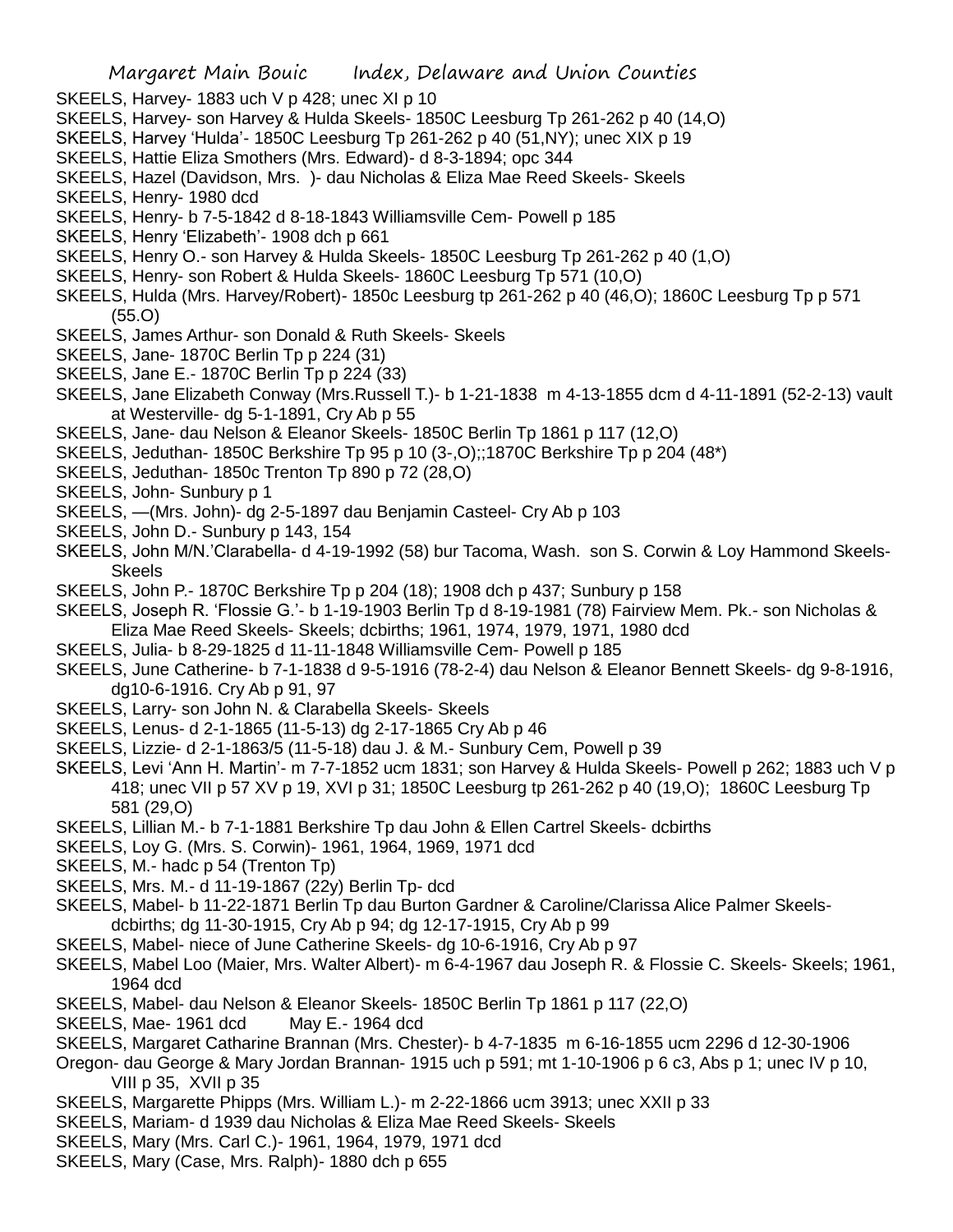SKEELS, Harvey- 1883 uch V p 428; unec XI p 10

SKEELS, Harvey- son Harvey & Hulda Skeels- 1850C Leesburg Tp 261-262 p 40 (14,O)

SKEELS, Harvey 'Hulda'- 1850C Leesburg Tp 261-262 p 40 (51,NY); unec XIX p 19

SKEELS, Hattie Eliza Smothers (Mrs. Edward)- d 8-3-1894; opc 344

SKEELS, Hazel (Davidson, Mrs. )- dau Nicholas & Eliza Mae Reed Skeels- Skeels

SKEELS, Henry- 1980 dcd

SKEELS, Henry- b 7-5-1842 d 8-18-1843 Williamsville Cem- Powell p 185

SKEELS, Henry 'Elizabeth'- 1908 dch p 661

SKEELS, Henry O.- son Harvey & Hulda Skeels- 1850C Leesburg Tp 261-262 p 40 (1,O)

SKEELS, Henry- son Robert & Hulda Skeels- 1860C Leesburg Tp 571 (10,O)

SKEELS, Hulda (Mrs. Harvey/Robert)- 1850c Leesburg tp 261-262 p 40 (46,O); 1860C Leesburg Tp p 571 (55.O)

SKEELS, James Arthur- son Donald & Ruth Skeels- Skeels

SKEELS, Jane- 1870C Berlin Tp p 224 (31)

SKEELS, Jane E.- 1870C Berlin Tp p 224 (33)

SKEELS, Jane Elizabeth Conway (Mrs.Russell T.)- b 1-21-1838 m 4-13-1855 dcm d 4-11-1891 (52-2-13) vault at Westerville- dg 5-1-1891, Cry Ab p 55

SKEELS, Jane- dau Nelson & Eleanor Skeels- 1850C Berlin Tp 1861 p 117 (12,O)

SKEELS, Jeduthan- 1850C Berkshire Tp 95 p 10 (3-,O);;1870C Berkshire Tp p 204 (48*)

SKEELS, Jeduthan- 1850c Trenton Tp 890 p 72 (28,O)

SKEELS, John- Sunbury p 1

SKEELS, —(Mrs. John)- dg 2-5-1897 dau Benjamin Casteel- Cry Ab p 103

SKEELS, John D.- Sunbury p 143, 154

SKEELS, John M/N.'Clarabella- d 4-19-1992 (58) bur Tacoma, Wash. son S. Corwin & Loy Hammond Skeels- Skeels

SKEELS, John P.- 1870C Berkshire Tp p 204 (18); 1908 dch p 437; Sunbury p 158

SKEELS, Joseph R. 'Flossie G.'- b 1-19-1903 Berlin Tp d 8-19-1981 (78) Fairview Mem. Pk.- son Nicholas & Eliza Mae Reed Skeels- Skeels; dcbirths; 1961, 1974, 1979, 1971, 1980 dcd

SKEELS, Julia- b 8-29-1825 d 11-11-1848 Williamsville Cem- Powell p 185

SKEELS, June Catherine- b 7-1-1838 d 9-5-1916 (78-2-4) dau Nelson & Eleanor Bennett Skeels- dg 9-8-1916, dg10-6-1916. Cry Ab p 91, 97

SKEELS, Larry- son John N. & Clarabella Skeels- Skeels

SKEELS, Lenus- d 2-1-1865 (11-5-13) dg 2-17-1865 Cry Ab p 46

SKEELS, Lizzie- d 2-1-1863/5 (11-5-18) dau J. & M.- Sunbury Cem, Powell p 39

SKEELS, Levi 'Ann H. Martin'- m 7-7-1852 ucm 1831; son Harvey & Hulda Skeels- Powell p 262; 1883 uch V p 418; unec VII p 57 XV p 19, XVI p 31; 1850C Leesburg tp 261-262 p 40 (19,O); 1860C Leesburg Tp 581 (29,O)

SKEELS, Lillian M.- b 7-1-1881 Berkshire Tp dau John & Ellen Cartrel Skeels- dcbirths

SKEELS, Loy G. (Mrs. S. Corwin)- 1961, 1964, 1969, 1971 dcd

SKEELS, M.- hadc p 54 (Trenton Tp)

SKEELS, Mrs. M.- d 11-19-1867 (22y) Berlin Tp- dcd

SKEELS, Mabel- b 11-22-1871 Berlin Tp dau Burton Gardner & Caroline/Clarissa Alice Palmer Skeels- dcbirths; dg 11-30-1915, Cry Ab p 94; dg 12-17-1915, Cry Ab p 99

SKEELS, Mabel- niece of June Catherine Skeels- dg 10-6-1916, Cry Ab p 97

SKEELS, Mabel Loo (Maier, Mrs. Walter Albert)- m 6-4-1967 dau Joseph R. & Flossie C. Skeels- Skeels; 1961, 1964 dcd

SKEELS, Mabel- dau Nelson & Eleanor Skeels- 1850C Berlin Tp 1861 p 117 (22,O)

SKEELS, Mae- 1961 dcd May E.- 1964 dcd

SKEELS, Margaret Catharine Brannan (Mrs. Chester)- b 4-7-1835 m 6-16-1855 ucm 2296 d 12-30-1906 Oregon- dau George & Mary Jordan Brannan- 1915 uch p 591; mt 1-10-1906 p 6 c3, Abs p 1; unec IV p 10, VIII p 35, XVII p 35

SKEELS, Margarette Phipps (Mrs. William L.)- m 2-22-1866 ucm 3913; unec XXII p 33

SKEELS, Mariam- d 1939 dau Nicholas & Eliza Mae Reed Skeels- Skeels

SKEELS, Mary (Mrs. Carl C.)- 1961, 1964, 1979, 1971 dcd

SKEELS, Mary (Case, Mrs. Ralph)- 1880 dch p 655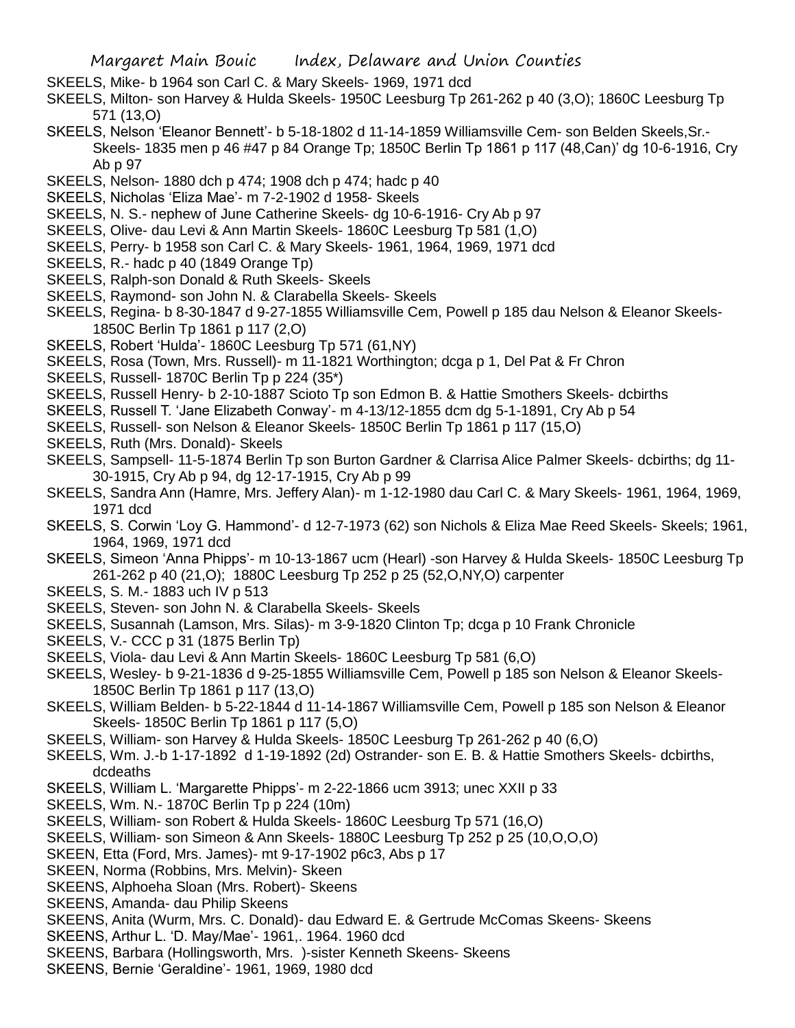SKEELS, Mike- b 1964 son Carl C. & Mary Skeels- 1969, 1971 dcd

SKEELS, Milton- son Harvey & Hulda Skeels- 1950C Leesburg Tp 261-262 p 40 (3,O); 1860C Leesburg Tp 571 (13,O)

SKEELS, Nelson 'Eleanor Bennett'- b 5-18-1802 d 11-14-1859 Williamsville Cem- son Belden Skeels,Sr.- Skeels- 1835 men p 46 #47 p 84 Orange Tp; 1850C Berlin Tp 1861 p 117 (48,Can)' dg 10-6-1916, Cry Ab p 97

SKEELS, Nelson- 1880 dch p 474; 1908 dch p 474; hadc p 40

SKEELS, Nicholas 'Eliza Mae'- m 7-2-1902 d 1958- Skeels

SKEELS, N. S.- nephew of June Catherine Skeels- dg 10-6-1916- Cry Ab p 97

SKEELS, Olive- dau Levi & Ann Martin Skeels- 1860C Leesburg Tp 581 (1,O)

SKEELS, Perry- b 1958 son Carl C. & Mary Skeels- 1961, 1964, 1969, 1971 dcd

SKEELS, R.- hadc p 40 (1849 Orange Tp)

SKEELS, Ralph-son Donald & Ruth Skeels- Skeels

SKEELS, Raymond- son John N. & Clarabella Skeels- Skeels

SKEELS, Regina- b 8-30-1847 d 9-27-1855 Williamsville Cem, Powell p 185 dau Nelson & Eleanor Skeels- 1850C Berlin Tp 1861 p 117 (2,O)

SKEELS, Robert 'Hulda'- 1860C Leesburg Tp 571 (61,NY)

SKEELS, Rosa (Town, Mrs. Russell)- m 11-1821 Worthington; dcga p 1, Del Pat & Fr Chron

SKEELS, Russell- 1870C Berlin Tp p 224 (35*)

SKEELS, Russell Henry- b 2-10-1887 Scioto Tp son Edmon B. & Hattie Smothers Skeels- dcbirths

SKEELS, Russell T. 'Jane Elizabeth Conway'- m 4-13/12-1855 dcm dg 5-1-1891, Cry Ab p 54

SKEELS, Russell- son Nelson & Eleanor Skeels- 1850C Berlin Tp 1861 p 117 (15,O)

SKEELS, Ruth (Mrs. Donald)- Skeels

SKEELS, Sampsell- 11-5-1874 Berlin Tp son Burton Gardner & Clarrisa Alice Palmer Skeels- dcbirths; dg 11-30-1915, Cry Ab p 94, dg 12-17-1915, Cry Ab p 99

SKEELS, Sandra Ann (Hamre, Mrs. Jeffery Alan)- m 1-12-1980 dau Carl C. & Mary Skeels- 1961, 1964, 1969, 1971 dcd

SKEELS, S. Corwin 'Loy G. Hammond'- d 12-7-1973 (62) son Nichols & Eliza Mae Reed Skeels- Skeels; 1961, 1964, 1969, 1971 dcd

SKEELS, Simeon 'Anna Phipps'- m 10-13-1867 ucm (Hearl) -son Harvey & Hulda Skeels- 1850C Leesburg Tp 261-262 p 40 (21,O); 1880C Leesburg Tp 252 p 25 (52,O,NY,O) carpenter

SKEELS, S. M.- 1883 uch IV p 513

SKEELS, Steven- son John N. & Clarabella Skeels- Skeels

SKEELS, Susannah (Lamson, Mrs. Silas)- m 3-9-1820 Clinton Tp; dcga p 10 Frank Chronicle

SKEELS, V.- CCC p 31 (1875 Berlin Tp)

SKEELS, Viola- dau Levi & Ann Martin Skeels- 1860C Leesburg Tp 581 (6,O)

SKEELS, Wesley- b 9-21-1836 d 9-25-1855 Williamsville Cem, Powell p 185 son Nelson & Eleanor Skeels- 1850C Berlin Tp 1861 p 117 (13,O)

SKEELS, William Belden- b 5-22-1844 d 11-14-1867 Williamsville Cem, Powell p 185 son Nelson & Eleanor Skeels- 1850C Berlin Tp 1861 p 117 (5,O)

SKEELS, William- son Harvey & Hulda Skeels- 1850C Leesburg Tp 261-262 p 40 (6,O)

SKEELS, Wm. J.-b 1-17-1892 d 1-19-1892 (2d) Ostrander- son E. B. & Hattie Smothers Skeels- dcbirths, dcdeaths

SKEELS, William L. 'Margarette Phipps'- m 2-22-1866 ucm 3913; unec XXII p 33

SKEELS, Wm. N.- 1870C Berlin Tp p 224 (10m)

SKEELS, William- son Robert & Hulda Skeels- 1860C Leesburg Tp 571 (16,O)

SKEELS, William- son Simeon & Ann Skeels- 1880C Leesburg Tp 252 p 25 (10,O,O,O)

SKEEN, Etta (Ford, Mrs. James)- mt 9-17-1902 p6c3, Abs p 17

SKEEN, Norma (Robbins, Mrs. Melvin)- Skeen

SKEENS, Alphoeha Sloan (Mrs. Robert)- Skeens

SKEENS, Amanda- dau Philip Skeens

SKEENS, Anita (Wurm, Mrs. C. Donald)- dau Edward E. & Gertrude McComas Skeens- Skeens

SKEENS, Arthur L. 'D. May/Mae'- 1961,. 1964. 1960 dcd

SKEENS, Barbara (Hollingsworth, Mrs. )-sister Kenneth Skeens- Skeens

SKEENS, Bernie 'Geraldine'- 1961, 1969, 1980 dcd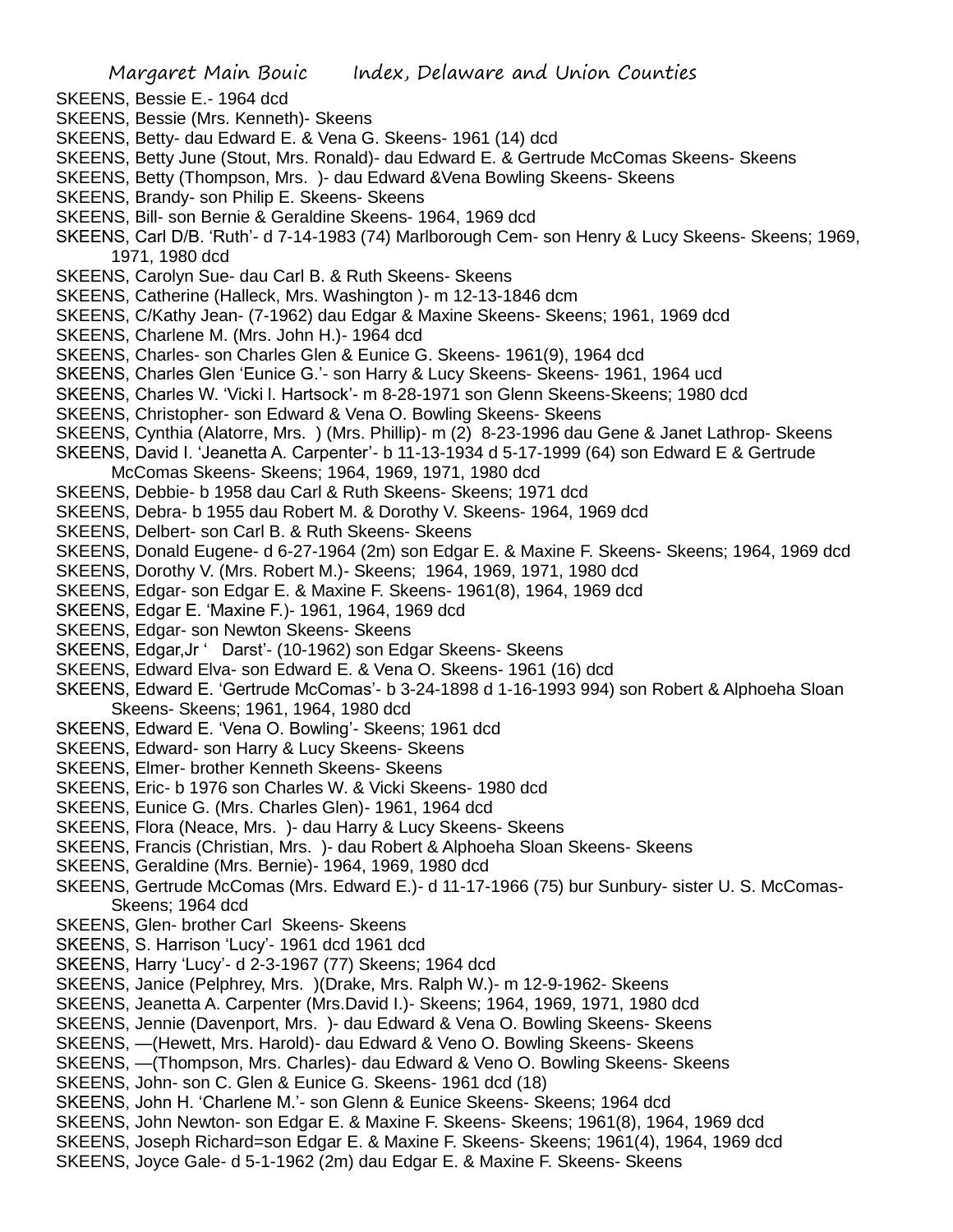SKEENS, Bessie E.- 1964 dcd
SKEENS, Bessie (Mrs. Kenneth)- Skeens
SKEENS, Betty- dau Edward E. & Vena G. Skeens- 1961 (14) dcd
SKEENS, Betty June (Stout, Mrs. Ronald)- dau Edward E. & Gertrude McComas Skeens- Skeens
SKEENS, Betty (Thompson, Mrs. )- dau Edward &Vena Bowling Skeens- Skeens
SKEENS, Brandy- son Philip E. Skeens- Skeens
SKEENS, Bill- son Bernie & Geraldine Skeens- 1964, 1969 dcd
SKEENS, Carl D/B. 'Ruth'- d 7-14-1983 (74) Marlborough Cem- son Henry & Lucy Skeens- Skeens; 1969, 1971, 1980 dcd
SKEENS, Carolyn Sue- dau Carl B. & Ruth Skeens- Skeens
SKEENS, Catherine (Halleck, Mrs. Washington )- m 12-13-1846 dcm
SKEENS, C/Kathy Jean- (7-1962) dau Edgar & Maxine Skeens- Skeens; 1961, 1969 dcd
SKEENS, Charlene M. (Mrs. John H.)- 1964 dcd
SKEENS, Charles- son Charles Glen & Eunice G. Skeens- 1961(9), 1964 dcd
SKEENS, Charles Glen 'Eunice G.'- son Harry & Lucy Skeens- Skeens- 1961, 1964 ucd
SKEENS, Charles W. 'Vicki I. Hartsock'- m 8-28-1971 son Glenn Skeens-Skeens; 1980 dcd
SKEENS, Christopher- son Edward & Vena O. Bowling Skeens- Skeens
SKEENS, Cynthia (Alatorre, Mrs. ) (Mrs. Phillip)- m (2) 8-23-1996 dau Gene & Janet Lathrop- Skeens
SKEENS, David I. 'Jeanetta A. Carpenter'- b 11-13-1934 d 5-17-1999 (64) son Edward E & Gertrude McComas Skeens- Skeens; 1964, 1969, 1971, 1980 dcd
SKEENS, Debbie- b 1958 dau Carl & Ruth Skeens- Skeens; 1971 dcd
SKEENS, Debra- b 1955 dau Robert M. & Dorothy V. Skeens- 1964, 1969 dcd
SKEENS, Delbert- son Carl B. & Ruth Skeens- Skeens
SKEENS, Donald Eugene- d 6-27-1964 (2m) son Edgar E. & Maxine F. Skeens- Skeens; 1964, 1969 dcd
SKEENS, Dorothy V. (Mrs. Robert M.)- Skeens; 1964, 1969, 1971, 1980 dcd
SKEENS, Edgar- son Edgar E. & Maxine F. Skeens- 1961(8), 1964, 1969 dcd
SKEENS, Edgar E. 'Maxine F.)- 1961, 1964, 1969 dcd
SKEENS, Edgar- son Newton Skeens- Skeens
SKEENS, Edgar,Jr ' Darst'- (10-1962) son Edgar Skeens- Skeens
SKEENS, Edward Elva- son Edward E. & Vena O. Skeens- 1961 (16) dcd
SKEENS, Edward E. 'Gertrude McComas'- b 3-24-1898 d 1-16-1993 994) son Robert & Alphoeha Sloan Skeens- Skeens; 1961, 1964, 1980 dcd
SKEENS, Edward E. 'Vena O. Bowling'- Skeens; 1961 dcd
SKEENS, Edward- son Harry & Lucy Skeens- Skeens
SKEENS, Elmer- brother Kenneth Skeens- Skeens
SKEENS, Eric- b 1976 son Charles W. & Vicki Skeens- 1980 dcd
SKEENS, Eunice G. (Mrs. Charles Glen)- 1961, 1964 dcd
SKEENS, Flora (Neace, Mrs. )- dau Harry & Lucy Skeens- Skeens
SKEENS, Francis (Christian, Mrs. )- dau Robert & Alphoeha Sloan Skeens- Skeens
SKEENS, Geraldine (Mrs. Bernie)- 1964, 1969, 1980 dcd
SKEENS, Gertrude McComas (Mrs. Edward E.)- d 11-17-1966 (75) bur Sunbury- sister U. S. McComas- Skeens; 1964 dcd
SKEENS, Glen- brother Carl Skeens- Skeens
SKEENS, S. Harrison 'Lucy'- 1961 dcd 1961 dcd
SKEENS, Harry 'Lucy'- d 2-3-1967 (77) Skeens; 1964 dcd
SKEENS, Janice (Pelphrey, Mrs. )(Drake, Mrs. Ralph W.)- m 12-9-1962- Skeens
SKEENS, Jeanetta A. Carpenter (Mrs.David I.)- Skeens; 1964, 1969, 1971, 1980 dcd
SKEENS, Jennie (Davenport, Mrs. )- dau Edward & Vena O. Bowling Skeens- Skeens
SKEENS, —(Hewett, Mrs. Harold)- dau Edward & Veno O. Bowling Skeens- Skeens
SKEENS, —(Thompson, Mrs. Charles)- dau Edward & Veno O. Bowling Skeens- Skeens
SKEENS, John- son C. Glen & Eunice G. Skeens- 1961 dcd (18)
SKEENS, John H. 'Charlene M.'- son Glenn & Eunice Skeens- Skeens; 1964 dcd
SKEENS, John Newton- son Edgar E. & Maxine F. Skeens- Skeens; 1961(8), 1964, 1969 dcd
SKEENS, Joseph Richard=son Edgar E. & Maxine F. Skeens- Skeens; 1961(4), 1964, 1969 dcd
SKEENS, Joyce Gale- d 5-1-1962 (2m) dau Edgar E. & Maxine F. Skeens- Skeens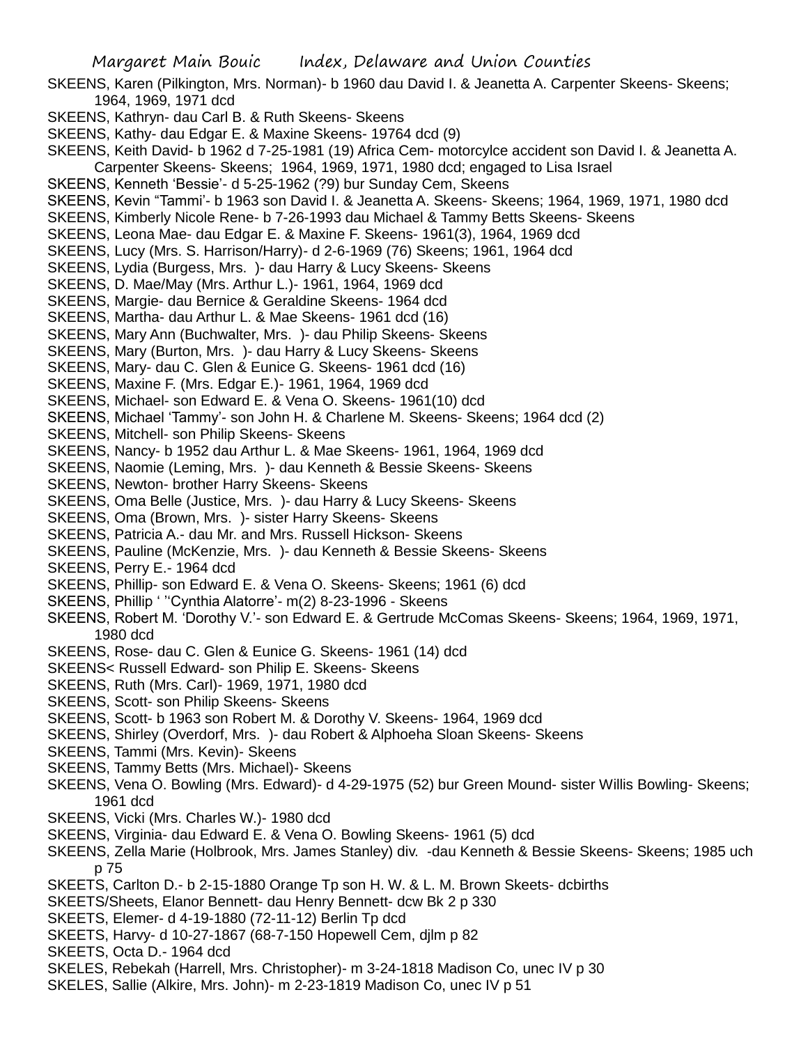SKEENS, Karen (Pilkington, Mrs. Norman)- b 1960 dau David I. & Jeanetta A. Carpenter Skeens- Skeens; 1964, 1969, 1971 dcd

SKEENS, Kathryn- dau Carl B. & Ruth Skeens- Skeens

SKEENS, Kathy- dau Edgar E. & Maxine Skeens- 19764 dcd (9)

SKEENS, Keith David- b 1962 d 7-25-1981 (19) Africa Cem- motorcylce accident son David I. & Jeanetta A. Carpenter Skeens- Skeens; 1964, 1969, 1971, 1980 dcd; engaged to Lisa Israel

SKEENS, Kenneth 'Bessie'- d 5-25-1962 (?9) bur Sunday Cem, Skeens

SKEENS, Kevin "Tammi'- b 1963 son David I. & Jeanetta A. Skeens- Skeens; 1964, 1969, 1971, 1980 dcd

SKEENS, Kimberly Nicole Rene- b 7-26-1993 dau Michael & Tammy Betts Skeens- Skeens

SKEENS, Leona Mae- dau Edgar E. & Maxine F. Skeens- 1961(3), 1964, 1969 dcd

SKEENS, Lucy (Mrs. S. Harrison/Harry)- d 2-6-1969 (76) Skeens; 1961, 1964 dcd

SKEENS, Lydia (Burgess, Mrs. )- dau Harry & Lucy Skeens- Skeens

SKEENS, D. Mae/May (Mrs. Arthur L.)- 1961, 1964, 1969 dcd

SKEENS, Margie- dau Bernice & Geraldine Skeens- 1964 dcd

SKEENS, Martha- dau Arthur L. & Mae Skeens- 1961 dcd (16)

SKEENS, Mary Ann (Buchwalter, Mrs. )- dau Philip Skeens- Skeens

SKEENS, Mary (Burton, Mrs. )- dau Harry & Lucy Skeens- Skeens

SKEENS, Mary- dau C. Glen & Eunice G. Skeens- 1961 dcd (16)

SKEENS, Maxine F. (Mrs. Edgar E.)- 1961, 1964, 1969 dcd

SKEENS, Michael- son Edward E. & Vena O. Skeens- 1961(10) dcd

SKEENS, Michael 'Tammy'- son John H. & Charlene M. Skeens- Skeens; 1964 dcd (2)

SKEENS, Mitchell- son Philip Skeens- Skeens

SKEENS, Nancy- b 1952 dau Arthur L. & Mae Skeens- 1961, 1964, 1969 dcd

SKEENS, Naomie (Leming, Mrs. )- dau Kenneth & Bessie Skeens- Skeens

SKEENS, Newton- brother Harry Skeens- Skeens

SKEENS, Oma Belle (Justice, Mrs. )- dau Harry & Lucy Skeens- Skeens

SKEENS, Oma (Brown, Mrs. )- sister Harry Skeens- Skeens

SKEENS, Patricia A.- dau Mr. and Mrs. Russell Hickson- Skeens

SKEENS, Pauline (McKenzie, Mrs. )- dau Kenneth & Bessie Skeens- Skeens

SKEENS, Perry E.- 1964 dcd

SKEENS, Phillip- son Edward E. & Vena O. Skeens- Skeens; 1961 (6) dcd

SKEENS, Phillip ' ''Cynthia Alatorre'- m(2) 8-23-1996 - Skeens

SKEENS, Robert M. 'Dorothy V.'- son Edward E. & Gertrude McComas Skeens- Skeens; 1964, 1969, 1971, 1980 dcd

SKEENS, Rose- dau C. Glen & Eunice G. Skeens- 1961 (14) dcd

SKEENS< Russell Edward- son Philip E. Skeens- Skeens

SKEENS, Ruth (Mrs. Carl)- 1969, 1971, 1980 dcd

SKEENS, Scott- son Philip Skeens- Skeens

SKEENS, Scott- b 1963 son Robert M. & Dorothy V. Skeens- 1964, 1969 dcd

SKEENS, Shirley (Overdorf, Mrs. )- dau Robert & Alphoeha Sloan Skeens- Skeens

SKEENS, Tammi (Mrs. Kevin)- Skeens

SKEENS, Tammy Betts (Mrs. Michael)- Skeens

SKEENS, Vena O. Bowling (Mrs. Edward)- d 4-29-1975 (52) bur Green Mound- sister Willis Bowling- Skeens; 1961 dcd

SKEENS, Vicki (Mrs. Charles W.)- 1980 dcd

SKEENS, Virginia- dau Edward E. & Vena O. Bowling Skeens- 1961 (5) dcd

SKEENS, Zella Marie (Holbrook, Mrs. James Stanley) div. -dau Kenneth & Bessie Skeens- Skeens; 1985 uch p 75

SKEETS, Carlton D.- b 2-15-1880 Orange Tp son H. W. & L. M. Brown Skeets- dcbirths

SKEETS/Sheets, Elanor Bennett- dau Henry Bennett- dcw Bk 2 p 330

SKEETS, Elemer- d 4-19-1880 (72-11-12) Berlin Tp dcd

SKEETS, Harvy- d 10-27-1867 (68-7-150 Hopewell Cem, djlm p 82

SKEETS, Octa D.- 1964 dcd

SKELES, Rebekah (Harrell, Mrs. Christopher)- m 3-24-1818 Madison Co, unec IV p 30

SKELES, Sallie (Alkire, Mrs. John)- m 2-23-1819 Madison Co, unec IV p 51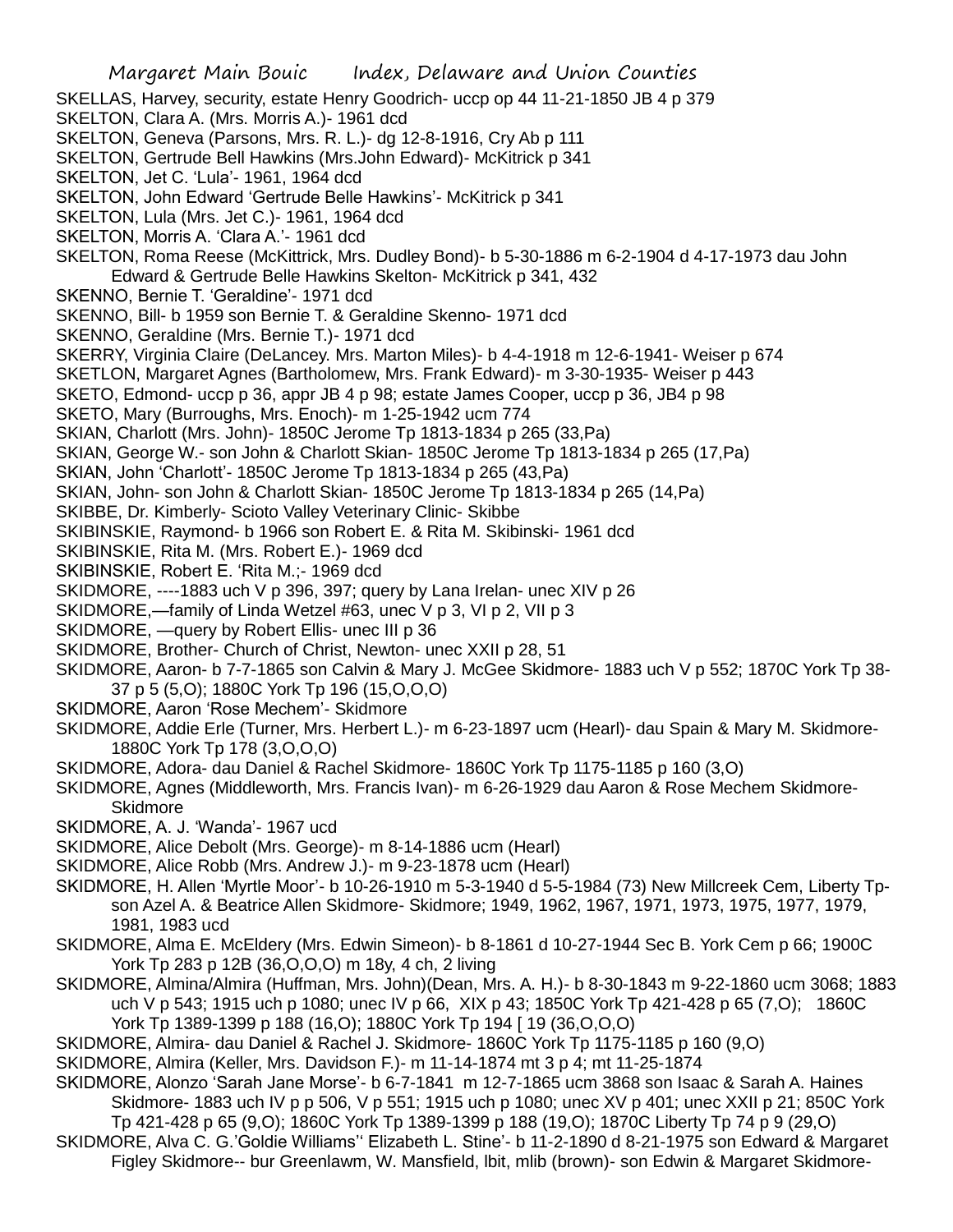SKELLAS, Harvey, security, estate Henry Goodrich- uccp op 44 11-21-1850 JB 4 p 379

SKELTON, Clara A. (Mrs. Morris A.)- 1961 dcd

SKELTON, Geneva (Parsons, Mrs. R. L.)- dg 12-8-1916, Cry Ab p 111

SKELTON, Gertrude Bell Hawkins (Mrs.John Edward)- McKitrick p 341

SKELTON, Jet C. 'Lula'- 1961, 1964 dcd

SKELTON, John Edward 'Gertrude Belle Hawkins'- McKitrick p 341

SKELTON, Lula (Mrs. Jet C.)- 1961, 1964 dcd

SKELTON, Morris A. 'Clara A.'- 1961 dcd

SKELTON, Roma Reese (McKittrick, Mrs. Dudley Bond)- b 5-30-1886 m 6-2-1904 d 4-17-1973 dau John Edward & Gertrude Belle Hawkins Skelton- McKitrick p 341, 432

SKENNO, Bernie T. 'Geraldine'- 1971 dcd

SKENNO, Bill- b 1959 son Bernie T. & Geraldine Skenno- 1971 dcd

SKENNO, Geraldine (Mrs. Bernie T.)- 1971 dcd

SKERRY, Virginia Claire (DeLancey. Mrs. Marton Miles)- b 4-4-1918 m 12-6-1941- Weiser p 674

SKETLON, Margaret Agnes (Bartholomew, Mrs. Frank Edward)- m 3-30-1935- Weiser p 443

SKETO, Edmond- uccp p 36, appr JB 4 p 98; estate James Cooper, uccp p 36, JB4 p 98

SKETO, Mary (Burroughs, Mrs. Enoch)- m 1-25-1942 ucm 774

SKIAN, Charlott (Mrs. John)- 1850C Jerome Tp 1813-1834 p 265 (33,Pa)

SKIAN, George W.- son John & Charlott Skian- 1850C Jerome Tp 1813-1834 p 265 (17,Pa)

SKIAN, John 'Charlott'- 1850C Jerome Tp 1813-1834 p 265 (43,Pa)

SKIAN, John- son John & Charlott Skian- 1850C Jerome Tp 1813-1834 p 265 (14,Pa)

SKIBBE, Dr. Kimberly- Scioto Valley Veterinary Clinic- Skibbe

SKIBINSKIE, Raymond- b 1966 son Robert E. & Rita M. Skibinski- 1961 dcd

SKIBINSKIE, Rita M. (Mrs. Robert E.)- 1969 dcd

SKIBINSKIE, Robert E. 'Rita M.;- 1969 dcd

SKIDMORE, ----1883 uch V p 396, 397; query by Lana Irelan- unec XIV p 26

SKIDMORE,—family of Linda Wetzel #63, unec V p 3, VI p 2, VII p 3

SKIDMORE, —query by Robert Ellis- unec III p 36

SKIDMORE, Brother- Church of Christ, Newton- unec XXII p 28, 51

SKIDMORE, Aaron- b 7-7-1865 son Calvin & Mary J. McGee Skidmore- 1883 uch V p 552; 1870C York Tp 38-37 p 5 (5,O); 1880C York Tp 196 (15,O,O,O)

SKIDMORE, Aaron 'Rose Mechem'- Skidmore

SKIDMORE, Addie Erle (Turner, Mrs. Herbert L.)- m 6-23-1897 ucm (Hearl)- dau Spain & Mary M. Skidmore- 1880C York Tp 178 (3,O,O,O)

SKIDMORE, Adora- dau Daniel & Rachel Skidmore- 1860C York Tp 1175-1185 p 160 (3,O)

SKIDMORE, Agnes (Middleworth, Mrs. Francis Ivan)- m 6-26-1929 dau Aaron & Rose Mechem Skidmore- Skidmore

SKIDMORE, A. J. 'Wanda'- 1967 ucd

SKIDMORE, Alice Debolt (Mrs. George)- m 8-14-1886 ucm (Hearl)

SKIDMORE, Alice Robb (Mrs. Andrew J.)- m 9-23-1878 ucm (Hearl)

SKIDMORE, H. Allen 'Myrtle Moor'- b 10-26-1910 m 5-3-1940 d 5-5-1984 (73) New Millcreek Cem, Liberty Tp- son Azel A. & Beatrice Allen Skidmore- Skidmore; 1949, 1962, 1967, 1971, 1973, 1975, 1977, 1979, 1981, 1983 ucd

SKIDMORE, Alma E. McEldery (Mrs. Edwin Simeon)- b 8-1861 d 10-27-1944 Sec B. York Cem p 66; 1900C York Tp 283 p 12B (36,O,O,O) m 18y, 4 ch, 2 living

SKIDMORE, Almina/Almira (Huffman, Mrs. John)(Dean, Mrs. A. H.)- b 8-30-1843 m 9-22-1860 ucm 3068; 1883 uch V p 543; 1915 uch p 1080; unec IV p 66, XIX p 43; 1850C York Tp 421-428 p 65 (7,O); 1860C York Tp 1389-1399 p 188 (16,O); 1880C York Tp 194 [ 19 (36,O,O,O)

SKIDMORE, Almira- dau Daniel & Rachel J. Skidmore- 1860C York Tp 1175-1185 p 160 (9,O)

SKIDMORE, Almira (Keller, Mrs. Davidson F.)- m 11-14-1874 mt 3 p 4; mt 11-25-1874

SKIDMORE, Alonzo 'Sarah Jane Morse'- b 6-7-1841 m 12-7-1865 ucm 3868 son Isaac & Sarah A. Haines Skidmore- 1883 uch IV p p 506, V p 551; 1915 uch p 1080; unec XV p 401; unec XXII p 21; 850C York Tp 421-428 p 65 (9,O); 1860C York Tp 1389-1399 p 188 (19,O); 1870C Liberty Tp 74 p 9 (29,O)

SKIDMORE, Alva C. G.'Goldie Williams'' Elizabeth L. Stine'- b 11-2-1890 d 8-21-1975 son Edward & Margaret Figley Skidmore-- bur Greenlawm, W. Mansfield, lbit, mlib (brown)- son Edwin & Margaret Skidmore-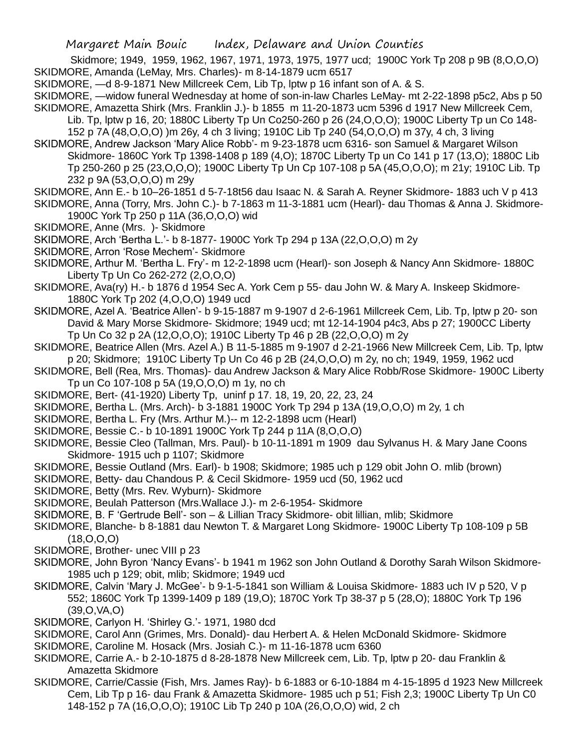Skidmore; 1949, 1959, 1962, 1967, 1971, 1973, 1975, 1977 ucd; 1900C York Tp 208 p 9B (8,O,O,O)

SKIDMORE, Amanda (LeMay, Mrs. Charles)- m 8-14-1879 ucm 6517

SKIDMORE, —d 8-9-1871 New Millcreek Cem, Lib Tp, lptw p 16 infant son of A. & S.

SKIDMORE, —widow funeral Wednesday at home of son-in-law Charles LeMay- mt 2-22-1898 p5c2, Abs p 50

SKIDMORE, Amazetta Shirk (Mrs. Franklin J.)- b 1855 m 11-20-1873 ucm 5396 d 1917 New Millcreek Cem, Lib. Tp, lptw p 16, 20; 1880C Liberty Tp Un Co250-260 p 26 (24,O,O,O); 1900C Liberty Tp un Co 148-152 p 7A (48,O,O,O) )m 26y, 4 ch 3 living; 1910C Lib Tp 240 (54,O,O,O) m 37y, 4 ch, 3 living

SKIDMORE, Andrew Jackson 'Mary Alice Robb'- m 9-23-1878 ucm 6316- son Samuel & Margaret Wilson Skidmore- 1860C York Tp 1398-1408 p 189 (4,O); 1870C Liberty Tp un Co 141 p 17 (13,O); 1880C Lib Tp 250-260 p 25 (23,O,O,O); 1900C Liberty Tp Un Cp 107-108 p 5A (45,O,O,O); m 21y; 1910C Lib. Tp 232 p 9A (53,O,O,O) m 29y

SKIDMORE, Ann E.- b 10–26-1851 d 5-7-18t56 dau Isaac N. & Sarah A. Reyner Skidmore- 1883 uch V p 413

SKIDMORE, Anna (Torry, Mrs. John C.)- b 7-1863 m 11-3-1881 ucm (Hearl)- dau Thomas & Anna J. Skidmore- 1900C York Tp 250 p 11A (36,O,O,O) wid

SKIDMORE, Anne (Mrs. )- Skidmore

SKIDMORE, Arch 'Bertha L.'- b 8-1877- 1900C York Tp 294 p 13A (22,O,O,O) m 2y

SKIDMORE, Arron 'Rose Mechem'- Skidmore

SKIDMORE, Arthur M. 'Bertha L. Fry'- m 12-2-1898 ucm (Hearl)- son Joseph & Nancy Ann Skidmore- 1880C Liberty Tp Un Co 262-272 (2,O,O,O)

SKIDMORE, Ava(ry) H.- b 1876 d 1954 Sec A. York Cem p 55- dau John W. & Mary A. Inskeep Skidmore- 1880C York Tp 202 (4,O,O,O) 1949 ucd

SKIDMORE, Azel A. 'Beatrice Allen'- b 9-15-1887 m 9-1907 d 2-6-1961 Millcreek Cem, Lib. Tp, lptw p 20- son David & Mary Morse Skidmore- Skidmore; 1949 ucd; mt 12-14-1904 p4c3, Abs p 27; 1900CC Liberty Tp Un Co 32 p 2A (12,O,O,O); 1910C Liberty Tp 46 p 2B (22,O,O,O) m 2y

SKIDMORE, Beatrice Allen (Mrs. Azel A.) B 11-5-1885 m 9-1907 d 2-21-1966 New Millcreek Cem, Lib. Tp, lptw p 20; Skidmore; 1910C Liberty Tp Un Co 46 p 2B (24,O,O,O) m 2y, no ch; 1949, 1959, 1962 ucd

SKIDMORE, Bell (Rea, Mrs. Thomas)- dau Andrew Jackson & Mary Alice Robb/Rose Skidmore- 1900C Liberty Tp un Co 107-108 p 5A (19,O,O,O) m 1y, no ch

SKIDMORE, Bert- (41-1920) Liberty Tp, uninf p 17. 18, 19, 20, 22, 23, 24

SKIDMORE, Bertha L. (Mrs. Arch)- b 3-1881 1900C York Tp 294 p 13A (19,O,O,O) m 2y, 1 ch

SKIDMORE, Bertha L. Fry (Mrs. Arthur M.)-- m 12-2-1898 ucm (Hearl)

SKIDMORE, Bessie C.- b 10-1891 1900C York Tp 244 p 11A (8,O,O,O)

SKIDMORE, Bessie Cleo (Tallman, Mrs. Paul)- b 10-11-1891 m 1909 dau Sylvanus H. & Mary Jane Coons Skidmore- 1915 uch p 1107; Skidmore

SKIDMORE, Bessie Outland (Mrs. Earl)- b 1908; Skidmore; 1985 uch p 129 obit John O. mlib (brown)

SKIDMORE, Betty- dau Chandous P. & Cecil Skidmore- 1959 ucd (50, 1962 ucd

SKIDMORE, Betty (Mrs. Rev. Wyburn)- Skidmore

SKIDMORE, Beulah Patterson (Mrs.Wallace J.)- m 2-6-1954- Skidmore

SKIDMORE, B. F 'Gertrude Bell'- son – & Lillian Tracy Skidmore- obit lillian, mlib; Skidmore

SKIDMORE, Blanche- b 8-1881 dau Newton T. & Margaret Long Skidmore- 1900C Liberty Tp 108-109 p 5B (18,O,O,O)

SKIDMORE, Brother- unec VIII p 23

SKIDMORE, John Byron 'Nancy Evans'- b 1941 m 1962 son John Outland & Dorothy Sarah Wilson Skidmore- 1985 uch p 129; obit, mlib; Skidmore; 1949 ucd

SKIDMORE, Calvin 'Mary J. McGee'- b 9-1-5-1841 son William & Louisa Skidmore- 1883 uch IV p 520, V p 552; 1860C York Tp 1399-1409 p 189 (19,O); 1870C York Tp 38-37 p 5 (28,O); 1880C York Tp 196 (39,O,VA,O)

SKIDMORE, Carlyon H. 'Shirley G.'- 1971, 1980 dcd

SKIDMORE, Carol Ann (Grimes, Mrs. Donald)- dau Herbert A. & Helen McDonald Skidmore- Skidmore

SKIDMORE, Caroline M. Hosack (Mrs. Josiah C.)- m 11-16-1878 ucm 6360

SKIDMORE, Carrie A.- b 2-10-1875 d 8-28-1878 New Millcreek cem, Lib. Tp, lptw p 20- dau Franklin & Amazetta Skidmore

SKIDMORE, Carrie/Cassie (Fish, Mrs. James Ray)- b 6-1883 or 6-10-1884 m 4-15-1895 d 1923 New Millcreek Cem, Lib Tp p 16- dau Frank & Amazetta Skidmore- 1985 uch p 51; Fish 2,3; 1900C Liberty Tp Un C0 148-152 p 7A (16,O,O,O); 1910C Lib Tp 240 p 10A (26,O,O,O) wid, 2 ch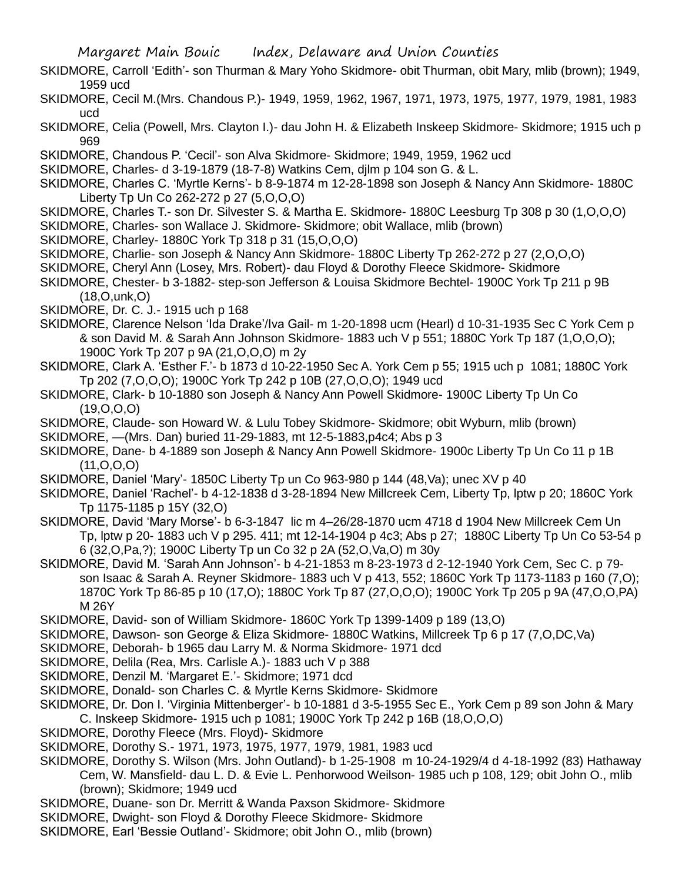SKIDMORE, Carroll 'Edith'- son Thurman & Mary Yoho Skidmore- obit Thurman, obit Mary, mlib (brown); 1949, 1959 ucd

SKIDMORE, Cecil M.(Mrs. Chandous P.)- 1949, 1959, 1962, 1967, 1971, 1973, 1975, 1977, 1979, 1981, 1983 ucd

SKIDMORE, Celia (Powell, Mrs. Clayton I.)- dau John H. & Elizabeth Inskeep Skidmore- Skidmore; 1915 uch p 969

SKIDMORE, Chandous P. 'Cecil'- son Alva Skidmore- Skidmore; 1949, 1959, 1962 ucd

SKIDMORE, Charles- d 3-19-1879 (18-7-8) Watkins Cem, djlm p 104 son G. & L.

SKIDMORE, Charles C. 'Myrtle Kerns'- b 8-9-1874 m 12-28-1898 son Joseph & Nancy Ann Skidmore- 1880C Liberty Tp Un Co 262-272 p 27 (5,O,O,O)

SKIDMORE, Charles T.- son Dr. Silvester S. & Martha E. Skidmore- 1880C Leesburg Tp 308 p 30 (1,O,O,O)

SKIDMORE, Charles- son Wallace J. Skidmore- Skidmore; obit Wallace, mlib (brown)

SKIDMORE, Charley- 1880C York Tp 318 p 31 (15,O,O,O)

SKIDMORE, Charlie- son Joseph & Nancy Ann Skidmore- 1880C Liberty Tp 262-272 p 27 (2,O,O,O)

SKIDMORE, Cheryl Ann (Losey, Mrs. Robert)- dau Floyd & Dorothy Fleece Skidmore- Skidmore

SKIDMORE, Chester- b 3-1882- step-son Jefferson & Louisa Skidmore Bechtel- 1900C York Tp 211 p 9B (18,O,unk,O)

SKIDMORE, Dr. C. J.- 1915 uch p 168

SKIDMORE, Clarence Nelson 'Ida Drake'/Iva Gail- m 1-20-1898 ucm (Hearl) d 10-31-1935 Sec C York Cem p & son David M. & Sarah Ann Johnson Skidmore- 1883 uch V p 551; 1880C York Tp 187 (1,O,O,O); 1900C York Tp 207 p 9A (21,O,O,O) m 2y

SKIDMORE, Clark A. 'Esther F.'- b 1873 d 10-22-1950 Sec A. York Cem p 55; 1915 uch p 1081; 1880C York Tp 202 (7,O,O,O); 1900C York Tp 242 p 10B (27,O,O,O); 1949 ucd

SKIDMORE, Clark- b 10-1880 son Joseph & Nancy Ann Powell Skidmore- 1900C Liberty Tp Un Co (19,O,O,O)

SKIDMORE, Claude- son Howard W. & Lulu Tobey Skidmore- Skidmore; obit Wyburn, mlib (brown)

SKIDMORE, —(Mrs. Dan) buried 11-29-1883, mt 12-5-1883,p4c4; Abs p 3

SKIDMORE, Dane- b 4-1889 son Joseph & Nancy Ann Powell Skidmore- 1900c Liberty Tp Un Co 11 p 1B (11,O,O,O)

SKIDMORE, Daniel 'Mary'- 1850C Liberty Tp un Co 963-980 p 144 (48,Va); unec XV p 40

SKIDMORE, Daniel 'Rachel'- b 4-12-1838 d 3-28-1894 New Millcreek Cem, Liberty Tp, lptw p 20; 1860C York Tp 1175-1185 p 15Y (32,O)

SKIDMORE, David 'Mary Morse'- b 6-3-1847 lic m 4–26/28-1870 ucm 4718 d 1904 New Millcreek Cem Un Tp, lptw p 20- 1883 uch V p 295. 411; mt 12-14-1904 p 4c3; Abs p 27; 1880C Liberty Tp Un Co 53-54 p 6 (32,O,Pa,?); 1900C Liberty Tp un Co 32 p 2A (52,O,Va,O) m 30y

SKIDMORE, David M. 'Sarah Ann Johnson'- b 4-21-1853 m 8-23-1973 d 2-12-1940 York Cem, Sec C. p 79- son Isaac & Sarah A. Reyner Skidmore- 1883 uch V p 413, 552; 1860C York Tp 1173-1183 p 160 (7,O); 1870C York Tp 86-85 p 10 (17,O); 1880C York Tp 87 (27,O,O,O); 1900C York Tp 205 p 9A (47,O,O,PA) M 26Y

SKIDMORE, David- son of William Skidmore- 1860C York Tp 1399-1409 p 189 (13,O)

SKIDMORE, Dawson- son George & Eliza Skidmore- 1880C Watkins, Millcreek Tp 6 p 17 (7,O,DC,Va)

SKIDMORE, Deborah- b 1965 dau Larry M. & Norma Skidmore- 1971 dcd

SKIDMORE, Delila (Rea, Mrs. Carlisle A.)- 1883 uch V p 388

SKIDMORE, Denzil M. 'Margaret E.'- Skidmore; 1971 dcd

SKIDMORE, Donald- son Charles C. & Myrtle Kerns Skidmore- Skidmore

SKIDMORE, Dr. Don I. 'Virginia Mittenberger'- b 10-1881 d 3-5-1955 Sec E., York Cem p 89 son John & Mary C. Inskeep Skidmore- 1915 uch p 1081; 1900C York Tp 242 p 16B (18,O,O,O)

SKIDMORE, Dorothy Fleece (Mrs. Floyd)- Skidmore

SKIDMORE, Dorothy S.- 1971, 1973, 1975, 1977, 1979, 1981, 1983 ucd

SKIDMORE, Dorothy S. Wilson (Mrs. John Outland)- b 1-25-1908 m 10-24-1929/4 d 4-18-1992 (83) Hathaway Cem, W. Mansfield- dau L. D. & Evie L. Penhorwood Weilson- 1985 uch p 108, 129; obit John O., mlib (brown); Skidmore; 1949 ucd

SKIDMORE, Duane- son Dr. Merritt & Wanda Paxson Skidmore- Skidmore

SKIDMORE, Dwight- son Floyd & Dorothy Fleece Skidmore- Skidmore

SKIDMORE, Earl 'Bessie Outland'- Skidmore; obit John O., mlib (brown)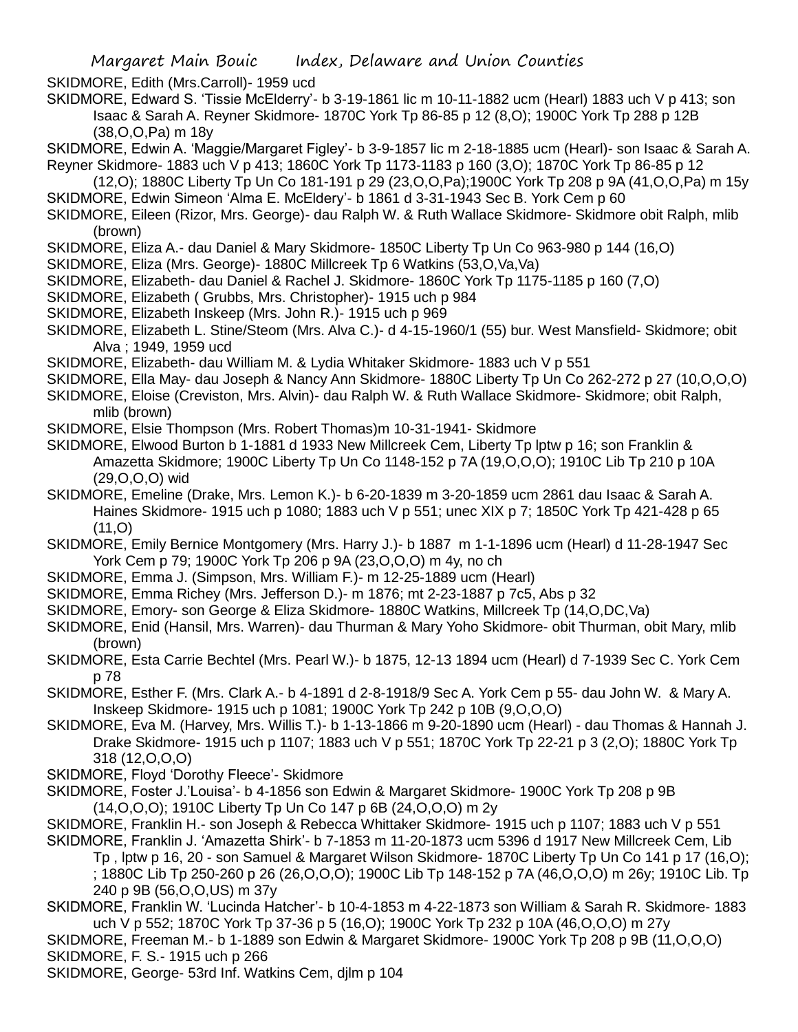SKIDMORE, Edith (Mrs.Carroll)- 1959 ucd

SKIDMORE, Edward S. 'Tissie McElderry'- b 3-19-1861 lic m 10-11-1882 ucm (Hearl) 1883 uch V p 413; son Isaac & Sarah A. Reyner Skidmore- 1870C York Tp 86-85 p 12 (8,O); 1900C York Tp 288 p 12B (38,O,O,Pa) m 18y

SKIDMORE, Edwin A. 'Maggie/Margaret Figley'- b 3-9-1857 lic m 2-18-1885 ucm (Hearl)- son Isaac & Sarah A. Reyner Skidmore- 1883 uch V p 413; 1860C York Tp 1173-1183 p 160 (3,O); 1870C York Tp 86-85 p 12 (12,O); 1880C Liberty Tp Un Co 181-191 p 29 (23,O,O,Pa);1900C York Tp 208 p 9A (41,O,O,Pa) m 15y

SKIDMORE, Edwin Simeon 'Alma E. McEldery'- b 1861 d 3-31-1943 Sec B. York Cem p 60

SKIDMORE, Eileen (Rizor, Mrs. George)- dau Ralph W. & Ruth Wallace Skidmore- Skidmore obit Ralph, mlib (brown)

SKIDMORE, Eliza A.- dau Daniel & Mary Skidmore- 1850C Liberty Tp Un Co 963-980 p 144 (16,O)

SKIDMORE, Eliza (Mrs. George)- 1880C Millcreek Tp 6 Watkins (53,O,Va,Va)

SKIDMORE, Elizabeth- dau Daniel & Rachel J. Skidmore- 1860C York Tp 1175-1185 p 160 (7,O)

SKIDMORE, Elizabeth ( Grubbs, Mrs. Christopher)- 1915 uch p 984

SKIDMORE, Elizabeth Inskeep (Mrs. John R.)- 1915 uch p 969

SKIDMORE, Elizabeth L. Stine/Steom (Mrs. Alva C.)- d 4-15-1960/1 (55) bur. West Mansfield- Skidmore; obit Alva ; 1949, 1959 ucd

SKIDMORE, Elizabeth- dau William M. & Lydia Whitaker Skidmore- 1883 uch V p 551

SKIDMORE, Ella May- dau Joseph & Nancy Ann Skidmore- 1880C Liberty Tp Un Co 262-272 p 27 (10,O,O,O)

SKIDMORE, Eloise (Creviston, Mrs. Alvin)- dau Ralph W. & Ruth Wallace Skidmore- Skidmore; obit Ralph, mlib (brown)

SKIDMORE, Elsie Thompson (Mrs. Robert Thomas)m 10-31-1941- Skidmore

SKIDMORE, Elwood Burton b 1-1881 d 1933 New Millcreek Cem, Liberty Tp lptw p 16; son Franklin & Amazetta Skidmore; 1900C Liberty Tp Un Co 1148-152 p 7A (19,O,O,O); 1910C Lib Tp 210 p 10A (29,O,O,O) wid

SKIDMORE, Emeline (Drake, Mrs. Lemon K.)- b 6-20-1839 m 3-20-1859 ucm 2861 dau Isaac & Sarah A. Haines Skidmore- 1915 uch p 1080; 1883 uch V p 551; unec XIX p 7; 1850C York Tp 421-428 p 65 (11,O)

SKIDMORE, Emily Bernice Montgomery (Mrs. Harry J.)- b 1887 m 1-1-1896 ucm (Hearl) d 11-28-1947 Sec York Cem p 79; 1900C York Tp 206 p 9A (23,O,O,O) m 4y, no ch

SKIDMORE, Emma J. (Simpson, Mrs. William F.)- m 12-25-1889 ucm (Hearl)

SKIDMORE, Emma Richey (Mrs. Jefferson D.)- m 1876; mt 2-23-1887 p 7c5, Abs p 32

SKIDMORE, Emory- son George & Eliza Skidmore- 1880C Watkins, Millcreek Tp (14,O,DC,Va)

SKIDMORE, Enid (Hansil, Mrs. Warren)- dau Thurman & Mary Yoho Skidmore- obit Thurman, obit Mary, mlib (brown)

SKIDMORE, Esta Carrie Bechtel (Mrs. Pearl W.)- b 1875, 12-13 1894 ucm (Hearl) d 7-1939 Sec C. York Cem p 78

SKIDMORE, Esther F. (Mrs. Clark A.- b 4-1891 d 2-8-1918/9 Sec A. York Cem p 55- dau John W. & Mary A. Inskeep Skidmore- 1915 uch p 1081; 1900C York Tp 242 p 10B (9,O,O,O)

SKIDMORE, Eva M. (Harvey, Mrs. Willis T.)- b 1-13-1866 m 9-20-1890 ucm (Hearl) - dau Thomas & Hannah J. Drake Skidmore- 1915 uch p 1107; 1883 uch V p 551; 1870C York Tp 22-21 p 3 (2,O); 1880C York Tp 318 (12,O,O,O)

SKIDMORE, Floyd 'Dorothy Fleece'- Skidmore

SKIDMORE, Foster J.'Louisa'- b 4-1856 son Edwin & Margaret Skidmore- 1900C York Tp 208 p 9B (14,O,O,O); 1910C Liberty Tp Un Co 147 p 6B (24,O,O,O) m 2y

SKIDMORE, Franklin H.- son Joseph & Rebecca Whittaker Skidmore- 1915 uch p 1107; 1883 uch V p 551

SKIDMORE, Franklin J. 'Amazetta Shirk'- b 7-1853 m 11-20-1873 ucm 5396 d 1917 New Millcreek Cem, Lib Tp , lptw p 16, 20 - son Samuel & Margaret Wilson Skidmore- 1870C Liberty Tp Un Co 141 p 17 (16,O); ; 1880C Lib Tp 250-260 p 26 (26,O,O,O); 1900C Lib Tp 148-152 p 7A (46,O,O,O) m 26y; 1910C Lib. Tp 240 p 9B (56,O,O,US) m 37y

SKIDMORE, Franklin W. 'Lucinda Hatcher'- b 10-4-1853 m 4-22-1873 son William & Sarah R. Skidmore- 1883 uch V p 552; 1870C York Tp 37-36 p 5 (16,O); 1900C York Tp 232 p 10A (46,O,O,O) m 27y

SKIDMORE, Freeman M.- b 1-1889 son Edwin & Margaret Skidmore- 1900C York Tp 208 p 9B (11,O,O,O)

SKIDMORE, F. S.- 1915 uch p 266

SKIDMORE, George- 53rd Inf. Watkins Cem, djlm p 104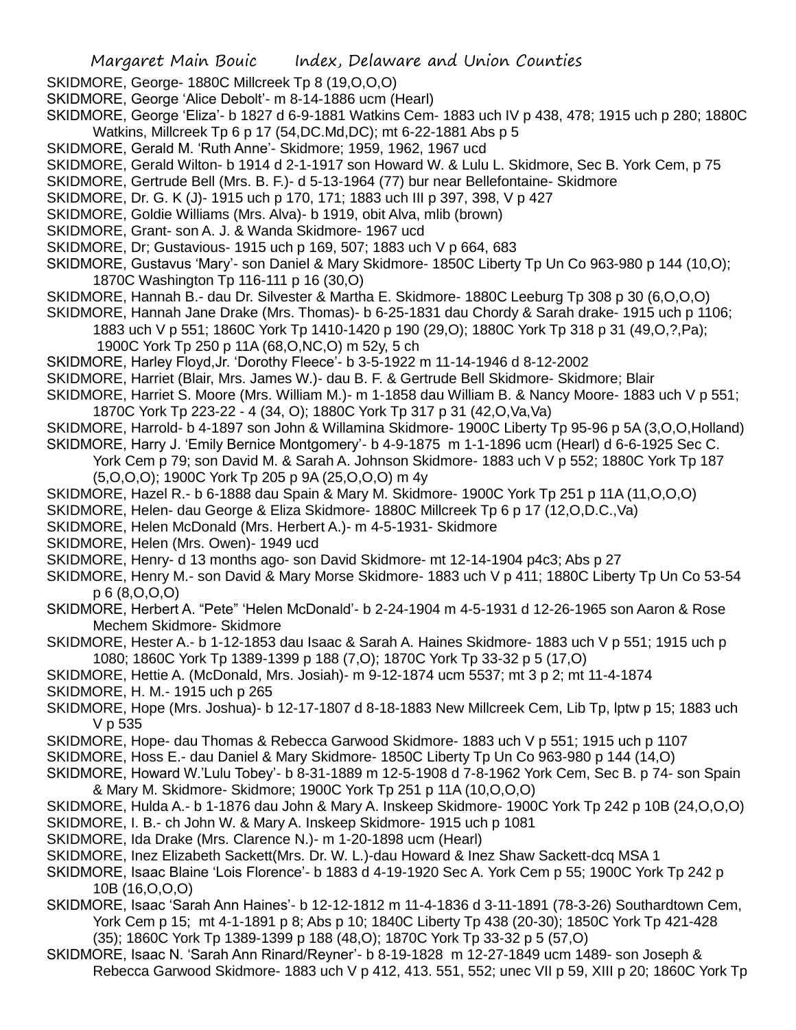SKIDMORE, George- 1880C Millcreek Tp 8 (19,O,O,O)

SKIDMORE, George 'Alice Debolt'- m 8-14-1886 ucm (Hearl)

SKIDMORE, George 'Eliza'- b 1827 d 6-9-1881 Watkins Cem- 1883 uch IV p 438, 478; 1915 uch p 280; 1880C Watkins, Millcreek Tp 6 p 17 (54,DC.Md,DC); mt 6-22-1881 Abs p 5

SKIDMORE, Gerald M. 'Ruth Anne'- Skidmore; 1959, 1962, 1967 ucd

SKIDMORE, Gerald Wilton- b 1914 d 2-1-1917 son Howard W. & Lulu L. Skidmore, Sec B. York Cem, p 75

SKIDMORE, Gertrude Bell (Mrs. B. F.)- d 5-13-1964 (77) bur near Bellefontaine- Skidmore

SKIDMORE, Dr. G. K (J)- 1915 uch p 170, 171; 1883 uch III p 397, 398, V p 427

SKIDMORE, Goldie Williams (Mrs. Alva)- b 1919, obit Alva, mlib (brown)

SKIDMORE, Grant- son A. J. & Wanda Skidmore- 1967 ucd

SKIDMORE, Dr; Gustavious- 1915 uch p 169, 507; 1883 uch V p 664, 683

SKIDMORE, Gustavus 'Mary'- son Daniel & Mary Skidmore- 1850C Liberty Tp Un Co 963-980 p 144 (10,O); 1870C Washington Tp 116-111 p 16 (30,O)

SKIDMORE, Hannah B.- dau Dr. Silvester & Martha E. Skidmore- 1880C Leeburg Tp 308 p 30 (6,O,O,O)

SKIDMORE, Hannah Jane Drake (Mrs. Thomas)- b 6-25-1831 dau Chordy & Sarah drake- 1915 uch p 1106; 1883 uch V p 551; 1860C York Tp 1410-1420 p 190 (29,O); 1880C York Tp 318 p 31 (49,O,?,Pa); 1900C York Tp 250 p 11A (68,O,NC,O) m 52y, 5 ch

SKIDMORE, Harley Floyd,Jr. 'Dorothy Fleece'- b 3-5-1922 m 11-14-1946 d 8-12-2002

SKIDMORE, Harriet (Blair, Mrs. James W.)- dau B. F. & Gertrude Bell Skidmore- Skidmore; Blair

SKIDMORE, Harriet S. Moore (Mrs. William M.)- m 1-1858 dau William B. & Nancy Moore- 1883 uch V p 551; 1870C York Tp 223-22 - 4 (34, O); 1880C York Tp 317 p 31 (42,O,Va,Va)

SKIDMORE, Harrold- b 4-1897 son John & Willamina Skidmore- 1900C Liberty Tp 95-96 p 5A (3,O,O,Holland)

SKIDMORE, Harry J. 'Emily Bernice Montgomery'- b 4-9-1875 m 1-1-1896 ucm (Hearl) d 6-6-1925 Sec C. York Cem p 79; son David M. & Sarah A. Johnson Skidmore- 1883 uch V p 552; 1880C York Tp 187 (5,O,O,O); 1900C York Tp 205 p 9A (25,O,O,O) m 4y

SKIDMORE, Hazel R.- b 6-1888 dau Spain & Mary M. Skidmore- 1900C York Tp 251 p 11A (11,O,O,O)

SKIDMORE, Helen- dau George & Eliza Skidmore- 1880C Millcreek Tp 6 p 17 (12,O,D.C.,Va)

SKIDMORE, Helen McDonald (Mrs. Herbert A.)- m 4-5-1931- Skidmore

SKIDMORE, Helen (Mrs. Owen)- 1949 ucd

SKIDMORE, Henry- d 13 months ago- son David Skidmore- mt 12-14-1904 p4c3; Abs p 27

SKIDMORE, Henry M.- son David & Mary Morse Skidmore- 1883 uch V p 411; 1880C Liberty Tp Un Co 53-54 p 6 (8,O,O,O)

SKIDMORE, Herbert A. "Pete" 'Helen McDonald'- b 2-24-1904 m 4-5-1931 d 12-26-1965 son Aaron & Rose Mechem Skidmore- Skidmore

SKIDMORE, Hester A.- b 1-12-1853 dau Isaac & Sarah A. Haines Skidmore- 1883 uch V p 551; 1915 uch p 1080; 1860C York Tp 1389-1399 p 188 (7,O); 1870C York Tp 33-32 p 5 (17,O)

SKIDMORE, Hettie A. (McDonald, Mrs. Josiah)- m 9-12-1874 ucm 5537; mt 3 p 2; mt 11-4-1874

SKIDMORE, H. M.- 1915 uch p 265

SKIDMORE, Hope (Mrs. Joshua)- b 12-17-1807 d 8-18-1883 New Millcreek Cem, Lib Tp, lptw p 15; 1883 uch V p 535

SKIDMORE, Hope- dau Thomas & Rebecca Garwood Skidmore- 1883 uch V p 551; 1915 uch p 1107

SKIDMORE, Hoss E.- dau Daniel & Mary Skidmore- 1850C Liberty Tp Un Co 963-980 p 144 (14,O)

SKIDMORE, Howard W.'Lulu Tobey'- b 8-31-1889 m 12-5-1908 d 7-8-1962 York Cem, Sec B. p 74- son Spain & Mary M. Skidmore- Skidmore; 1900C York Tp 251 p 11A (10,O,O,O)

SKIDMORE, Hulda A.- b 1-1876 dau John & Mary A. Inskeep Skidmore- 1900C York Tp 242 p 10B (24,O,O,O)

SKIDMORE, I. B.- ch John W. & Mary A. Inskeep Skidmore- 1915 uch p 1081

SKIDMORE, Ida Drake (Mrs. Clarence N.)- m 1-20-1898 ucm (Hearl)

SKIDMORE, Inez Elizabeth Sackett(Mrs. Dr. W. L.)-dau Howard & Inez Shaw Sackett-dcq MSA 1

SKIDMORE, Isaac Blaine 'Lois Florence'- b 1883 d 4-19-1920 Sec A. York Cem p 55; 1900C York Tp 242 p 10B (16,O,O,O)

SKIDMORE, Isaac 'Sarah Ann Haines'- b 12-12-1812 m 11-4-1836 d 3-11-1891 (78-3-26) Southardtown Cem, York Cem p 15; mt 4-1-1891 p 8; Abs p 10; 1840C Liberty Tp 438 (20-30); 1850C York Tp 421-428 (35); 1860C York Tp 1389-1399 p 188 (48,O); 1870C York Tp 33-32 p 5 (57,O)

SKIDMORE, Isaac N. 'Sarah Ann Rinard/Reyner'- b 8-19-1828 m 12-27-1849 ucm 1489- son Joseph & Rebecca Garwood Skidmore- 1883 uch V p 412, 413. 551, 552; unec VII p 59, XIII p 20; 1860C York Tp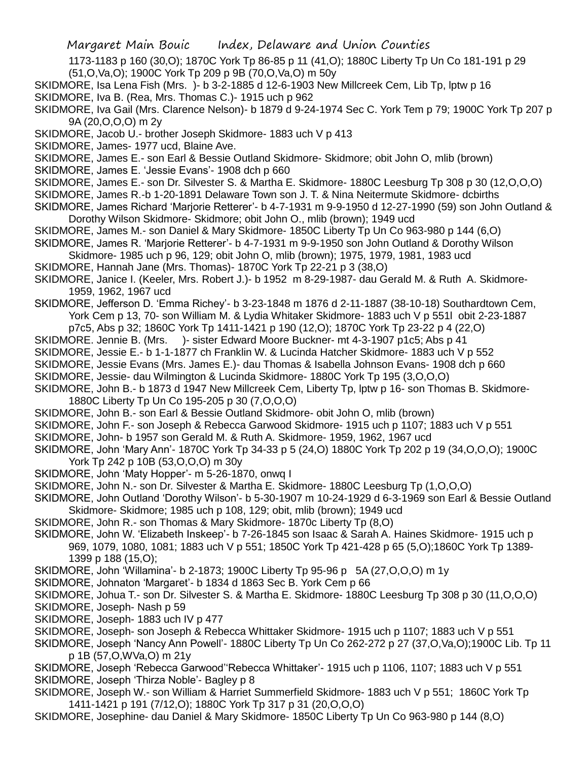1173-1183 p 160 (30,O); 1870C York Tp 86-85 p 11 (41,O); 1880C Liberty Tp Un Co 181-191 p 29 (51,O,Va,O); 1900C York Tp 209 p 9B (70,O,Va,O) m 50y

SKIDMORE, Isa Lena Fish (Mrs. )- b 3-2-1885 d 12-6-1903 New Millcreek Cem, Lib Tp, lptw p 16

SKIDMORE, Iva B. (Rea, Mrs. Thomas C.)- 1915 uch p 962

SKIDMORE, Iva Gail (Mrs. Clarence Nelson)- b 1879 d 9-24-1974 Sec C. York Tem p 79; 1900C York Tp 207 p 9A (20,O,O,O) m 2y

SKIDMORE, Jacob U.- brother Joseph Skidmore- 1883 uch V p 413

SKIDMORE, James- 1977 ucd, Blaine Ave.

SKIDMORE, James E.- son Earl & Bessie Outland Skidmore- Skidmore; obit John O, mlib (brown)

SKIDMORE, James E. 'Jessie Evans'- 1908 dch p 660

SKIDMORE, James E.- son Dr. Silvester S. & Martha E. Skidmore- 1880C Leesburg Tp 308 p 30 (12,O,O,O)

SKIDMORE, James R.-b 1-20-1891 Delaware Town son J. T. & Nina Neitermute Skidmore- dcbirths

SKIDMORE, James Richard 'Marjorie Retterer'- b 4-7-1931 m 9-9-1950 d 12-27-1990 (59) son John Outland & Dorothy Wilson Skidmore- Skidmore; obit John O., mlib (brown); 1949 ucd

SKIDMORE, James M.- son Daniel & Mary Skidmore- 1850C Liberty Tp Un Co 963-980 p 144 (6,O)

SKIDMORE, James R. 'Marjorie Retterer'- b 4-7-1931 m 9-9-1950 son John Outland & Dorothy Wilson Skidmore- 1985 uch p 96, 129; obit John O, mlib (brown); 1975, 1979, 1981, 1983 ucd

SKIDMORE, Hannah Jane (Mrs. Thomas)- 1870C York Tp 22-21 p 3 (38,O)

SKIDMORE, Janice I. (Keeler, Mrs. Robert J.)- b 1952 m 8-29-1987- dau Gerald M. & Ruth A. Skidmore- 1959, 1962, 1967 ucd

SKIDMORE, Jefferson D. 'Emma Richey'- b 3-23-1848 m 1876 d 2-11-1887 (38-10-18) Southardtown Cem, York Cem p 13, 70- son William M. & Lydia Whitaker Skidmore- 1883 uch V p 551l obit 2-23-1887 p7c5, Abs p 32; 1860C York Tp 1411-1421 p 190 (12,O); 1870C York Tp 23-22 p 4 (22,O)

SKIDMORE. Jennie B. (Mrs. )- sister Edward Moore Buckner- mt 4-3-1907 p1c5; Abs p 41

SKIDMORE, Jessie E.- b 1-1-1877 ch Franklin W. & Lucinda Hatcher Skidmore- 1883 uch V p 552

SKIDMORE, Jessie Evans (Mrs. James E.)- dau Thomas & Isabella Johnson Evans- 1908 dch p 660

SKIDMORE, Jessie- dau Wilmington & Lucinda Skidmore- 1880C York Tp 195 (3,O,O,O)

SKIDMORE, John B.- b 1873 d 1947 New Millcreek Cem, Liberty Tp, lptw p 16- son Thomas B. Skidmore- 1880C Liberty Tp Un Co 195-205 p 30 (7,O,O,O)

SKIDMORE, John B.- son Earl & Bessie Outland Skidmore- obit John O, mlib (brown)

SKIDMORE, John F.- son Joseph & Rebecca Garwood Skidmore- 1915 uch p 1107; 1883 uch V p 551

SKIDMORE, John- b 1957 son Gerald M. & Ruth A. Skidmore- 1959, 1962, 1967 ucd

SKIDMORE, John 'Mary Ann'- 1870C York Tp 34-33 p 5 (24,O) 1880C York Tp 202 p 19 (34,O,O,O); 1900C York Tp 242 p 10B (53,O,O,O) m 30y

SKIDMORE, John 'Maty Hopper'- m 5-26-1870, onwq I

SKIDMORE, John N.- son Dr. Silvester & Martha E. Skidmore- 1880C Leesburg Tp (1,O,O,O)

SKIDMORE, John Outland 'Dorothy Wilson'- b 5-30-1907 m 10-24-1929 d 6-3-1969 son Earl & Bessie Outland Skidmore- Skidmore; 1985 uch p 108, 129; obit, mlib (brown); 1949 ucd

SKIDMORE, John R.- son Thomas & Mary Skidmore- 1870c Liberty Tp (8,O)

SKIDMORE, John W. 'Elizabeth Inskeep'- b 7-26-1845 son Isaac & Sarah A. Haines Skidmore- 1915 uch p 969, 1079, 1080, 1081; 1883 uch V p 551; 1850C York Tp 421-428 p 65 (5,O);1860C York Tp 1389-1399 p 188 (15,O);

SKIDMORE, John 'Willamina'- b 2-1873; 1900C Liberty Tp 95-96 p 5A (27,O,O,O) m 1y

SKIDMORE, Johnaton 'Margaret'- b 1834 d 1863 Sec B. York Cem p 66

SKIDMORE, Johua T.- son Dr. Silvester S. & Martha E. Skidmore- 1880C Leesburg Tp 308 p 30 (11,O,O,O)

SKIDMORE, Joseph- Nash p 59

SKIDMORE, Joseph- 1883 uch IV p 477

SKIDMORE, Joseph- son Joseph & Rebecca Whittaker Skidmore- 1915 uch p 1107; 1883 uch V p 551

SKIDMORE, Joseph 'Nancy Ann Powell'- 1880C Liberty Tp Un Co 262-272 p 27 (37,O,Va,O);1900C Lib. Tp 11 p 1B (57,O,WVa,O) m 21y

SKIDMORE, Joseph 'Rebecca Garwood''Rebecca Whittaker'- 1915 uch p 1106, 1107; 1883 uch V p 551

SKIDMORE, Joseph 'Thirza Noble'- Bagley p 8

SKIDMORE, Joseph W.- son William & Harriet Summerfield Skidmore- 1883 uch V p 551; 1860C York Tp 1411-1421 p 191 (7/12,O); 1880C York Tp 317 p 31 (20,O,O,O)

SKIDMORE, Josephine- dau Daniel & Mary Skidmore- 1850C Liberty Tp Un Co 963-980 p 144 (8,O)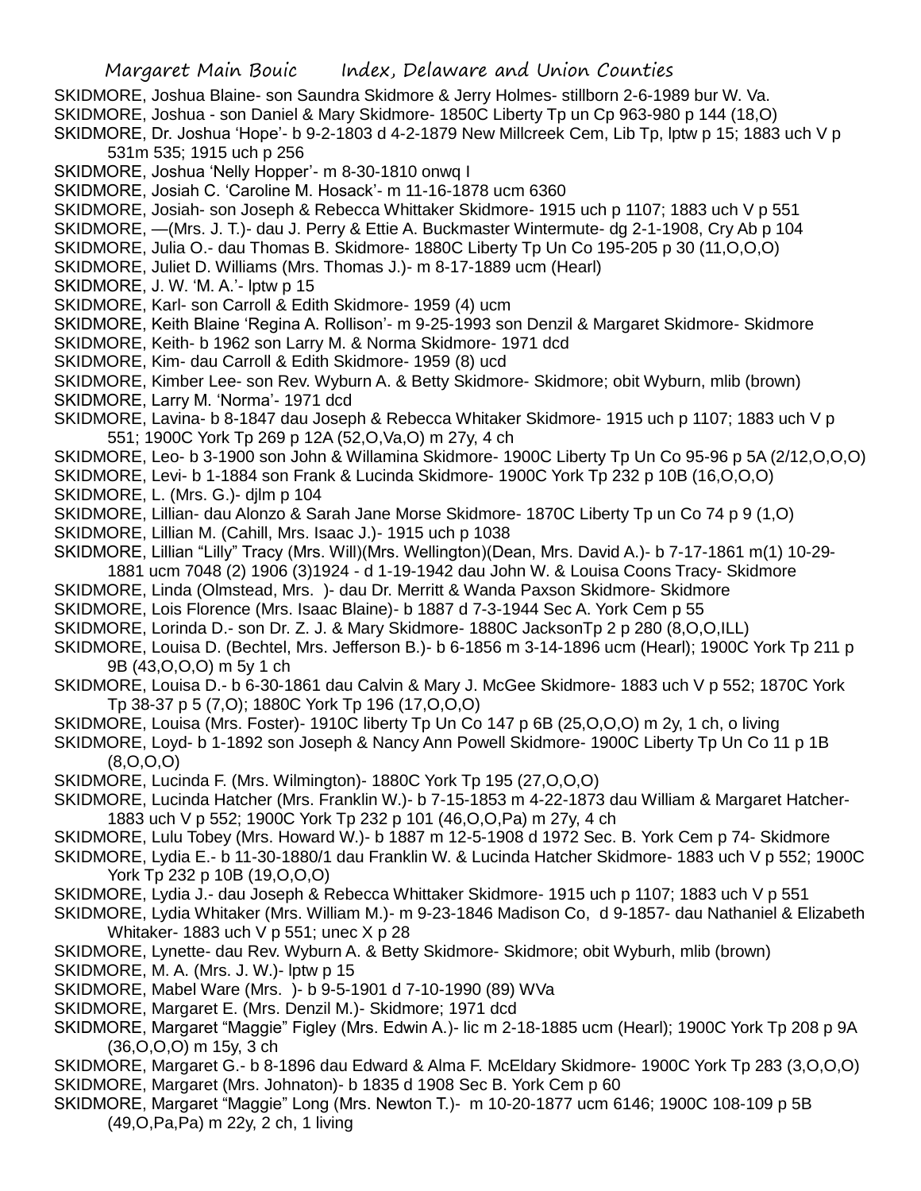SKIDMORE, Joshua Blaine- son Saundra Skidmore & Jerry Holmes- stillborn 2-6-1989 bur W. Va.

SKIDMORE, Joshua - son Daniel & Mary Skidmore- 1850C Liberty Tp un Cp 963-980 p 144 (18,O)

SKIDMORE, Dr. Joshua 'Hope'- b 9-2-1803 d 4-2-1879 New Millcreek Cem, Lib Tp, lptw p 15; 1883 uch V p 531m 535; 1915 uch p 256

SKIDMORE, Joshua 'Nelly Hopper'- m 8-30-1810 onwq I

SKIDMORE, Josiah C. 'Caroline M. Hosack'- m 11-16-1878 ucm 6360

SKIDMORE, Josiah- son Joseph & Rebecca Whittaker Skidmore- 1915 uch p 1107; 1883 uch V p 551

SKIDMORE, —(Mrs. J. T.)- dau J. Perry & Ettie A. Buckmaster Wintermute- dg 2-1-1908, Cry Ab p 104

SKIDMORE, Julia O.- dau Thomas B. Skidmore- 1880C Liberty Tp Un Co 195-205 p 30 (11,O,O,O)

SKIDMORE, Juliet D. Williams (Mrs. Thomas J.)- m 8-17-1889 ucm (Hearl)

SKIDMORE, J. W. 'M. A.'- lptw p 15

SKIDMORE, Karl- son Carroll & Edith Skidmore- 1959 (4) ucm

SKIDMORE, Keith Blaine 'Regina A. Rollison'- m 9-25-1993 son Denzil & Margaret Skidmore- Skidmore

SKIDMORE, Keith- b 1962 son Larry M. & Norma Skidmore- 1971 dcd

SKIDMORE, Kim- dau Carroll & Edith Skidmore- 1959 (8) ucd

SKIDMORE, Kimber Lee- son Rev. Wyburn A. & Betty Skidmore- Skidmore; obit Wyburn, mlib (brown)

SKIDMORE, Larry M. 'Norma'- 1971 dcd

SKIDMORE, Lavina- b 8-1847 dau Joseph & Rebecca Whitaker Skidmore- 1915 uch p 1107; 1883 uch V p 551; 1900C York Tp 269 p 12A (52,O,Va,O) m 27y, 4 ch

SKIDMORE, Leo- b 3-1900 son John & Willamina Skidmore- 1900C Liberty Tp Un Co 95-96 p 5A (2/12,O,O,O)

SKIDMORE, Levi- b 1-1884 son Frank & Lucinda Skidmore- 1900C York Tp 232 p 10B (16,O,O,O)

SKIDMORE, L. (Mrs. G.)- djlm p 104

SKIDMORE, Lillian- dau Alonzo & Sarah Jane Morse Skidmore- 1870C Liberty Tp un Co 74 p 9 (1,O)

SKIDMORE, Lillian M. (Cahill, Mrs. Isaac J.)- 1915 uch p 1038

SKIDMORE, Lillian "Lilly" Tracy (Mrs. Will)(Mrs. Wellington)(Dean, Mrs. David A.)- b 7-17-1861 m(1) 10-29-1881 ucm 7048 (2) 1906 (3)1924 - d 1-19-1942 dau John W. & Louisa Coons Tracy- Skidmore

SKIDMORE, Linda (Olmstead, Mrs. )- dau Dr. Merritt & Wanda Paxson Skidmore- Skidmore

SKIDMORE, Lois Florence (Mrs. Isaac Blaine)- b 1887 d 7-3-1944 Sec A. York Cem p 55

SKIDMORE, Lorinda D.- son Dr. Z. J. & Mary Skidmore- 1880C JacksonTp 2 p 280 (8,O,O,ILL)

SKIDMORE, Louisa D. (Bechtel, Mrs. Jefferson B.)- b 6-1856 m 3-14-1896 ucm (Hearl); 1900C York Tp 211 p 9B (43,O,O,O) m 5y 1 ch

SKIDMORE, Louisa D.- b 6-30-1861 dau Calvin & Mary J. McGee Skidmore- 1883 uch V p 552; 1870C York Tp 38-37 p 5 (7,O); 1880C York Tp 196 (17,O,O,O)

SKIDMORE, Louisa (Mrs. Foster)- 1910C liberty Tp Un Co 147 p 6B (25,O,O,O) m 2y, 1 ch, o living

SKIDMORE, Loyd- b 1-1892 son Joseph & Nancy Ann Powell Skidmore- 1900C Liberty Tp Un Co 11 p 1B (8,O,O,O)

SKIDMORE, Lucinda F. (Mrs. Wilmington)- 1880C York Tp 195 (27,O,O,O)

SKIDMORE, Lucinda Hatcher (Mrs. Franklin W.)- b 7-15-1853 m 4-22-1873 dau William & Margaret Hatcher- 1883 uch V p 552; 1900C York Tp 232 p 101 (46,O,O,Pa) m 27y, 4 ch

SKIDMORE, Lulu Tobey (Mrs. Howard W.)- b 1887 m 12-5-1908 d 1972 Sec. B. York Cem p 74- Skidmore

SKIDMORE, Lydia E.- b 11-30-1880/1 dau Franklin W. & Lucinda Hatcher Skidmore- 1883 uch V p 552; 1900C York Tp 232 p 10B (19,O,O,O)

SKIDMORE, Lydia J.- dau Joseph & Rebecca Whittaker Skidmore- 1915 uch p 1107; 1883 uch V p 551

SKIDMORE, Lydia Whitaker (Mrs. William M.)- m 9-23-1846 Madison Co, d 9-1857- dau Nathaniel & Elizabeth Whitaker- 1883 uch V p 551; unec X p 28

SKIDMORE, Lynette- dau Rev. Wyburn A. & Betty Skidmore- Skidmore; obit Wyburh, mlib (brown)

SKIDMORE, M. A. (Mrs. J. W.)- lptw p 15

SKIDMORE, Mabel Ware (Mrs. )- b 9-5-1901 d 7-10-1990 (89) WVa

SKIDMORE, Margaret E. (Mrs. Denzil M.)- Skidmore; 1971 dcd

SKIDMORE, Margaret "Maggie" Figley (Mrs. Edwin A.)- lic m 2-18-1885 ucm (Hearl); 1900C York Tp 208 p 9A (36,O,O,O) m 15y, 3 ch

SKIDMORE, Margaret G.- b 8-1896 dau Edward & Alma F. McEldary Skidmore- 1900C York Tp 283 (3,O,O,O)

SKIDMORE, Margaret (Mrs. Johnaton)- b 1835 d 1908 Sec B. York Cem p 60

SKIDMORE, Margaret "Maggie" Long (Mrs. Newton T.)- m 10-20-1877 ucm 6146; 1900C 108-109 p 5B (49,O,Pa,Pa) m 22y, 2 ch, 1 living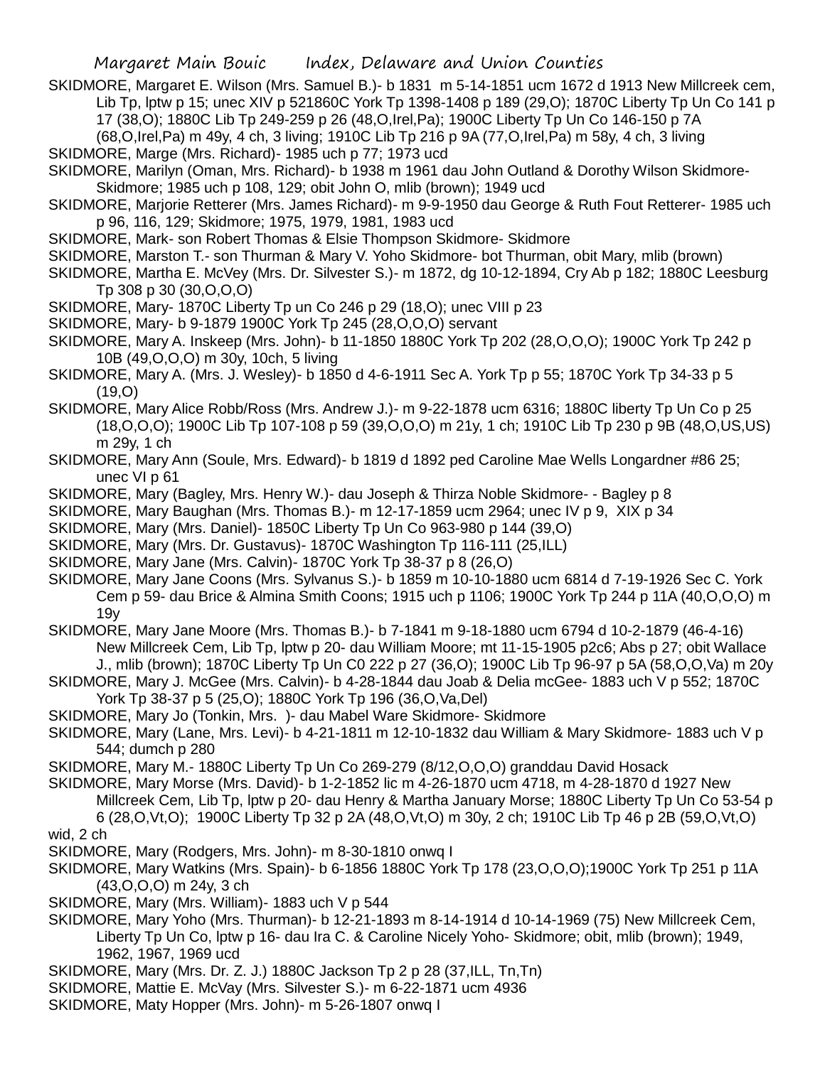SKIDMORE, Margaret E. Wilson (Mrs. Samuel B.)- b 1831 m 5-14-1851 ucm 1672 d 1913 New Millcreek cem, Lib Tp, lptw p 15; unec XIV p 521860C York Tp 1398-1408 p 189 (29,O); 1870C Liberty Tp Un Co 141 p 17 (38,O); 1880C Lib Tp 249-259 p 26 (48,O,Irel,Pa); 1900C Liberty Tp Un Co 146-150 p 7A (68,O,Irel,Pa) m 49y, 4 ch, 3 living; 1910C Lib Tp 216 p 9A (77,O,Irel,Pa) m 58y, 4 ch, 3 living

SKIDMORE, Marge (Mrs. Richard)- 1985 uch p 77; 1973 ucd

SKIDMORE, Marilyn (Oman, Mrs. Richard)- b 1938 m 1961 dau John Outland & Dorothy Wilson Skidmore- Skidmore; 1985 uch p 108, 129; obit John O, mlib (brown); 1949 ucd

SKIDMORE, Marjorie Retterer (Mrs. James Richard)- m 9-9-1950 dau George & Ruth Fout Retterer- 1985 uch p 96, 116, 129; Skidmore; 1975, 1979, 1981, 1983 ucd

SKIDMORE, Mark- son Robert Thomas & Elsie Thompson Skidmore- Skidmore

SKIDMORE, Marston T.- son Thurman & Mary V. Yoho Skidmore- bot Thurman, obit Mary, mlib (brown)

SKIDMORE, Martha E. McVey (Mrs. Dr. Silvester S.)- m 1872, dg 10-12-1894, Cry Ab p 182; 1880C Leesburg Tp 308 p 30 (30,O,O,O)

SKIDMORE, Mary- 1870C Liberty Tp un Co 246 p 29 (18,O); unec VIII p 23

SKIDMORE, Mary- b 9-1879 1900C York Tp 245 (28,O,O,O) servant

SKIDMORE, Mary A. Inskeep (Mrs. John)- b 11-1850 1880C York Tp 202 (28,O,O,O); 1900C York Tp 242 p 10B (49,O,O,O) m 30y, 10ch, 5 living

SKIDMORE, Mary A. (Mrs. J. Wesley)- b 1850 d 4-6-1911 Sec A. York Tp p 55; 1870C York Tp 34-33 p 5 (19,O)

SKIDMORE, Mary Alice Robb/Ross (Mrs. Andrew J.)- m 9-22-1878 ucm 6316; 1880C liberty Tp Un Co p 25 (18,O,O,O); 1900C Lib Tp 107-108 p 59 (39,O,O,O) m 21y, 1 ch; 1910C Lib Tp 230 p 9B (48,O,US,US) m 29y, 1 ch

SKIDMORE, Mary Ann (Soule, Mrs. Edward)- b 1819 d 1892 ped Caroline Mae Wells Longardner #86 25; unec VI p 61

SKIDMORE, Mary (Bagley, Mrs. Henry W.)- dau Joseph & Thirza Noble Skidmore- - Bagley p 8

SKIDMORE, Mary Baughan (Mrs. Thomas B.)- m 12-17-1859 ucm 2964; unec IV p 9, XIX p 34

SKIDMORE, Mary (Mrs. Daniel)- 1850C Liberty Tp Un Co 963-980 p 144 (39,O)

SKIDMORE, Mary (Mrs. Dr. Gustavus)- 1870C Washington Tp 116-111 (25,ILL)

SKIDMORE, Mary Jane (Mrs. Calvin)- 1870C York Tp 38-37 p 8 (26,O)

SKIDMORE, Mary Jane Coons (Mrs. Sylvanus S.)- b 1859 m 10-10-1880 ucm 6814 d 7-19-1926 Sec C. York Cem p 59- dau Brice & Almina Smith Coons; 1915 uch p 1106; 1900C York Tp 244 p 11A (40,O,O,O) m 19y

SKIDMORE, Mary Jane Moore (Mrs. Thomas B.)- b 7-1841 m 9-18-1880 ucm 6794 d 10-2-1879 (46-4-16) New Millcreek Cem, Lib Tp, lptw p 20- dau William Moore; mt 11-15-1905 p2c6; Abs p 27; obit Wallace J., mlib (brown); 1870C Liberty Tp Un C0 222 p 27 (36,O); 1900C Lib Tp 96-97 p 5A (58,O,O,Va) m 20y

SKIDMORE, Mary J. McGee (Mrs. Calvin)- b 4-28-1844 dau Joab & Delia mcGee- 1883 uch V p 552; 1870C York Tp 38-37 p 5 (25,O); 1880C York Tp 196 (36,O,Va,Del)

SKIDMORE, Mary Jo (Tonkin, Mrs. )- dau Mabel Ware Skidmore- Skidmore

SKIDMORE, Mary (Lane, Mrs. Levi)- b 4-21-1811 m 12-10-1832 dau William & Mary Skidmore- 1883 uch V p 544; dumch p 280

SKIDMORE, Mary M.- 1880C Liberty Tp Un Co 269-279 (8/12,O,O,O) granddau David Hosack

SKIDMORE, Mary Morse (Mrs. David)- b 1-2-1852 lic m 4-26-1870 ucm 4718, m 4-28-1870 d 1927 New Millcreek Cem, Lib Tp, lptw p 20- dau Henry & Martha January Morse; 1880C Liberty Tp Un Co 53-54 p 6 (28,O,Vt,O); 1900C Liberty Tp 32 p 2A (48,O,Vt,O) m 30y, 2 ch; 1910C Lib Tp 46 p 2B (59,O,Vt,O) wid, 2 ch

SKIDMORE, Mary (Rodgers, Mrs. John)- m 8-30-1810 onwq I

SKIDMORE, Mary Watkins (Mrs. Spain)- b 6-1856 1880C York Tp 178 (23,O,O,O);1900C York Tp 251 p 11A (43,O,O,O) m 24y, 3 ch

SKIDMORE, Mary (Mrs. William)- 1883 uch V p 544

SKIDMORE, Mary Yoho (Mrs. Thurman)- b 12-21-1893 m 8-14-1914 d 10-14-1969 (75) New Millcreek Cem, Liberty Tp Un Co, lptw p 16- dau Ira C. & Caroline Nicely Yoho- Skidmore; obit, mlib (brown); 1949, 1962, 1967, 1969 ucd

SKIDMORE, Mary (Mrs. Dr. Z. J.) 1880C Jackson Tp 2 p 28 (37,ILL, Tn,Tn)

SKIDMORE, Mattie E. McVay (Mrs. Silvester S.)- m 6-22-1871 ucm 4936

SKIDMORE, Maty Hopper (Mrs. John)- m 5-26-1807 onwq I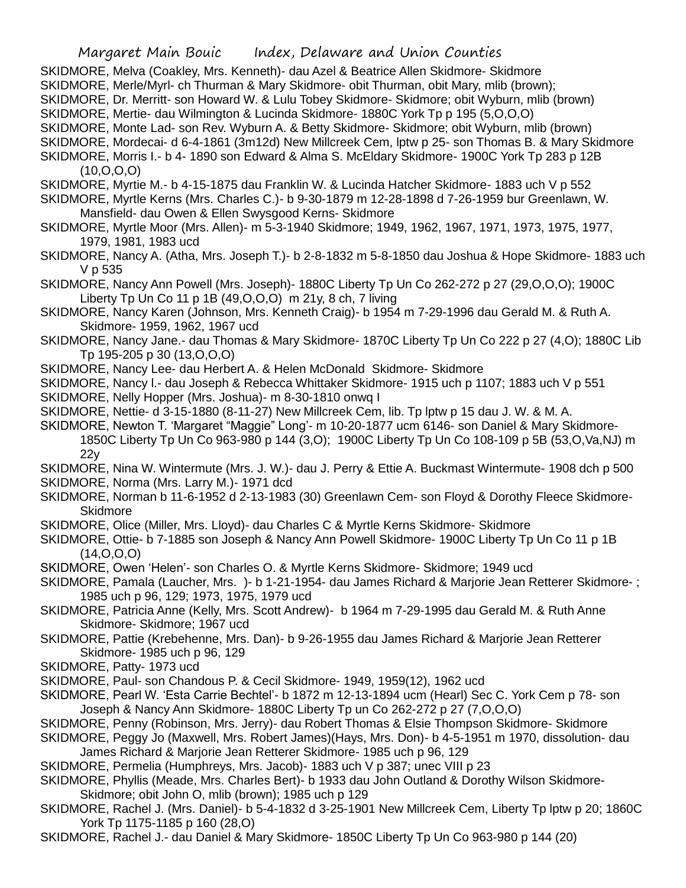SKIDMORE, Melva (Coakley, Mrs. Kenneth)- dau Azel & Beatrice Allen Skidmore- Skidmore

SKIDMORE, Merle/Myrl- ch Thurman & Mary Skidmore- obit Thurman, obit Mary, mlib (brown);

SKIDMORE, Dr. Merritt- son Howard W. & Lulu Tobey Skidmore- Skidmore; obit Wyburn, mlib (brown)

SKIDMORE, Mertie- dau Wilmington & Lucinda Skidmore- 1880C York Tp p 195 (5,O,O,O)

SKIDMORE, Monte Lad- son Rev. Wyburn A. & Betty Skidmore- Skidmore; obit Wyburn, mlib (brown)

SKIDMORE, Mordecai- d 6-4-1861 (3m12d) New Millcreek Cem, lptw p 25- son Thomas B. & Mary Skidmore

SKIDMORE, Morris I.- b 4- 1890 son Edward & Alma S. McEldary Skidmore- 1900C York Tp 283 p 12B (10,O,O,O)

SKIDMORE, Myrtie M.- b 4-15-1875 dau Franklin W. & Lucinda Hatcher Skidmore- 1883 uch V p 552

SKIDMORE, Myrtle Kerns (Mrs. Charles C.)- b 9-30-1879 m 12-28-1898 d 7-26-1959 bur Greenlawn, W. Mansfield- dau Owen & Ellen Swysgood Kerns- Skidmore

SKIDMORE, Myrtle Moor (Mrs. Allen)- m 5-3-1940 Skidmore; 1949, 1962, 1967, 1971, 1973, 1975, 1977, 1979, 1981, 1983 ucd

SKIDMORE, Nancy A. (Atha, Mrs. Joseph T.)- b 2-8-1832 m 5-8-1850 dau Joshua & Hope Skidmore- 1883 uch V p 535

SKIDMORE, Nancy Ann Powell (Mrs. Joseph)- 1880C Liberty Tp Un Co 262-272 p 27 (29,O,O,O); 1900C Liberty Tp Un Co 11 p 1B (49,O,O,O) m 21y, 8 ch, 7 living

SKIDMORE, Nancy Karen (Johnson, Mrs. Kenneth Craig)- b 1954 m 7-29-1996 dau Gerald M. & Ruth A. Skidmore- 1959, 1962, 1967 ucd

SKIDMORE, Nancy Jane.- dau Thomas & Mary Skidmore- 1870C Liberty Tp Un Co 222 p 27 (4,O); 1880C Lib Tp 195-205 p 30 (13,O,O,O)

SKIDMORE, Nancy Lee- dau Herbert A. & Helen McDonald Skidmore- Skidmore

SKIDMORE, Nancy l.- dau Joseph & Rebecca Whittaker Skidmore- 1915 uch p 1107; 1883 uch V p 551

SKIDMORE, Nelly Hopper (Mrs. Joshua)- m 8-30-1810 onwq I

SKIDMORE, Nettie- d 3-15-1880 (8-11-27) New Millcreek Cem, lib. Tp lptw p 15 dau J. W. & M. A.

SKIDMORE, Newton T. 'Margaret "Maggie" Long'- m 10-20-1877 ucm 6146- son Daniel & Mary Skidmore- 1850C Liberty Tp Un Co 963-980 p 144 (3,O); 1900C Liberty Tp Un Co 108-109 p 5B (53,O,Va,NJ) m 22y

SKIDMORE, Nina W. Wintermute (Mrs. J. W.)- dau J. Perry & Ettie A. Buckmast Wintermute- 1908 dch p 500

SKIDMORE, Norma (Mrs. Larry M.)- 1971 dcd

SKIDMORE, Norman b 11-6-1952 d 2-13-1983 (30) Greenlawn Cem- son Floyd & Dorothy Fleece Skidmore- Skidmore

SKIDMORE, Olice (Miller, Mrs. Lloyd)- dau Charles C & Myrtle Kerns Skidmore- Skidmore

SKIDMORE, Ottie- b 7-1885 son Joseph & Nancy Ann Powell Skidmore- 1900C Liberty Tp Un Co 11 p 1B (14,O,O,O)

SKIDMORE, Owen 'Helen'- son Charles O. & Myrtle Kerns Skidmore- Skidmore; 1949 ucd

SKIDMORE, Pamala (Laucher, Mrs. )- b 1-21-1954- dau James Richard & Marjorie Jean Retterer Skidmore- ; 1985 uch p 96, 129; 1973, 1975, 1979 ucd

SKIDMORE, Patricia Anne (Kelly, Mrs. Scott Andrew)- b 1964 m 7-29-1995 dau Gerald M. & Ruth Anne Skidmore- Skidmore; 1967 ucd

SKIDMORE, Pattie (Krebehenne, Mrs. Dan)- b 9-26-1955 dau James Richard & Marjorie Jean Retterer Skidmore- 1985 uch p 96, 129

SKIDMORE, Patty- 1973 ucd

SKIDMORE, Paul- son Chandous P. & Cecil Skidmore- 1949, 1959(12), 1962 ucd

SKIDMORE, Pearl W. 'Esta Carrie Bechtel'- b 1872 m 12-13-1894 ucm (Hearl) Sec C. York Cem p 78- son Joseph & Nancy Ann Skidmore- 1880C Liberty Tp un Co 262-272 p 27 (7,O,O,O)

SKIDMORE, Penny (Robinson, Mrs. Jerry)- dau Robert Thomas & Elsie Thompson Skidmore- Skidmore

SKIDMORE, Peggy Jo (Maxwell, Mrs. Robert James)(Hays, Mrs. Don)- b 4-5-1951 m 1970, dissolution- dau James Richard & Marjorie Jean Retterer Skidmore- 1985 uch p 96, 129

SKIDMORE, Permelia (Humphreys, Mrs. Jacob)- 1883 uch V p 387; unec VIII p 23

SKIDMORE, Phyllis (Meade, Mrs. Charles Bert)- b 1933 dau John Outland & Dorothy Wilson Skidmore- Skidmore; obit John O, mlib (brown); 1985 uch p 129

SKIDMORE, Rachel J. (Mrs. Daniel)- b 5-4-1832 d 3-25-1901 New Millcreek Cem, Liberty Tp lptw p 20; 1860C York Tp 1175-1185 p 160 (28,O)

SKIDMORE, Rachel J.- dau Daniel & Mary Skidmore- 1850C Liberty Tp Un Co 963-980 p 144 (20)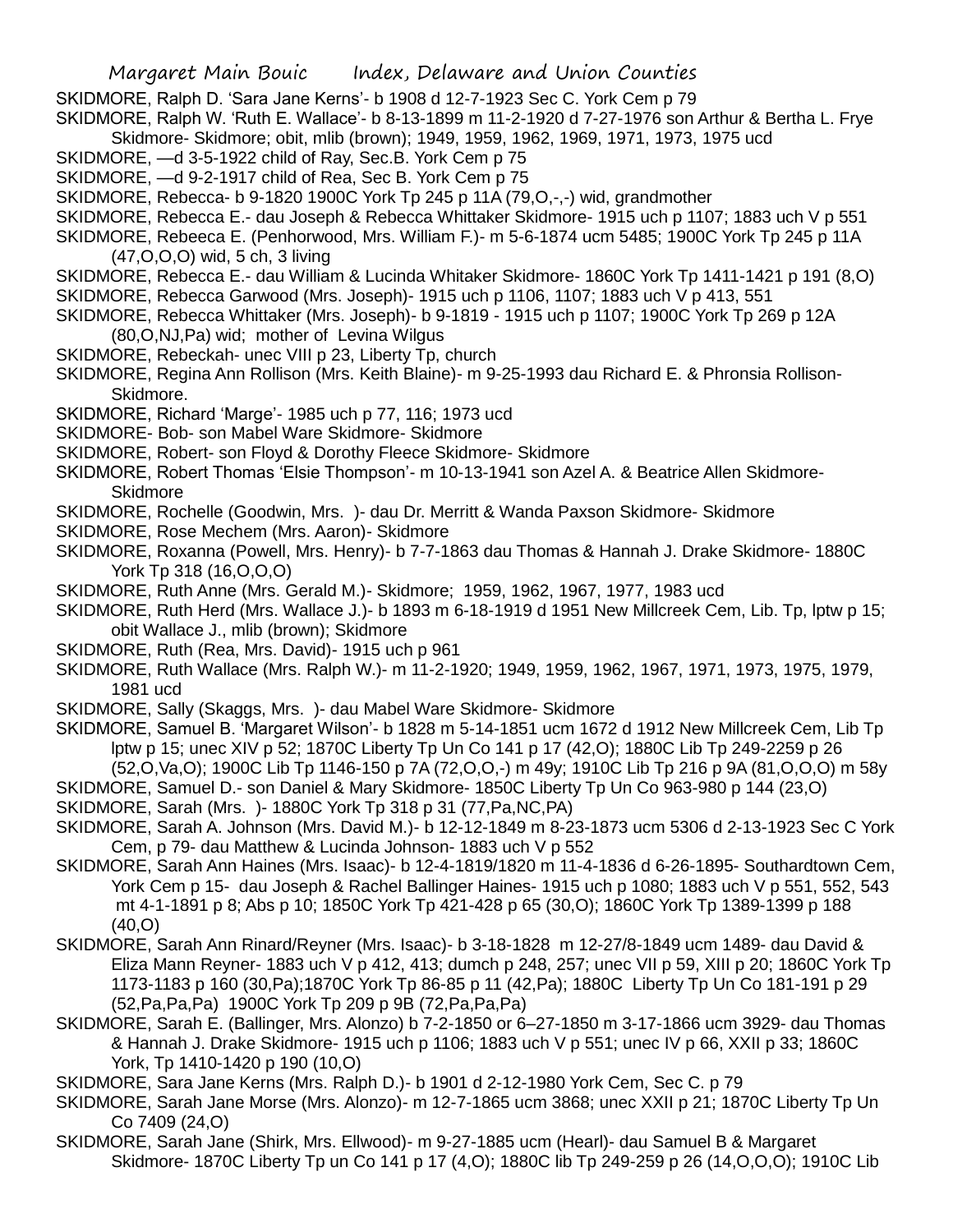SKIDMORE, Ralph D. 'Sara Jane Kerns'- b 1908 d 12-7-1923 Sec C. York Cem p 79

SKIDMORE, Ralph W. 'Ruth E. Wallace'- b 8-13-1899 m 11-2-1920 d 7-27-1976 son Arthur & Bertha L. Frye Skidmore- Skidmore; obit, mlib (brown); 1949, 1959, 1962, 1969, 1971, 1973, 1975 ucd

SKIDMORE, —d 3-5-1922 child of Ray, Sec.B. York Cem p 75

SKIDMORE, —d 9-2-1917 child of Rea, Sec B. York Cem p 75

SKIDMORE, Rebecca- b 9-1820 1900C York Tp 245 p 11A (79,O,-,-) wid, grandmother

SKIDMORE, Rebecca E.- dau Joseph & Rebecca Whittaker Skidmore- 1915 uch p 1107; 1883 uch V p 551

SKIDMORE, Rebeeca E. (Penhorwood, Mrs. William F.)- m 5-6-1874 ucm 5485; 1900C York Tp 245 p 11A (47,O,O,O) wid, 5 ch, 3 living

SKIDMORE, Rebecca E.- dau William & Lucinda Whitaker Skidmore- 1860C York Tp 1411-1421 p 191 (8,O)

SKIDMORE, Rebecca Garwood (Mrs. Joseph)- 1915 uch p 1106, 1107; 1883 uch V p 413, 551

SKIDMORE, Rebecca Whittaker (Mrs. Joseph)- b 9-1819 - 1915 uch p 1107; 1900C York Tp 269 p 12A (80,O,NJ,Pa) wid; mother of Levina Wilgus

SKIDMORE, Rebeckah- unec VIII p 23, Liberty Tp, church

SKIDMORE, Regina Ann Rollison (Mrs. Keith Blaine)- m 9-25-1993 dau Richard E. & Phronsia Rollison-Skidmore.

SKIDMORE, Richard 'Marge'- 1985 uch p 77, 116; 1973 ucd

SKIDMORE- Bob- son Mabel Ware Skidmore- Skidmore

SKIDMORE, Robert- son Floyd & Dorothy Fleece Skidmore- Skidmore

SKIDMORE, Robert Thomas 'Elsie Thompson'- m 10-13-1941 son Azel A. & Beatrice Allen Skidmore-Skidmore

SKIDMORE, Rochelle (Goodwin, Mrs. )- dau Dr. Merritt & Wanda Paxson Skidmore- Skidmore

SKIDMORE, Rose Mechem (Mrs. Aaron)- Skidmore

SKIDMORE, Roxanna (Powell, Mrs. Henry)- b 7-7-1863 dau Thomas & Hannah J. Drake Skidmore- 1880C York Tp 318 (16,O,O,O)

SKIDMORE, Ruth Anne (Mrs. Gerald M.)- Skidmore; 1959, 1962, 1967, 1977, 1983 ucd

SKIDMORE, Ruth Herd (Mrs. Wallace J.)- b 1893 m 6-18-1919 d 1951 New Millcreek Cem, Lib. Tp, lptw p 15; obit Wallace J., mlib (brown); Skidmore

SKIDMORE, Ruth (Rea, Mrs. David)- 1915 uch p 961

SKIDMORE, Ruth Wallace (Mrs. Ralph W.)- m 11-2-1920; 1949, 1959, 1962, 1967, 1971, 1973, 1975, 1979, 1981 ucd

SKIDMORE, Sally (Skaggs, Mrs. )- dau Mabel Ware Skidmore- Skidmore

SKIDMORE, Samuel B. 'Margaret Wilson'- b 1828 m 5-14-1851 ucm 1672 d 1912 New Millcreek Cem, Lib Tp lptw p 15; unec XIV p 52; 1870C Liberty Tp Un Co 141 p 17 (42,O); 1880C Lib Tp 249-2259 p 26 (52,O,Va,O); 1900C Lib Tp 1146-150 p 7A (72,O,O,-) m 49y; 1910C Lib Tp 216 p 9A (81,O,O,O) m 58y

SKIDMORE, Samuel D.- son Daniel & Mary Skidmore- 1850C Liberty Tp Un Co 963-980 p 144 (23,O)

SKIDMORE, Sarah (Mrs. )- 1880C York Tp 318 p 31 (77,Pa,NC,PA)

SKIDMORE, Sarah A. Johnson (Mrs. David M.)- b 12-12-1849 m 8-23-1873 ucm 5306 d 2-13-1923 Sec C York Cem, p 79- dau Matthew & Lucinda Johnson- 1883 uch V p 552

SKIDMORE, Sarah Ann Haines (Mrs. Isaac)- b 12-4-1819/1820 m 11-4-1836 d 6-26-1895- Southardtown Cem, York Cem p 15- dau Joseph & Rachel Ballinger Haines- 1915 uch p 1080; 1883 uch V p 551, 552, 543 mt 4-1-1891 p 8; Abs p 10; 1850C York Tp 421-428 p 65 (30,O); 1860C York Tp 1389-1399 p 188 (40,O)

SKIDMORE, Sarah Ann Rinard/Reyner (Mrs. Isaac)- b 3-18-1828 m 12-27/8-1849 ucm 1489- dau David & Eliza Mann Reyner- 1883 uch V p 412, 413; dumch p 248, 257; unec VII p 59, XIII p 20; 1860C York Tp 1173-1183 p 160 (30,Pa);1870C York Tp 86-85 p 11 (42,Pa); 1880C Liberty Tp Un Co 181-191 p 29 (52,Pa,Pa,Pa) 1900C York Tp 209 p 9B (72,Pa,Pa,Pa)

SKIDMORE, Sarah E. (Ballinger, Mrs. Alonzo) b 7-2-1850 or 6–27-1850 m 3-17-1866 ucm 3929- dau Thomas & Hannah J. Drake Skidmore- 1915 uch p 1106; 1883 uch V p 551; unec IV p 66, XXII p 33; 1860C York, Tp 1410-1420 p 190 (10,O)

SKIDMORE, Sara Jane Kerns (Mrs. Ralph D.)- b 1901 d 2-12-1980 York Cem, Sec C. p 79

SKIDMORE, Sarah Jane Morse (Mrs. Alonzo)- m 12-7-1865 ucm 3868; unec XXII p 21; 1870C Liberty Tp Un Co 7409 (24,O)

SKIDMORE, Sarah Jane (Shirk, Mrs. Ellwood)- m 9-27-1885 ucm (Hearl)- dau Samuel B & Margaret Skidmore- 1870C Liberty Tp un Co 141 p 17 (4,O); 1880C lib Tp 249-259 p 26 (14,O,O,O); 1910C Lib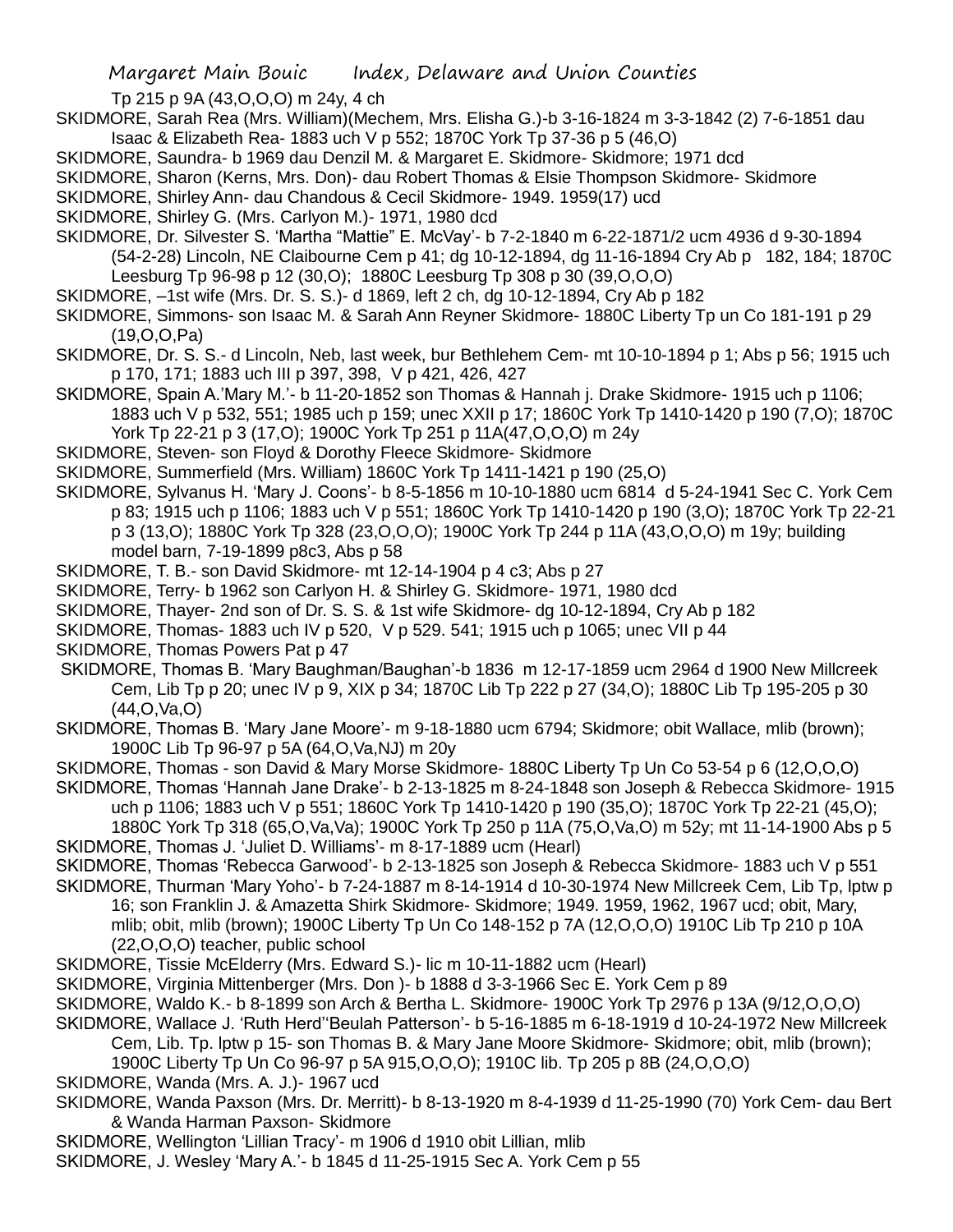Tp 215 p 9A (43,O,O,O) m 24y, 4 ch

SKIDMORE, Sarah Rea (Mrs. William)(Mechem, Mrs. Elisha G.)-b 3-16-1824 m 3-3-1842 (2) 7-6-1851 dau Isaac & Elizabeth Rea- 1883 uch V p 552; 1870C York Tp 37-36 p 5 (46,O)

SKIDMORE, Saundra- b 1969 dau Denzil M. & Margaret E. Skidmore- Skidmore; 1971 dcd

SKIDMORE, Sharon (Kerns, Mrs. Don)- dau Robert Thomas & Elsie Thompson Skidmore- Skidmore

SKIDMORE, Shirley Ann- dau Chandous & Cecil Skidmore- 1949. 1959(17) ucd

SKIDMORE, Shirley G. (Mrs. Carlyon M.)- 1971, 1980 dcd

SKIDMORE, Dr. Silvester S. 'Martha "Mattie" E. McVay'- b 7-2-1840 m 6-22-1871/2 ucm 4936 d 9-30-1894 (54-2-28) Lincoln, NE Claibourne Cem p 41; dg 10-12-1894, dg 11-16-1894 Cry Ab p 182, 184; 1870C Leesburg Tp 96-98 p 12 (30,O); 1880C Leesburg Tp 308 p 30 (39,O,O,O)

SKIDMORE, –1st wife (Mrs. Dr. S. S.)- d 1869, left 2 ch, dg 10-12-1894, Cry Ab p 182

SKIDMORE, Simmons- son Isaac M. & Sarah Ann Reyner Skidmore- 1880C Liberty Tp un Co 181-191 p 29 (19,O,O,Pa)

SKIDMORE, Dr. S. S.- d Lincoln, Neb, last week, bur Bethlehem Cem- mt 10-10-1894 p 1; Abs p 56; 1915 uch p 170, 171; 1883 uch III p 397, 398, V p 421, 426, 427

SKIDMORE, Spain A.'Mary M.'- b 11-20-1852 son Thomas & Hannah j. Drake Skidmore- 1915 uch p 1106; 1883 uch V p 532, 551; 1985 uch p 159; unec XXII p 17; 1860C York Tp 1410-1420 p 190 (7,O); 1870C York Tp 22-21 p 3 (17,O); 1900C York Tp 251 p 11A(47,O,O,O) m 24y

SKIDMORE, Steven- son Floyd & Dorothy Fleece Skidmore- Skidmore

SKIDMORE, Summerfield (Mrs. William) 1860C York Tp 1411-1421 p 190 (25,O)

SKIDMORE, Sylvanus H. 'Mary J. Coons'- b 8-5-1856 m 10-10-1880 ucm 6814 d 5-24-1941 Sec C. York Cem p 83; 1915 uch p 1106; 1883 uch V p 551; 1860C York Tp 1410-1420 p 190 (3,O); 1870C York Tp 22-21 p 3 (13,O); 1880C York Tp 328 (23,O,O,O); 1900C York Tp 244 p 11A (43,O,O,O) m 19y; building model barn, 7-19-1899 p8c3, Abs p 58

SKIDMORE, T. B.- son David Skidmore- mt 12-14-1904 p 4 c3; Abs p 27

SKIDMORE, Terry- b 1962 son Carlyon H. & Shirley G. Skidmore- 1971, 1980 dcd

SKIDMORE, Thayer- 2nd son of Dr. S. S. & 1st wife Skidmore- dg 10-12-1894, Cry Ab p 182

SKIDMORE, Thomas- 1883 uch IV p 520, V p 529. 541; 1915 uch p 1065; unec VII p 44

SKIDMORE, Thomas Powers Pat p 47

SKIDMORE, Thomas B. 'Mary Baughman/Baughan'-b 1836 m 12-17-1859 ucm 2964 d 1900 New Millcreek Cem, Lib Tp p 20; unec IV p 9, XIX p 34; 1870C Lib Tp 222 p 27 (34,O); 1880C Lib Tp 195-205 p 30 (44,O,Va,O)

SKIDMORE, Thomas B. 'Mary Jane Moore'- m 9-18-1880 ucm 6794; Skidmore; obit Wallace, mlib (brown); 1900C Lib Tp 96-97 p 5A (64,O,Va,NJ) m 20y

SKIDMORE, Thomas - son David & Mary Morse Skidmore- 1880C Liberty Tp Un Co 53-54 p 6 (12,O,O,O)

SKIDMORE, Thomas 'Hannah Jane Drake'- b 2-13-1825 m 8-24-1848 son Joseph & Rebecca Skidmore- 1915 uch p 1106; 1883 uch V p 551; 1860C York Tp 1410-1420 p 190 (35,O); 1870C York Tp 22-21 (45,O); 1880C York Tp 318 (65,O,Va,Va); 1900C York Tp 250 p 11A (75,O,Va,O) m 52y; mt 11-14-1900 Abs p 5

SKIDMORE, Thomas J. 'Juliet D. Williams'- m 8-17-1889 ucm (Hearl)

SKIDMORE, Thomas 'Rebecca Garwood'- b 2-13-1825 son Joseph & Rebecca Skidmore- 1883 uch V p 551

SKIDMORE, Thurman 'Mary Yoho'- b 7-24-1887 m 8-14-1914 d 10-30-1974 New Millcreek Cem, Lib Tp, lptw p 16; son Franklin J. & Amazetta Shirk Skidmore- Skidmore; 1949. 1959, 1962, 1967 ucd; obit, Mary, mlib; obit, mlib (brown); 1900C Liberty Tp Un Co 148-152 p 7A (12,O,O,O) 1910C Lib Tp 210 p 10A (22,O,O,O) teacher, public school

SKIDMORE, Tissie McElderry (Mrs. Edward S.)- lic m 10-11-1882 ucm (Hearl)

SKIDMORE, Virginia Mittenberger (Mrs. Don )- b 1888 d 3-3-1966 Sec E. York Cem p 89

SKIDMORE, Waldo K.- b 8-1899 son Arch & Bertha L. Skidmore- 1900C York Tp 2976 p 13A (9/12,O,O,O)

SKIDMORE, Wallace J. 'Ruth Herd''Beulah Patterson'- b 5-16-1885 m 6-18-1919 d 10-24-1972 New Millcreek Cem, Lib. Tp. lptw p 15- son Thomas B. & Mary Jane Moore Skidmore- Skidmore; obit, mlib (brown); 1900C Liberty Tp Un Co 96-97 p 5A 915,O,O,O); 1910C lib. Tp 205 p 8B (24,O,O,O)

SKIDMORE, Wanda (Mrs. A. J.)- 1967 ucd

SKIDMORE, Wanda Paxson (Mrs. Dr. Merritt)- b 8-13-1920 m 8-4-1939 d 11-25-1990 (70) York Cem- dau Bert & Wanda Harman Paxson- Skidmore

SKIDMORE, Wellington 'Lillian Tracy'- m 1906 d 1910 obit Lillian, mlib

SKIDMORE, J. Wesley 'Mary A.'- b 1845 d 11-25-1915 Sec A. York Cem p 55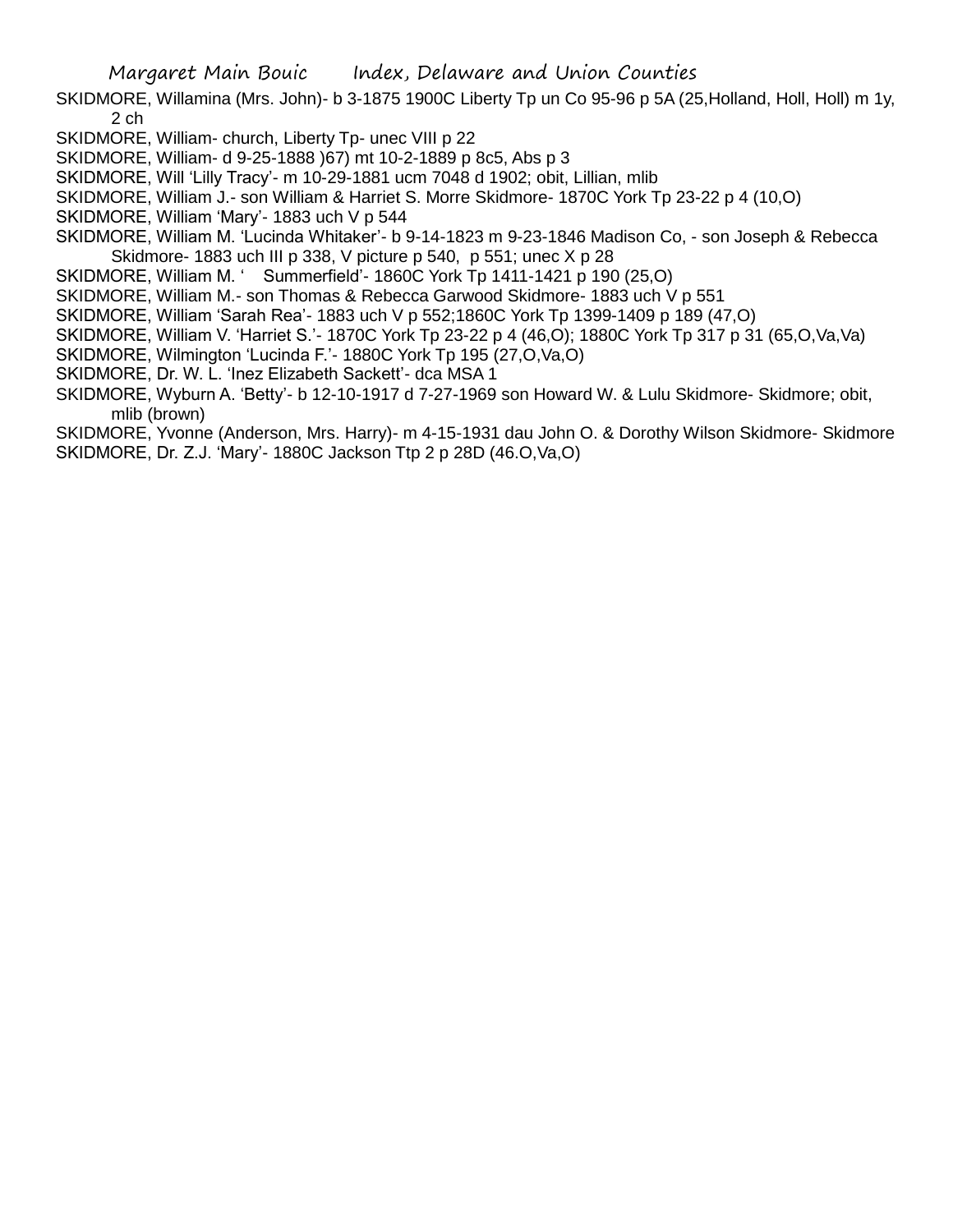SKIDMORE, Willamina (Mrs. John)- b 3-1875 1900C Liberty Tp un Co 95-96 p 5A (25,Holland, Holl, Holl) m 1y, 2 ch

SKIDMORE, William- church, Liberty Tp- unec VIII p 22

SKIDMORE, William- d 9-25-1888 )67) mt 10-2-1889 p 8c5, Abs p 3

SKIDMORE, Will 'Lilly Tracy'- m 10-29-1881 ucm 7048 d 1902; obit, Lillian, mlib

SKIDMORE, William J.- son William & Harriet S. Morre Skidmore- 1870C York Tp 23-22 p 4 (10,O)

SKIDMORE, William 'Mary'- 1883 uch V p 544

SKIDMORE, William M. 'Lucinda Whitaker'- b 9-14-1823 m 9-23-1846 Madison Co, - son Joseph & Rebecca Skidmore- 1883 uch III p 338, V picture p 540, p 551; unec X p 28

SKIDMORE, William M. ' Summerfield'- 1860C York Tp 1411-1421 p 190 (25,O)

SKIDMORE, William M.- son Thomas & Rebecca Garwood Skidmore- 1883 uch V p 551

SKIDMORE, William 'Sarah Rea'- 1883 uch V p 552;1860C York Tp 1399-1409 p 189 (47,O)

SKIDMORE, William V. 'Harriet S.'- 1870C York Tp 23-22 p 4 (46,O); 1880C York Tp 317 p 31 (65,O,Va,Va)

SKIDMORE, Wilmington 'Lucinda F.'- 1880C York Tp 195 (27,O,Va,O)

SKIDMORE, Dr. W. L. 'Inez Elizabeth Sackett'- dca MSA 1

SKIDMORE, Wyburn A. 'Betty'- b 12-10-1917 d 7-27-1969 son Howard W. & Lulu Skidmore- Skidmore; obit, mlib (brown)

SKIDMORE, Yvonne (Anderson, Mrs. Harry)- m 4-15-1931 dau John O. & Dorothy Wilson Skidmore- Skidmore

SKIDMORE, Dr. Z.J. 'Mary'- 1880C Jackson Ttp 2 p 28D (46.O,Va,O)